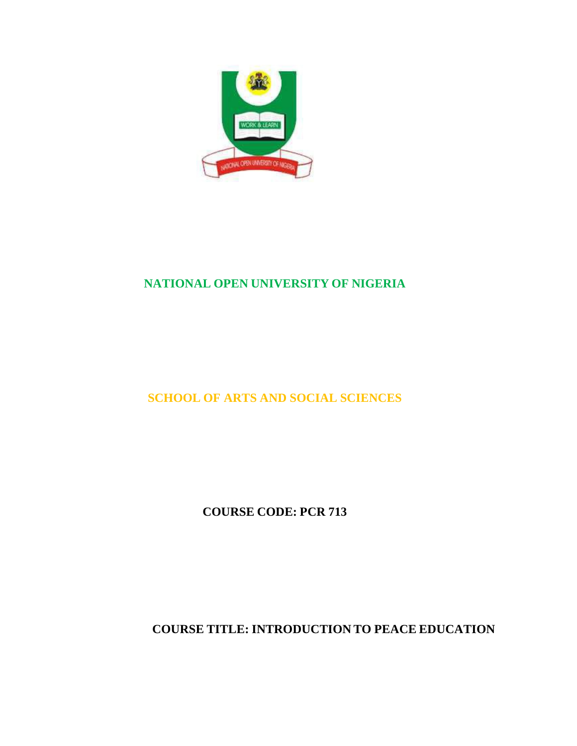# NATIONAL OPEN UNIVERSITY OF NIGERIA

## SCHOOL OF ARTS AND SOCIAL SCIENCES

**COURSE CODE: PCR 713**

**COURSE TITLE: INTRODUCTION TO PEACE EDUCATION**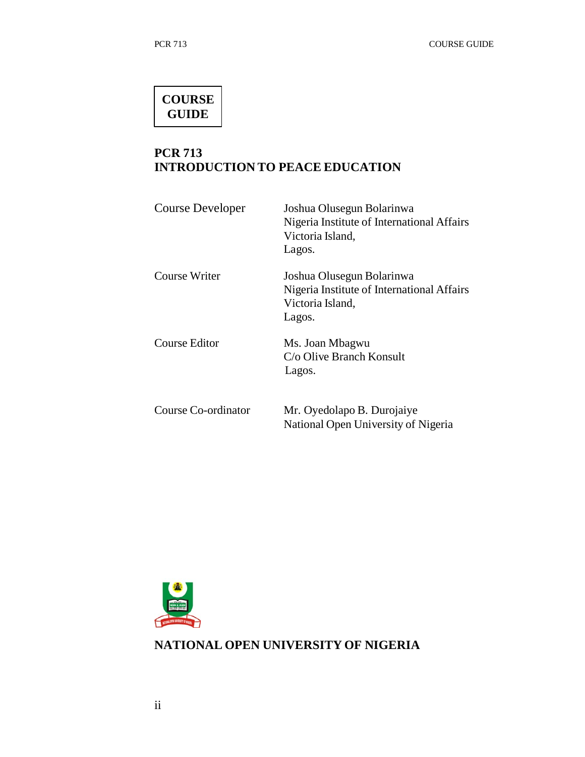# COURSE GUIDE

## PCR 713
## INTRODUCTION TO PEACE EDUCATION

| | |
|---|---|
| Course Developer | Joshua Olusegun Bolarinwa<br>Nigeria Institute of International Affairs<br>Victoria Island,<br>Lagos. |
| Course Writer | Joshua Olusegun Bolarinwa<br>Nigeria Institute of International Affairs<br>Victoria Island,<br>Lagos. |
| Course Editor | Ms. Joan Mbagwu<br>C/o Olive Branch Konsult<br>Lagos. |
| Course Co-ordinator | Mr. Oyedolapo B. Durojaiye<br>National Open University of Nigeria |

**NATIONAL OPEN UNIVERSITY OF NIGERIA**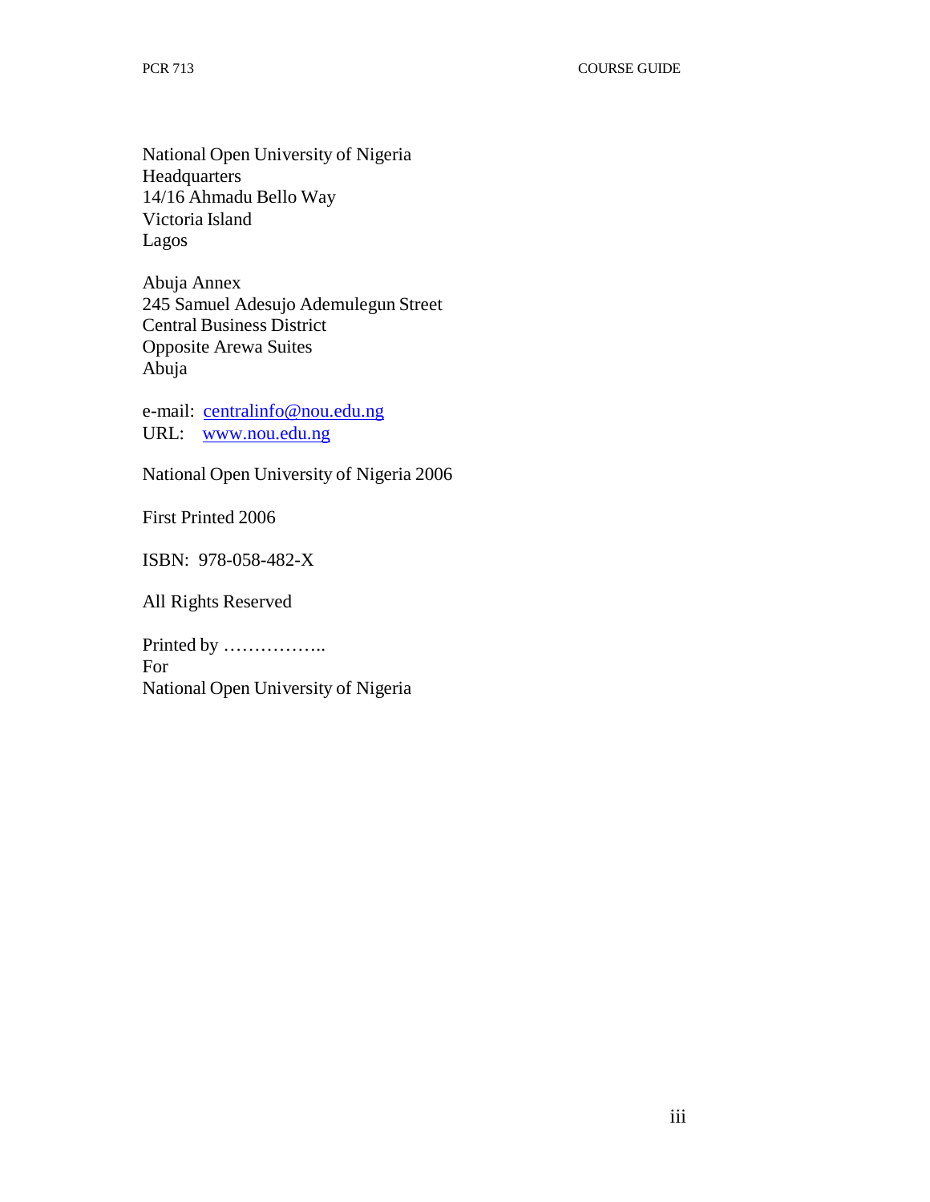National Open University of Nigeria
Headquarters
14/16 Ahmadu Bello Way
Victoria Island
Lagos

Abuja Annex
245 Samuel Adesujo Ademulegun Street
Central Business District
Opposite Arewa Suites
Abuja

e-mail: centralinfo@nou.edu.ng
URL: www.nou.edu.ng

National Open University of Nigeria 2006

First Printed 2006

ISBN: 978-058-482-X

All Rights Reserved

Printed by ……………..
For
National Open University of Nigeria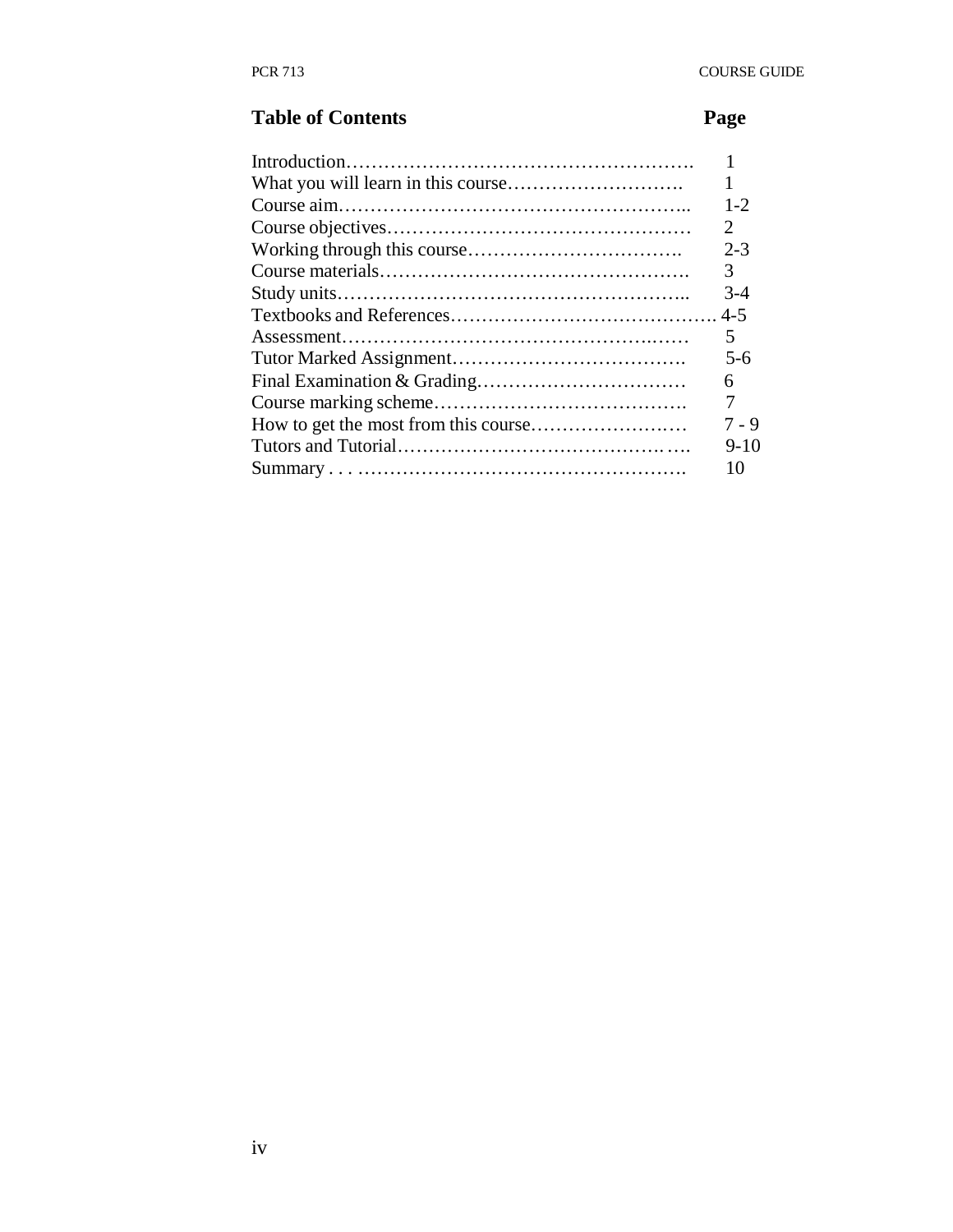## Table of Contents

| | Page |
|---|---|
| Introduction | 1 |
| What you will learn in this course | 1 |
| Course aim | 1-2 |
| Course objectives | 2 |
| Working through this course | 2-3 |
| Course materials | 3 |
| Study units | 3-4 |
| Textbooks and References | 4-5 |
| Assessment | 5 |
| Tutor Marked Assignment | 5-6 |
| Final Examination & Grading | 6 |
| Course marking scheme | 7 |
| How to get the most from this course | 7 - 9 |
| Tutors and Tutorial | 9-10 |
| Summary | 10 |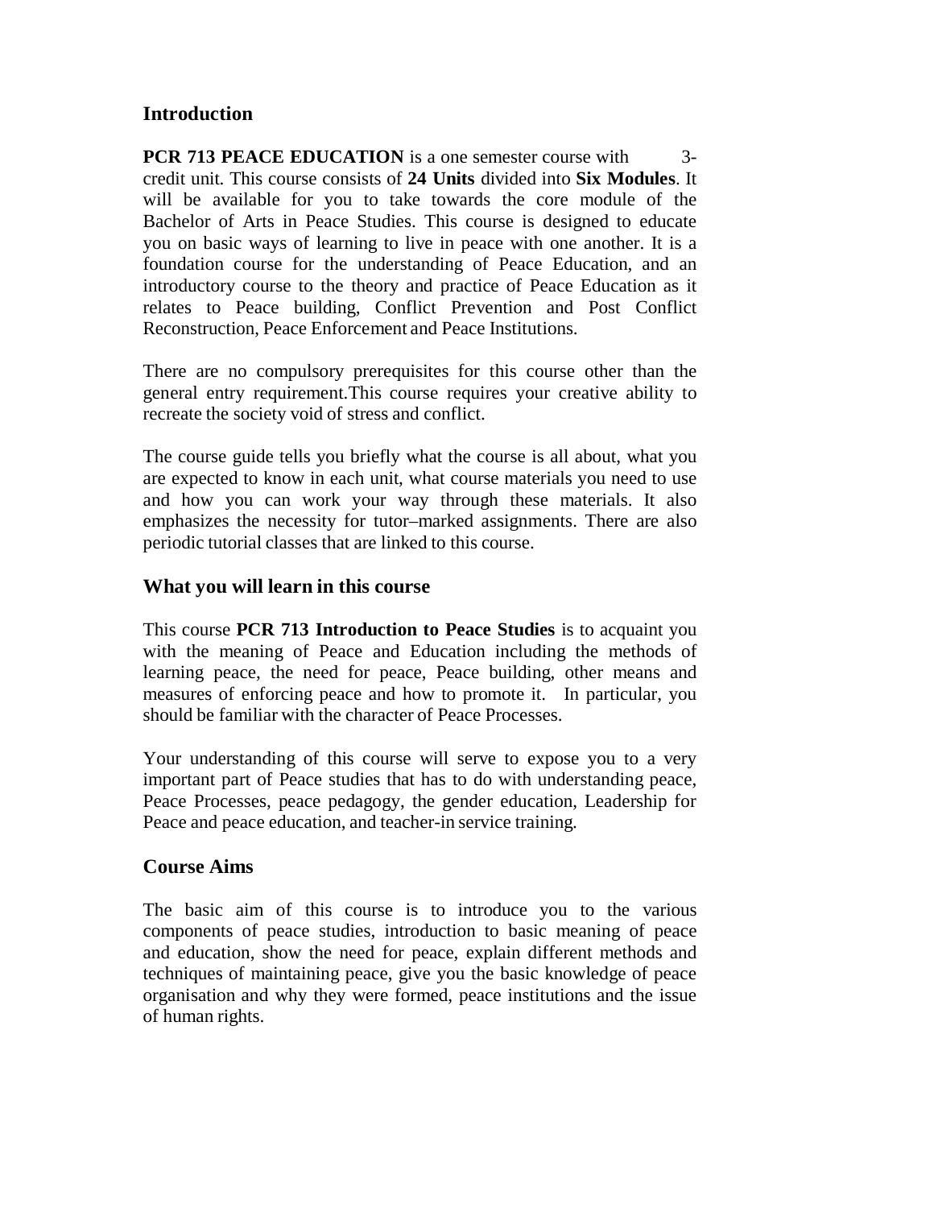## Introduction

**PCR 713 PEACE EDUCATION** is a one semester course with 3-credit unit. This course consists of **24 Units** divided into **Six Modules**. It will be available for you to take towards the core module of the Bachelor of Arts in Peace Studies. This course is designed to educate you on basic ways of learning to live in peace with one another. It is a foundation course for the understanding of Peace Education, and an introductory course to the theory and practice of Peace Education as it relates to Peace building, Conflict Prevention and Post Conflict Reconstruction, Peace Enforcement and Peace Institutions.

There are no compulsory prerequisites for this course other than the general entry requirement.This course requires your creative ability to recreate the society void of stress and conflict.

The course guide tells you briefly what the course is all about, what you are expected to know in each unit, what course materials you need to use and how you can work your way through these materials. It also emphasizes the necessity for tutor–marked assignments. There are also periodic tutorial classes that are linked to this course.

## What you will learn in this course

This course **PCR 713 Introduction to Peace Studies** is to acquaint you with the meaning of Peace and Education including the methods of learning peace, the need for peace, Peace building, other means and measures of enforcing peace and how to promote it. In particular, you should be familiar with the character of Peace Processes.

Your understanding of this course will serve to expose you to a very important part of Peace studies that has to do with understanding peace, Peace Processes, peace pedagogy, the gender education, Leadership for Peace and peace education, and teacher-in service training.

## Course Aims

The basic aim of this course is to introduce you to the various components of peace studies, introduction to basic meaning of peace and education, show the need for peace, explain different methods and techniques of maintaining peace, give you the basic knowledge of peace organisation and why they were formed, peace institutions and the issue of human rights.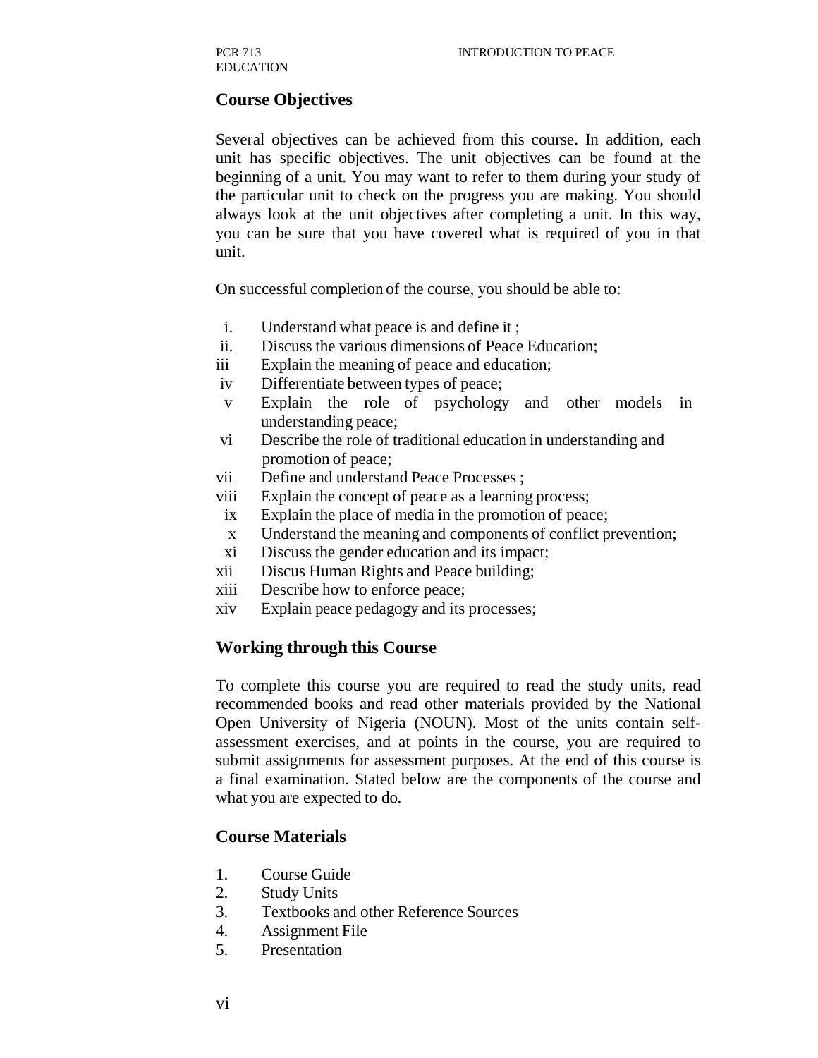## Course Objectives

Several objectives can be achieved from this course. In addition, each unit has specific objectives. The unit objectives can be found at the beginning of a unit. You may want to refer to them during your study of the particular unit to check on the progress you are making. You should always look at the unit objectives after completing a unit. In this way, you can be sure that you have covered what is required of you in that unit.

On successful completion of the course, you should be able to:

i. Understand what peace is and define it ;
ii. Discuss the various dimensions of Peace Education;
iii Explain the meaning of peace and education;
iv Differentiate between types of peace;
v Explain the role of psychology and other models in understanding peace;
vi Describe the role of traditional education in understanding and promotion of peace;
vii Define and understand Peace Processes ;
viii Explain the concept of peace as a learning process;
ix Explain the place of media in the promotion of peace;
x Understand the meaning and components of conflict prevention;
xi Discuss the gender education and its impact;
xii Discus Human Rights and Peace building;
xiii Describe how to enforce peace;
xiv Explain peace pedagogy and its processes;

## Working through this Course

To complete this course you are required to read the study units, read recommended books and read other materials provided by the National Open University of Nigeria (NOUN). Most of the units contain self-assessment exercises, and at points in the course, you are required to submit assignments for assessment purposes. At the end of this course is a final examination. Stated below are the components of the course and what you are expected to do.

## Course Materials

1. Course Guide
2. Study Units
3. Textbooks and other Reference Sources
4. Assignment File
5. Presentation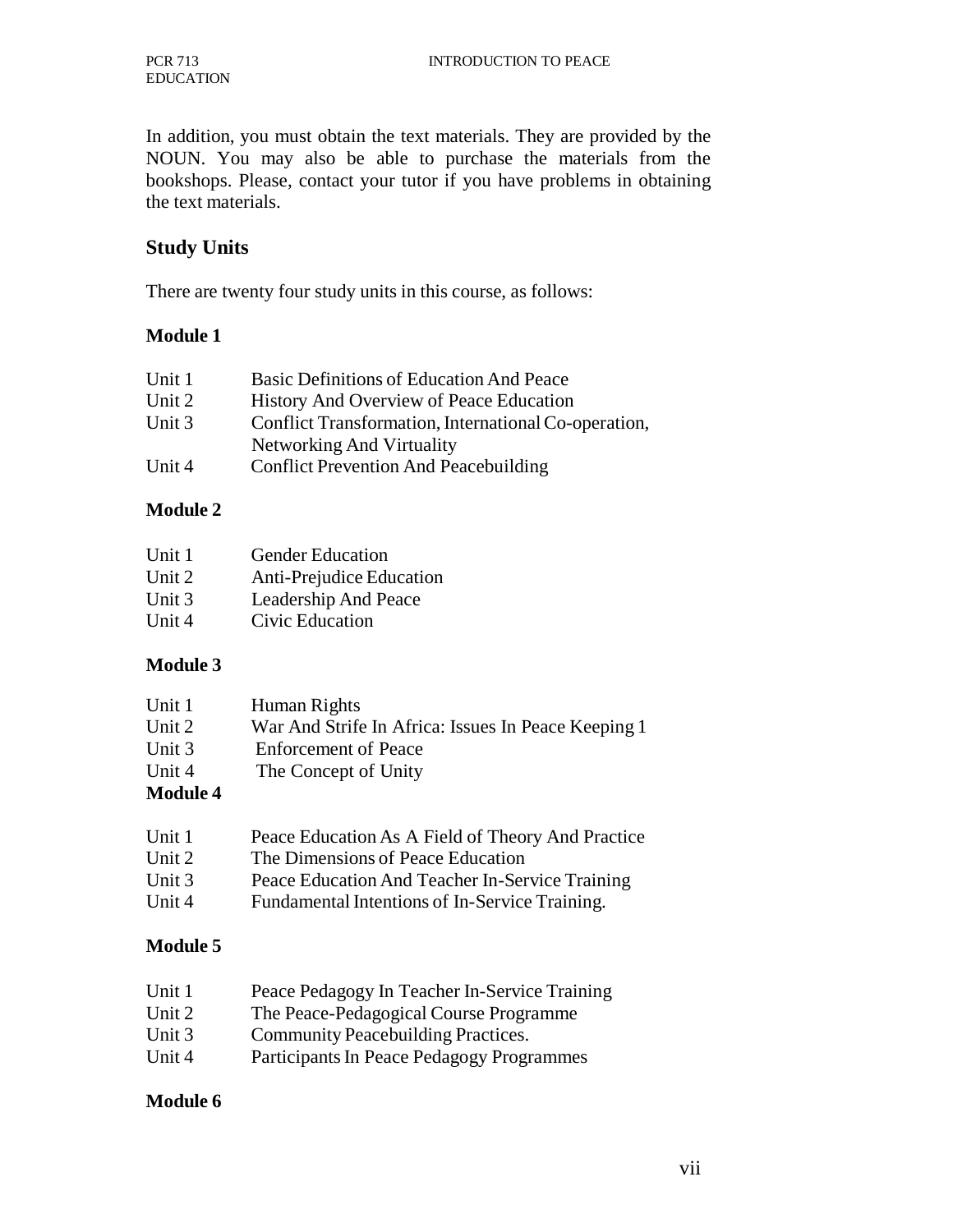In addition, you must obtain the text materials. They are provided by the NOUN. You may also be able to purchase the materials from the bookshops. Please, contact your tutor if you have problems in obtaining the text materials.

## Study Units

There are twenty four study units in this course, as follows:

**Module 1**

Unit 1 Basic Definitions of Education And Peace
Unit 2 History And Overview of Peace Education
Unit 3 Conflict Transformation, International Co-operation, Networking And Virtuality
Unit 4 Conflict Prevention And Peacebuilding

**Module 2**

Unit 1 Gender Education
Unit 2 Anti-Prejudice Education
Unit 3 Leadership And Peace
Unit 4 Civic Education

**Module 3**

Unit 1 Human Rights
Unit 2 War And Strife In Africa: Issues In Peace Keeping 1
Unit 3 Enforcement of Peace
Unit 4 The Concept of Unity

**Module 4**

Unit 1 Peace Education As A Field of Theory And Practice
Unit 2 The Dimensions of Peace Education
Unit 3 Peace Education And Teacher In-Service Training
Unit 4 Fundamental Intentions of In-Service Training.

**Module 5**

Unit 1 Peace Pedagogy In Teacher In-Service Training
Unit 2 The Peace-Pedagogical Course Programme
Unit 3 Community Peacebuilding Practices.
Unit 4 Participants In Peace Pedagogy Programmes

**Module 6**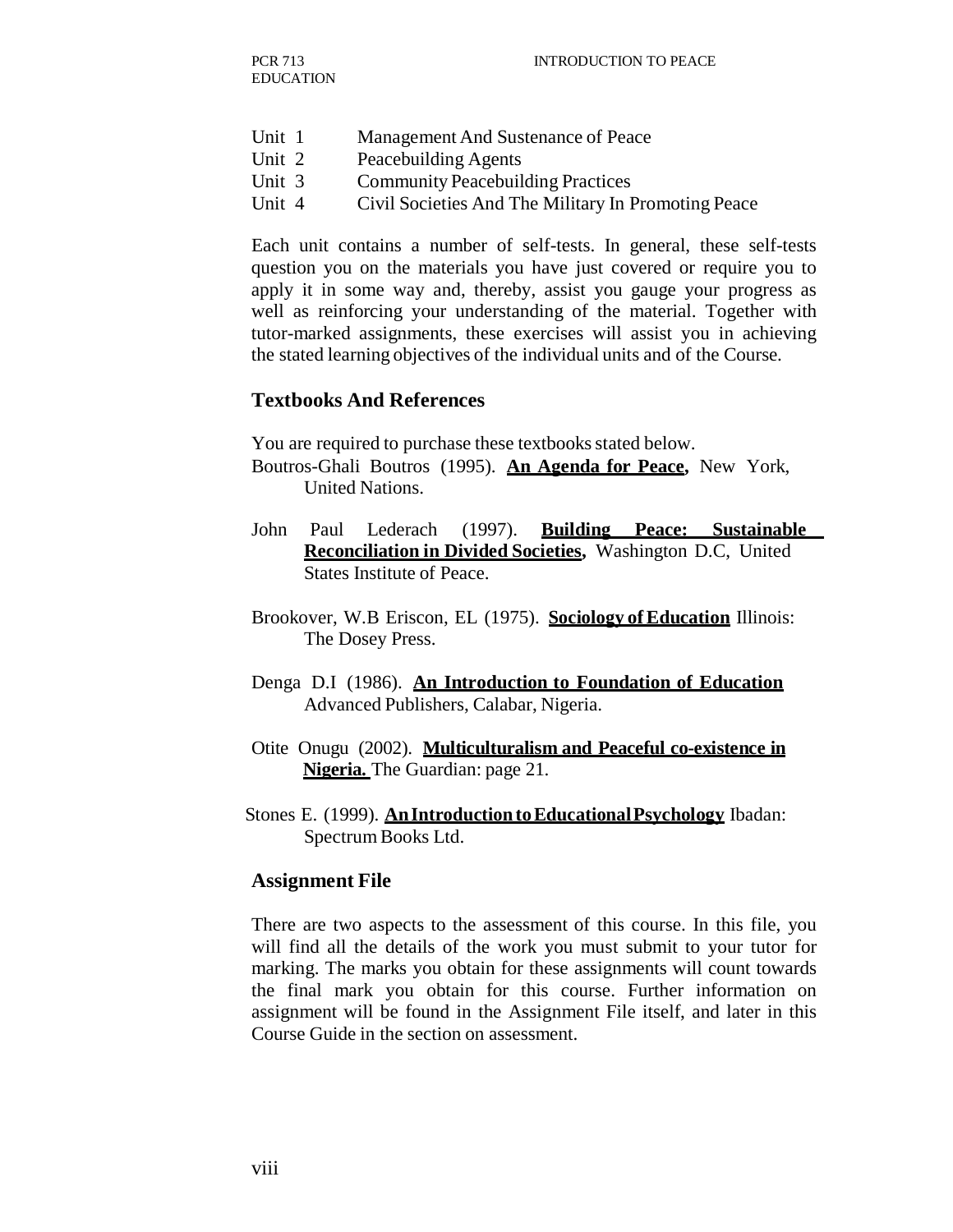Unit 1 Management And Sustenance of Peace
Unit 2 Peacebuilding Agents
Unit 3 Community Peacebuilding Practices
Unit 4 Civil Societies And The Military In Promoting Peace

Each unit contains a number of self-tests. In general, these self-tests question you on the materials you have just covered or require you to apply it in some way and, thereby, assist you gauge your progress as well as reinforcing your understanding of the material. Together with tutor-marked assignments, these exercises will assist you in achieving the stated learning objectives of the individual units and of the Course.

## Textbooks And References

You are required to purchase these textbooks stated below.

Boutros-Ghali Boutros (1995). **An Agenda for Peace,** New York, United Nations.

John Paul Lederach (1997). **Building Peace: Sustainable Reconciliation in Divided Societies,** Washington D.C, United States Institute of Peace.

Brookover, W.B Eriscon, EL (1975). **Sociology of Education** Illinois: The Dosey Press.

Denga D.I (1986). **An Introduction to Foundation of Education** Advanced Publishers, Calabar, Nigeria.

Otite Onugu (2002). **Multiculturalism and Peaceful co-existence in Nigeria.** The Guardian: page 21.

Stones E. (1999). **An Introduction to Educational Psychology** Ibadan: Spectrum Books Ltd.

## Assignment File

There are two aspects to the assessment of this course. In this file, you will find all the details of the work you must submit to your tutor for marking. The marks you obtain for these assignments will count towards the final mark you obtain for this course. Further information on assignment will be found in the Assignment File itself, and later in this Course Guide in the section on assessment.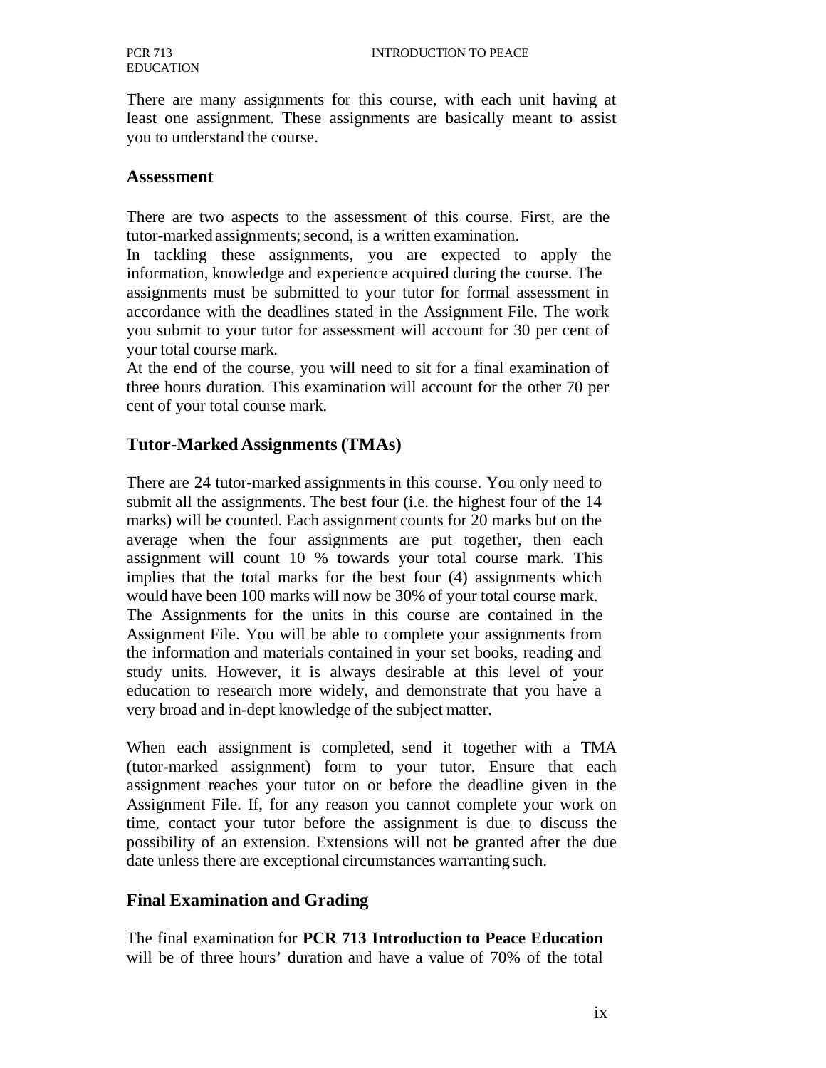There are many assignments for this course, with each unit having at least one assignment. These assignments are basically meant to assist you to understand the course.

## Assessment

There are two aspects to the assessment of this course. First, are the tutor-marked assignments; second, is a written examination.

In tackling these assignments, you are expected to apply the information, knowledge and experience acquired during the course. The assignments must be submitted to your tutor for formal assessment in accordance with the deadlines stated in the Assignment File. The work you submit to your tutor for assessment will account for 30 per cent of your total course mark.

At the end of the course, you will need to sit for a final examination of three hours duration. This examination will account for the other 70 per cent of your total course mark.

## Tutor-Marked Assignments (TMAs)

There are 24 tutor-marked assignments in this course. You only need to submit all the assignments. The best four (i.e. the highest four of the 14 marks) will be counted. Each assignment counts for 20 marks but on the average when the four assignments are put together, then each assignment will count 10 % towards your total course mark. This implies that the total marks for the best four (4) assignments which would have been 100 marks will now be 30% of your total course mark.

The Assignments for the units in this course are contained in the Assignment File. You will be able to complete your assignments from the information and materials contained in your set books, reading and study units. However, it is always desirable at this level of your education to research more widely, and demonstrate that you have a very broad and in-dept knowledge of the subject matter.

When each assignment is completed, send it together with a TMA (tutor-marked assignment) form to your tutor. Ensure that each assignment reaches your tutor on or before the deadline given in the Assignment File. If, for any reason you cannot complete your work on time, contact your tutor before the assignment is due to discuss the possibility of an extension. Extensions will not be granted after the due date unless there are exceptional circumstances warranting such.

## Final Examination and Grading

The final examination for **PCR 713 Introduction to Peace Education** will be of three hours' duration and have a value of 70% of the total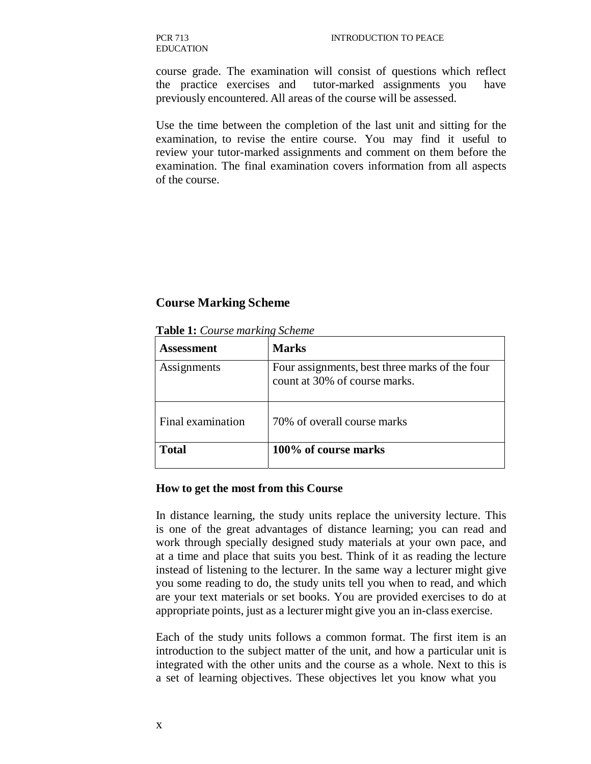course grade. The examination will consist of questions which reflect the practice exercises and tutor-marked assignments you have previously encountered. All areas of the course will be assessed.

Use the time between the completion of the last unit and sitting for the examination, to revise the entire course. You may find it useful to review your tutor-marked assignments and comment on them before the examination. The final examination covers information from all aspects of the course.

## Course Marking Scheme

**Table 1:** *Course marking Scheme*

| **Assessment** | **Marks** |
|---|---|
| Assignments | Four assignments, best three marks of the four count at 30% of course marks. |
| Final examination | 70% of overall course marks |
| **Total** | **100% of course marks** |

### How to get the most from this Course

In distance learning, the study units replace the university lecture. This is one of the great advantages of distance learning; you can read and work through specially designed study materials at your own pace, and at a time and place that suits you best. Think of it as reading the lecture instead of listening to the lecturer. In the same way a lecturer might give you some reading to do, the study units tell you when to read, and which are your text materials or set books. You are provided exercises to do at appropriate points, just as a lecturer might give you an in-class exercise.

Each of the study units follows a common format. The first item is an introduction to the subject matter of the unit, and how a particular unit is integrated with the other units and the course as a whole. Next to this is a set of learning objectives. These objectives let you know what you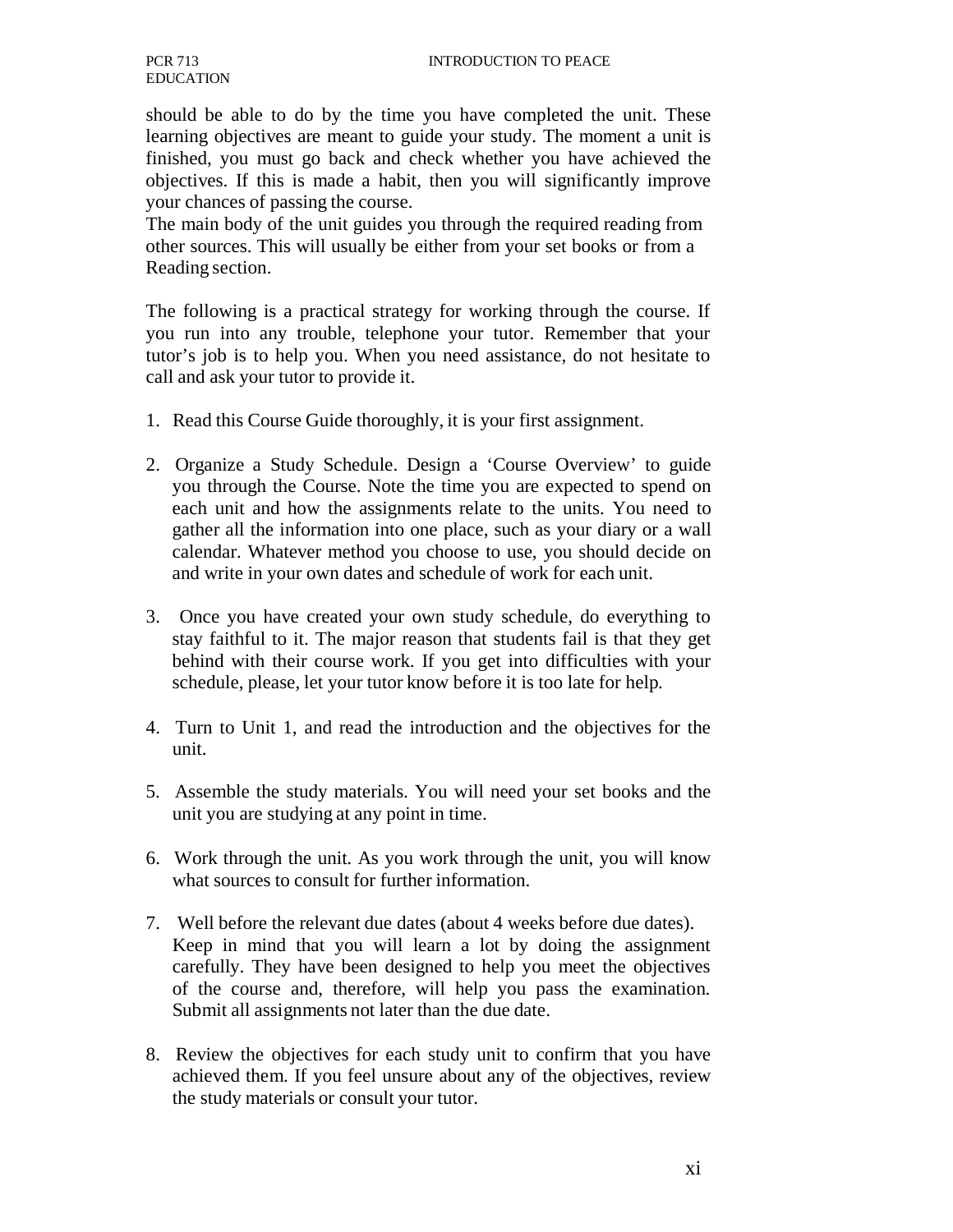should be able to do by the time you have completed the unit. These learning objectives are meant to guide your study. The moment a unit is finished, you must go back and check whether you have achieved the objectives. If this is made a habit, then you will significantly improve your chances of passing the course.

The main body of the unit guides you through the required reading from other sources. This will usually be either from your set books or from a Reading section.

The following is a practical strategy for working through the course. If you run into any trouble, telephone your tutor. Remember that your tutor's job is to help you. When you need assistance, do not hesitate to call and ask your tutor to provide it.

1. Read this Course Guide thoroughly, it is your first assignment.

2. Organize a Study Schedule. Design a 'Course Overview' to guide you through the Course. Note the time you are expected to spend on each unit and how the assignments relate to the units. You need to gather all the information into one place, such as your diary or a wall calendar. Whatever method you choose to use, you should decide on and write in your own dates and schedule of work for each unit.

3. Once you have created your own study schedule, do everything to stay faithful to it. The major reason that students fail is that they get behind with their course work. If you get into difficulties with your schedule, please, let your tutor know before it is too late for help.

4. Turn to Unit 1, and read the introduction and the objectives for the unit.

5. Assemble the study materials. You will need your set books and the unit you are studying at any point in time.

6. Work through the unit. As you work through the unit, you will know what sources to consult for further information.

7. Well before the relevant due dates (about 4 weeks before due dates). Keep in mind that you will learn a lot by doing the assignment carefully. They have been designed to help you meet the objectives of the course and, therefore, will help you pass the examination. Submit all assignments not later than the due date.

8. Review the objectives for each study unit to confirm that you have achieved them. If you feel unsure about any of the objectives, review the study materials or consult your tutor.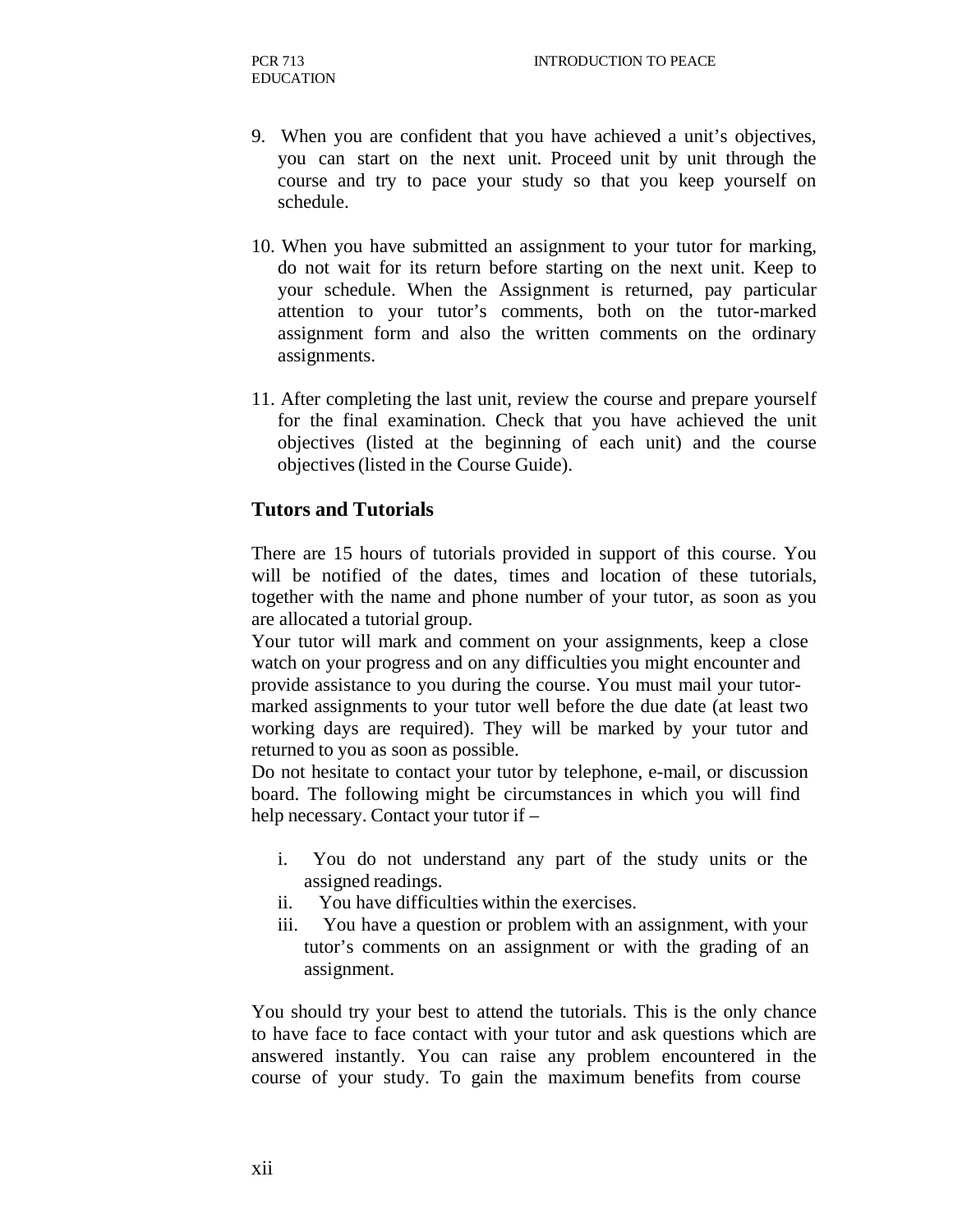9. When you are confident that you have achieved a unit's objectives, you can start on the next unit. Proceed unit by unit through the course and try to pace your study so that you keep yourself on schedule.

10. When you have submitted an assignment to your tutor for marking, do not wait for its return before starting on the next unit. Keep to your schedule. When the Assignment is returned, pay particular attention to your tutor's comments, both on the tutor-marked assignment form and also the written comments on the ordinary assignments.

11. After completing the last unit, review the course and prepare yourself for the final examination. Check that you have achieved the unit objectives (listed at the beginning of each unit) and the course objectives (listed in the Course Guide).

## Tutors and Tutorials

There are 15 hours of tutorials provided in support of this course. You will be notified of the dates, times and location of these tutorials, together with the name and phone number of your tutor, as soon as you are allocated a tutorial group.

Your tutor will mark and comment on your assignments, keep a close watch on your progress and on any difficulties you might encounter and provide assistance to you during the course. You must mail your tutor-marked assignments to your tutor well before the due date (at least two working days are required). They will be marked by your tutor and returned to you as soon as possible.

Do not hesitate to contact your tutor by telephone, e-mail, or discussion board. The following might be circumstances in which you will find help necessary. Contact your tutor if –

i. You do not understand any part of the study units or the assigned readings.
ii. You have difficulties within the exercises.
iii. You have a question or problem with an assignment, with your tutor's comments on an assignment or with the grading of an assignment.

You should try your best to attend the tutorials. This is the only chance to have face to face contact with your tutor and ask questions which are answered instantly. You can raise any problem encountered in the course of your study. To gain the maximum benefits from course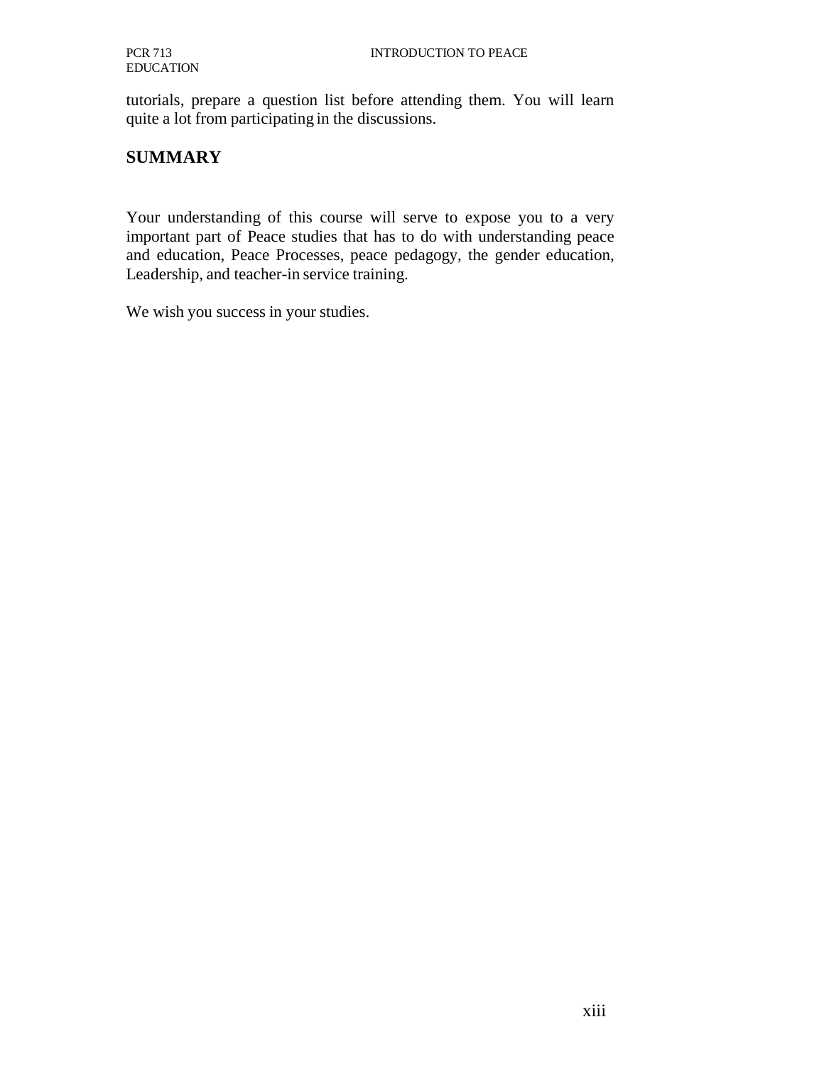tutorials, prepare a question list before attending them. You will learn quite a lot from participating in the discussions.

## SUMMARY

Your understanding of this course will serve to expose you to a very important part of Peace studies that has to do with understanding peace and education, Peace Processes, peace pedagogy, the gender education, Leadership, and teacher-in service training.

We wish you success in your studies.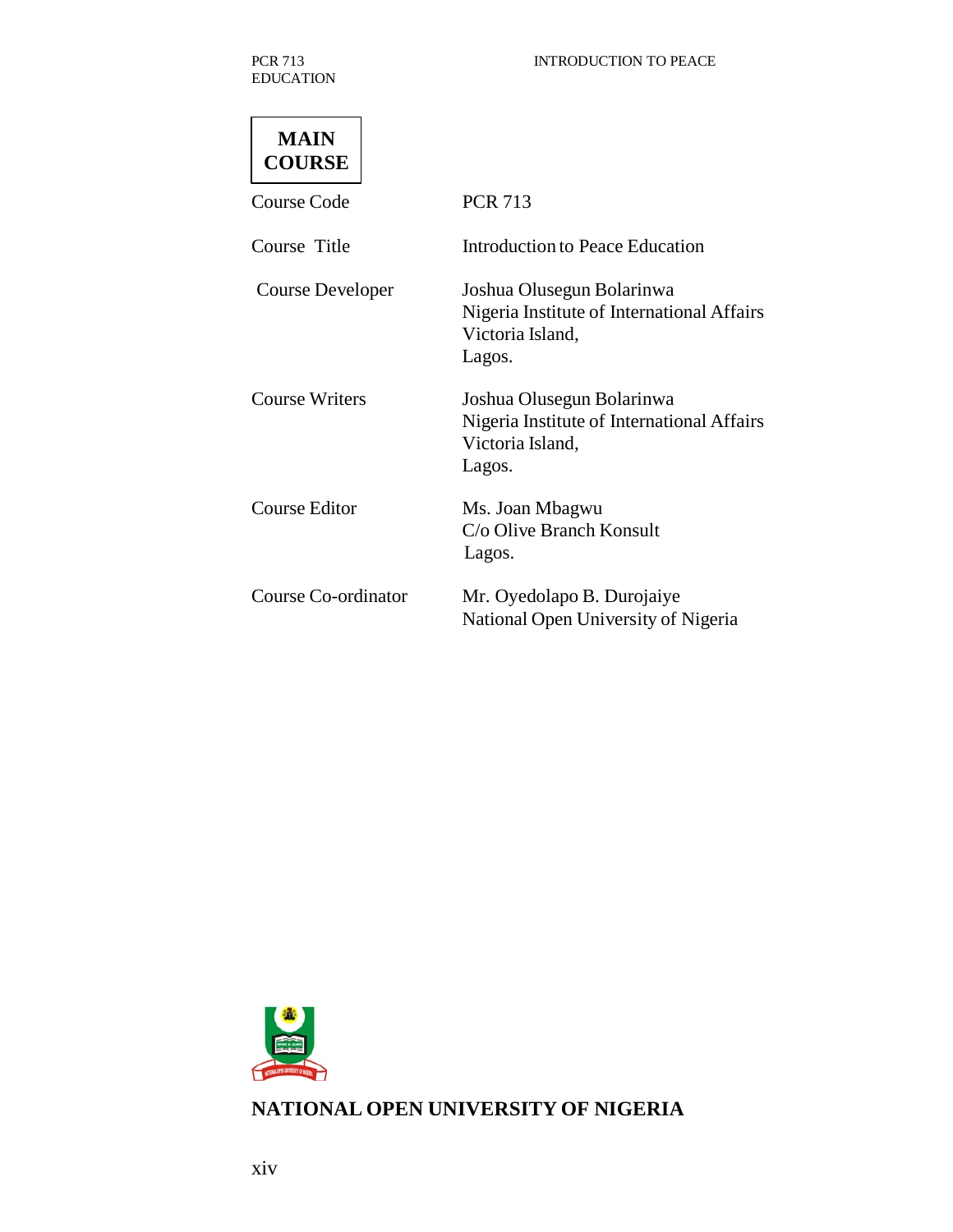**MAIN COURSE**

| | |
|---|---|
| Course Code | PCR 713 |
| Course Title | Introduction to Peace Education |
| Course Developer | Joshua Olusegun Bolarinwa<br>Nigeria Institute of International Affairs<br>Victoria Island,<br>Lagos. |
| Course Writers | Joshua Olusegun Bolarinwa<br>Nigeria Institute of International Affairs<br>Victoria Island,<br>Lagos. |
| Course Editor | Ms. Joan Mbagwu<br>C/o Olive Branch Konsult<br>Lagos. |
| Course Co-ordinator | Mr. Oyedolapo B. Durojaiye<br>National Open University of Nigeria |

**NATIONAL OPEN UNIVERSITY OF NIGERIA**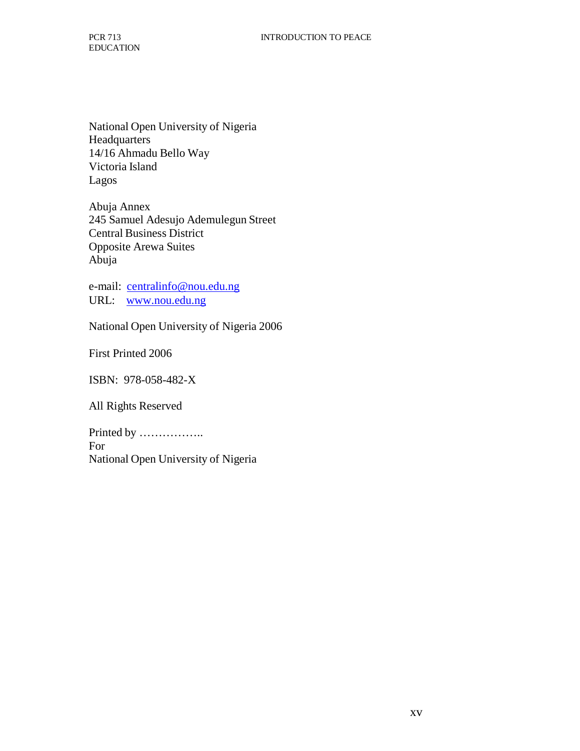National Open University of Nigeria
Headquarters
14/16 Ahmadu Bello Way
Victoria Island
Lagos

Abuja Annex
245 Samuel Adesujo Ademulegun Street
Central Business District
Opposite Arewa Suites
Abuja

e-mail: centralinfo@nou.edu.ng
URL: www.nou.edu.ng

National Open University of Nigeria 2006

First Printed 2006

ISBN: 978-058-482-X

All Rights Reserved

Printed by ……………..
For
National Open University of Nigeria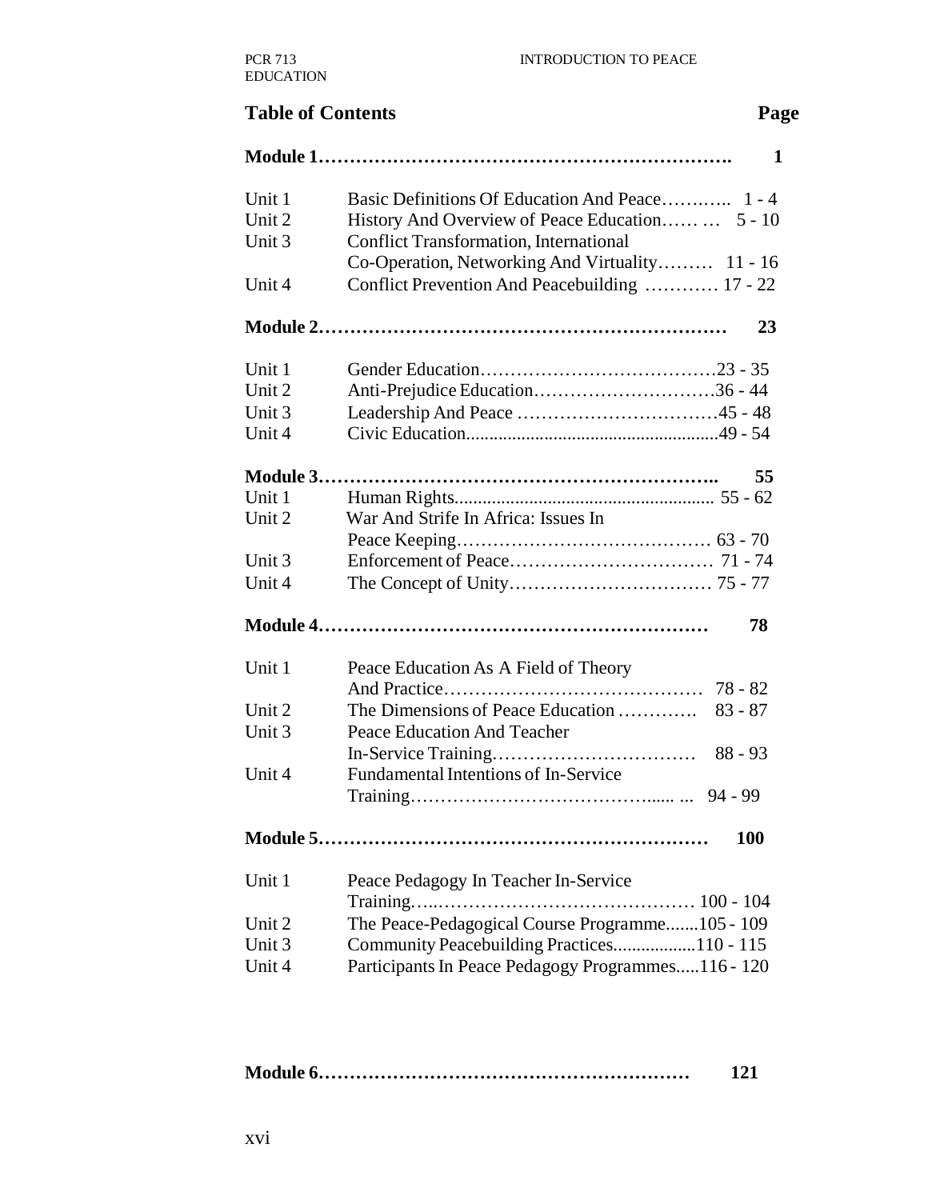## Table of Contents

| | | Page |
|---|---|---|
| **Module 1** | | **1** |
| Unit 1 | Basic Definitions Of Education And Peace | 1 - 4 |
| Unit 2 | History And Overview of Peace Education | 5 - 10 |
| Unit 3 | Conflict Transformation, International Co-Operation, Networking And Virtuality | 11 - 16 |
| Unit 4 | Conflict Prevention And Peacebuilding | 17 - 22 |
| **Module 2** | | **23** |
| Unit 1 | Gender Education | 23 - 35 |
| Unit 2 | Anti-Prejudice Education | 36 - 44 |
| Unit 3 | Leadership And Peace | 45 - 48 |
| Unit 4 | Civic Education | 49 - 54 |
| **Module 3** | | **55** |
| Unit 1 | Human Rights | 55 - 62 |
| Unit 2 | War And Strife In Africa: Issues In Peace Keeping | 63 - 70 |
| Unit 3 | Enforcement of Peace | 71 - 74 |
| Unit 4 | The Concept of Unity | 75 - 77 |
| **Module 4** | | **78** |
| Unit 1 | Peace Education As A Field of Theory And Practice | 78 - 82 |
| Unit 2 | The Dimensions of Peace Education | 83 - 87 |
| Unit 3 | Peace Education And Teacher In-Service Training | 88 - 93 |
| Unit 4 | Fundamental Intentions of In-Service Training | 94 - 99 |
| **Module 5** | | **100** |
| Unit 1 | Peace Pedagogy In Teacher In-Service Training | 100 - 104 |
| Unit 2 | The Peace-Pedagogical Course Programme | 105 - 109 |
| Unit 3 | Community Peacebuilding Practices | 110 - 115 |
| Unit 4 | Participants In Peace Pedagogy Programmes | 116 - 120 |
| **Module 6** | | **121** |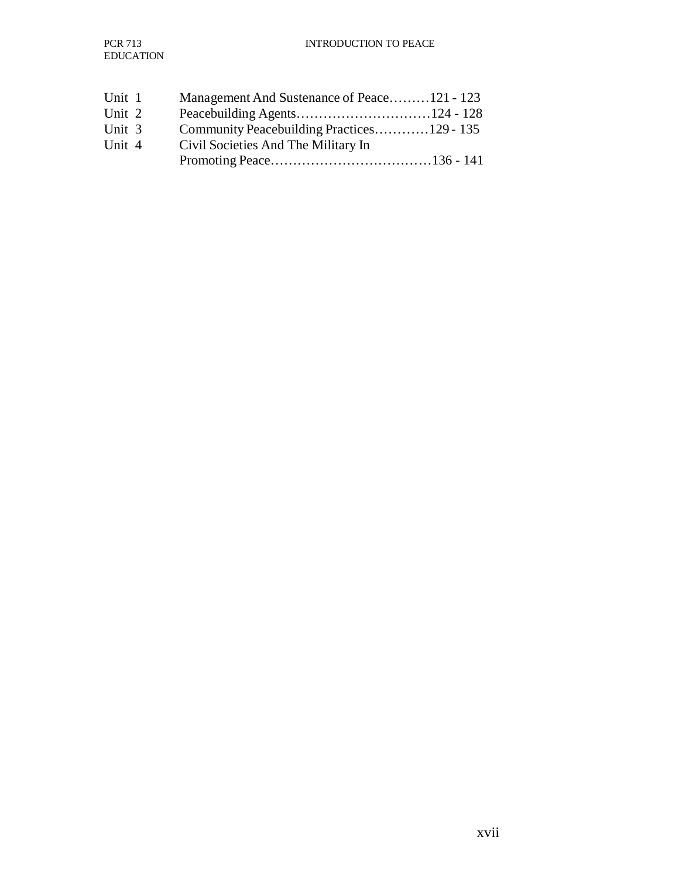Unit 1 Management And Sustenance of Peace………121 - 123
Unit 2 Peacebuilding Agents…………………………124 - 128
Unit 3 Community Peacebuilding Practices…………129 - 135
Unit 4 Civil Societies And The Military In Promoting Peace………………………………136 - 141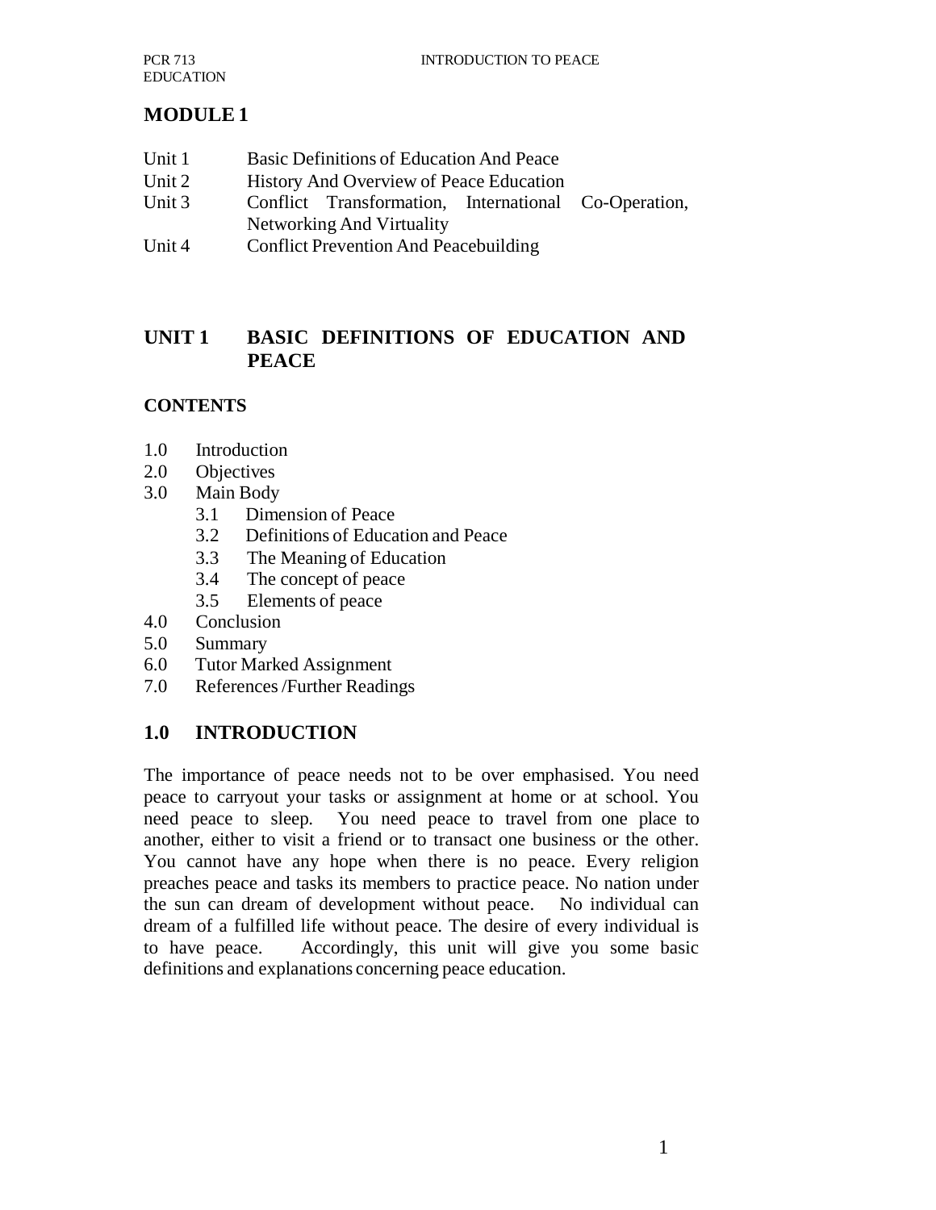# MODULE 1

- Unit 1 Basic Definitions of Education And Peace
- Unit 2 History And Overview of Peace Education
- Unit 3 Conflict Transformation, International Co-Operation, Networking And Virtuality
- Unit 4 Conflict Prevention And Peacebuilding

## UNIT 1 BASIC DEFINITIONS OF EDUCATION AND PEACE

### CONTENTS

- 1.0 Introduction
- 2.0 Objectives
- 3.0 Main Body
  - 3.1 Dimension of Peace
  - 3.2 Definitions of Education and Peace
  - 3.3 The Meaning of Education
  - 3.4 The concept of peace
  - 3.5 Elements of peace
- 4.0 Conclusion
- 5.0 Summary
- 6.0 Tutor Marked Assignment
- 7.0 References /Further Readings

## 1.0 INTRODUCTION

The importance of peace needs not to be over emphasised. You need peace to carryout your tasks or assignment at home or at school. You need peace to sleep. You need peace to travel from one place to another, either to visit a friend or to transact one business or the other. You cannot have any hope when there is no peace. Every religion preaches peace and tasks its members to practice peace. No nation under the sun can dream of development without peace. No individual can dream of a fulfilled life without peace. The desire of every individual is to have peace. Accordingly, this unit will give you some basic definitions and explanations concerning peace education.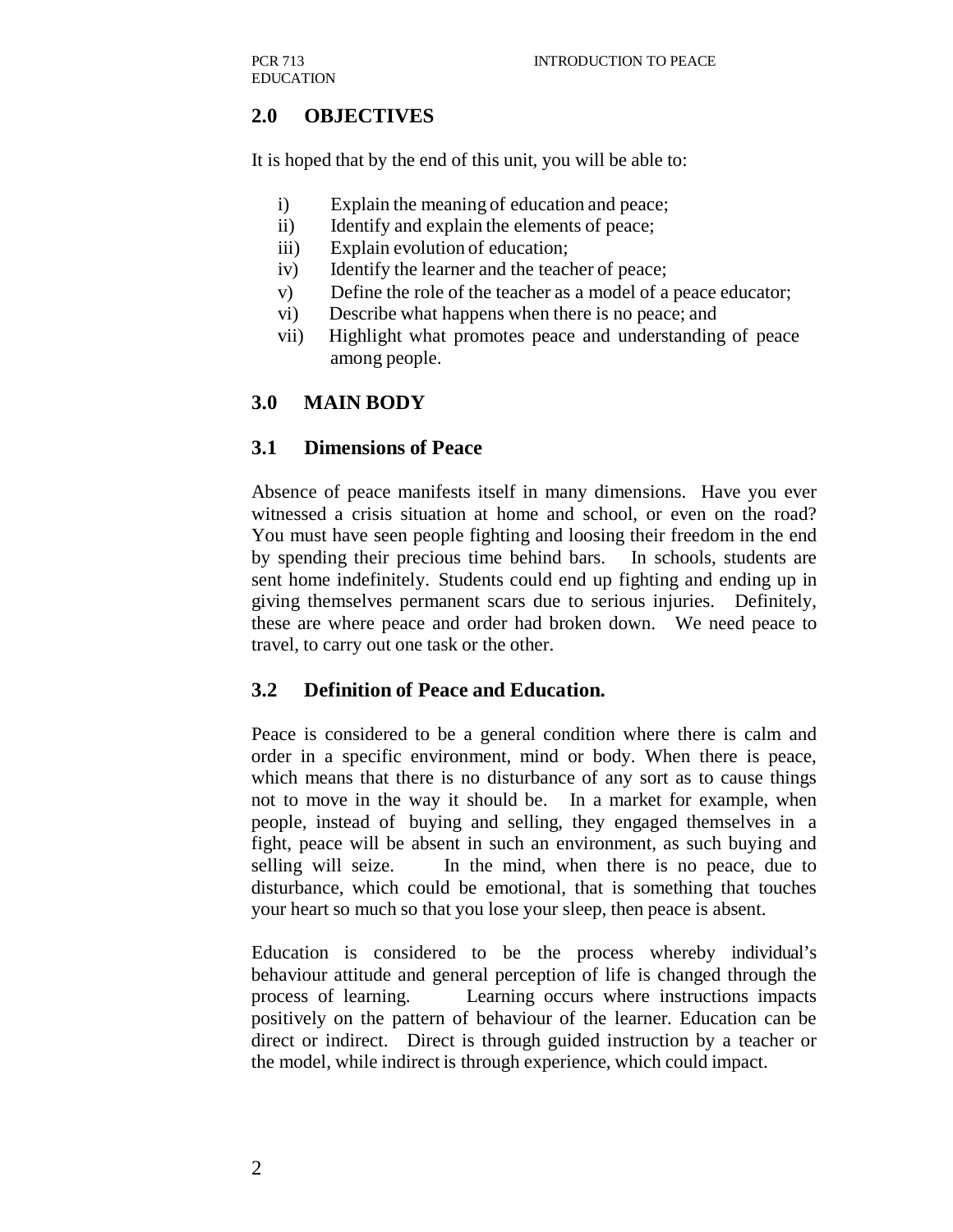## 2.0 OBJECTIVES

It is hoped that by the end of this unit, you will be able to:

i) Explain the meaning of education and peace;
ii) Identify and explain the elements of peace;
iii) Explain evolution of education;
iv) Identify the learner and the teacher of peace;
v) Define the role of the teacher as a model of a peace educator;
vi) Describe what happens when there is no peace; and
vii) Highlight what promotes peace and understanding of peace among people.

## 3.0 MAIN BODY

### 3.1 Dimensions of Peace

Absence of peace manifests itself in many dimensions. Have you ever witnessed a crisis situation at home and school, or even on the road? You must have seen people fighting and loosing their freedom in the end by spending their precious time behind bars. In schools, students are sent home indefinitely. Students could end up fighting and ending up in giving themselves permanent scars due to serious injuries. Definitely, these are where peace and order had broken down. We need peace to travel, to carry out one task or the other.

### 3.2 Definition of Peace and Education.

Peace is considered to be a general condition where there is calm and order in a specific environment, mind or body. When there is peace, which means that there is no disturbance of any sort as to cause things not to move in the way it should be. In a market for example, when people, instead of buying and selling, they engaged themselves in a fight, peace will be absent in such an environment, as such buying and selling will seize. In the mind, when there is no peace, due to disturbance, which could be emotional, that is something that touches your heart so much so that you lose your sleep, then peace is absent.

Education is considered to be the process whereby individual's behaviour attitude and general perception of life is changed through the process of learning. Learning occurs where instructions impacts positively on the pattern of behaviour of the learner. Education can be direct or indirect. Direct is through guided instruction by a teacher or the model, while indirect is through experience, which could impact.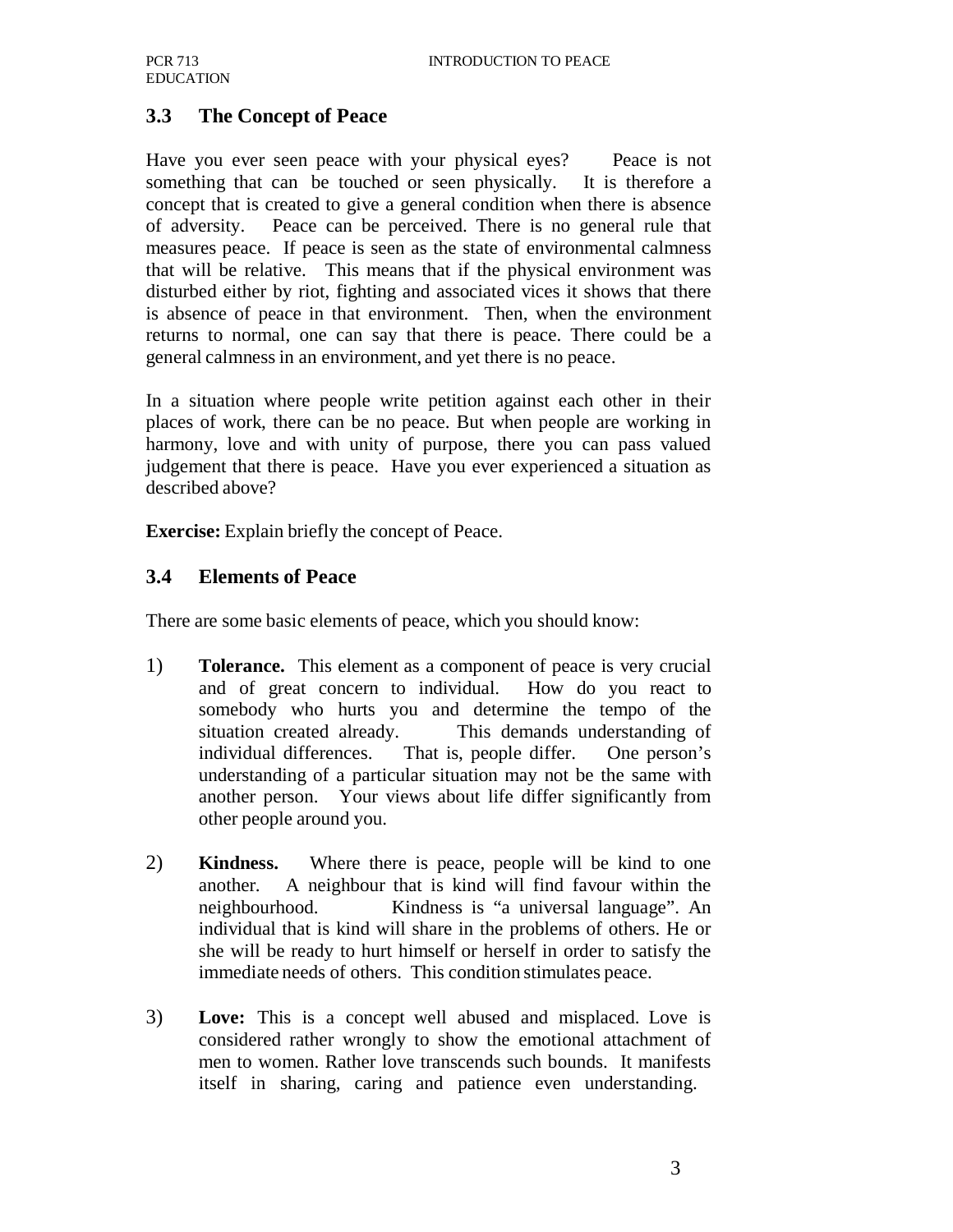## 3.3 The Concept of Peace

Have you ever seen peace with your physical eyes? Peace is not something that can be touched or seen physically. It is therefore a concept that is created to give a general condition when there is absence of adversity. Peace can be perceived. There is no general rule that measures peace. If peace is seen as the state of environmental calmness that will be relative. This means that if the physical environment was disturbed either by riot, fighting and associated vices it shows that there is absence of peace in that environment. Then, when the environment returns to normal, one can say that there is peace. There could be a general calmness in an environment, and yet there is no peace.

In a situation where people write petition against each other in their places of work, there can be no peace. But when people are working in harmony, love and with unity of purpose, there you can pass valued judgement that there is peace. Have you ever experienced a situation as described above?

**Exercise:** Explain briefly the concept of Peace.

## 3.4 Elements of Peace

There are some basic elements of peace, which you should know:

1) **Tolerance.** This element as a component of peace is very crucial and of great concern to individual. How do you react to somebody who hurts you and determine the tempo of the situation created already. This demands understanding of individual differences. That is, people differ. One person's understanding of a particular situation may not be the same with another person. Your views about life differ significantly from other people around you.

2) **Kindness.** Where there is peace, people will be kind to one another. A neighbour that is kind will find favour within the neighbourhood. Kindness is "a universal language". An individual that is kind will share in the problems of others. He or she will be ready to hurt himself or herself in order to satisfy the immediate needs of others. This condition stimulates peace.

3) **Love:** This is a concept well abused and misplaced. Love is considered rather wrongly to show the emotional attachment of men to women. Rather love transcends such bounds. It manifests itself in sharing, caring and patience even understanding.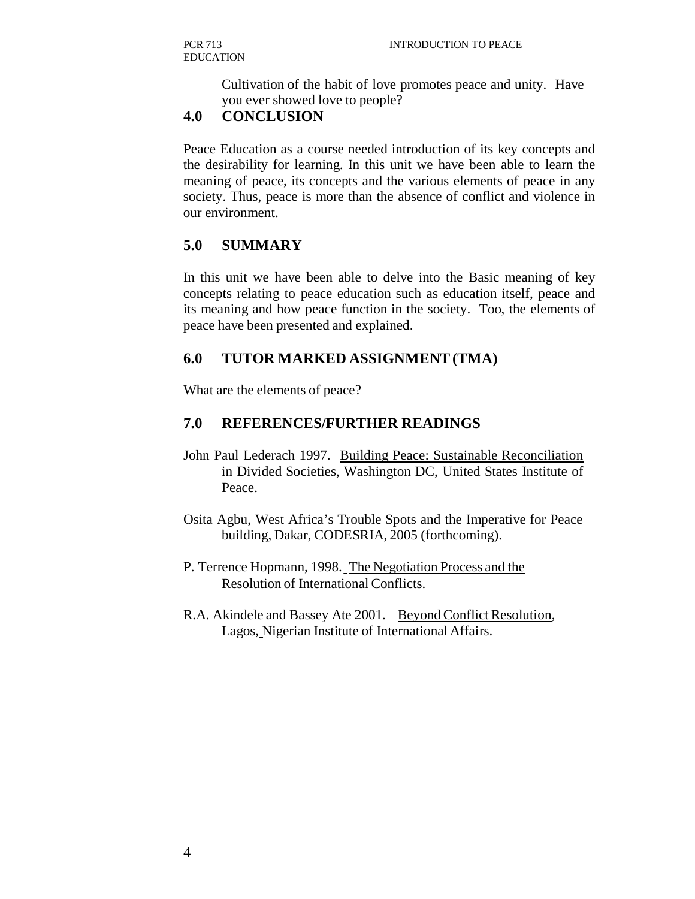Cultivation of the habit of love promotes peace and unity. Have you ever showed love to people?

## 4.0 CONCLUSION

Peace Education as a course needed introduction of its key concepts and the desirability for learning. In this unit we have been able to learn the meaning of peace, its concepts and the various elements of peace in any society. Thus, peace is more than the absence of conflict and violence in our environment.

## 5.0 SUMMARY

In this unit we have been able to delve into the Basic meaning of key concepts relating to peace education such as education itself, peace and its meaning and how peace function in the society. Too, the elements of peace have been presented and explained.

## 6.0 TUTOR MARKED ASSIGNMENT (TMA)

What are the elements of peace?

## 7.0 REFERENCES/FURTHER READINGS

John Paul Lederach 1997. Building Peace: Sustainable Reconciliation in Divided Societies, Washington DC, United States Institute of Peace.

Osita Agbu, West Africa's Trouble Spots and the Imperative for Peace building, Dakar, CODESRIA, 2005 (forthcoming).

P. Terrence Hopmann, 1998. The Negotiation Process and the Resolution of International Conflicts.

R.A. Akindele and Bassey Ate 2001. Beyond Conflict Resolution, Lagos, Nigerian Institute of International Affairs.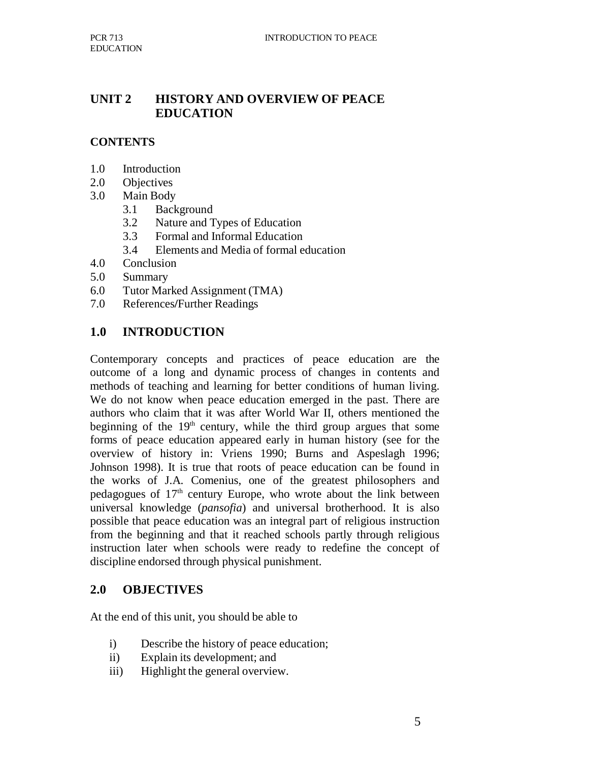## UNIT 2 HISTORY AND OVERVIEW OF PEACE EDUCATION

### CONTENTS

1.0 Introduction
2.0 Objectives
3.0 Main Body
   3.1 Background
   3.2 Nature and Types of Education
   3.3 Formal and Informal Education
   3.4 Elements and Media of formal education
4.0 Conclusion
5.0 Summary
6.0 Tutor Marked Assignment (TMA)
7.0 References/Further Readings

### 1.0 INTRODUCTION

Contemporary concepts and practices of peace education are the outcome of a long and dynamic process of changes in contents and methods of teaching and learning for better conditions of human living. We do not know when peace education emerged in the past. There are authors who claim that it was after World War II, others mentioned the beginning of the 19th century, while the third group argues that some forms of peace education appeared early in human history (see for the overview of history in: Vriens 1990; Burns and Aspeslagh 1996; Johnson 1998). It is true that roots of peace education can be found in the works of J.A. Comenius, one of the greatest philosophers and pedagogues of 17th century Europe, who wrote about the link between universal knowledge (*pansofia*) and universal brotherhood. It is also possible that peace education was an integral part of religious instruction from the beginning and that it reached schools partly through religious instruction later when schools were ready to redefine the concept of discipline endorsed through physical punishment.

### 2.0 OBJECTIVES

At the end of this unit, you should be able to

i) Describe the history of peace education;
ii) Explain its development; and
iii) Highlight the general overview.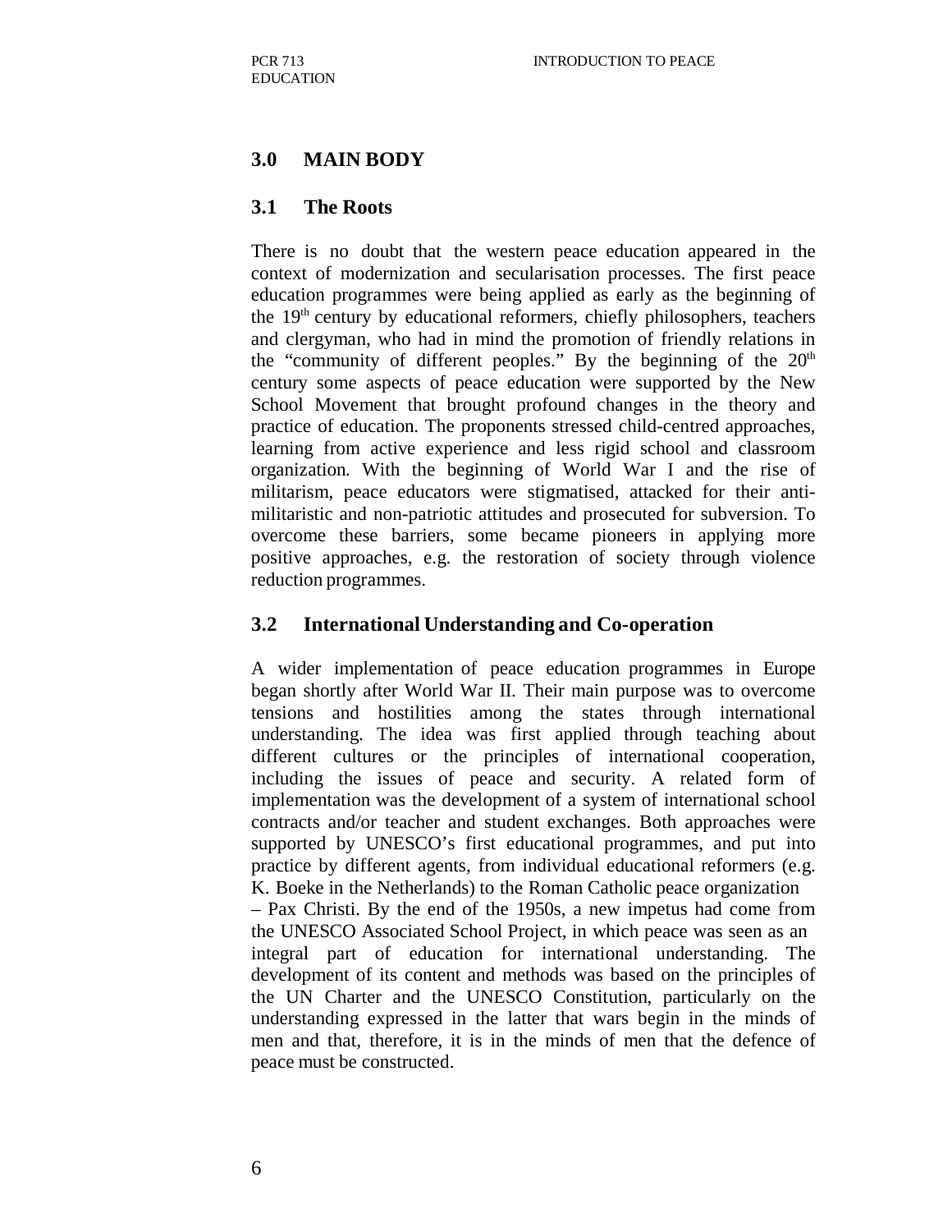## 3.0 MAIN BODY

### 3.1 The Roots

There is no doubt that the western peace education appeared in the context of modernization and secularisation processes. The first peace education programmes were being applied as early as the beginning of the 19th century by educational reformers, chiefly philosophers, teachers and clergyman, who had in mind the promotion of friendly relations in the "community of different peoples." By the beginning of the 20th century some aspects of peace education were supported by the New School Movement that brought profound changes in the theory and practice of education. The proponents stressed child-centred approaches, learning from active experience and less rigid school and classroom organization. With the beginning of World War I and the rise of militarism, peace educators were stigmatised, attacked for their anti-militaristic and non-patriotic attitudes and prosecuted for subversion. To overcome these barriers, some became pioneers in applying more positive approaches, e.g. the restoration of society through violence reduction programmes.

### 3.2 International Understanding and Co-operation

A wider implementation of peace education programmes in Europe began shortly after World War II. Their main purpose was to overcome tensions and hostilities among the states through international understanding. The idea was first applied through teaching about different cultures or the principles of international cooperation, including the issues of peace and security. A related form of implementation was the development of a system of international school contracts and/or teacher and student exchanges. Both approaches were supported by UNESCO's first educational programmes, and put into practice by different agents, from individual educational reformers (e.g. K. Boeke in the Netherlands) to the Roman Catholic peace organization – Pax Christi. By the end of the 1950s, a new impetus had come from the UNESCO Associated School Project, in which peace was seen as an integral part of education for international understanding. The development of its content and methods was based on the principles of the UN Charter and the UNESCO Constitution, particularly on the understanding expressed in the latter that wars begin in the minds of men and that, therefore, it is in the minds of men that the defence of peace must be constructed.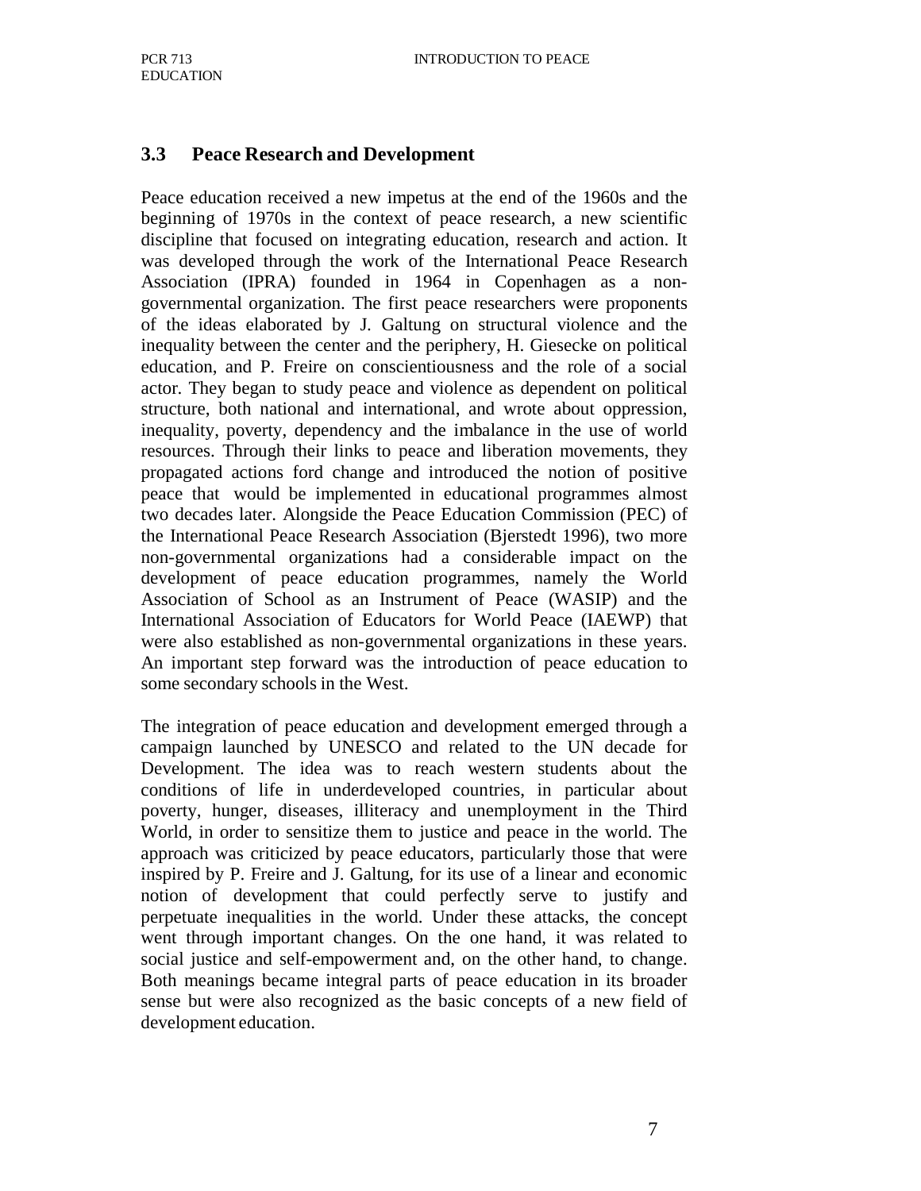### 3.3 Peace Research and Development

Peace education received a new impetus at the end of the 1960s and the beginning of 1970s in the context of peace research, a new scientific discipline that focused on integrating education, research and action. It was developed through the work of the International Peace Research Association (IPRA) founded in 1964 in Copenhagen as a non-governmental organization. The first peace researchers were proponents of the ideas elaborated by J. Galtung on structural violence and the inequality between the center and the periphery, H. Giesecke on political education, and P. Freire on conscientiousness and the role of a social actor. They began to study peace and violence as dependent on political structure, both national and international, and wrote about oppression, inequality, poverty, dependency and the imbalance in the use of world resources. Through their links to peace and liberation movements, they propagated actions ford change and introduced the notion of positive peace that would be implemented in educational programmes almost two decades later. Alongside the Peace Education Commission (PEC) of the International Peace Research Association (Bjerstedt 1996), two more non-governmental organizations had a considerable impact on the development of peace education programmes, namely the World Association of School as an Instrument of Peace (WASIP) and the International Association of Educators for World Peace (IAEWP) that were also established as non-governmental organizations in these years. An important step forward was the introduction of peace education to some secondary schools in the West.

The integration of peace education and development emerged through a campaign launched by UNESCO and related to the UN decade for Development. The idea was to reach western students about the conditions of life in underdeveloped countries, in particular about poverty, hunger, diseases, illiteracy and unemployment in the Third World, in order to sensitize them to justice and peace in the world. The approach was criticized by peace educators, particularly those that were inspired by P. Freire and J. Galtung, for its use of a linear and economic notion of development that could perfectly serve to justify and perpetuate inequalities in the world. Under these attacks, the concept went through important changes. On the one hand, it was related to social justice and self-empowerment and, on the other hand, to change. Both meanings became integral parts of peace education in its broader sense but were also recognized as the basic concepts of a new field of development education.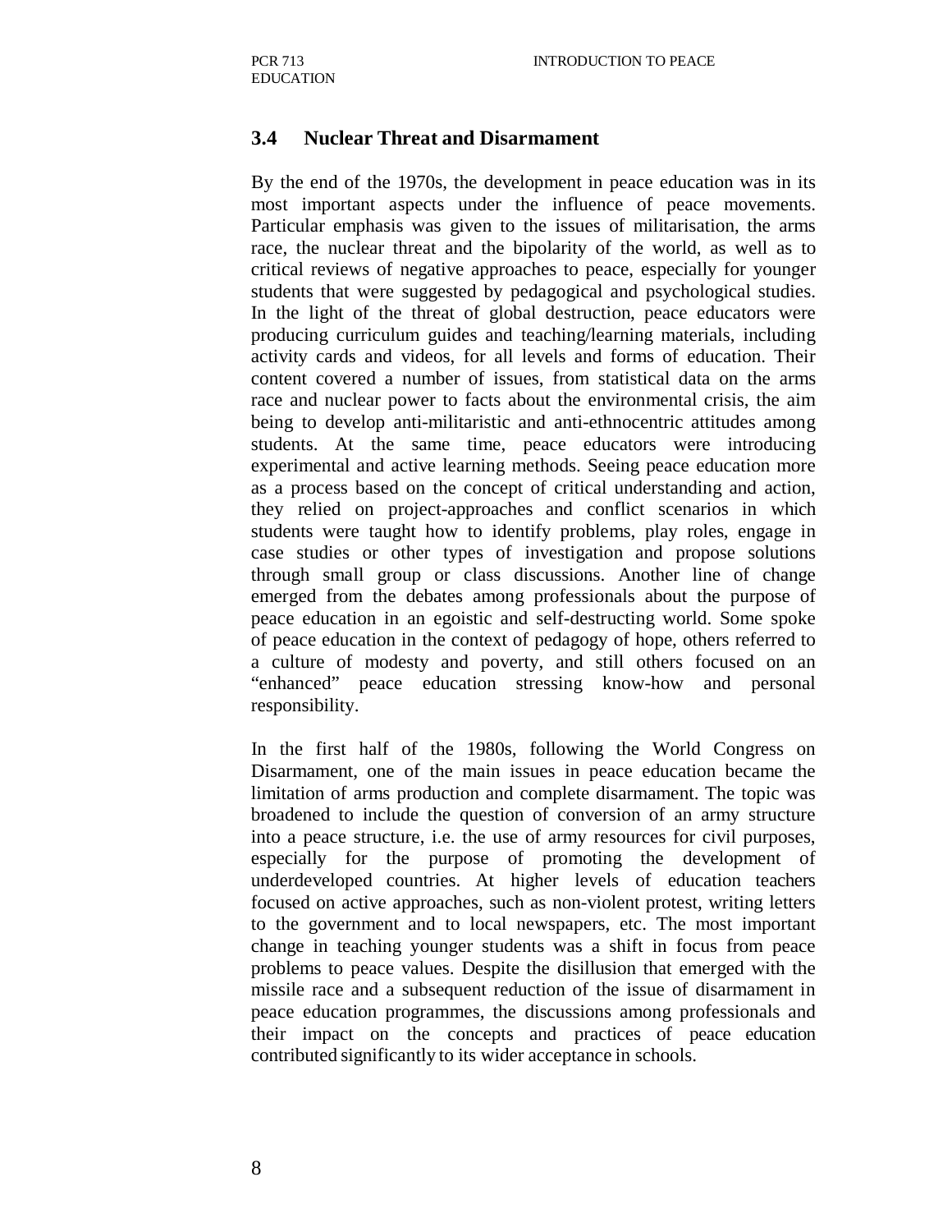### 3.4 Nuclear Threat and Disarmament

By the end of the 1970s, the development in peace education was in its most important aspects under the influence of peace movements. Particular emphasis was given to the issues of militarisation, the arms race, the nuclear threat and the bipolarity of the world, as well as to critical reviews of negative approaches to peace, especially for younger students that were suggested by pedagogical and psychological studies. In the light of the threat of global destruction, peace educators were producing curriculum guides and teaching/learning materials, including activity cards and videos, for all levels and forms of education. Their content covered a number of issues, from statistical data on the arms race and nuclear power to facts about the environmental crisis, the aim being to develop anti-militaristic and anti-ethnocentric attitudes among students. At the same time, peace educators were introducing experimental and active learning methods. Seeing peace education more as a process based on the concept of critical understanding and action, they relied on project-approaches and conflict scenarios in which students were taught how to identify problems, play roles, engage in case studies or other types of investigation and propose solutions through small group or class discussions. Another line of change emerged from the debates among professionals about the purpose of peace education in an egoistic and self-destructing world. Some spoke of peace education in the context of pedagogy of hope, others referred to a culture of modesty and poverty, and still others focused on an "enhanced" peace education stressing know-how and personal responsibility.

In the first half of the 1980s, following the World Congress on Disarmament, one of the main issues in peace education became the limitation of arms production and complete disarmament. The topic was broadened to include the question of conversion of an army structure into a peace structure, i.e. the use of army resources for civil purposes, especially for the purpose of promoting the development of underdeveloped countries. At higher levels of education teachers focused on active approaches, such as non-violent protest, writing letters to the government and to local newspapers, etc. The most important change in teaching younger students was a shift in focus from peace problems to peace values. Despite the disillusion that emerged with the missile race and a subsequent reduction of the issue of disarmament in peace education programmes, the discussions among professionals and their impact on the concepts and practices of peace education contributed significantly to its wider acceptance in schools.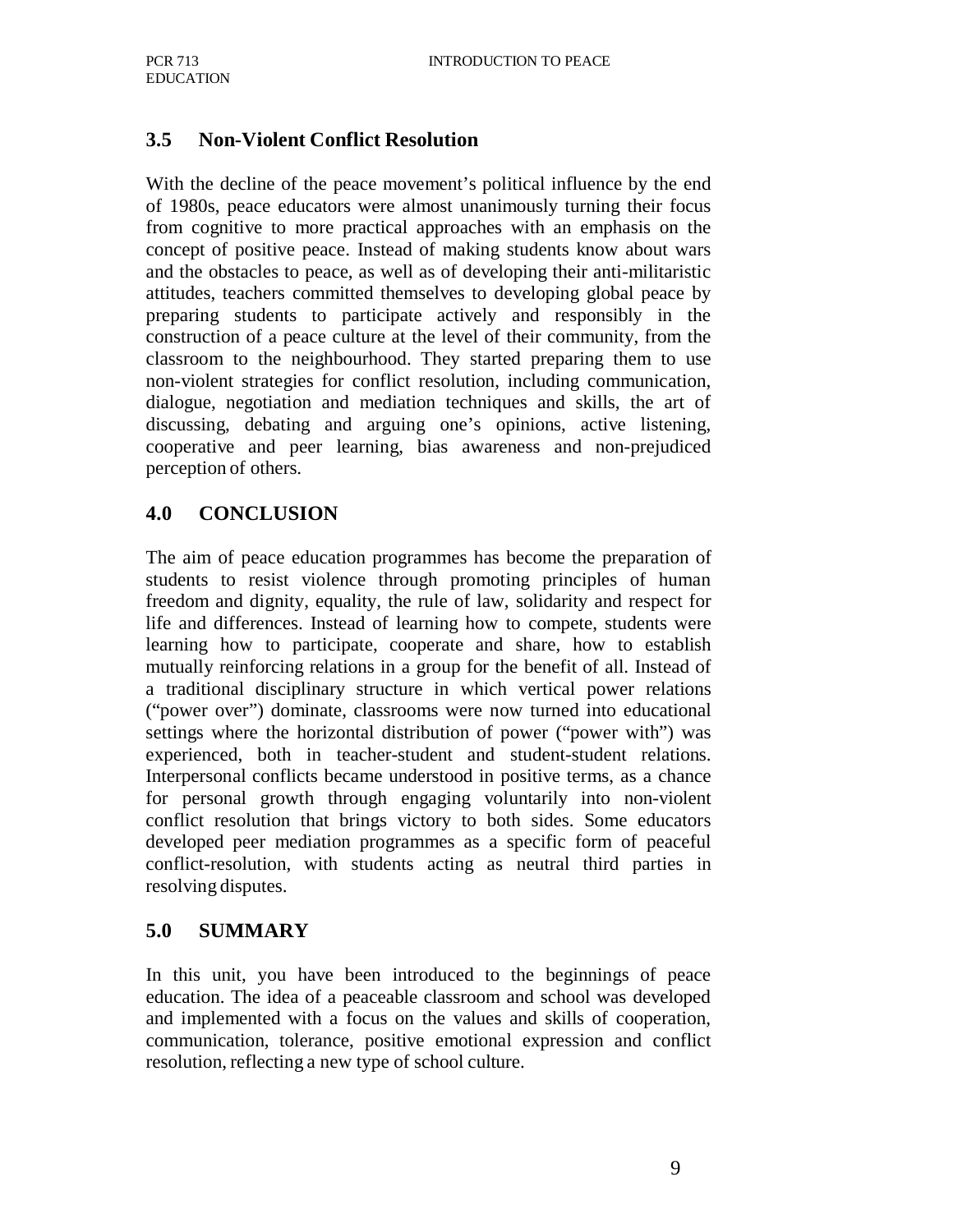## 3.5 Non-Violent Conflict Resolution

With the decline of the peace movement's political influence by the end of 1980s, peace educators were almost unanimously turning their focus from cognitive to more practical approaches with an emphasis on the concept of positive peace. Instead of making students know about wars and the obstacles to peace, as well as of developing their anti-militaristic attitudes, teachers committed themselves to developing global peace by preparing students to participate actively and responsibly in the construction of a peace culture at the level of their community, from the classroom to the neighbourhood. They started preparing them to use non-violent strategies for conflict resolution, including communication, dialogue, negotiation and mediation techniques and skills, the art of discussing, debating and arguing one's opinions, active listening, cooperative and peer learning, bias awareness and non-prejudiced perception of others.

## 4.0 CONCLUSION

The aim of peace education programmes has become the preparation of students to resist violence through promoting principles of human freedom and dignity, equality, the rule of law, solidarity and respect for life and differences. Instead of learning how to compete, students were learning how to participate, cooperate and share, how to establish mutually reinforcing relations in a group for the benefit of all. Instead of a traditional disciplinary structure in which vertical power relations ("power over") dominate, classrooms were now turned into educational settings where the horizontal distribution of power ("power with") was experienced, both in teacher-student and student-student relations. Interpersonal conflicts became understood in positive terms, as a chance for personal growth through engaging voluntarily into non-violent conflict resolution that brings victory to both sides. Some educators developed peer mediation programmes as a specific form of peaceful conflict-resolution, with students acting as neutral third parties in resolving disputes.

## 5.0 SUMMARY

In this unit, you have been introduced to the beginnings of peace education. The idea of a peaceable classroom and school was developed and implemented with a focus on the values and skills of cooperation, communication, tolerance, positive emotional expression and conflict resolution, reflecting a new type of school culture.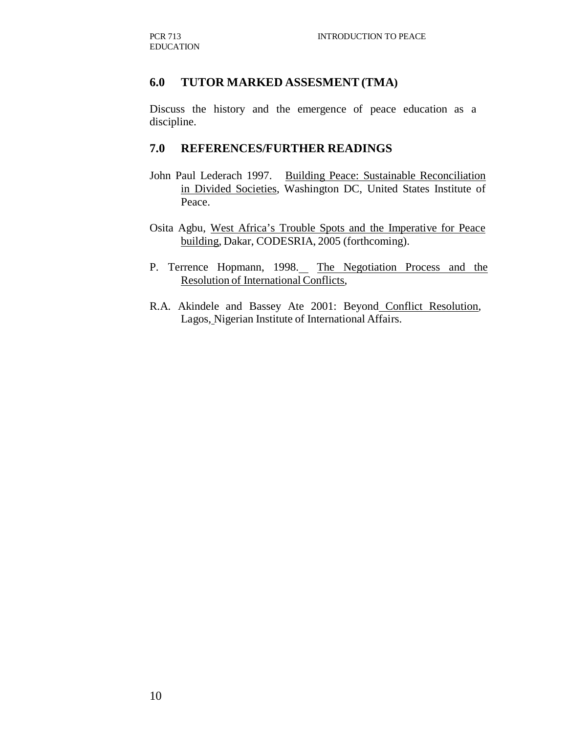## 6.0 TUTOR MARKED ASSESMENT (TMA)

Discuss the history and the emergence of peace education as a discipline.

## 7.0 REFERENCES/FURTHER READINGS

John Paul Lederach 1997. Building Peace: Sustainable Reconciliation in Divided Societies, Washington DC, United States Institute of Peace.

Osita Agbu, West Africa's Trouble Spots and the Imperative for Peace building, Dakar, CODESRIA, 2005 (forthcoming).

P. Terrence Hopmann, 1998. The Negotiation Process and the Resolution of International Conflicts,

R.A. Akindele and Bassey Ate 2001: Beyond Conflict Resolution, Lagos, Nigerian Institute of International Affairs.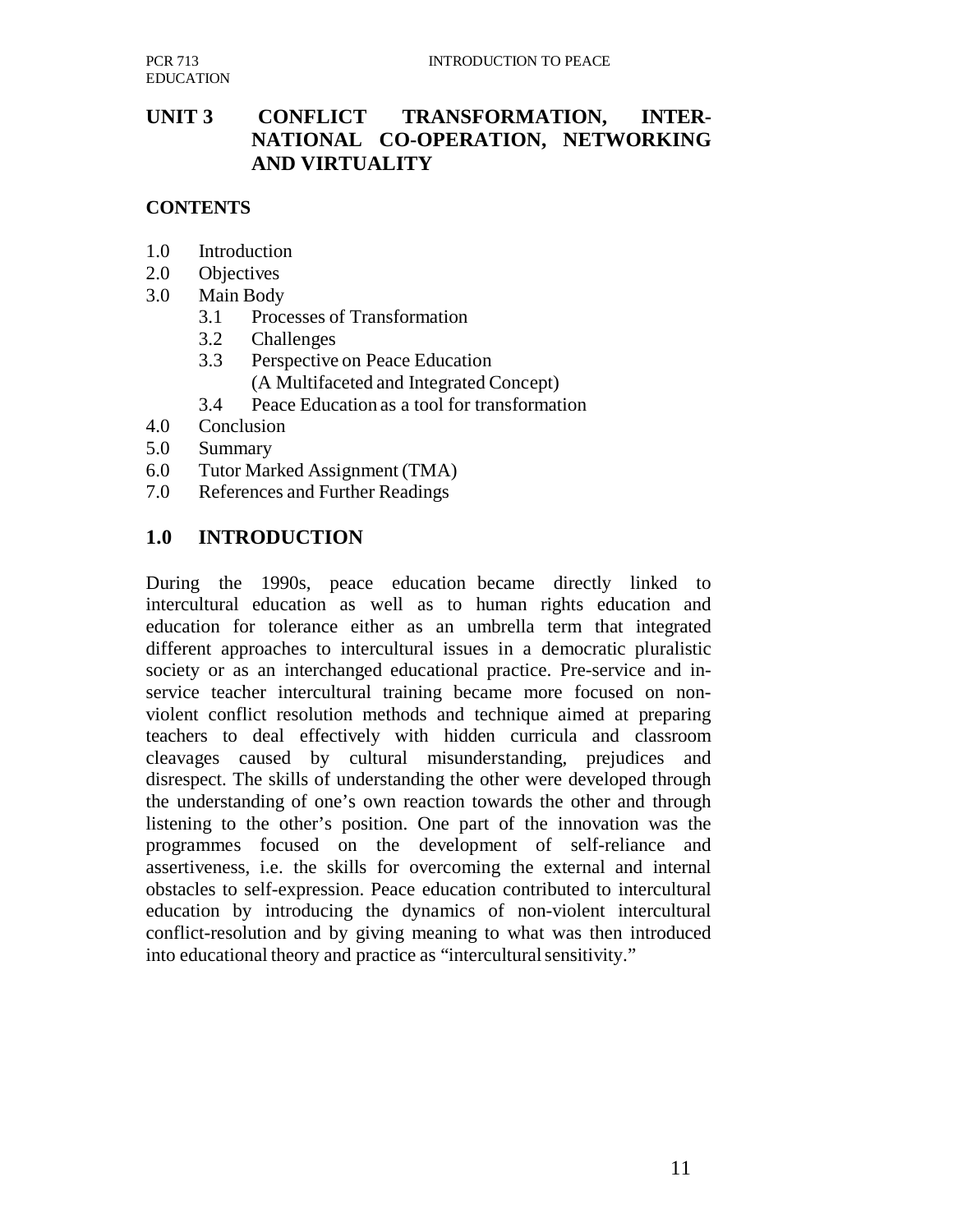## UNIT 3 CONFLICT TRANSFORMATION, INTER-NATIONAL CO-OPERATION, NETWORKING AND VIRTUALITY

### CONTENTS

- 1.0 Introduction
- 2.0 Objectives
- 3.0 Main Body
  - 3.1 Processes of Transformation
  - 3.2 Challenges
  - 3.3 Perspective on Peace Education (A Multifaceted and Integrated Concept)
  - 3.4 Peace Education as a tool for transformation
- 4.0 Conclusion
- 5.0 Summary
- 6.0 Tutor Marked Assignment (TMA)
- 7.0 References and Further Readings

### 1.0 INTRODUCTION

During the 1990s, peace education became directly linked to intercultural education as well as to human rights education and education for tolerance either as an umbrella term that integrated different approaches to intercultural issues in a democratic pluralistic society or as an interchanged educational practice. Pre-service and in-service teacher intercultural training became more focused on non-violent conflict resolution methods and technique aimed at preparing teachers to deal effectively with hidden curricula and classroom cleavages caused by cultural misunderstanding, prejudices and disrespect. The skills of understanding the other were developed through the understanding of one's own reaction towards the other and through listening to the other's position. One part of the innovation was the programmes focused on the development of self-reliance and assertiveness, i.e. the skills for overcoming the external and internal obstacles to self-expression. Peace education contributed to intercultural education by introducing the dynamics of non-violent intercultural conflict-resolution and by giving meaning to what was then introduced into educational theory and practice as "intercultural sensitivity."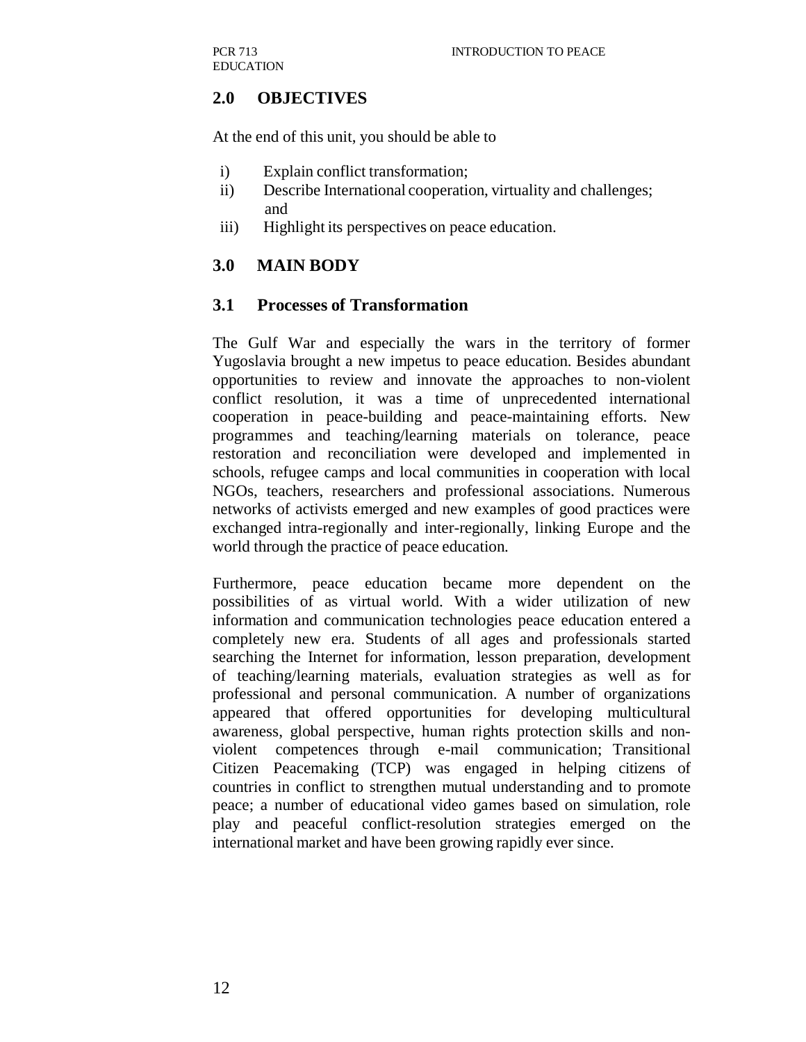## 2.0 OBJECTIVES

At the end of this unit, you should be able to

i) Explain conflict transformation;
ii) Describe International cooperation, virtuality and challenges; and
iii) Highlight its perspectives on peace education.

## 3.0 MAIN BODY

### 3.1 Processes of Transformation

The Gulf War and especially the wars in the territory of former Yugoslavia brought a new impetus to peace education. Besides abundant opportunities to review and innovate the approaches to non-violent conflict resolution, it was a time of unprecedented international cooperation in peace-building and peace-maintaining efforts. New programmes and teaching/learning materials on tolerance, peace restoration and reconciliation were developed and implemented in schools, refugee camps and local communities in cooperation with local NGOs, teachers, researchers and professional associations. Numerous networks of activists emerged and new examples of good practices were exchanged intra-regionally and inter-regionally, linking Europe and the world through the practice of peace education.

Furthermore, peace education became more dependent on the possibilities of as virtual world. With a wider utilization of new information and communication technologies peace education entered a completely new era. Students of all ages and professionals started searching the Internet for information, lesson preparation, development of teaching/learning materials, evaluation strategies as well as for professional and personal communication. A number of organizations appeared that offered opportunities for developing multicultural awareness, global perspective, human rights protection skills and non-violent competences through e-mail communication; Transitional Citizen Peacemaking (TCP) was engaged in helping citizens of countries in conflict to strengthen mutual understanding and to promote peace; a number of educational video games based on simulation, role play and peaceful conflict-resolution strategies emerged on the international market and have been growing rapidly ever since.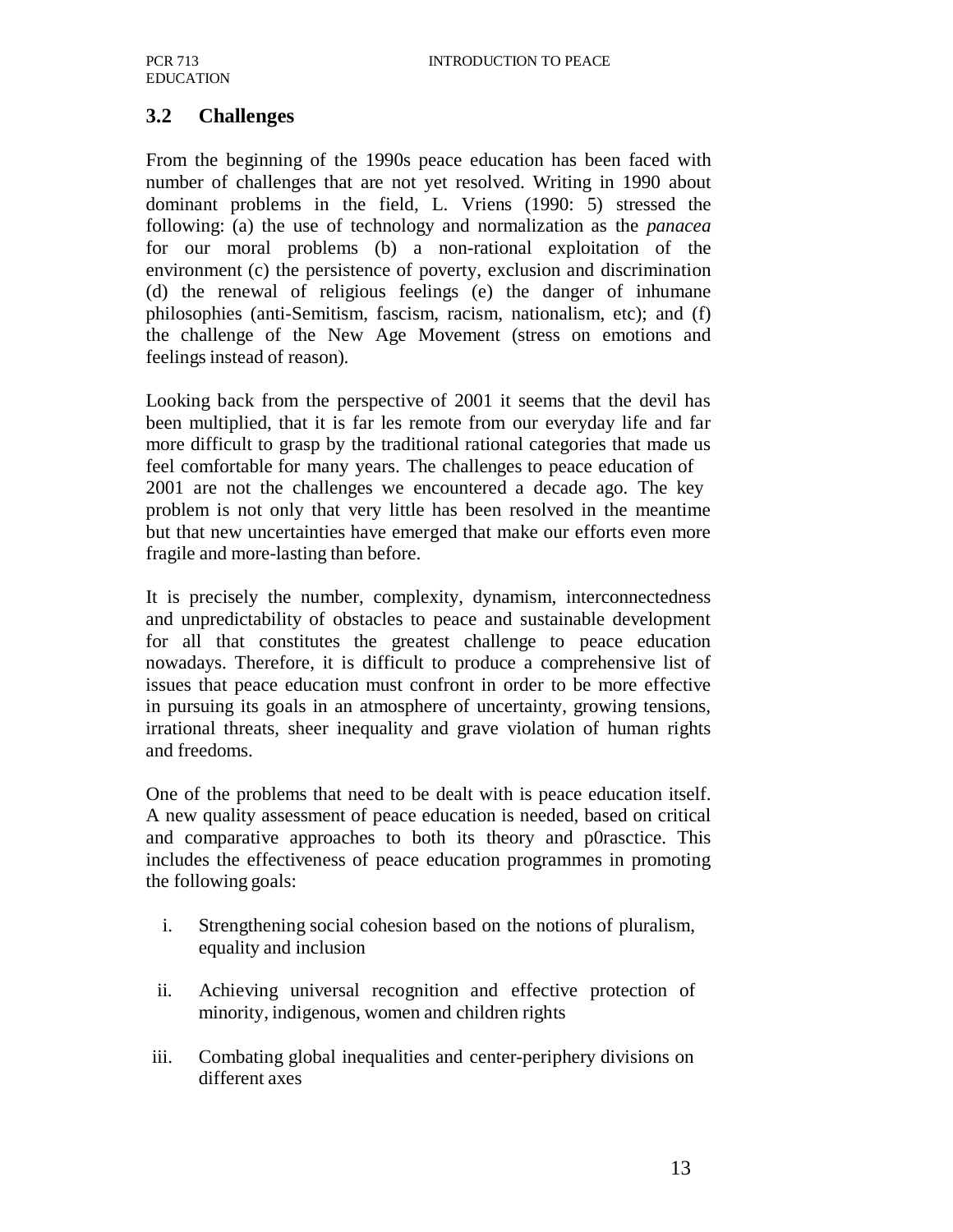## 3.2 Challenges

From the beginning of the 1990s peace education has been faced with number of challenges that are not yet resolved. Writing in 1990 about dominant problems in the field, L. Vriens (1990: 5) stressed the following: (a) the use of technology and normalization as the *panacea* for our moral problems (b) a non-rational exploitation of the environment (c) the persistence of poverty, exclusion and discrimination (d) the renewal of religious feelings (e) the danger of inhumane philosophies (anti-Semitism, fascism, racism, nationalism, etc); and (f) the challenge of the New Age Movement (stress on emotions and feelings instead of reason).

Looking back from the perspective of 2001 it seems that the devil has been multiplied, that it is far les remote from our everyday life and far more difficult to grasp by the traditional rational categories that made us feel comfortable for many years. The challenges to peace education of 2001 are not the challenges we encountered a decade ago. The key problem is not only that very little has been resolved in the meantime but that new uncertainties have emerged that make our efforts even more fragile and more-lasting than before.

It is precisely the number, complexity, dynamism, interconnectedness and unpredictability of obstacles to peace and sustainable development for all that constitutes the greatest challenge to peace education nowadays. Therefore, it is difficult to produce a comprehensive list of issues that peace education must confront in order to be more effective in pursuing its goals in an atmosphere of uncertainty, growing tensions, irrational threats, sheer inequality and grave violation of human rights and freedoms.

One of the problems that need to be dealt with is peace education itself. A new quality assessment of peace education is needed, based on critical and comparative approaches to both its theory and p0rasctice. This includes the effectiveness of peace education programmes in promoting the following goals:

i. Strengthening social cohesion based on the notions of pluralism, equality and inclusion

ii. Achieving universal recognition and effective protection of minority, indigenous, women and children rights

iii. Combating global inequalities and center-periphery divisions on different axes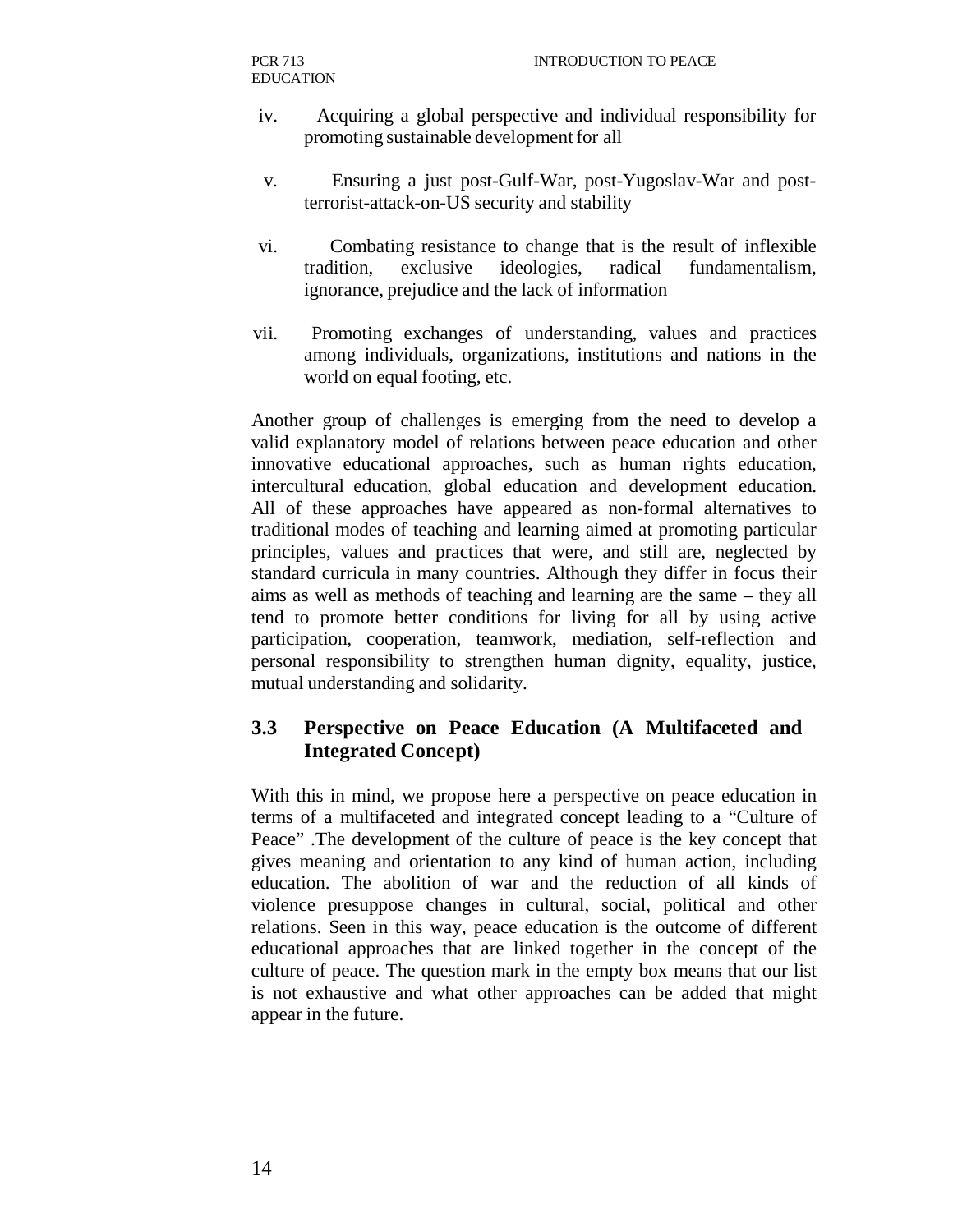iv. Acquiring a global perspective and individual responsibility for promoting sustainable development for all

v. Ensuring a just post-Gulf-War, post-Yugoslav-War and post-terrorist-attack-on-US security and stability

vi. Combating resistance to change that is the result of inflexible tradition, exclusive ideologies, radical fundamentalism, ignorance, prejudice and the lack of information

vii. Promoting exchanges of understanding, values and practices among individuals, organizations, institutions and nations in the world on equal footing, etc.

Another group of challenges is emerging from the need to develop a valid explanatory model of relations between peace education and other innovative educational approaches, such as human rights education, intercultural education, global education and development education. All of these approaches have appeared as non-formal alternatives to traditional modes of teaching and learning aimed at promoting particular principles, values and practices that were, and still are, neglected by standard curricula in many countries. Although they differ in focus their aims as well as methods of teaching and learning are the same – they all tend to promote better conditions for living for all by using active participation, cooperation, teamwork, mediation, self-reflection and personal responsibility to strengthen human dignity, equality, justice, mutual understanding and solidarity.

### 3.3 Perspective on Peace Education (A Multifaceted and Integrated Concept)

With this in mind, we propose here a perspective on peace education in terms of a multifaceted and integrated concept leading to a "Culture of Peace" .The development of the culture of peace is the key concept that gives meaning and orientation to any kind of human action, including education. The abolition of war and the reduction of all kinds of violence presuppose changes in cultural, social, political and other relations. Seen in this way, peace education is the outcome of different educational approaches that are linked together in the concept of the culture of peace. The question mark in the empty box means that our list is not exhaustive and what other approaches can be added that might appear in the future.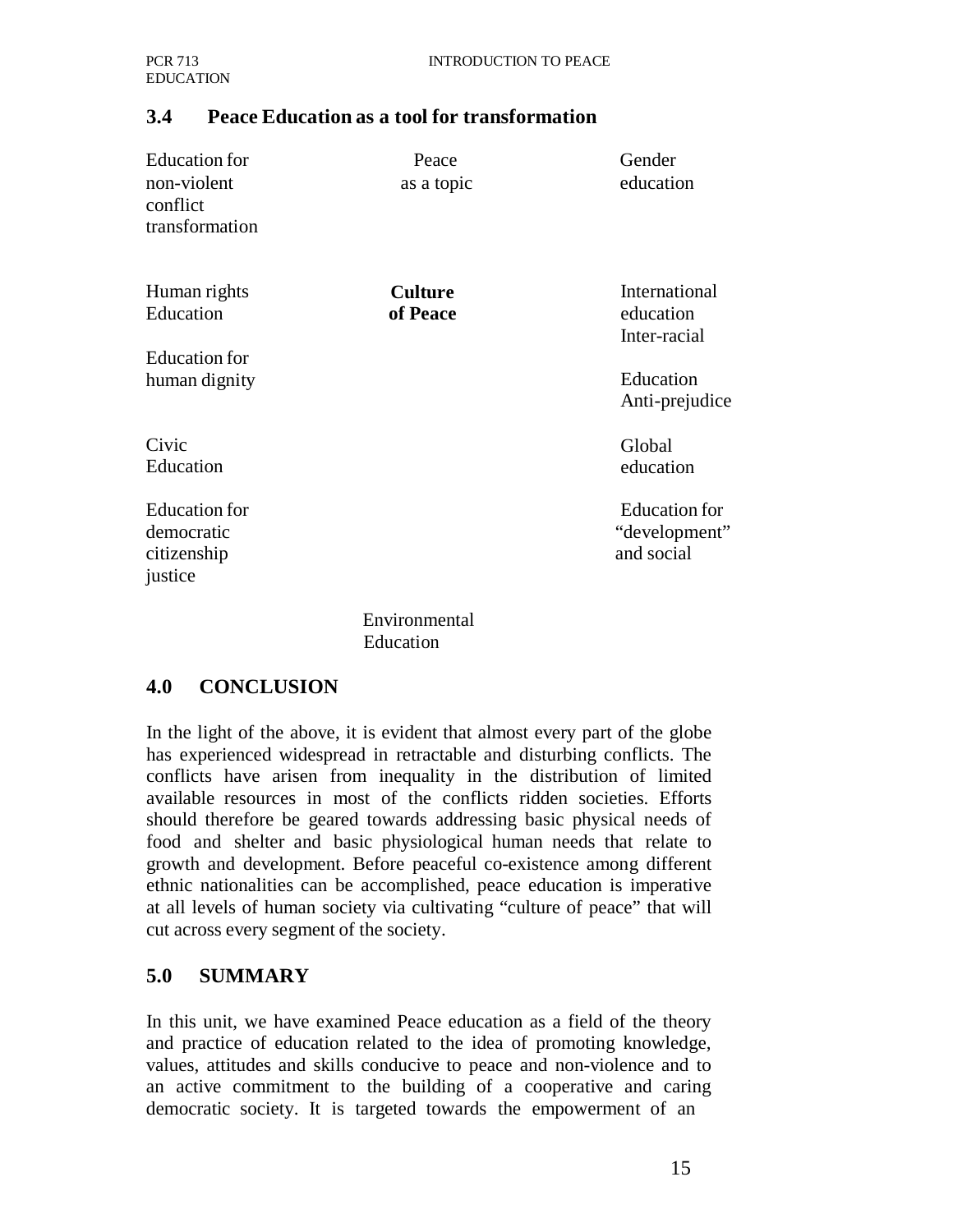## 3.4 Peace Education as a tool for transformation

Education for non-violent conflict transformation

Peace as a topic

Gender education

Human rights Education

**Culture of Peace**

International education

Education for human dignity

Inter-racial Education

Anti-prejudice

Civic Education

Global education

Education for democratic citizenship

Education for "development" and social justice

Environmental Education

## 4.0 CONCLUSION

In the light of the above, it is evident that almost every part of the globe has experienced widespread in retractable and disturbing conflicts. The conflicts have arisen from inequality in the distribution of limited available resources in most of the conflicts ridden societies. Efforts should therefore be geared towards addressing basic physical needs of food and shelter and basic physiological human needs that relate to growth and development. Before peaceful co-existence among different ethnic nationalities can be accomplished, peace education is imperative at all levels of human society via cultivating "culture of peace" that will cut across every segment of the society.

## 5.0 SUMMARY

In this unit, we have examined Peace education as a field of the theory and practice of education related to the idea of promoting knowledge, values, attitudes and skills conducive to peace and non-violence and to an active commitment to the building of a cooperative and caring democratic society. It is targeted towards the empowerment of an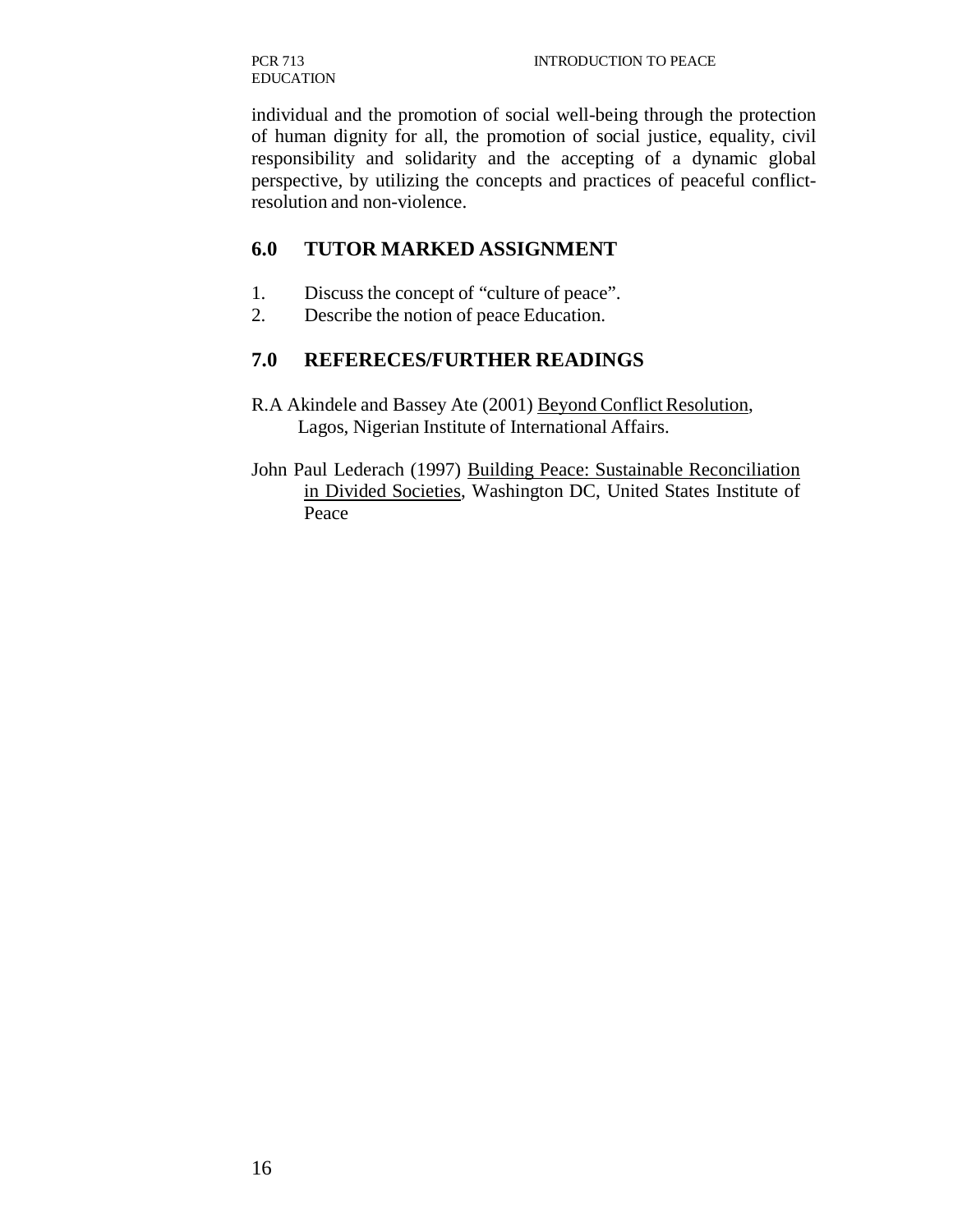individual and the promotion of social well-being through the protection of human dignity for all, the promotion of social justice, equality, civil responsibility and solidarity and the accepting of a dynamic global perspective, by utilizing the concepts and practices of peaceful conflict-resolution and non-violence.

## 6.0 TUTOR MARKED ASSIGNMENT

1. Discuss the concept of "culture of peace".
2. Describe the notion of peace Education.

## 7.0 REFERECES/FURTHER READINGS

R.A Akindele and Bassey Ate (2001) Beyond Conflict Resolution, Lagos, Nigerian Institute of International Affairs.

John Paul Lederach (1997) Building Peace: Sustainable Reconciliation in Divided Societies, Washington DC, United States Institute of Peace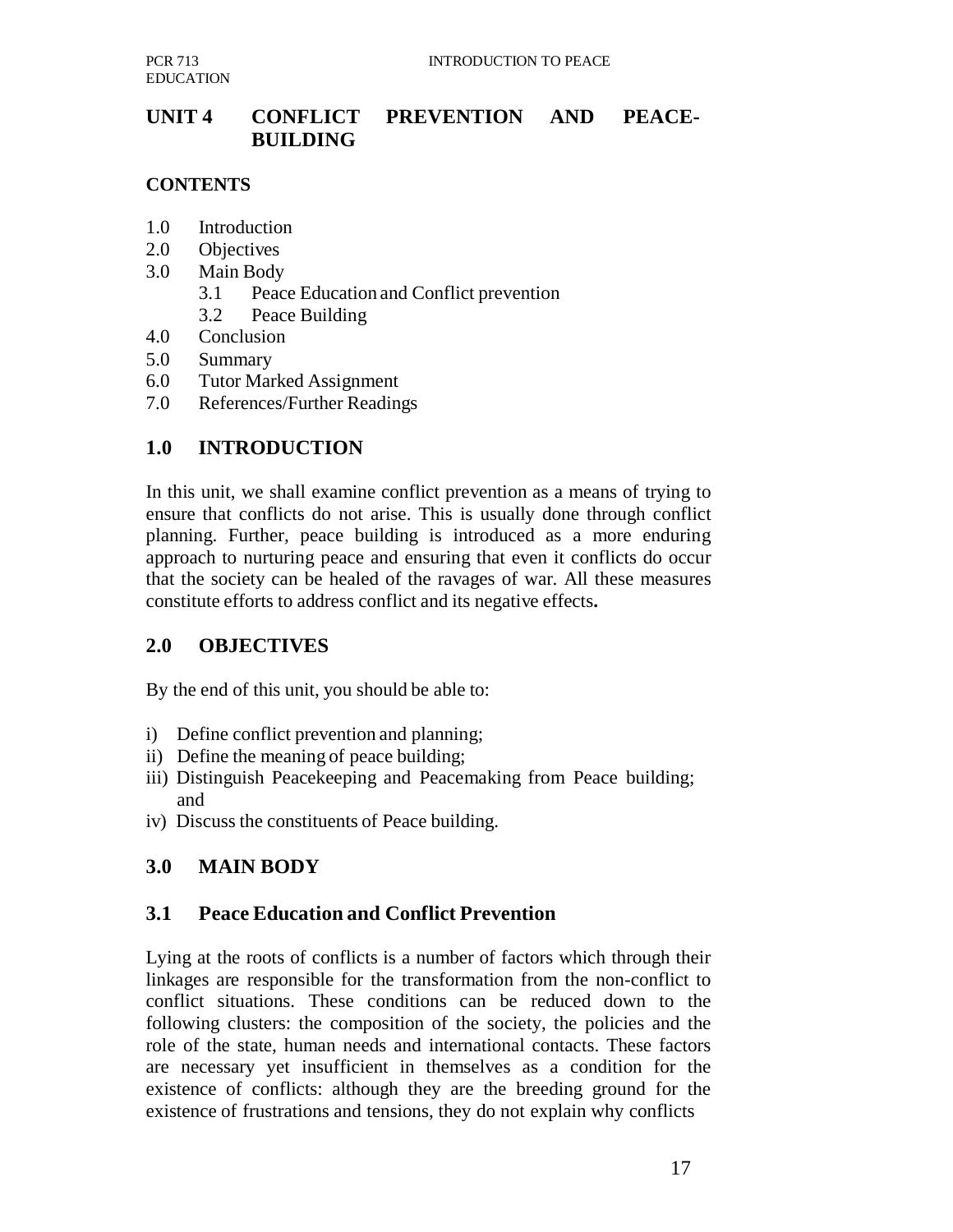# UNIT 4 CONFLICT PREVENTION AND PEACE-BUILDING

**CONTENTS**

1.0 Introduction
2.0 Objectives
3.0 Main Body
  3.1 Peace Education and Conflict prevention
  3.2 Peace Building
4.0 Conclusion
5.0 Summary
6.0 Tutor Marked Assignment
7.0 References/Further Readings

## 1.0 INTRODUCTION

In this unit, we shall examine conflict prevention as a means of trying to ensure that conflicts do not arise. This is usually done through conflict planning. Further, peace building is introduced as a more enduring approach to nurturing peace and ensuring that even it conflicts do occur that the society can be healed of the ravages of war. All these measures constitute efforts to address conflict and its negative effects**.**

## 2.0 OBJECTIVES

By the end of this unit, you should be able to:

i) Define conflict prevention and planning;
ii) Define the meaning of peace building;
iii) Distinguish Peacekeeping and Peacemaking from Peace building; and
iv) Discuss the constituents of Peace building.

## 3.0 MAIN BODY

### 3.1 Peace Education and Conflict Prevention

Lying at the roots of conflicts is a number of factors which through their linkages are responsible for the transformation from the non-conflict to conflict situations. These conditions can be reduced down to the following clusters: the composition of the society, the policies and the role of the state, human needs and international contacts. These factors are necessary yet insufficient in themselves as a condition for the existence of conflicts: although they are the breeding ground for the existence of frustrations and tensions, they do not explain why conflicts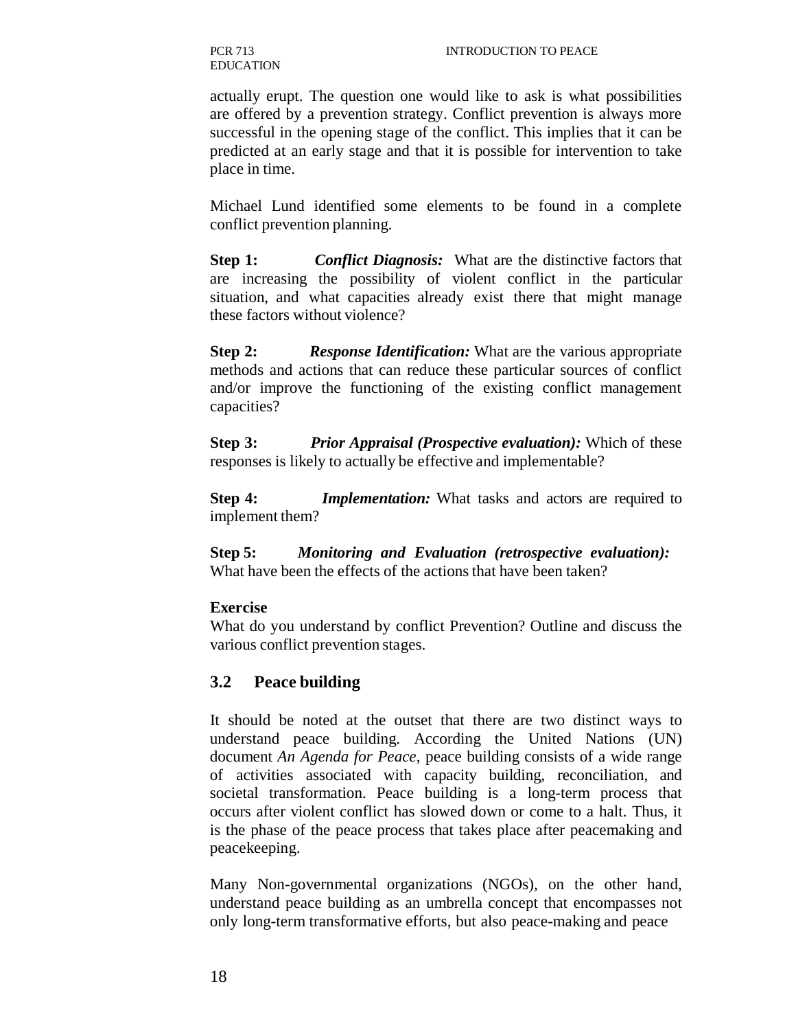actually erupt. The question one would like to ask is what possibilities are offered by a prevention strategy. Conflict prevention is always more successful in the opening stage of the conflict. This implies that it can be predicted at an early stage and that it is possible for intervention to take place in time.

Michael Lund identified some elements to be found in a complete conflict prevention planning.

**Step 1:** ***Conflict Diagnosis:*** What are the distinctive factors that are increasing the possibility of violent conflict in the particular situation, and what capacities already exist there that might manage these factors without violence?

**Step 2:** ***Response Identification:*** What are the various appropriate methods and actions that can reduce these particular sources of conflict and/or improve the functioning of the existing conflict management capacities?

**Step 3:** ***Prior Appraisal (Prospective evaluation):*** Which of these responses is likely to actually be effective and implementable?

**Step 4:** ***Implementation:*** What tasks and actors are required to implement them?

**Step 5:** ***Monitoring and Evaluation (retrospective evaluation):*** What have been the effects of the actions that have been taken?

**Exercise**

What do you understand by conflict Prevention? Outline and discuss the various conflict prevention stages.

## 3.2 Peace building

It should be noted at the outset that there are two distinct ways to understand peace building. According the United Nations (UN) document *An Agenda for Peace*, peace building consists of a wide range of activities associated with capacity building, reconciliation, and societal transformation. Peace building is a long-term process that occurs after violent conflict has slowed down or come to a halt. Thus, it is the phase of the peace process that takes place after peacemaking and peacekeeping.

Many Non-governmental organizations (NGOs), on the other hand, understand peace building as an umbrella concept that encompasses not only long-term transformative efforts, but also peace-making and peace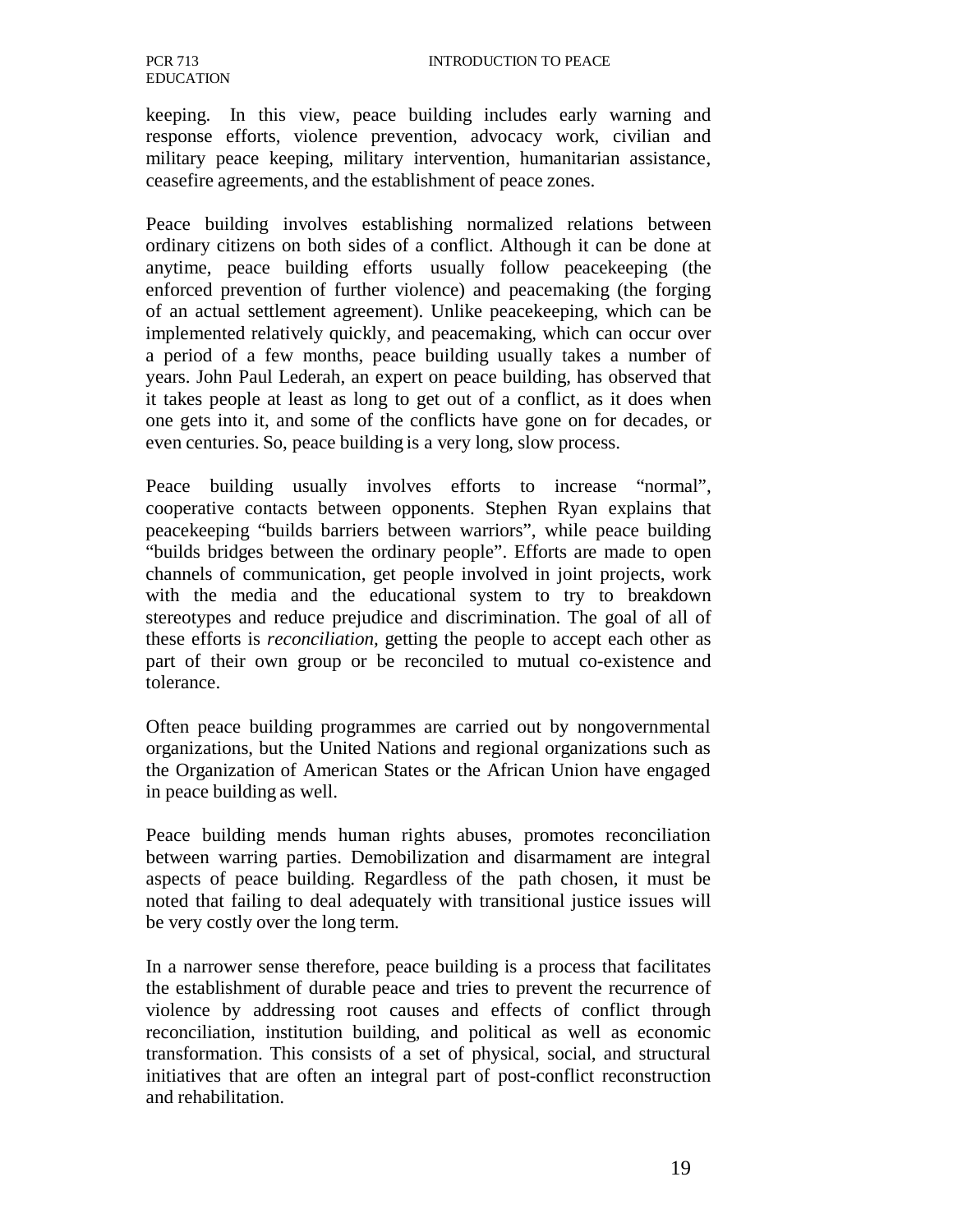keeping. In this view, peace building includes early warning and response efforts, violence prevention, advocacy work, civilian and military peace keeping, military intervention, humanitarian assistance, ceasefire agreements, and the establishment of peace zones.

Peace building involves establishing normalized relations between ordinary citizens on both sides of a conflict. Although it can be done at anytime, peace building efforts usually follow peacekeeping (the enforced prevention of further violence) and peacemaking (the forging of an actual settlement agreement). Unlike peacekeeping, which can be implemented relatively quickly, and peacemaking, which can occur over a period of a few months, peace building usually takes a number of years. John Paul Lederah, an expert on peace building, has observed that it takes people at least as long to get out of a conflict, as it does when one gets into it, and some of the conflicts have gone on for decades, or even centuries. So, peace building is a very long, slow process.

Peace building usually involves efforts to increase "normal", cooperative contacts between opponents. Stephen Ryan explains that peacekeeping "builds barriers between warriors", while peace building "builds bridges between the ordinary people". Efforts are made to open channels of communication, get people involved in joint projects, work with the media and the educational system to try to breakdown stereotypes and reduce prejudice and discrimination. The goal of all of these efforts is *reconciliation,* getting the people to accept each other as part of their own group or be reconciled to mutual co-existence and tolerance.

Often peace building programmes are carried out by nongovernmental organizations, but the United Nations and regional organizations such as the Organization of American States or the African Union have engaged in peace building as well.

Peace building mends human rights abuses, promotes reconciliation between warring parties. Demobilization and disarmament are integral aspects of peace building. Regardless of the path chosen, it must be noted that failing to deal adequately with transitional justice issues will be very costly over the long term.

In a narrower sense therefore, peace building is a process that facilitates the establishment of durable peace and tries to prevent the recurrence of violence by addressing root causes and effects of conflict through reconciliation, institution building, and political as well as economic transformation. This consists of a set of physical, social, and structural initiatives that are often an integral part of post-conflict reconstruction and rehabilitation.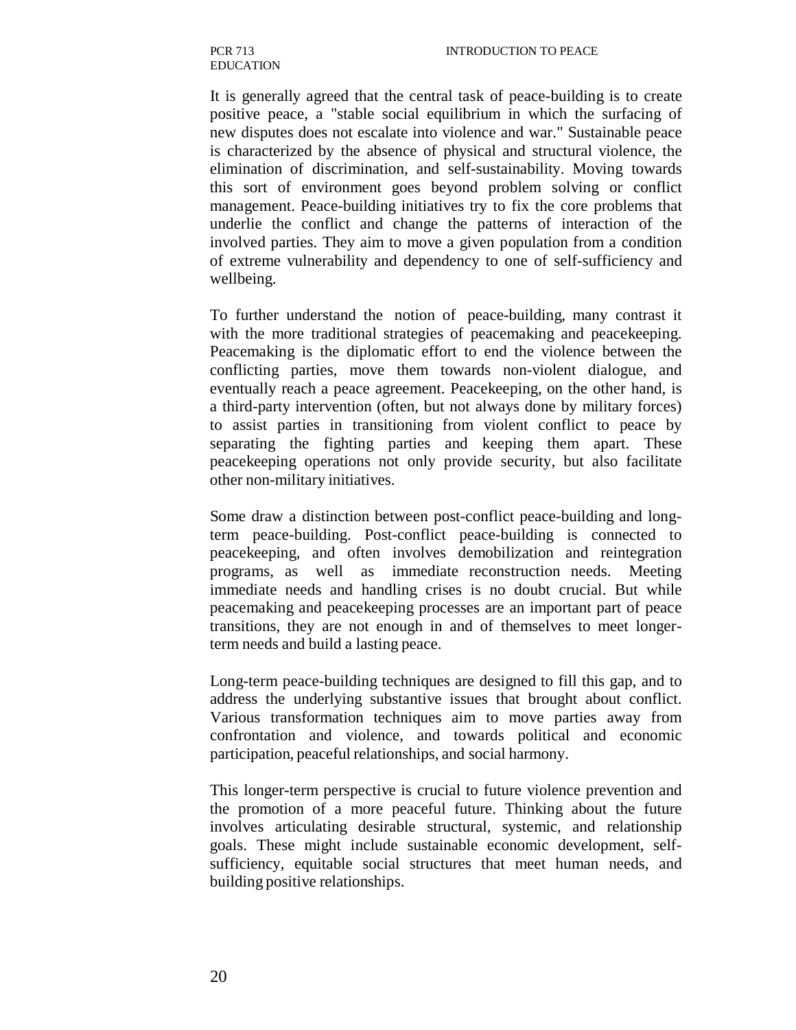It is generally agreed that the central task of peace-building is to create positive peace, a "stable social equilibrium in which the surfacing of new disputes does not escalate into violence and war." Sustainable peace is characterized by the absence of physical and structural violence, the elimination of discrimination, and self-sustainability. Moving towards this sort of environment goes beyond problem solving or conflict management. Peace-building initiatives try to fix the core problems that underlie the conflict and change the patterns of interaction of the involved parties. They aim to move a given population from a condition of extreme vulnerability and dependency to one of self-sufficiency and wellbeing.

To further understand the notion of peace-building, many contrast it with the more traditional strategies of peacemaking and peacekeeping. Peacemaking is the diplomatic effort to end the violence between the conflicting parties, move them towards non-violent dialogue, and eventually reach a peace agreement. Peacekeeping, on the other hand, is a third-party intervention (often, but not always done by military forces) to assist parties in transitioning from violent conflict to peace by separating the fighting parties and keeping them apart. These peacekeeping operations not only provide security, but also facilitate other non-military initiatives.

Some draw a distinction between post-conflict peace-building and long-term peace-building. Post-conflict peace-building is connected to peacekeeping, and often involves demobilization and reintegration programs, as well as immediate reconstruction needs. Meeting immediate needs and handling crises is no doubt crucial. But while peacemaking and peacekeeping processes are an important part of peace transitions, they are not enough in and of themselves to meet longer-term needs and build a lasting peace.

Long-term peace-building techniques are designed to fill this gap, and to address the underlying substantive issues that brought about conflict. Various transformation techniques aim to move parties away from confrontation and violence, and towards political and economic participation, peaceful relationships, and social harmony.

This longer-term perspective is crucial to future violence prevention and the promotion of a more peaceful future. Thinking about the future involves articulating desirable structural, systemic, and relationship goals. These might include sustainable economic development, self-sufficiency, equitable social structures that meet human needs, and building positive relationships.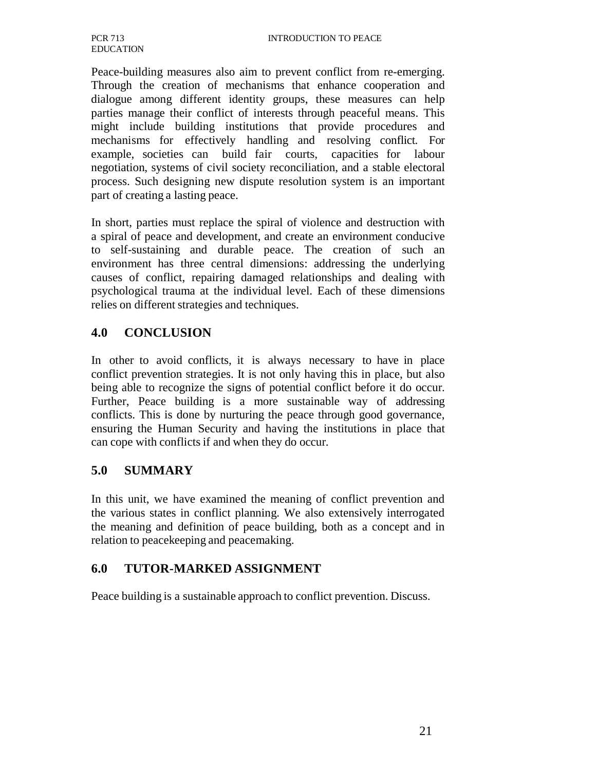Peace-building measures also aim to prevent conflict from re-emerging. Through the creation of mechanisms that enhance cooperation and dialogue among different identity groups, these measures can help parties manage their conflict of interests through peaceful means. This might include building institutions that provide procedures and mechanisms for effectively handling and resolving conflict. For example, societies can build fair courts, capacities for labour negotiation, systems of civil society reconciliation, and a stable electoral process. Such designing new dispute resolution system is an important part of creating a lasting peace.

In short, parties must replace the spiral of violence and destruction with a spiral of peace and development, and create an environment conducive to self-sustaining and durable peace. The creation of such an environment has three central dimensions: addressing the underlying causes of conflict, repairing damaged relationships and dealing with psychological trauma at the individual level. Each of these dimensions relies on different strategies and techniques.

## 4.0 CONCLUSION

In other to avoid conflicts, it is always necessary to have in place conflict prevention strategies. It is not only having this in place, but also being able to recognize the signs of potential conflict before it do occur. Further, Peace building is a more sustainable way of addressing conflicts. This is done by nurturing the peace through good governance, ensuring the Human Security and having the institutions in place that can cope with conflicts if and when they do occur.

## 5.0 SUMMARY

In this unit, we have examined the meaning of conflict prevention and the various states in conflict planning. We also extensively interrogated the meaning and definition of peace building, both as a concept and in relation to peacekeeping and peacemaking.

## 6.0 TUTOR-MARKED ASSIGNMENT

Peace building is a sustainable approach to conflict prevention. Discuss.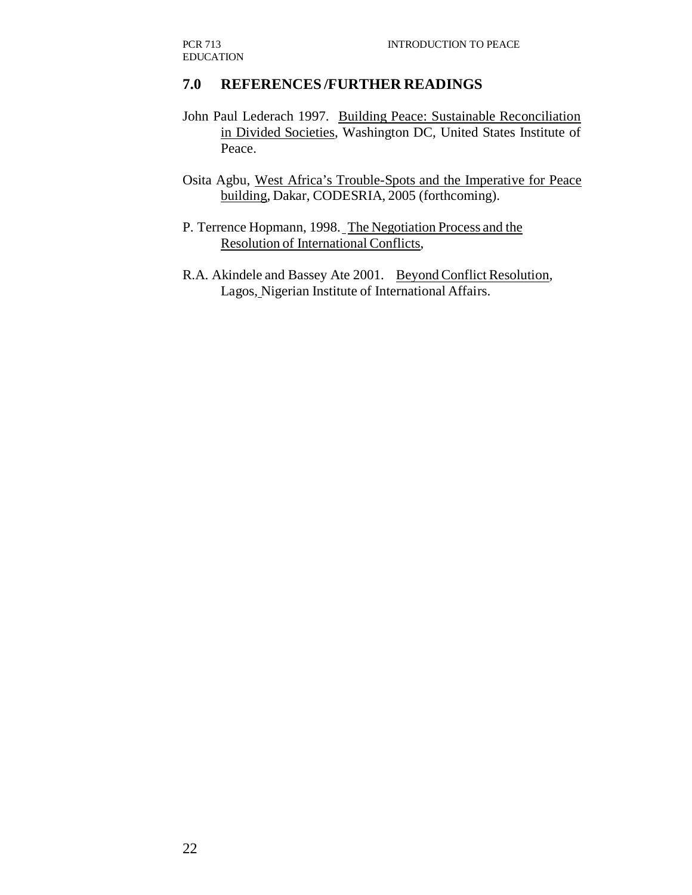## 7.0 REFERENCES /FURTHER READINGS

John Paul Lederach 1997. Building Peace: Sustainable Reconciliation in Divided Societies, Washington DC, United States Institute of Peace.

Osita Agbu, West Africa's Trouble-Spots and the Imperative for Peace building, Dakar, CODESRIA, 2005 (forthcoming).

P. Terrence Hopmann, 1998. The Negotiation Process and the Resolution of International Conflicts,

R.A. Akindele and Bassey Ate 2001. Beyond Conflict Resolution, Lagos, Nigerian Institute of International Affairs.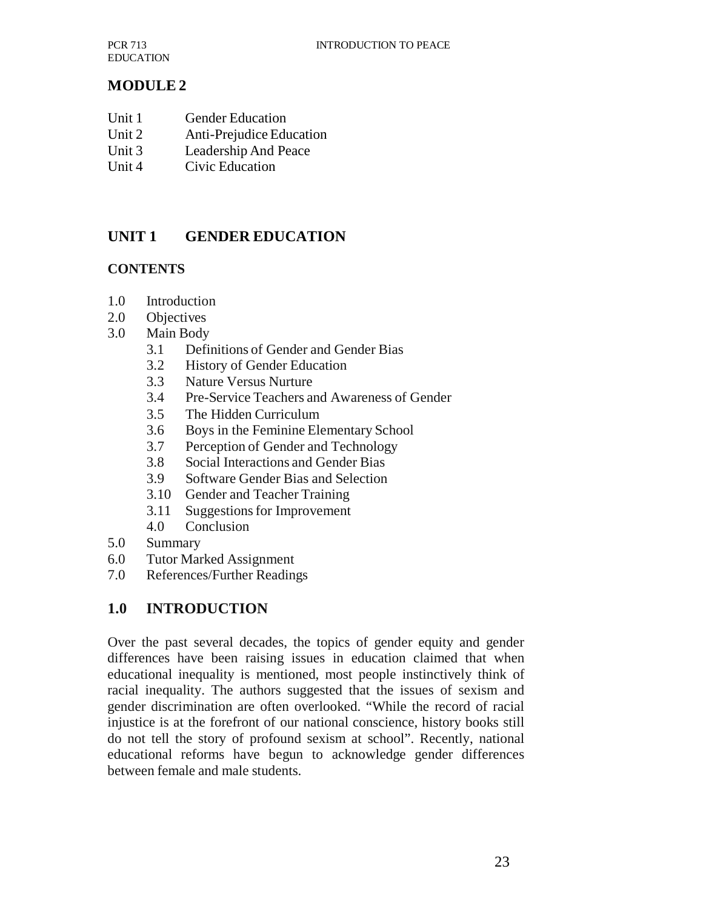# MODULE 2

Unit 1 Gender Education
Unit 2 Anti-Prejudice Education
Unit 3 Leadership And Peace
Unit 4 Civic Education

## UNIT 1 GENDER EDUCATION

### CONTENTS

1.0 Introduction
2.0 Objectives
3.0 Main Body
  3.1 Definitions of Gender and Gender Bias
  3.2 History of Gender Education
  3.3 Nature Versus Nurture
  3.4 Pre-Service Teachers and Awareness of Gender
  3.5 The Hidden Curriculum
  3.6 Boys in the Feminine Elementary School
  3.7 Perception of Gender and Technology
  3.8 Social Interactions and Gender Bias
  3.9 Software Gender Bias and Selection
  3.10 Gender and Teacher Training
  3.11 Suggestions for Improvement
  4.0 Conclusion
5.0 Summary
6.0 Tutor Marked Assignment
7.0 References/Further Readings

## 1.0 INTRODUCTION

Over the past several decades, the topics of gender equity and gender differences have been raising issues in education claimed that when educational inequality is mentioned, most people instinctively think of racial inequality. The authors suggested that the issues of sexism and gender discrimination are often overlooked. "While the record of racial injustice is at the forefront of our national conscience, history books still do not tell the story of profound sexism at school". Recently, national educational reforms have begun to acknowledge gender differences between female and male students.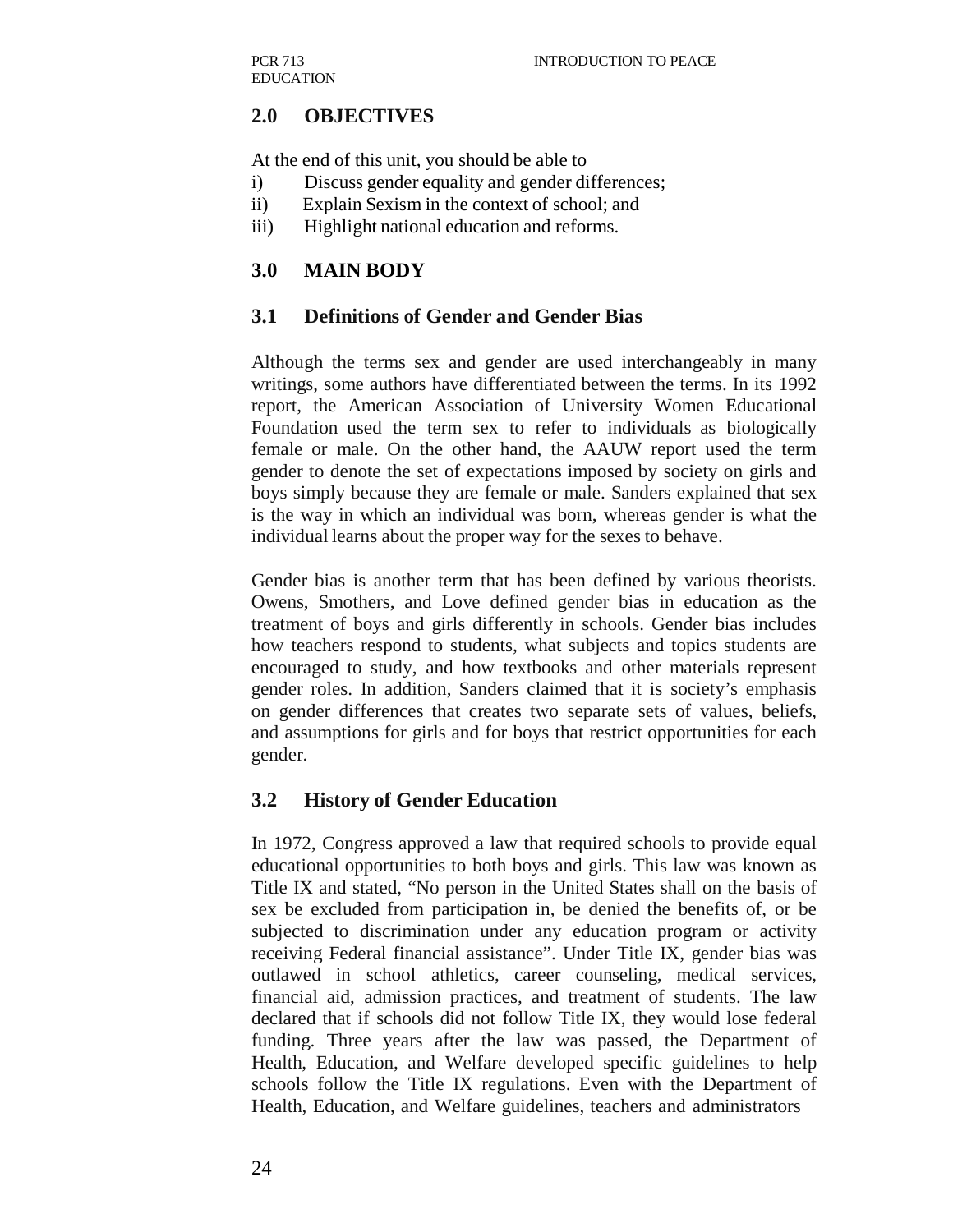## 2.0 OBJECTIVES

At the end of this unit, you should be able to

i) Discuss gender equality and gender differences;
ii) Explain Sexism in the context of school; and
iii) Highlight national education and reforms.

## 3.0 MAIN BODY

### 3.1 Definitions of Gender and Gender Bias

Although the terms sex and gender are used interchangeably in many writings, some authors have differentiated between the terms. In its 1992 report, the American Association of University Women Educational Foundation used the term sex to refer to individuals as biologically female or male. On the other hand, the AAUW report used the term gender to denote the set of expectations imposed by society on girls and boys simply because they are female or male. Sanders explained that sex is the way in which an individual was born, whereas gender is what the individual learns about the proper way for the sexes to behave.

Gender bias is another term that has been defined by various theorists. Owens, Smothers, and Love defined gender bias in education as the treatment of boys and girls differently in schools. Gender bias includes how teachers respond to students, what subjects and topics students are encouraged to study, and how textbooks and other materials represent gender roles. In addition, Sanders claimed that it is society's emphasis on gender differences that creates two separate sets of values, beliefs, and assumptions for girls and for boys that restrict opportunities for each gender.

### 3.2 History of Gender Education

In 1972, Congress approved a law that required schools to provide equal educational opportunities to both boys and girls. This law was known as Title IX and stated, "No person in the United States shall on the basis of sex be excluded from participation in, be denied the benefits of, or be subjected to discrimination under any education program or activity receiving Federal financial assistance". Under Title IX, gender bias was outlawed in school athletics, career counseling, medical services, financial aid, admission practices, and treatment of students. The law declared that if schools did not follow Title IX, they would lose federal funding. Three years after the law was passed, the Department of Health, Education, and Welfare developed specific guidelines to help schools follow the Title IX regulations. Even with the Department of Health, Education, and Welfare guidelines, teachers and administrators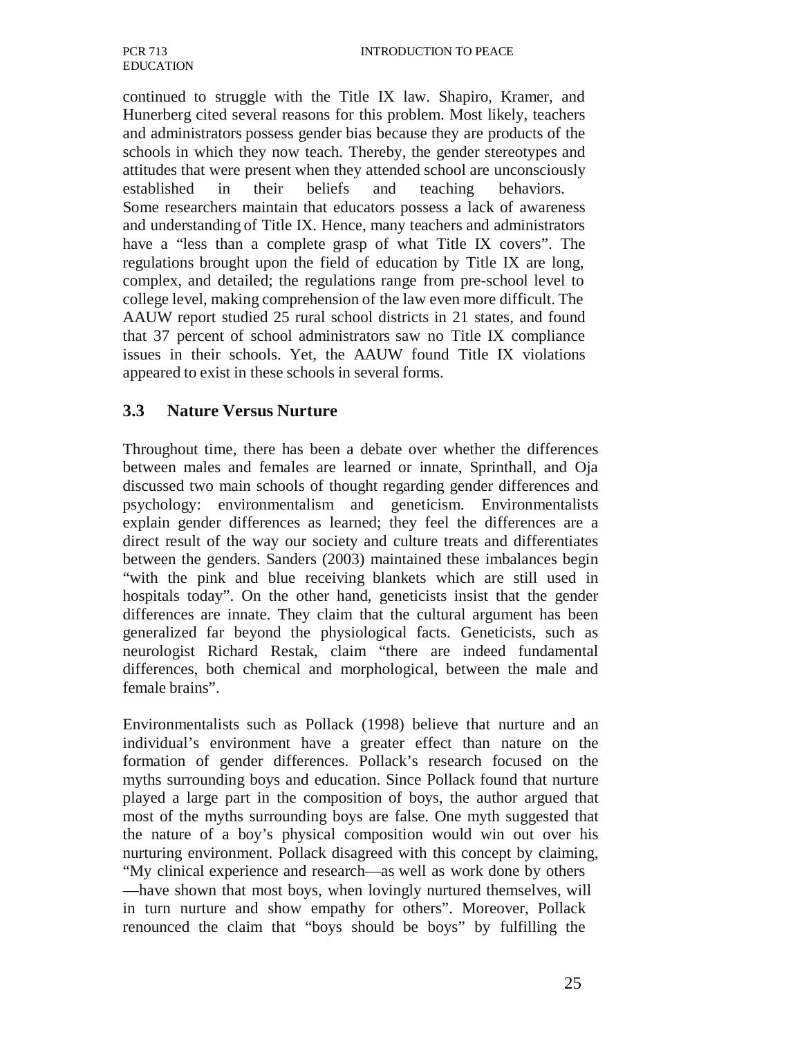continued to struggle with the Title IX law. Shapiro, Kramer, and Hunerberg cited several reasons for this problem. Most likely, teachers and administrators possess gender bias because they are products of the schools in which they now teach. Thereby, the gender stereotypes and attitudes that were present when they attended school are unconsciously established in their beliefs and teaching behaviors. Some researchers maintain that educators possess a lack of awareness and understanding of Title IX. Hence, many teachers and administrators have a "less than a complete grasp of what Title IX covers". The regulations brought upon the field of education by Title IX are long, complex, and detailed; the regulations range from pre-school level to college level, making comprehension of the law even more difficult. The AAUW report studied 25 rural school districts in 21 states, and found that 37 percent of school administrators saw no Title IX compliance issues in their schools. Yet, the AAUW found Title IX violations appeared to exist in these schools in several forms.

## 3.3 Nature Versus Nurture

Throughout time, there has been a debate over whether the differences between males and females are learned or innate, Sprinthall, and Oja discussed two main schools of thought regarding gender differences and psychology: environmentalism and geneticism. Environmentalists explain gender differences as learned; they feel the differences are a direct result of the way our society and culture treats and differentiates between the genders. Sanders (2003) maintained these imbalances begin "with the pink and blue receiving blankets which are still used in hospitals today". On the other hand, geneticists insist that the gender differences are innate. They claim that the cultural argument has been generalized far beyond the physiological facts. Geneticists, such as neurologist Richard Restak, claim "there are indeed fundamental differences, both chemical and morphological, between the male and female brains".

Environmentalists such as Pollack (1998) believe that nurture and an individual's environment have a greater effect than nature on the formation of gender differences. Pollack's research focused on the myths surrounding boys and education. Since Pollack found that nurture played a large part in the composition of boys, the author argued that most of the myths surrounding boys are false. One myth suggested that the nature of a boy's physical composition would win out over his nurturing environment. Pollack disagreed with this concept by claiming, "My clinical experience and research—as well as work done by others—have shown that most boys, when lovingly nurtured themselves, will in turn nurture and show empathy for others". Moreover, Pollack renounced the claim that "boys should be boys" by fulfilling the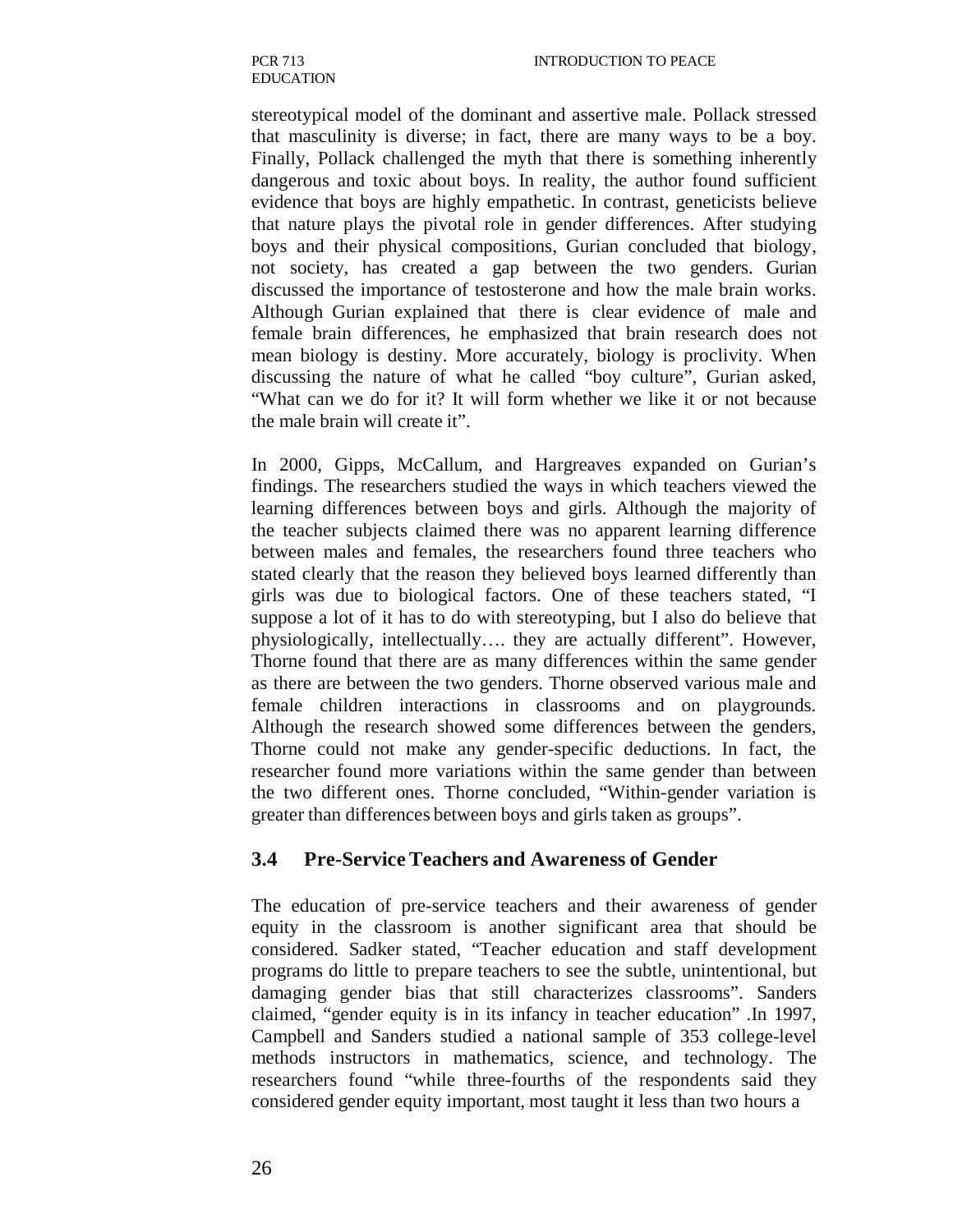stereotypical model of the dominant and assertive male. Pollack stressed that masculinity is diverse; in fact, there are many ways to be a boy. Finally, Pollack challenged the myth that there is something inherently dangerous and toxic about boys. In reality, the author found sufficient evidence that boys are highly empathetic. In contrast, geneticists believe that nature plays the pivotal role in gender differences. After studying boys and their physical compositions, Gurian concluded that biology, not society, has created a gap between the two genders. Gurian discussed the importance of testosterone and how the male brain works. Although Gurian explained that there is clear evidence of male and female brain differences, he emphasized that brain research does not mean biology is destiny. More accurately, biology is proclivity. When discussing the nature of what he called "boy culture", Gurian asked, "What can we do for it? It will form whether we like it or not because the male brain will create it".

In 2000, Gipps, McCallum, and Hargreaves expanded on Gurian's findings. The researchers studied the ways in which teachers viewed the learning differences between boys and girls. Although the majority of the teacher subjects claimed there was no apparent learning difference between males and females, the researchers found three teachers who stated clearly that the reason they believed boys learned differently than girls was due to biological factors. One of these teachers stated, "I suppose a lot of it has to do with stereotyping, but I also do believe that physiologically, intellectually…. they are actually different". However, Thorne found that there are as many differences within the same gender as there are between the two genders. Thorne observed various male and female children interactions in classrooms and on playgrounds. Although the research showed some differences between the genders, Thorne could not make any gender-specific deductions. In fact, the researcher found more variations within the same gender than between the two different ones. Thorne concluded, "Within-gender variation is greater than differences between boys and girls taken as groups".

### 3.4 Pre-Service Teachers and Awareness of Gender

The education of pre-service teachers and their awareness of gender equity in the classroom is another significant area that should be considered. Sadker stated, "Teacher education and staff development programs do little to prepare teachers to see the subtle, unintentional, but damaging gender bias that still characterizes classrooms". Sanders claimed, "gender equity is in its infancy in teacher education" .In 1997, Campbell and Sanders studied a national sample of 353 college-level methods instructors in mathematics, science, and technology. The researchers found "while three-fourths of the respondents said they considered gender equity important, most taught it less than two hours a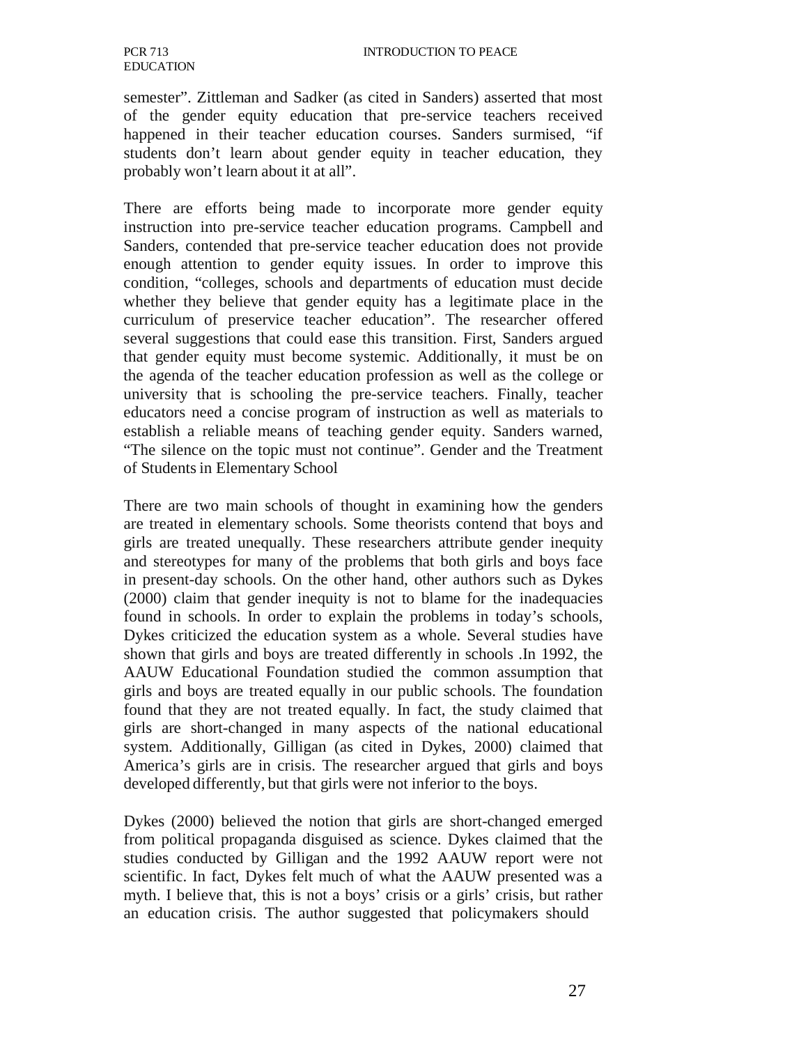semester". Zittleman and Sadker (as cited in Sanders) asserted that most of the gender equity education that pre-service teachers received happened in their teacher education courses. Sanders surmised, "if students don't learn about gender equity in teacher education, they probably won't learn about it at all".

There are efforts being made to incorporate more gender equity instruction into pre-service teacher education programs. Campbell and Sanders, contended that pre-service teacher education does not provide enough attention to gender equity issues. In order to improve this condition, "colleges, schools and departments of education must decide whether they believe that gender equity has a legitimate place in the curriculum of preservice teacher education". The researcher offered several suggestions that could ease this transition. First, Sanders argued that gender equity must become systemic. Additionally, it must be on the agenda of the teacher education profession as well as the college or university that is schooling the pre-service teachers. Finally, teacher educators need a concise program of instruction as well as materials to establish a reliable means of teaching gender equity. Sanders warned, "The silence on the topic must not continue". Gender and the Treatment of Students in Elementary School

There are two main schools of thought in examining how the genders are treated in elementary schools. Some theorists contend that boys and girls are treated unequally. These researchers attribute gender inequity and stereotypes for many of the problems that both girls and boys face in present-day schools. On the other hand, other authors such as Dykes (2000) claim that gender inequity is not to blame for the inadequacies found in schools. In order to explain the problems in today's schools, Dykes criticized the education system as a whole. Several studies have shown that girls and boys are treated differently in schools .In 1992, the AAUW Educational Foundation studied the common assumption that girls and boys are treated equally in our public schools. The foundation found that they are not treated equally. In fact, the study claimed that girls are short-changed in many aspects of the national educational system. Additionally, Gilligan (as cited in Dykes, 2000) claimed that America's girls are in crisis. The researcher argued that girls and boys developed differently, but that girls were not inferior to the boys.

Dykes (2000) believed the notion that girls are short-changed emerged from political propaganda disguised as science. Dykes claimed that the studies conducted by Gilligan and the 1992 AAUW report were not scientific. In fact, Dykes felt much of what the AAUW presented was a myth. I believe that, this is not a boys' crisis or a girls' crisis, but rather an education crisis. The author suggested that policymakers should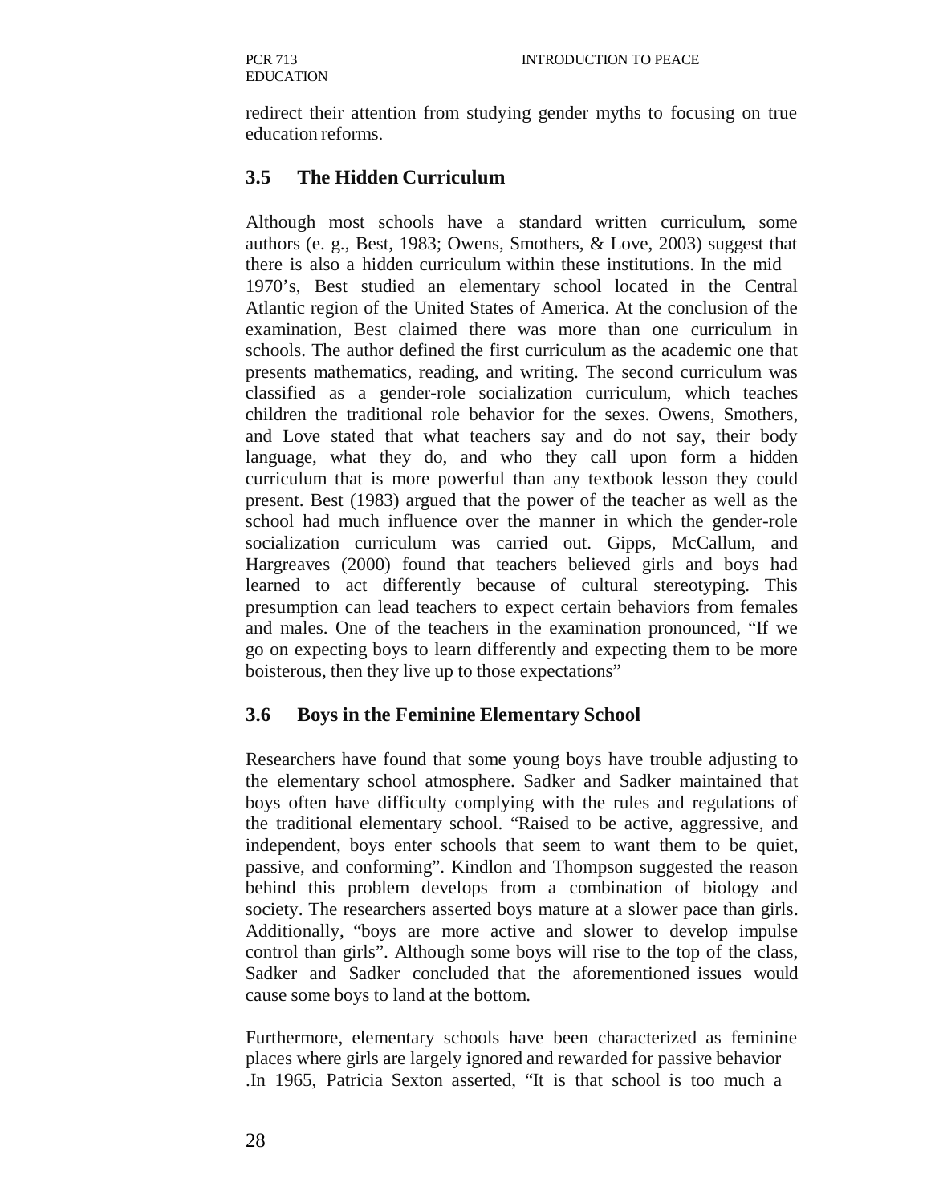redirect their attention from studying gender myths to focusing on true education reforms.

### 3.5 The Hidden Curriculum

Although most schools have a standard written curriculum, some authors (e. g., Best, 1983; Owens, Smothers, & Love, 2003) suggest that there is also a hidden curriculum within these institutions. In the mid 1970's, Best studied an elementary school located in the Central Atlantic region of the United States of America. At the conclusion of the examination, Best claimed there was more than one curriculum in schools. The author defined the first curriculum as the academic one that presents mathematics, reading, and writing. The second curriculum was classified as a gender-role socialization curriculum, which teaches children the traditional role behavior for the sexes. Owens, Smothers, and Love stated that what teachers say and do not say, their body language, what they do, and who they call upon form a hidden curriculum that is more powerful than any textbook lesson they could present. Best (1983) argued that the power of the teacher as well as the school had much influence over the manner in which the gender-role socialization curriculum was carried out. Gipps, McCallum, and Hargreaves (2000) found that teachers believed girls and boys had learned to act differently because of cultural stereotyping. This presumption can lead teachers to expect certain behaviors from females and males. One of the teachers in the examination pronounced, "If we go on expecting boys to learn differently and expecting them to be more boisterous, then they live up to those expectations"

### 3.6 Boys in the Feminine Elementary School

Researchers have found that some young boys have trouble adjusting to the elementary school atmosphere. Sadker and Sadker maintained that boys often have difficulty complying with the rules and regulations of the traditional elementary school. "Raised to be active, aggressive, and independent, boys enter schools that seem to want them to be quiet, passive, and conforming". Kindlon and Thompson suggested the reason behind this problem develops from a combination of biology and society. The researchers asserted boys mature at a slower pace than girls. Additionally, "boys are more active and slower to develop impulse control than girls". Although some boys will rise to the top of the class, Sadker and Sadker concluded that the aforementioned issues would cause some boys to land at the bottom.

Furthermore, elementary schools have been characterized as feminine places where girls are largely ignored and rewarded for passive behavior .In 1965, Patricia Sexton asserted, "It is that school is too much a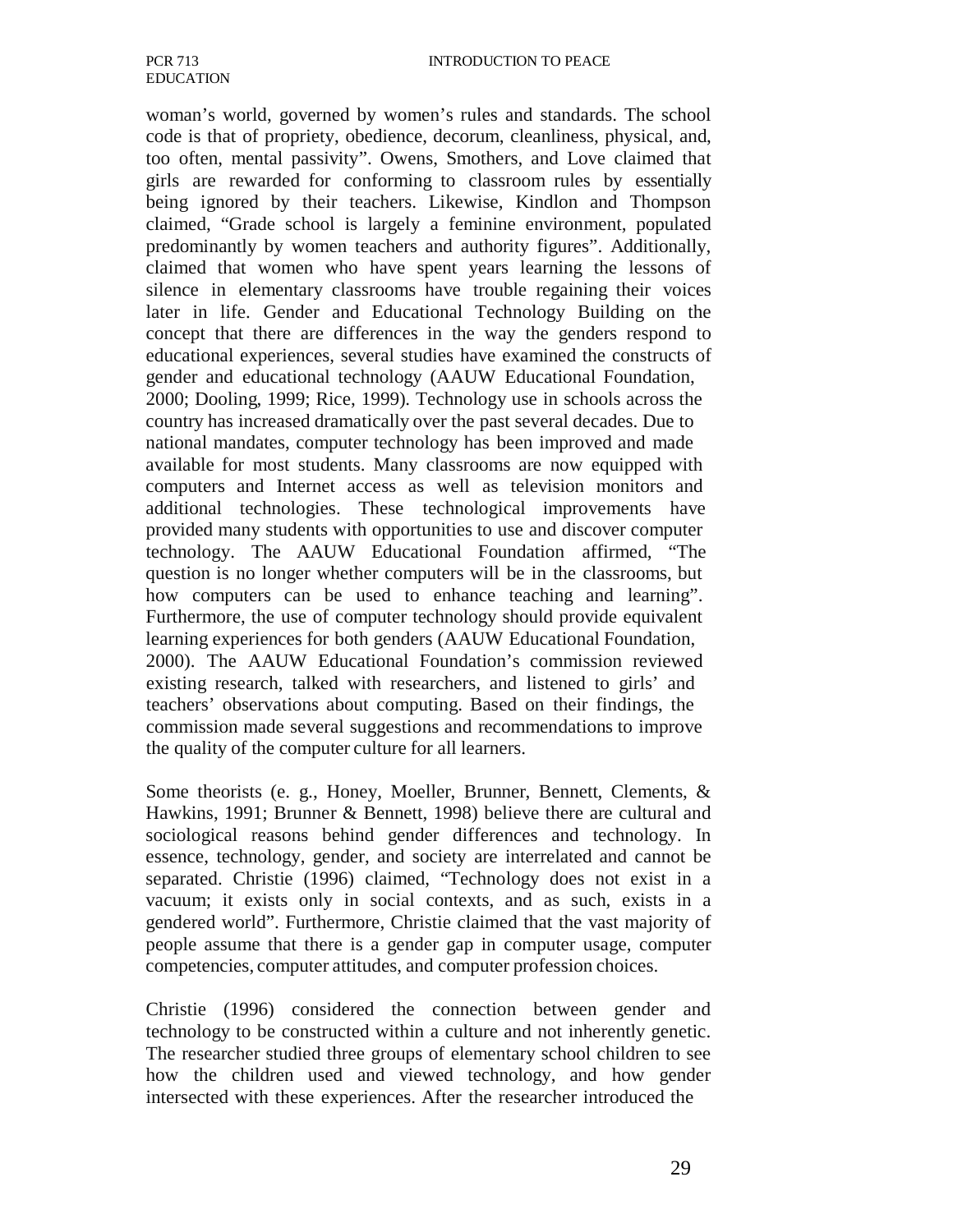woman's world, governed by women's rules and standards. The school code is that of propriety, obedience, decorum, cleanliness, physical, and, too often, mental passivity". Owens, Smothers, and Love claimed that girls are rewarded for conforming to classroom rules by essentially being ignored by their teachers. Likewise, Kindlon and Thompson claimed, "Grade school is largely a feminine environment, populated predominantly by women teachers and authority figures". Additionally, claimed that women who have spent years learning the lessons of silence in elementary classrooms have trouble regaining their voices later in life. Gender and Educational Technology Building on the concept that there are differences in the way the genders respond to educational experiences, several studies have examined the constructs of gender and educational technology (AAUW Educational Foundation, 2000; Dooling, 1999; Rice, 1999). Technology use in schools across the country has increased dramatically over the past several decades. Due to national mandates, computer technology has been improved and made available for most students. Many classrooms are now equipped with computers and Internet access as well as television monitors and additional technologies. These technological improvements have provided many students with opportunities to use and discover computer technology. The AAUW Educational Foundation affirmed, "The question is no longer whether computers will be in the classrooms, but how computers can be used to enhance teaching and learning". Furthermore, the use of computer technology should provide equivalent learning experiences for both genders (AAUW Educational Foundation, 2000). The AAUW Educational Foundation's commission reviewed existing research, talked with researchers, and listened to girls' and teachers' observations about computing. Based on their findings, the commission made several suggestions and recommendations to improve the quality of the computer culture for all learners.

Some theorists (e. g., Honey, Moeller, Brunner, Bennett, Clements, & Hawkins, 1991; Brunner & Bennett, 1998) believe there are cultural and sociological reasons behind gender differences and technology. In essence, technology, gender, and society are interrelated and cannot be separated. Christie (1996) claimed, "Technology does not exist in a vacuum; it exists only in social contexts, and as such, exists in a gendered world". Furthermore, Christie claimed that the vast majority of people assume that there is a gender gap in computer usage, computer competencies, computer attitudes, and computer profession choices.

Christie (1996) considered the connection between gender and technology to be constructed within a culture and not inherently genetic. The researcher studied three groups of elementary school children to see how the children used and viewed technology, and how gender intersected with these experiences. After the researcher introduced the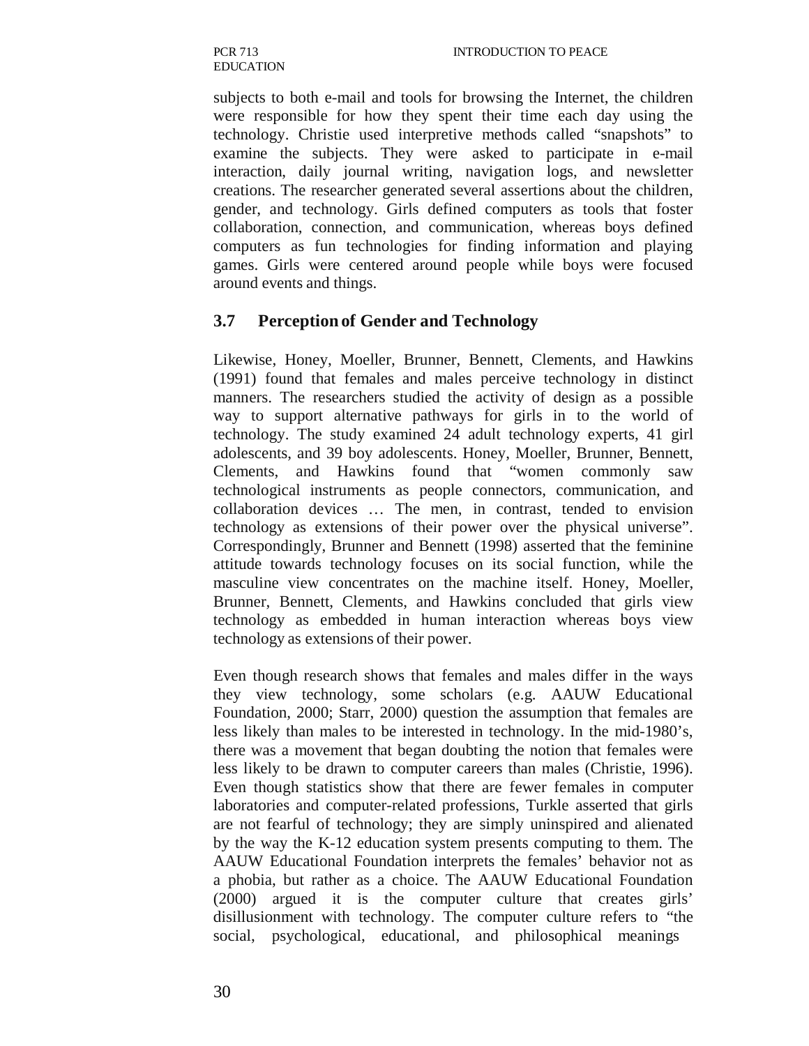subjects to both e-mail and tools for browsing the Internet, the children were responsible for how they spent their time each day using the technology. Christie used interpretive methods called "snapshots" to examine the subjects. They were asked to participate in e-mail interaction, daily journal writing, navigation logs, and newsletter creations. The researcher generated several assertions about the children, gender, and technology. Girls defined computers as tools that foster collaboration, connection, and communication, whereas boys defined computers as fun technologies for finding information and playing games. Girls were centered around people while boys were focused around events and things.

## 3.7 Perception of Gender and Technology

Likewise, Honey, Moeller, Brunner, Bennett, Clements, and Hawkins (1991) found that females and males perceive technology in distinct manners. The researchers studied the activity of design as a possible way to support alternative pathways for girls in to the world of technology. The study examined 24 adult technology experts, 41 girl adolescents, and 39 boy adolescents. Honey, Moeller, Brunner, Bennett, Clements, and Hawkins found that "women commonly saw technological instruments as people connectors, communication, and collaboration devices … The men, in contrast, tended to envision technology as extensions of their power over the physical universe". Correspondingly, Brunner and Bennett (1998) asserted that the feminine attitude towards technology focuses on its social function, while the masculine view concentrates on the machine itself. Honey, Moeller, Brunner, Bennett, Clements, and Hawkins concluded that girls view technology as embedded in human interaction whereas boys view technology as extensions of their power.

Even though research shows that females and males differ in the ways they view technology, some scholars (e.g. AAUW Educational Foundation, 2000; Starr, 2000) question the assumption that females are less likely than males to be interested in technology. In the mid-1980's, there was a movement that began doubting the notion that females were less likely to be drawn to computer careers than males (Christie, 1996). Even though statistics show that there are fewer females in computer laboratories and computer-related professions, Turkle asserted that girls are not fearful of technology; they are simply uninspired and alienated by the way the K-12 education system presents computing to them. The AAUW Educational Foundation interprets the females' behavior not as a phobia, but rather as a choice. The AAUW Educational Foundation (2000) argued it is the computer culture that creates girls' disillusionment with technology. The computer culture refers to "the social, psychological, educational, and philosophical meanings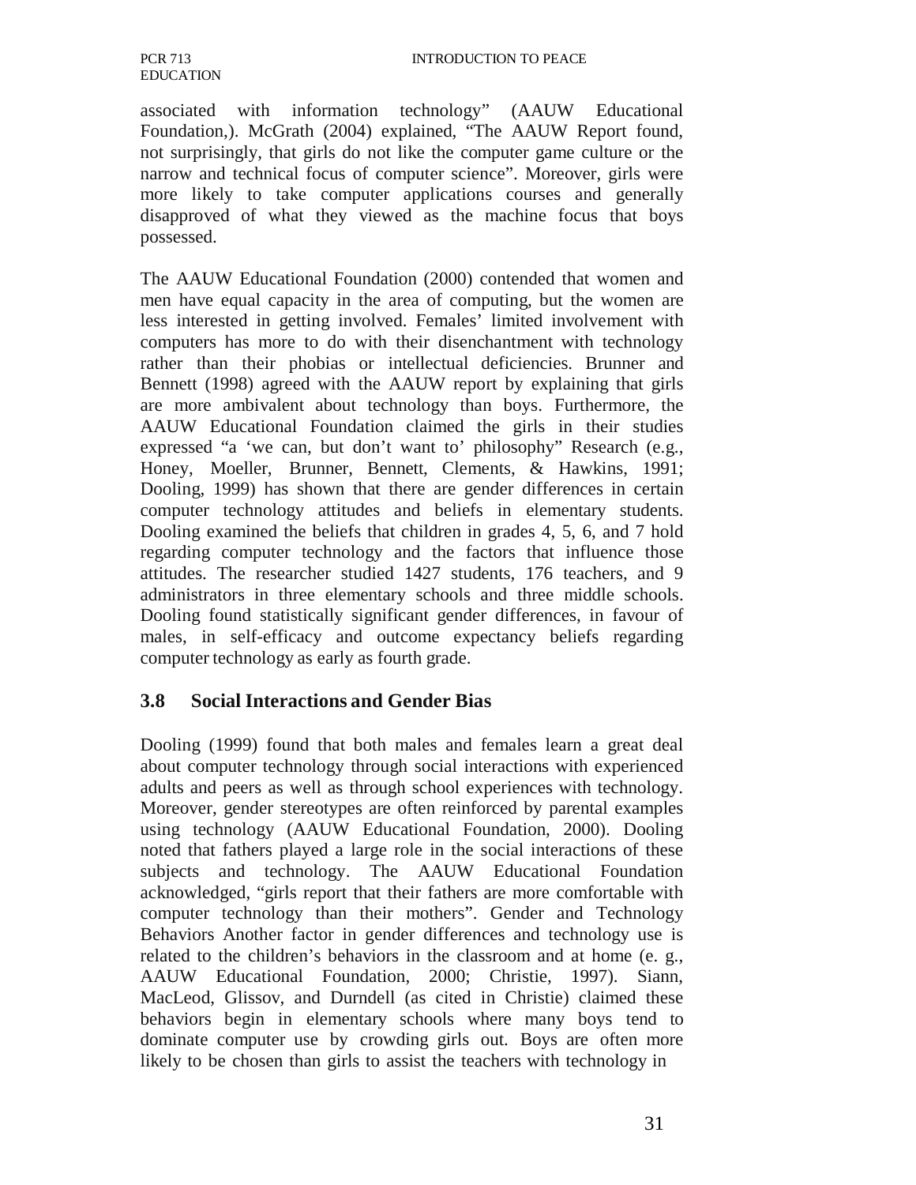associated with information technology" (AAUW Educational Foundation,). McGrath (2004) explained, "The AAUW Report found, not surprisingly, that girls do not like the computer game culture or the narrow and technical focus of computer science". Moreover, girls were more likely to take computer applications courses and generally disapproved of what they viewed as the machine focus that boys possessed.

The AAUW Educational Foundation (2000) contended that women and men have equal capacity in the area of computing, but the women are less interested in getting involved. Females' limited involvement with computers has more to do with their disenchantment with technology rather than their phobias or intellectual deficiencies. Brunner and Bennett (1998) agreed with the AAUW report by explaining that girls are more ambivalent about technology than boys. Furthermore, the AAUW Educational Foundation claimed the girls in their studies expressed "a 'we can, but don't want to' philosophy" Research (e.g., Honey, Moeller, Brunner, Bennett, Clements, & Hawkins, 1991; Dooling, 1999) has shown that there are gender differences in certain computer technology attitudes and beliefs in elementary students. Dooling examined the beliefs that children in grades 4, 5, 6, and 7 hold regarding computer technology and the factors that influence those attitudes. The researcher studied 1427 students, 176 teachers, and 9 administrators in three elementary schools and three middle schools. Dooling found statistically significant gender differences, in favour of males, in self-efficacy and outcome expectancy beliefs regarding computer technology as early as fourth grade.

### 3.8 Social Interactions and Gender Bias

Dooling (1999) found that both males and females learn a great deal about computer technology through social interactions with experienced adults and peers as well as through school experiences with technology. Moreover, gender stereotypes are often reinforced by parental examples using technology (AAUW Educational Foundation, 2000). Dooling noted that fathers played a large role in the social interactions of these subjects and technology. The AAUW Educational Foundation acknowledged, "girls report that their fathers are more comfortable with computer technology than their mothers". Gender and Technology Behaviors Another factor in gender differences and technology use is related to the children's behaviors in the classroom and at home (e. g., AAUW Educational Foundation, 2000; Christie, 1997). Siann, MacLeod, Glissov, and Durndell (as cited in Christie) claimed these behaviors begin in elementary schools where many boys tend to dominate computer use by crowding girls out. Boys are often more likely to be chosen than girls to assist the teachers with technology in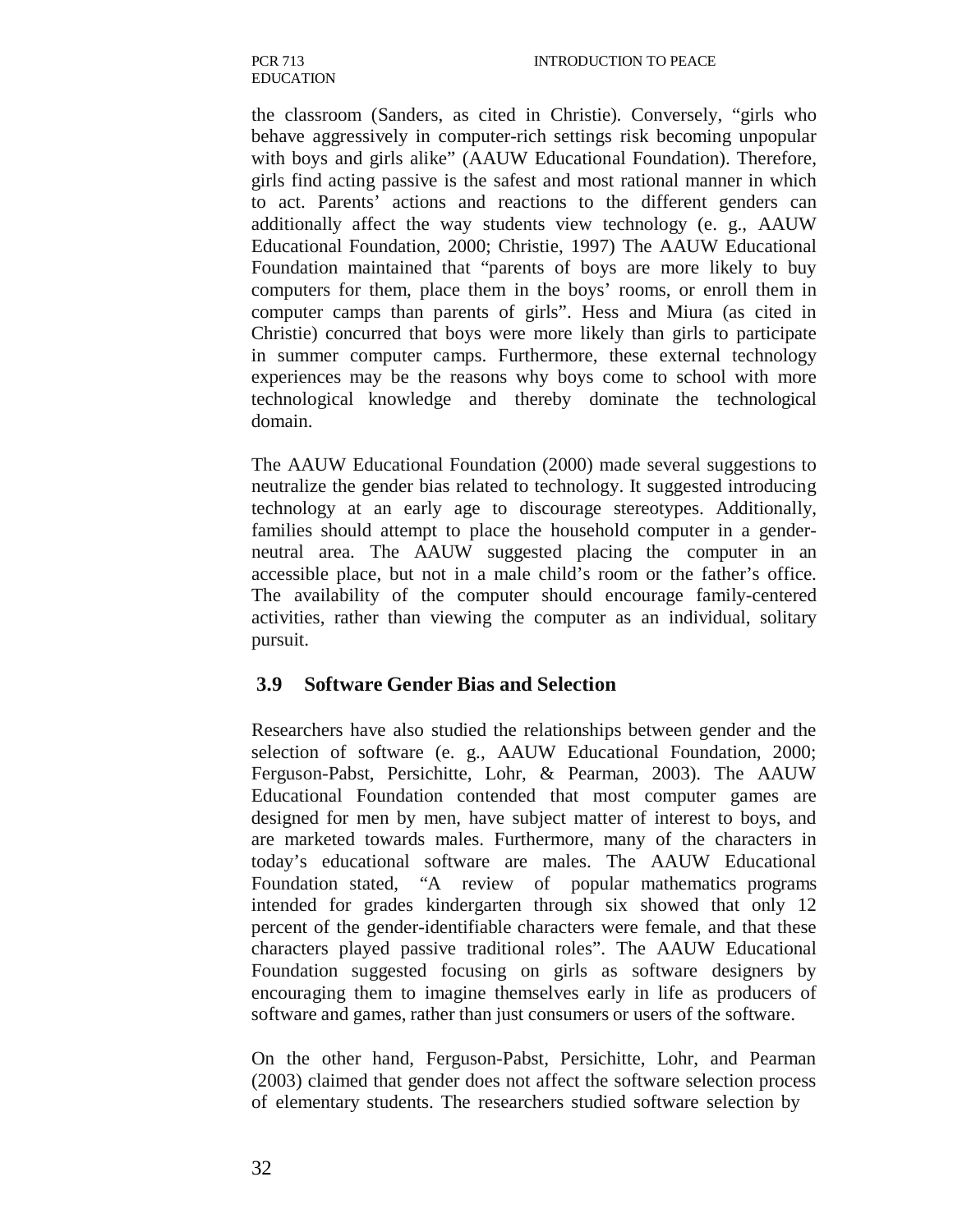the classroom (Sanders, as cited in Christie). Conversely, "girls who behave aggressively in computer-rich settings risk becoming unpopular with boys and girls alike" (AAUW Educational Foundation). Therefore, girls find acting passive is the safest and most rational manner in which to act. Parents' actions and reactions to the different genders can additionally affect the way students view technology (e. g., AAUW Educational Foundation, 2000; Christie, 1997) The AAUW Educational Foundation maintained that "parents of boys are more likely to buy computers for them, place them in the boys' rooms, or enroll them in computer camps than parents of girls". Hess and Miura (as cited in Christie) concurred that boys were more likely than girls to participate in summer computer camps. Furthermore, these external technology experiences may be the reasons why boys come to school with more technological knowledge and thereby dominate the technological domain.

The AAUW Educational Foundation (2000) made several suggestions to neutralize the gender bias related to technology. It suggested introducing technology at an early age to discourage stereotypes. Additionally, families should attempt to place the household computer in a gender-neutral area. The AAUW suggested placing the computer in an accessible place, but not in a male child's room or the father's office. The availability of the computer should encourage family-centered activities, rather than viewing the computer as an individual, solitary pursuit.

## 3.9 Software Gender Bias and Selection

Researchers have also studied the relationships between gender and the selection of software (e. g., AAUW Educational Foundation, 2000; Ferguson-Pabst, Persichitte, Lohr, & Pearman, 2003). The AAUW Educational Foundation contended that most computer games are designed for men by men, have subject matter of interest to boys, and are marketed towards males. Furthermore, many of the characters in today's educational software are males. The AAUW Educational Foundation stated, "A review of popular mathematics programs intended for grades kindergarten through six showed that only 12 percent of the gender-identifiable characters were female, and that these characters played passive traditional roles". The AAUW Educational Foundation suggested focusing on girls as software designers by encouraging them to imagine themselves early in life as producers of software and games, rather than just consumers or users of the software.

On the other hand, Ferguson-Pabst, Persichitte, Lohr, and Pearman (2003) claimed that gender does not affect the software selection process of elementary students. The researchers studied software selection by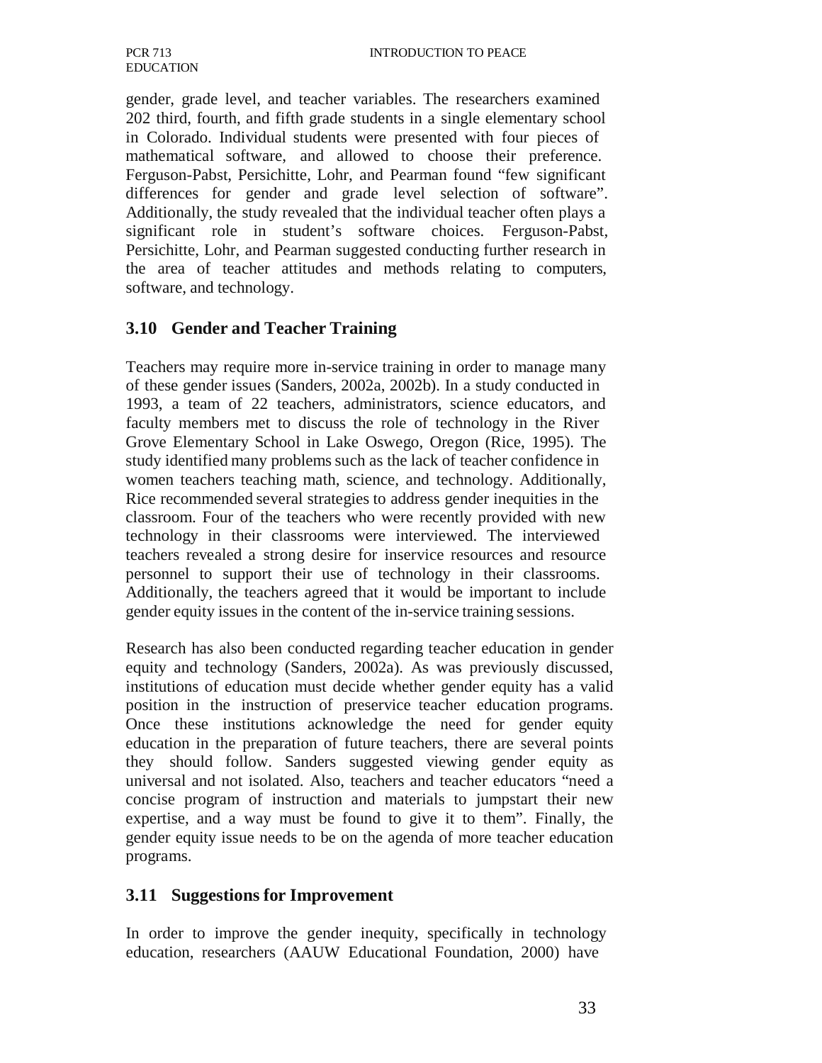gender, grade level, and teacher variables. The researchers examined 202 third, fourth, and fifth grade students in a single elementary school in Colorado. Individual students were presented with four pieces of mathematical software, and allowed to choose their preference. Ferguson-Pabst, Persichitte, Lohr, and Pearman found "few significant differences for gender and grade level selection of software". Additionally, the study revealed that the individual teacher often plays a significant role in student's software choices. Ferguson-Pabst, Persichitte, Lohr, and Pearman suggested conducting further research in the area of teacher attitudes and methods relating to computers, software, and technology.

## 3.10 Gender and Teacher Training

Teachers may require more in-service training in order to manage many of these gender issues (Sanders, 2002a, 2002b). In a study conducted in 1993, a team of 22 teachers, administrators, science educators, and faculty members met to discuss the role of technology in the River Grove Elementary School in Lake Oswego, Oregon (Rice, 1995). The study identified many problems such as the lack of teacher confidence in women teachers teaching math, science, and technology. Additionally, Rice recommended several strategies to address gender inequities in the classroom. Four of the teachers who were recently provided with new technology in their classrooms were interviewed. The interviewed teachers revealed a strong desire for inservice resources and resource personnel to support their use of technology in their classrooms. Additionally, the teachers agreed that it would be important to include gender equity issues in the content of the in-service training sessions.

Research has also been conducted regarding teacher education in gender equity and technology (Sanders, 2002a). As was previously discussed, institutions of education must decide whether gender equity has a valid position in the instruction of preservice teacher education programs. Once these institutions acknowledge the need for gender equity education in the preparation of future teachers, there are several points they should follow. Sanders suggested viewing gender equity as universal and not isolated. Also, teachers and teacher educators "need a concise program of instruction and materials to jumpstart their new expertise, and a way must be found to give it to them". Finally, the gender equity issue needs to be on the agenda of more teacher education programs.

## 3.11 Suggestions for Improvement

In order to improve the gender inequity, specifically in technology education, researchers (AAUW Educational Foundation, 2000) have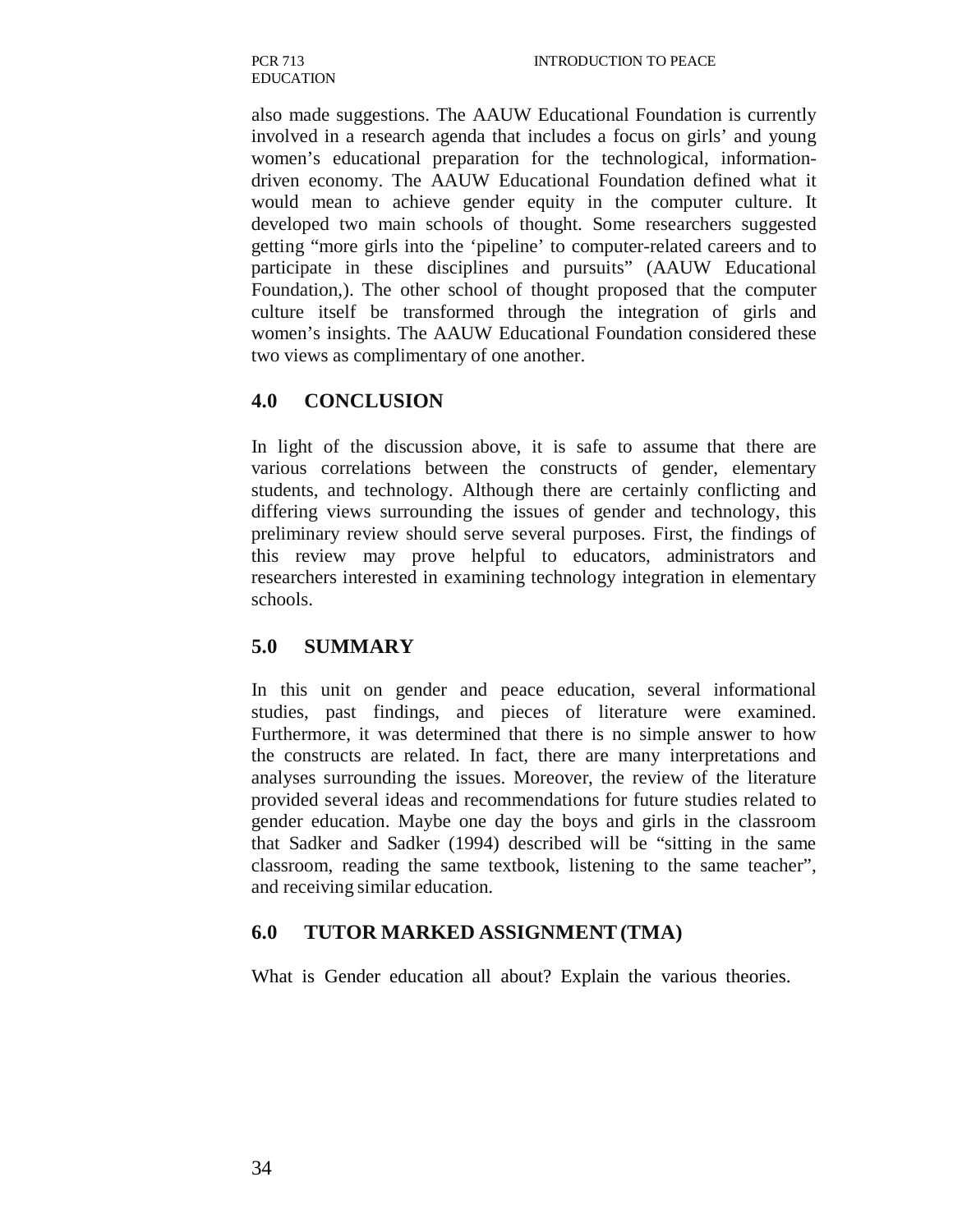also made suggestions. The AAUW Educational Foundation is currently involved in a research agenda that includes a focus on girls' and young women's educational preparation for the technological, information-driven economy. The AAUW Educational Foundation defined what it would mean to achieve gender equity in the computer culture. It developed two main schools of thought. Some researchers suggested getting "more girls into the 'pipeline' to computer-related careers and to participate in these disciplines and pursuits" (AAUW Educational Foundation,). The other school of thought proposed that the computer culture itself be transformed through the integration of girls and women's insights. The AAUW Educational Foundation considered these two views as complimentary of one another.

## 4.0 CONCLUSION

In light of the discussion above, it is safe to assume that there are various correlations between the constructs of gender, elementary students, and technology. Although there are certainly conflicting and differing views surrounding the issues of gender and technology, this preliminary review should serve several purposes. First, the findings of this review may prove helpful to educators, administrators and researchers interested in examining technology integration in elementary schools.

## 5.0 SUMMARY

In this unit on gender and peace education, several informational studies, past findings, and pieces of literature were examined. Furthermore, it was determined that there is no simple answer to how the constructs are related. In fact, there are many interpretations and analyses surrounding the issues. Moreover, the review of the literature provided several ideas and recommendations for future studies related to gender education. Maybe one day the boys and girls in the classroom that Sadker and Sadker (1994) described will be "sitting in the same classroom, reading the same textbook, listening to the same teacher", and receiving similar education.

## 6.0 TUTOR MARKED ASSIGNMENT (TMA)

What is Gender education all about? Explain the various theories.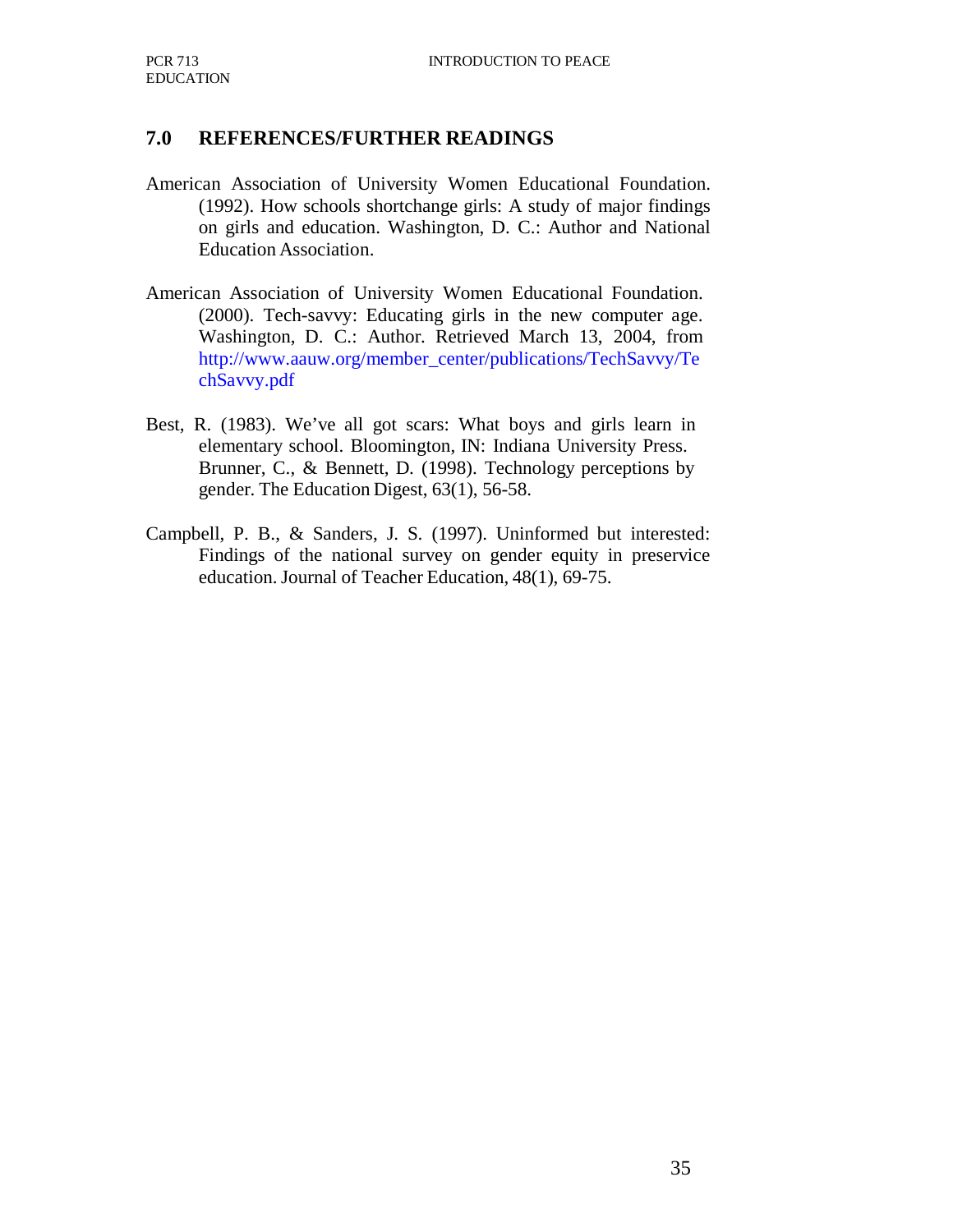## 7.0 REFERENCES/FURTHER READINGS

American Association of University Women Educational Foundation. (1992). How schools shortchange girls: A study of major findings on girls and education. Washington, D. C.: Author and National Education Association.

American Association of University Women Educational Foundation. (2000). Tech-savvy: Educating girls in the new computer age. Washington, D. C.: Author. Retrieved March 13, 2004, from http://www.aauw.org/member_center/publications/TechSavvy/TechSavvy.pdf

Best, R. (1983). We've all got scars: What boys and girls learn in elementary school. Bloomington, IN: Indiana University Press.

Brunner, C., & Bennett, D. (1998). Technology perceptions by gender. The Education Digest, 63(1), 56-58.

Campbell, P. B., & Sanders, J. S. (1997). Uninformed but interested: Findings of the national survey on gender equity in preservice education. Journal of Teacher Education, 48(1), 69-75.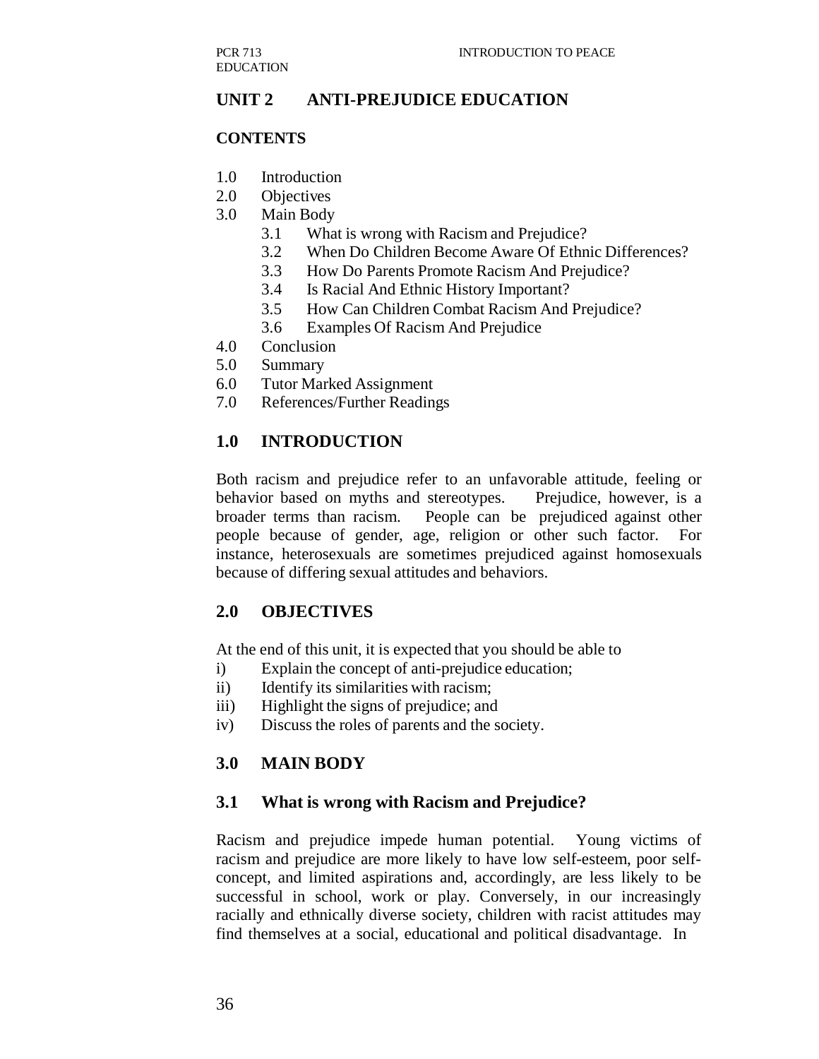## UNIT 2 ANTI-PREJUDICE EDUCATION

### CONTENTS

1.0 Introduction
2.0 Objectives
3.0 Main Body
  3.1 What is wrong with Racism and Prejudice?
  3.2 When Do Children Become Aware Of Ethnic Differences?
  3.3 How Do Parents Promote Racism And Prejudice?
  3.4 Is Racial And Ethnic History Important?
  3.5 How Can Children Combat Racism And Prejudice?
  3.6 Examples Of Racism And Prejudice
4.0 Conclusion
5.0 Summary
6.0 Tutor Marked Assignment
7.0 References/Further Readings

### 1.0 INTRODUCTION

Both racism and prejudice refer to an unfavorable attitude, feeling or behavior based on myths and stereotypes. Prejudice, however, is a broader terms than racism. People can be prejudiced against other people because of gender, age, religion or other such factor. For instance, heterosexuals are sometimes prejudiced against homosexuals because of differing sexual attitudes and behaviors.

### 2.0 OBJECTIVES

At the end of this unit, it is expected that you should be able to

i) Explain the concept of anti-prejudice education;
ii) Identify its similarities with racism;
iii) Highlight the signs of prejudice; and
iv) Discuss the roles of parents and the society.

### 3.0 MAIN BODY

### 3.1 What is wrong with Racism and Prejudice?

Racism and prejudice impede human potential. Young victims of racism and prejudice are more likely to have low self-esteem, poor self-concept, and limited aspirations and, accordingly, are less likely to be successful in school, work or play. Conversely, in our increasingly racially and ethnically diverse society, children with racist attitudes may find themselves at a social, educational and political disadvantage. In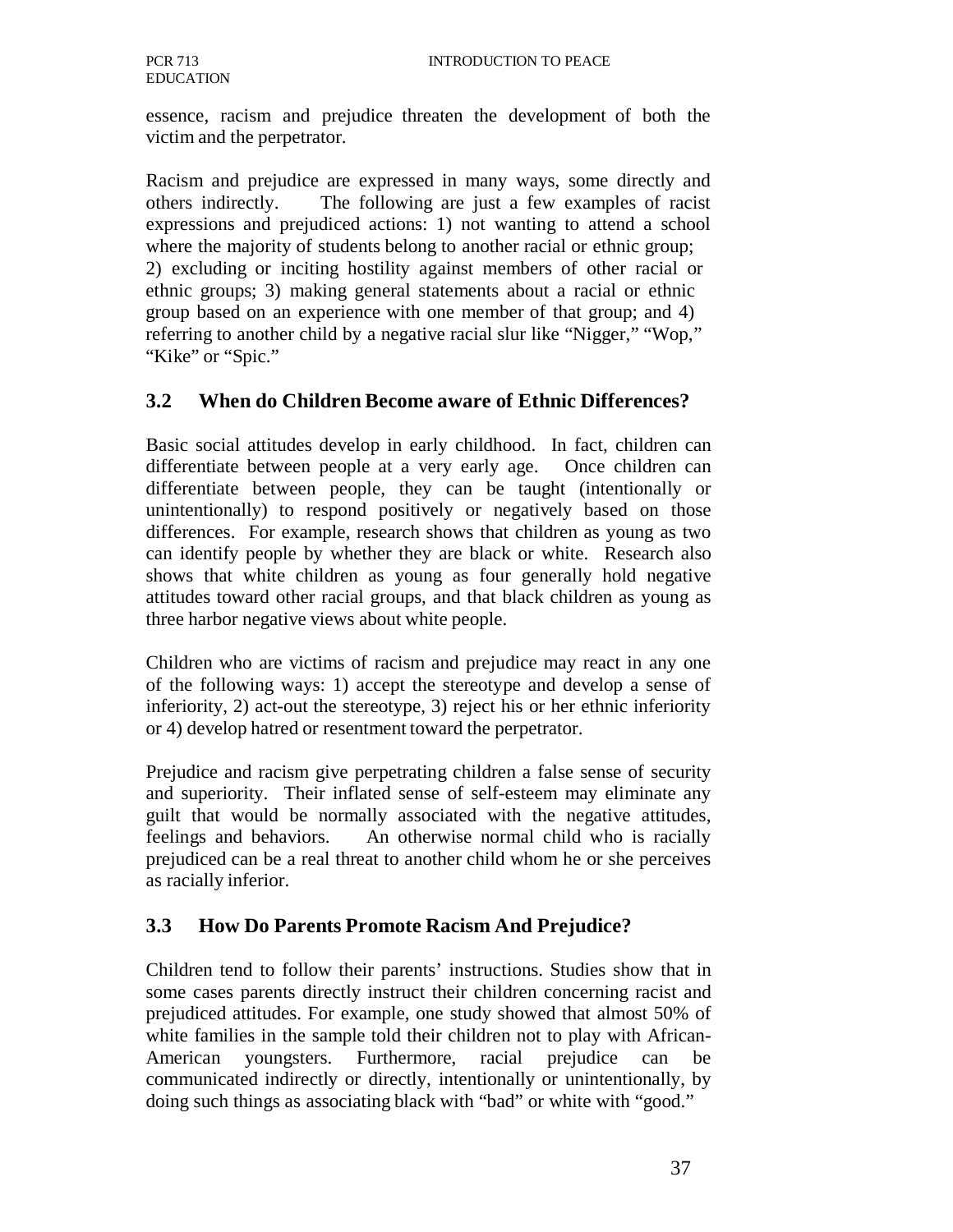essence, racism and prejudice threaten the development of both the victim and the perpetrator.

Racism and prejudice are expressed in many ways, some directly and others indirectly. The following are just a few examples of racist expressions and prejudiced actions: 1) not wanting to attend a school where the majority of students belong to another racial or ethnic group; 2) excluding or inciting hostility against members of other racial or ethnic groups; 3) making general statements about a racial or ethnic group based on an experience with one member of that group; and 4) referring to another child by a negative racial slur like "Nigger," "Wop," "Kike" or "Spic."

## 3.2 When do Children Become aware of Ethnic Differences?

Basic social attitudes develop in early childhood. In fact, children can differentiate between people at a very early age. Once children can differentiate between people, they can be taught (intentionally or unintentionally) to respond positively or negatively based on those differences. For example, research shows that children as young as two can identify people by whether they are black or white. Research also shows that white children as young as four generally hold negative attitudes toward other racial groups, and that black children as young as three harbor negative views about white people.

Children who are victims of racism and prejudice may react in any one of the following ways: 1) accept the stereotype and develop a sense of inferiority, 2) act-out the stereotype, 3) reject his or her ethnic inferiority or 4) develop hatred or resentment toward the perpetrator.

Prejudice and racism give perpetrating children a false sense of security and superiority. Their inflated sense of self-esteem may eliminate any guilt that would be normally associated with the negative attitudes, feelings and behaviors. An otherwise normal child who is racially prejudiced can be a real threat to another child whom he or she perceives as racially inferior.

## 3.3 How Do Parents Promote Racism And Prejudice?

Children tend to follow their parents' instructions. Studies show that in some cases parents directly instruct their children concerning racist and prejudiced attitudes. For example, one study showed that almost 50% of white families in the sample told their children not to play with African-American youngsters. Furthermore, racial prejudice can be communicated indirectly or directly, intentionally or unintentionally, by doing such things as associating black with "bad" or white with "good."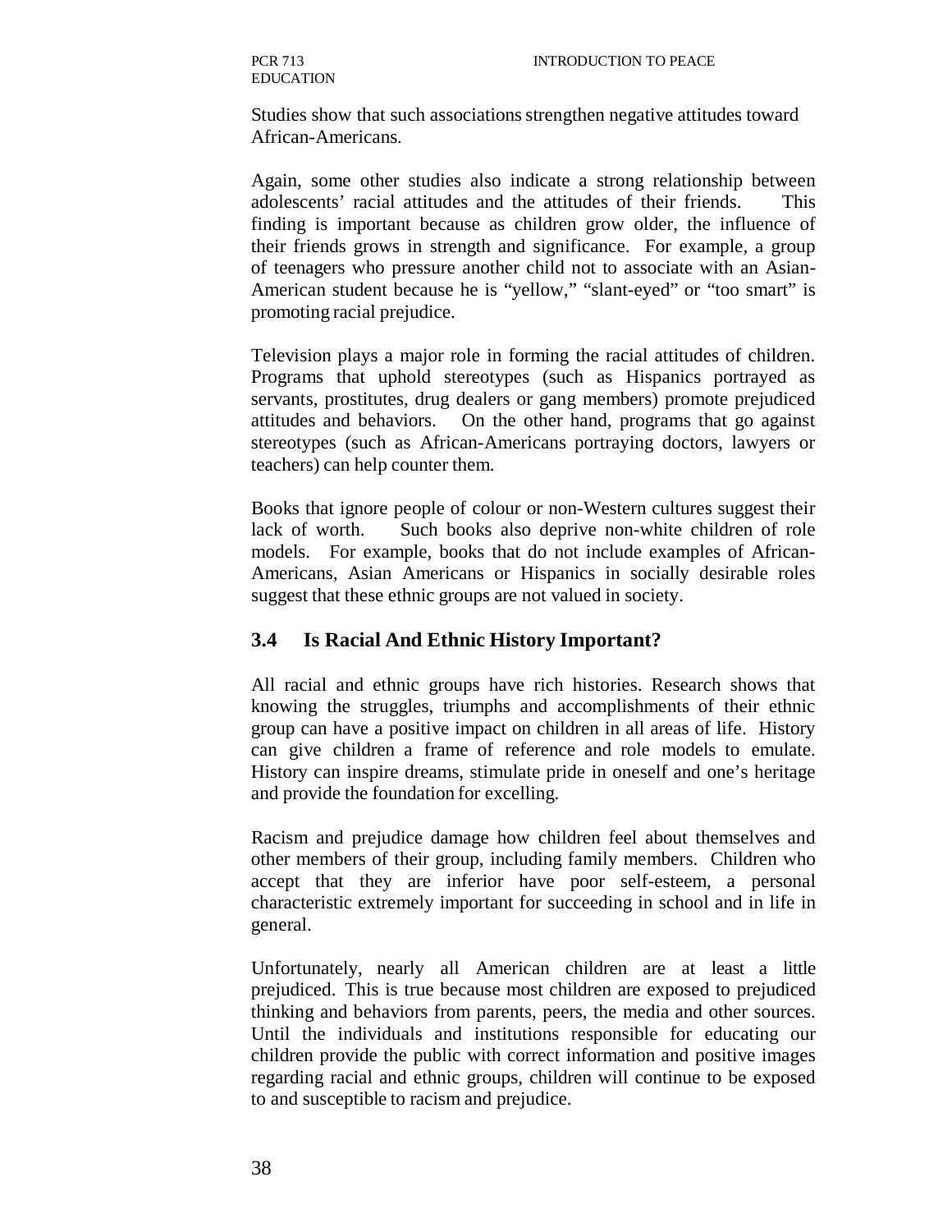Studies show that such associations strengthen negative attitudes toward African-Americans.

Again, some other studies also indicate a strong relationship between adolescents' racial attitudes and the attitudes of their friends. This finding is important because as children grow older, the influence of their friends grows in strength and significance. For example, a group of teenagers who pressure another child not to associate with an Asian-American student because he is "yellow," "slant-eyed" or "too smart" is promoting racial prejudice.

Television plays a major role in forming the racial attitudes of children. Programs that uphold stereotypes (such as Hispanics portrayed as servants, prostitutes, drug dealers or gang members) promote prejudiced attitudes and behaviors. On the other hand, programs that go against stereotypes (such as African-Americans portraying doctors, lawyers or teachers) can help counter them.

Books that ignore people of colour or non-Western cultures suggest their lack of worth. Such books also deprive non-white children of role models. For example, books that do not include examples of African-Americans, Asian Americans or Hispanics in socially desirable roles suggest that these ethnic groups are not valued in society.

## 3.4 Is Racial And Ethnic History Important?

All racial and ethnic groups have rich histories. Research shows that knowing the struggles, triumphs and accomplishments of their ethnic group can have a positive impact on children in all areas of life. History can give children a frame of reference and role models to emulate. History can inspire dreams, stimulate pride in oneself and one's heritage and provide the foundation for excelling.

Racism and prejudice damage how children feel about themselves and other members of their group, including family members. Children who accept that they are inferior have poor self-esteem, a personal characteristic extremely important for succeeding in school and in life in general.

Unfortunately, nearly all American children are at least a little prejudiced. This is true because most children are exposed to prejudiced thinking and behaviors from parents, peers, the media and other sources. Until the individuals and institutions responsible for educating our children provide the public with correct information and positive images regarding racial and ethnic groups, children will continue to be exposed to and susceptible to racism and prejudice.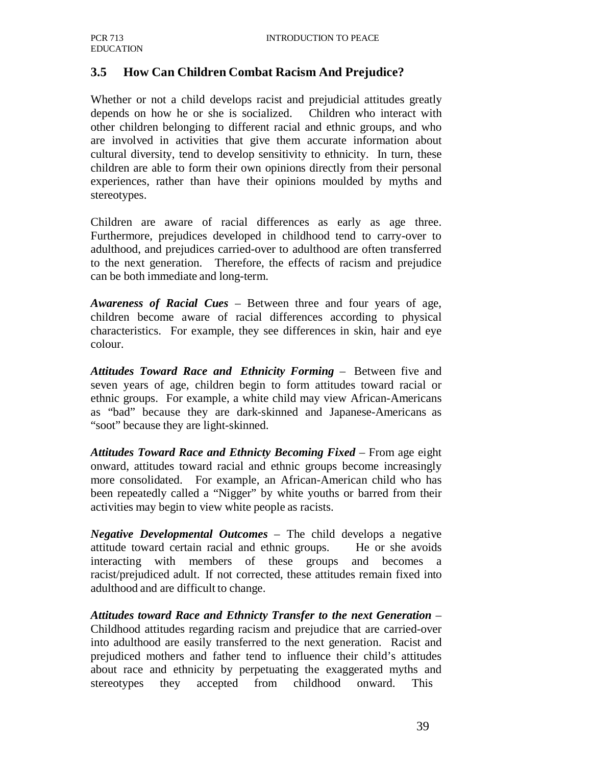## 3.5 How Can Children Combat Racism And Prejudice?

Whether or not a child develops racist and prejudicial attitudes greatly depends on how he or she is socialized. Children who interact with other children belonging to different racial and ethnic groups, and who are involved in activities that give them accurate information about cultural diversity, tend to develop sensitivity to ethnicity. In turn, these children are able to form their own opinions directly from their personal experiences, rather than have their opinions moulded by myths and stereotypes.

Children are aware of racial differences as early as age three. Furthermore, prejudices developed in childhood tend to carry-over to adulthood, and prejudices carried-over to adulthood are often transferred to the next generation. Therefore, the effects of racism and prejudice can be both immediate and long-term.

***Awareness of Racial Cues*** – Between three and four years of age, children become aware of racial differences according to physical characteristics. For example, they see differences in skin, hair and eye colour.

***Attitudes Toward Race and Ethnicity Forming*** – Between five and seven years of age, children begin to form attitudes toward racial or ethnic groups. For example, a white child may view African-Americans as "bad" because they are dark-skinned and Japanese-Americans as "soot" because they are light-skinned.

***Attitudes Toward Race and Ethnicty Becoming Fixed*** – From age eight onward, attitudes toward racial and ethnic groups become increasingly more consolidated. For example, an African-American child who has been repeatedly called a "Nigger" by white youths or barred from their activities may begin to view white people as racists.

***Negative Developmental Outcomes*** – The child develops a negative attitude toward certain racial and ethnic groups. He or she avoids interacting with members of these groups and becomes a racist/prejudiced adult. If not corrected, these attitudes remain fixed into adulthood and are difficult to change.

***Attitudes toward Race and Ethnicty Transfer to the next Generation*** – Childhood attitudes regarding racism and prejudice that are carried-over into adulthood are easily transferred to the next generation. Racist and prejudiced mothers and father tend to influence their child's attitudes about race and ethnicity by perpetuating the exaggerated myths and stereotypes they accepted from childhood onward. This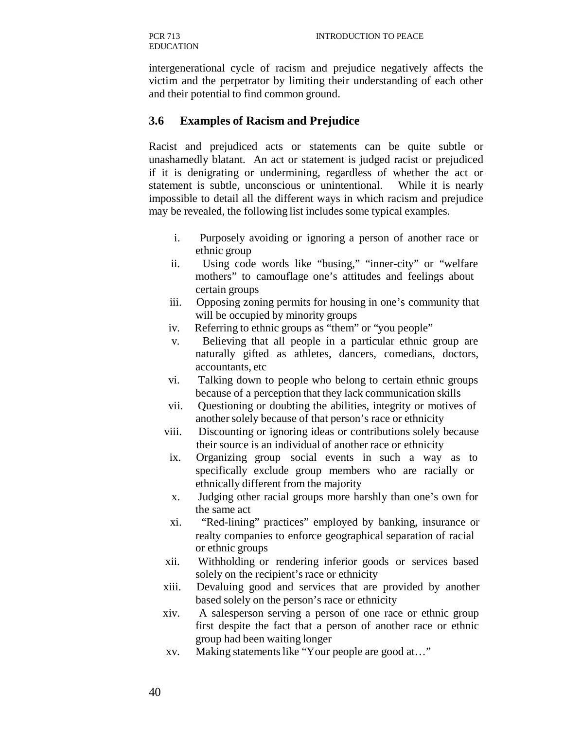intergenerational cycle of racism and prejudice negatively affects the victim and the perpetrator by limiting their understanding of each other and their potential to find common ground.

### 3.6 Examples of Racism and Prejudice

Racist and prejudiced acts or statements can be quite subtle or unashamedly blatant. An act or statement is judged racist or prejudiced if it is denigrating or undermining, regardless of whether the act or statement is subtle, unconscious or unintentional. While it is nearly impossible to detail all the different ways in which racism and prejudice may be revealed, the following list includes some typical examples.

i. Purposely avoiding or ignoring a person of another race or ethnic group
ii. Using code words like "busing," "inner-city" or "welfare mothers" to camouflage one's attitudes and feelings about certain groups
iii. Opposing zoning permits for housing in one's community that will be occupied by minority groups
iv. Referring to ethnic groups as "them" or "you people"
v. Believing that all people in a particular ethnic group are naturally gifted as athletes, dancers, comedians, doctors, accountants, etc
vi. Talking down to people who belong to certain ethnic groups because of a perception that they lack communication skills
vii. Questioning or doubting the abilities, integrity or motives of another solely because of that person's race or ethnicity
viii. Discounting or ignoring ideas or contributions solely because their source is an individual of another race or ethnicity
ix. Organizing group social events in such a way as to specifically exclude group members who are racially or ethnically different from the majority
x. Judging other racial groups more harshly than one's own for the same act
xi. "Red-lining" practices" employed by banking, insurance or realty companies to enforce geographical separation of racial or ethnic groups
xii. Withholding or rendering inferior goods or services based solely on the recipient's race or ethnicity
xiii. Devaluing good and services that are provided by another based solely on the person's race or ethnicity
xiv. A salesperson serving a person of one race or ethnic group first despite the fact that a person of another race or ethnic group had been waiting longer
xv. Making statements like "Your people are good at…"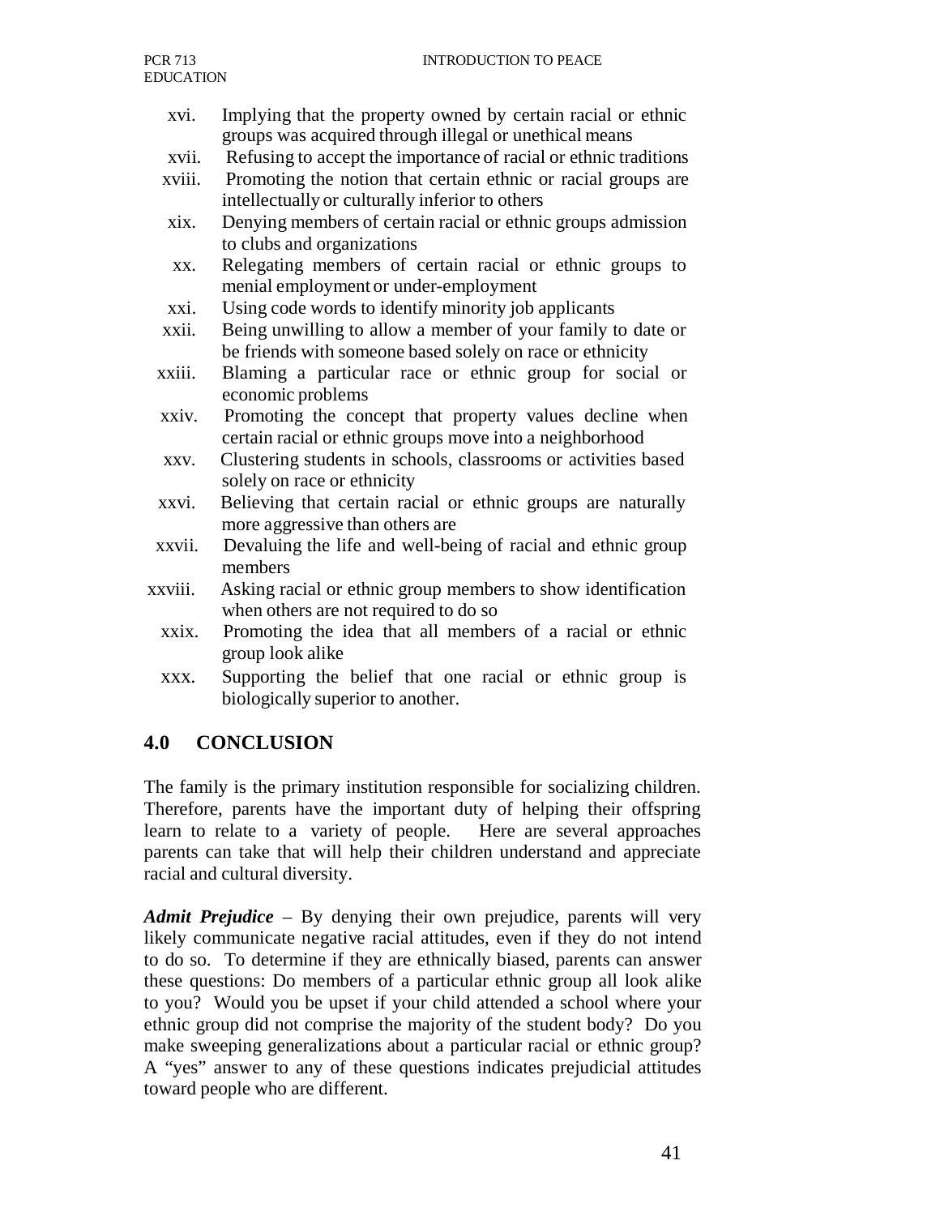xvi. Implying that the property owned by certain racial or ethnic groups was acquired through illegal or unethical means
xvii. Refusing to accept the importance of racial or ethnic traditions
xviii. Promoting the notion that certain ethnic or racial groups are intellectually or culturally inferior to others
xix. Denying members of certain racial or ethnic groups admission to clubs and organizations
xx. Relegating members of certain racial or ethnic groups to menial employment or under-employment
xxi. Using code words to identify minority job applicants
xxii. Being unwilling to allow a member of your family to date or be friends with someone based solely on race or ethnicity
xxiii. Blaming a particular race or ethnic group for social or economic problems
xxiv. Promoting the concept that property values decline when certain racial or ethnic groups move into a neighborhood
xxv. Clustering students in schools, classrooms or activities based solely on race or ethnicity
xxvi. Believing that certain racial or ethnic groups are naturally more aggressive than others are
xxvii. Devaluing the life and well-being of racial and ethnic group members
xxviii. Asking racial or ethnic group members to show identification when others are not required to do so
xxix. Promoting the idea that all members of a racial or ethnic group look alike
xxx. Supporting the belief that one racial or ethnic group is biologically superior to another.

## 4.0 CONCLUSION

The family is the primary institution responsible for socializing children. Therefore, parents have the important duty of helping their offspring learn to relate to a variety of people. Here are several approaches parents can take that will help their children understand and appreciate racial and cultural diversity.

***Admit Prejudice*** – By denying their own prejudice, parents will very likely communicate negative racial attitudes, even if they do not intend to do so. To determine if they are ethnically biased, parents can answer these questions: Do members of a particular ethnic group all look alike to you? Would you be upset if your child attended a school where your ethnic group did not comprise the majority of the student body? Do you make sweeping generalizations about a particular racial or ethnic group? A "yes" answer to any of these questions indicates prejudicial attitudes toward people who are different.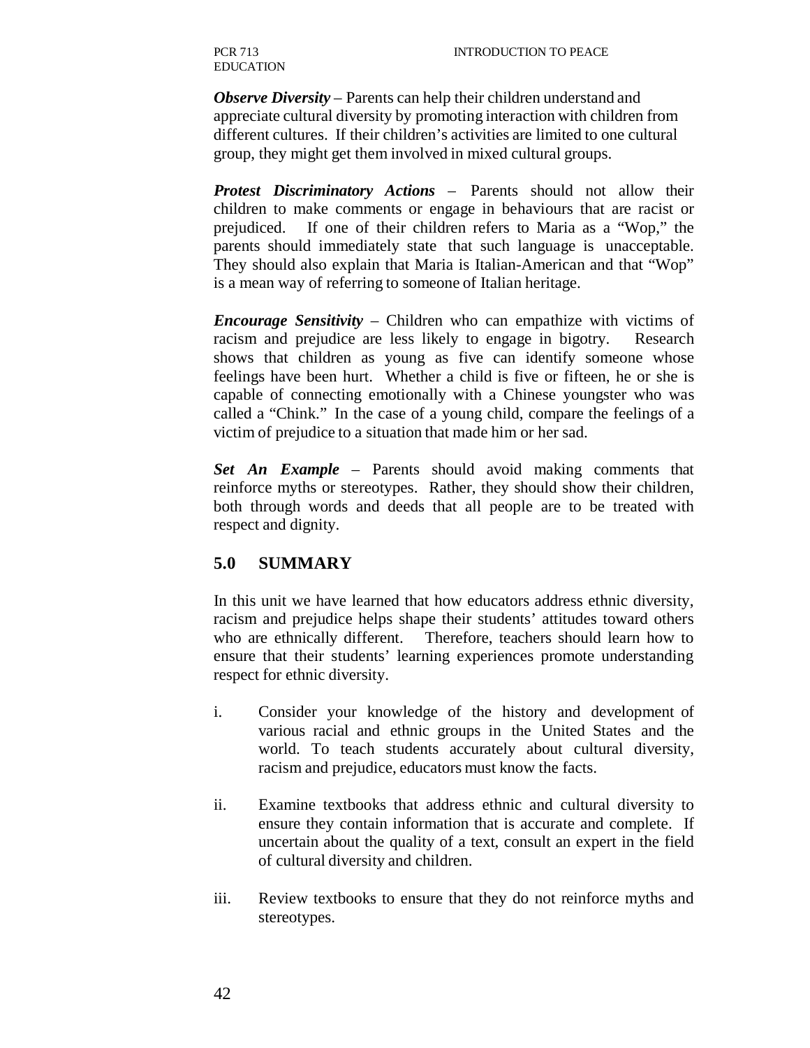***Observe Diversity*** – Parents can help their children understand and appreciate cultural diversity by promoting interaction with children from different cultures. If their children's activities are limited to one cultural group, they might get them involved in mixed cultural groups.

***Protest Discriminatory Actions*** – Parents should not allow their children to make comments or engage in behaviours that are racist or prejudiced. If one of their children refers to Maria as a "Wop," the parents should immediately state that such language is unacceptable. They should also explain that Maria is Italian-American and that "Wop" is a mean way of referring to someone of Italian heritage.

***Encourage Sensitivity*** – Children who can empathize with victims of racism and prejudice are less likely to engage in bigotry. Research shows that children as young as five can identify someone whose feelings have been hurt. Whether a child is five or fifteen, he or she is capable of connecting emotionally with a Chinese youngster who was called a "Chink." In the case of a young child, compare the feelings of a victim of prejudice to a situation that made him or her sad.

***Set An Example*** – Parents should avoid making comments that reinforce myths or stereotypes. Rather, they should show their children, both through words and deeds that all people are to be treated with respect and dignity.

## 5.0 SUMMARY

In this unit we have learned that how educators address ethnic diversity, racism and prejudice helps shape their students' attitudes toward others who are ethnically different. Therefore, teachers should learn how to ensure that their students' learning experiences promote understanding respect for ethnic diversity.

i. Consider your knowledge of the history and development of various racial and ethnic groups in the United States and the world. To teach students accurately about cultural diversity, racism and prejudice, educators must know the facts.

ii. Examine textbooks that address ethnic and cultural diversity to ensure they contain information that is accurate and complete. If uncertain about the quality of a text, consult an expert in the field of cultural diversity and children.

iii. Review textbooks to ensure that they do not reinforce myths and stereotypes.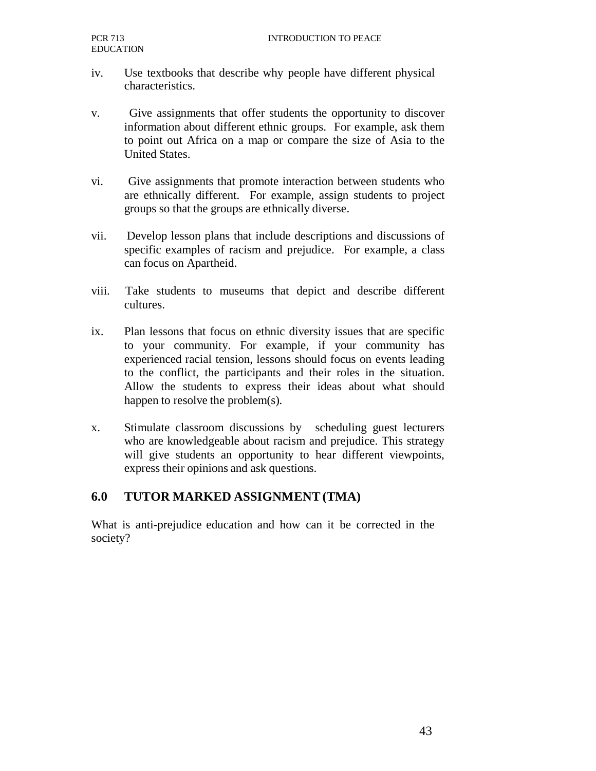iv. Use textbooks that describe why people have different physical characteristics.

v. Give assignments that offer students the opportunity to discover information about different ethnic groups. For example, ask them to point out Africa on a map or compare the size of Asia to the United States.

vi. Give assignments that promote interaction between students who are ethnically different. For example, assign students to project groups so that the groups are ethnically diverse.

vii. Develop lesson plans that include descriptions and discussions of specific examples of racism and prejudice. For example, a class can focus on Apartheid.

viii. Take students to museums that depict and describe different cultures.

ix. Plan lessons that focus on ethnic diversity issues that are specific to your community. For example, if your community has experienced racial tension, lessons should focus on events leading to the conflict, the participants and their roles in the situation. Allow the students to express their ideas about what should happen to resolve the problem(s).

x. Stimulate classroom discussions by scheduling guest lecturers who are knowledgeable about racism and prejudice. This strategy will give students an opportunity to hear different viewpoints, express their opinions and ask questions.

## 6.0 TUTOR MARKED ASSIGNMENT (TMA)

What is anti-prejudice education and how can it be corrected in the society?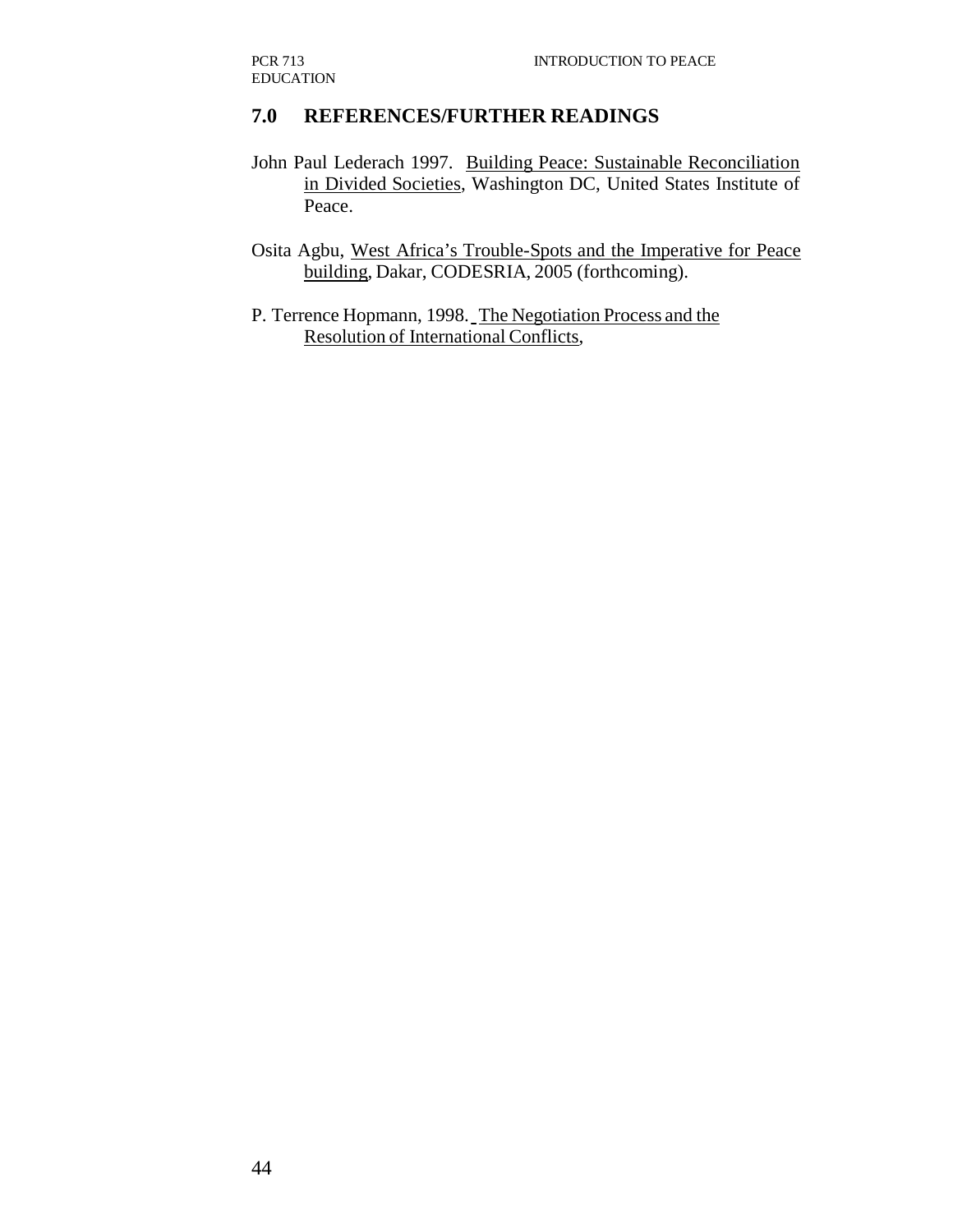## 7.0 REFERENCES/FURTHER READINGS

John Paul Lederach 1997. Building Peace: Sustainable Reconciliation in Divided Societies, Washington DC, United States Institute of Peace.

Osita Agbu, West Africa's Trouble-Spots and the Imperative for Peace building, Dakar, CODESRIA, 2005 (forthcoming).

P. Terrence Hopmann, 1998. The Negotiation Process and the Resolution of International Conflicts,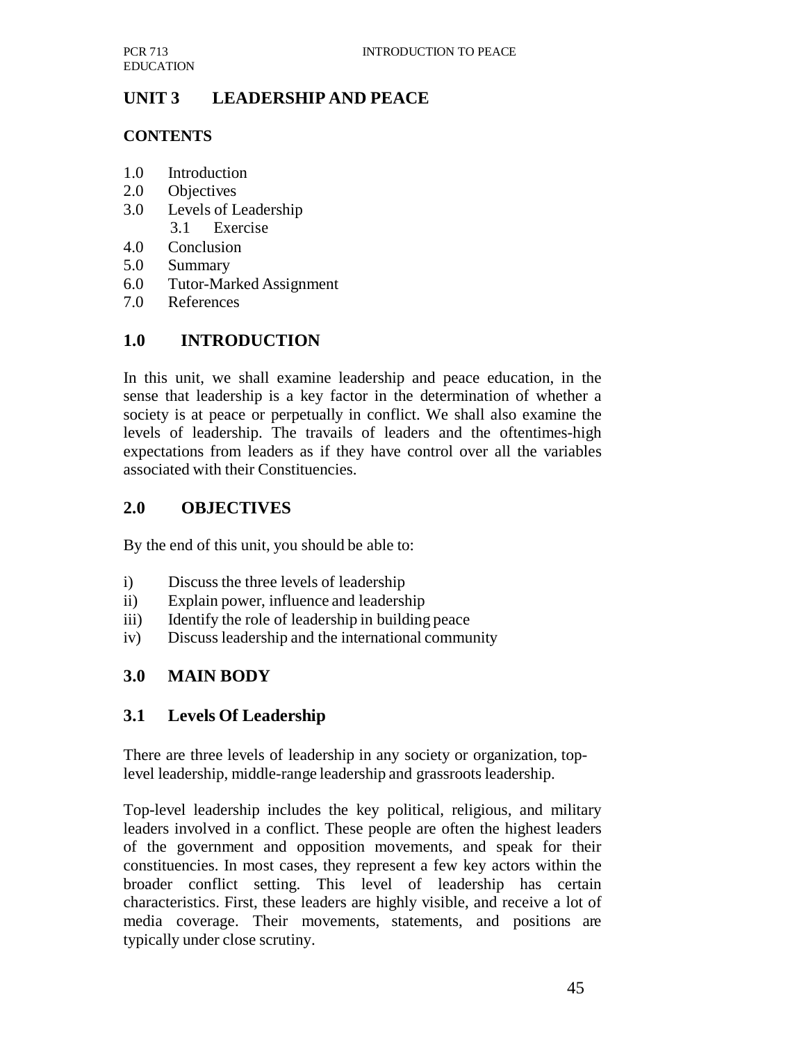## UNIT 3 LEADERSHIP AND PEACE

### CONTENTS

1.0 Introduction
2.0 Objectives
3.0 Levels of Leadership
  3.1 Exercise
4.0 Conclusion
5.0 Summary
6.0 Tutor-Marked Assignment
7.0 References

## 1.0 INTRODUCTION

In this unit, we shall examine leadership and peace education, in the sense that leadership is a key factor in the determination of whether a society is at peace or perpetually in conflict. We shall also examine the levels of leadership. The travails of leaders and the oftentimes-high expectations from leaders as if they have control over all the variables associated with their Constituencies.

## 2.0 OBJECTIVES

By the end of this unit, you should be able to:

i) Discuss the three levels of leadership
ii) Explain power, influence and leadership
iii) Identify the role of leadership in building peace
iv) Discuss leadership and the international community

## 3.0 MAIN BODY

### 3.1 Levels Of Leadership

There are three levels of leadership in any society or organization, top-level leadership, middle-range leadership and grassroots leadership.

Top-level leadership includes the key political, religious, and military leaders involved in a conflict. These people are often the highest leaders of the government and opposition movements, and speak for their constituencies. In most cases, they represent a few key actors within the broader conflict setting. This level of leadership has certain characteristics. First, these leaders are highly visible, and receive a lot of media coverage. Their movements, statements, and positions are typically under close scrutiny.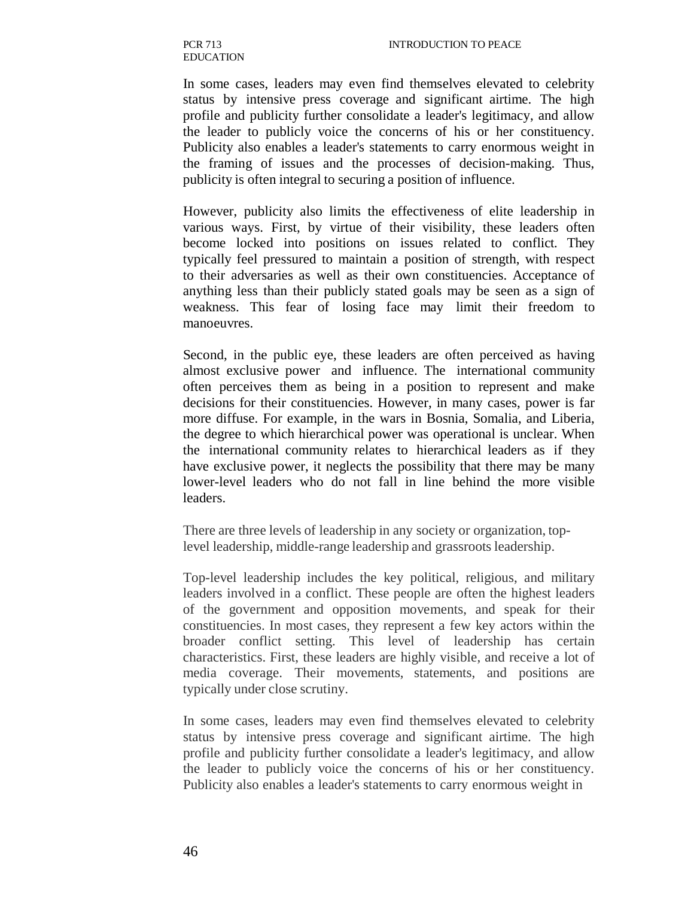In some cases, leaders may even find themselves elevated to celebrity status by intensive press coverage and significant airtime. The high profile and publicity further consolidate a leader's legitimacy, and allow the leader to publicly voice the concerns of his or her constituency. Publicity also enables a leader's statements to carry enormous weight in the framing of issues and the processes of decision-making. Thus, publicity is often integral to securing a position of influence.

However, publicity also limits the effectiveness of elite leadership in various ways. First, by virtue of their visibility, these leaders often become locked into positions on issues related to conflict. They typically feel pressured to maintain a position of strength, with respect to their adversaries as well as their own constituencies. Acceptance of anything less than their publicly stated goals may be seen as a sign of weakness. This fear of losing face may limit their freedom to manoeuvres.

Second, in the public eye, these leaders are often perceived as having almost exclusive power and influence. The international community often perceives them as being in a position to represent and make decisions for their constituencies. However, in many cases, power is far more diffuse. For example, in the wars in Bosnia, Somalia, and Liberia, the degree to which hierarchical power was operational is unclear. When the international community relates to hierarchical leaders as if they have exclusive power, it neglects the possibility that there may be many lower-level leaders who do not fall in line behind the more visible leaders.

There are three levels of leadership in any society or organization, top-level leadership, middle-range leadership and grassroots leadership.

Top-level leadership includes the key political, religious, and military leaders involved in a conflict. These people are often the highest leaders of the government and opposition movements, and speak for their constituencies. In most cases, they represent a few key actors within the broader conflict setting. This level of leadership has certain characteristics. First, these leaders are highly visible, and receive a lot of media coverage. Their movements, statements, and positions are typically under close scrutiny.

In some cases, leaders may even find themselves elevated to celebrity status by intensive press coverage and significant airtime. The high profile and publicity further consolidate a leader's legitimacy, and allow the leader to publicly voice the concerns of his or her constituency. Publicity also enables a leader's statements to carry enormous weight in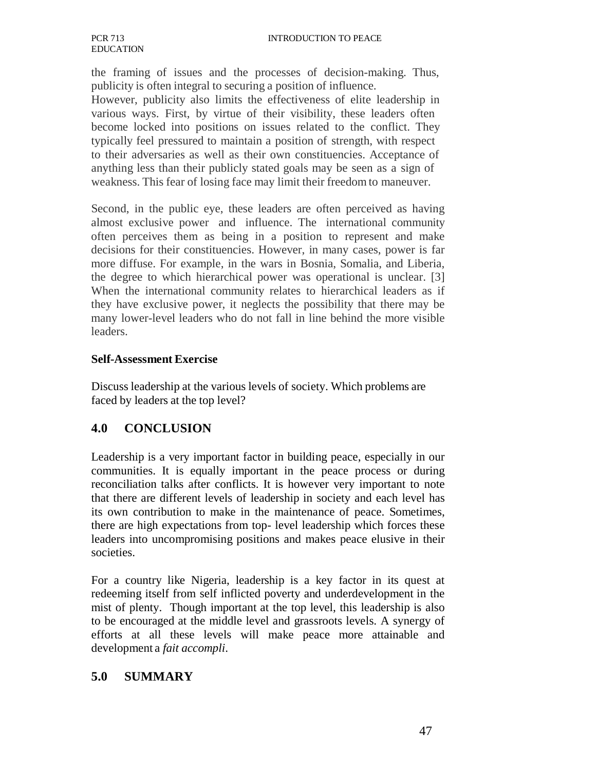the framing of issues and the processes of decision-making. Thus, publicity is often integral to securing a position of influence.
However, publicity also limits the effectiveness of elite leadership in various ways. First, by virtue of their visibility, these leaders often become locked into positions on issues related to the conflict. They typically feel pressured to maintain a position of strength, with respect to their adversaries as well as their own constituencies. Acceptance of anything less than their publicly stated goals may be seen as a sign of weakness. This fear of losing face may limit their freedom to maneuver.

Second, in the public eye, these leaders are often perceived as having almost exclusive power and influence. The international community often perceives them as being in a position to represent and make decisions for their constituencies. However, in many cases, power is far more diffuse. For example, in the wars in Bosnia, Somalia, and Liberia, the degree to which hierarchical power was operational is unclear. [3] When the international community relates to hierarchical leaders as if they have exclusive power, it neglects the possibility that there may be many lower-level leaders who do not fall in line behind the more visible leaders.

**Self-Assessment Exercise**

Discuss leadership at the various levels of society. Which problems are faced by leaders at the top level?

## 4.0 CONCLUSION

Leadership is a very important factor in building peace, especially in our communities. It is equally important in the peace process or during reconciliation talks after conflicts. It is however very important to note that there are different levels of leadership in society and each level has its own contribution to make in the maintenance of peace. Sometimes, there are high expectations from top- level leadership which forces these leaders into uncompromising positions and makes peace elusive in their societies.

For a country like Nigeria, leadership is a key factor in its quest at redeeming itself from self inflicted poverty and underdevelopment in the mist of plenty. Though important at the top level, this leadership is also to be encouraged at the middle level and grassroots levels. A synergy of efforts at all these levels will make peace more attainable and development a *fait accompli*.

## 5.0 SUMMARY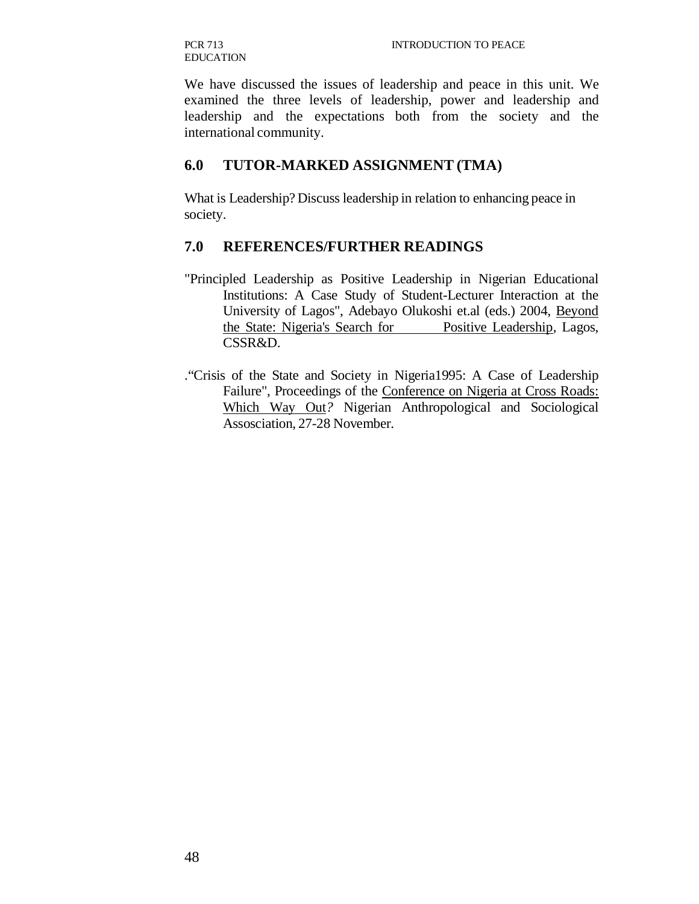We have discussed the issues of leadership and peace in this unit. We examined the three levels of leadership, power and leadership and leadership and the expectations both from the society and the international community.

## 6.0 TUTOR-MARKED ASSIGNMENT (TMA)

What is Leadership? Discuss leadership in relation to enhancing peace in society.

## 7.0 REFERENCES/FURTHER READINGS

"Principled Leadership as Positive Leadership in Nigerian Educational Institutions: A Case Study of Student-Lecturer Interaction at the University of Lagos", Adebayo Olukoshi et.al (eds.) 2004, Beyond the State: Nigeria's Search for Positive Leadership, Lagos, CSSR&D.

."Crisis of the State and Society in Nigeria1995: A Case of Leadership Failure", Proceedings of the Conference on Nigeria at Cross Roads: Which Way Out*?* Nigerian Anthropological and Sociological Assosciation, 27-28 November.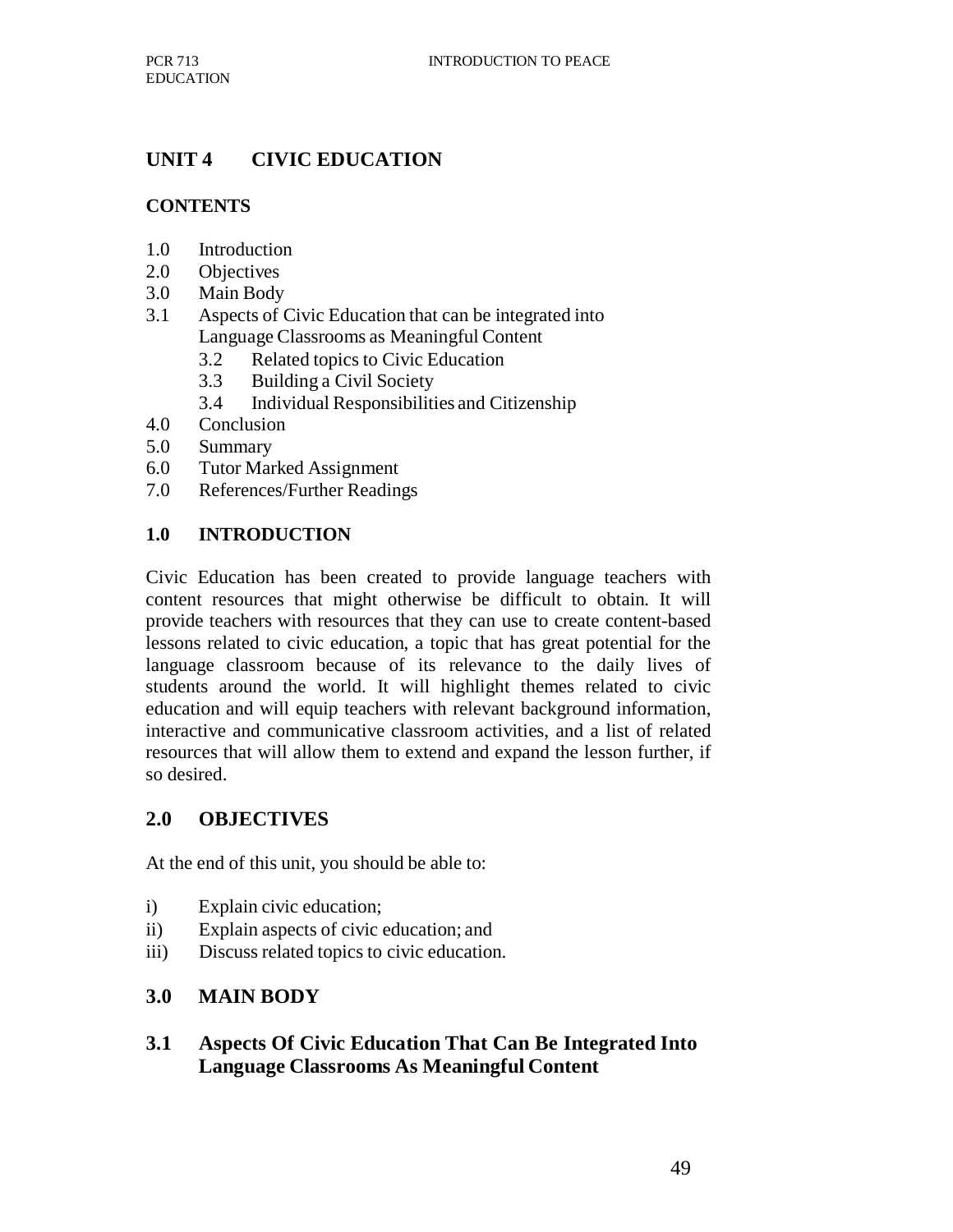# UNIT 4 CIVIC EDUCATION

## CONTENTS

1.0 Introduction
2.0 Objectives
3.0 Main Body
3.1 Aspects of Civic Education that can be integrated into Language Classrooms as Meaningful Content
  3.2 Related topics to Civic Education
  3.3 Building a Civil Society
  3.4 Individual Responsibilities and Citizenship
4.0 Conclusion
5.0 Summary
6.0 Tutor Marked Assignment
7.0 References/Further Readings

## 1.0 INTRODUCTION

Civic Education has been created to provide language teachers with content resources that might otherwise be difficult to obtain. It will provide teachers with resources that they can use to create content-based lessons related to civic education, a topic that has great potential for the language classroom because of its relevance to the daily lives of students around the world. It will highlight themes related to civic education and will equip teachers with relevant background information, interactive and communicative classroom activities, and a list of related resources that will allow them to extend and expand the lesson further, if so desired.

## 2.0 OBJECTIVES

At the end of this unit, you should be able to:

i) Explain civic education;
ii) Explain aspects of civic education; and
iii) Discuss related topics to civic education.

## 3.0 MAIN BODY

### 3.1 Aspects Of Civic Education That Can Be Integrated Into Language Classrooms As Meaningful Content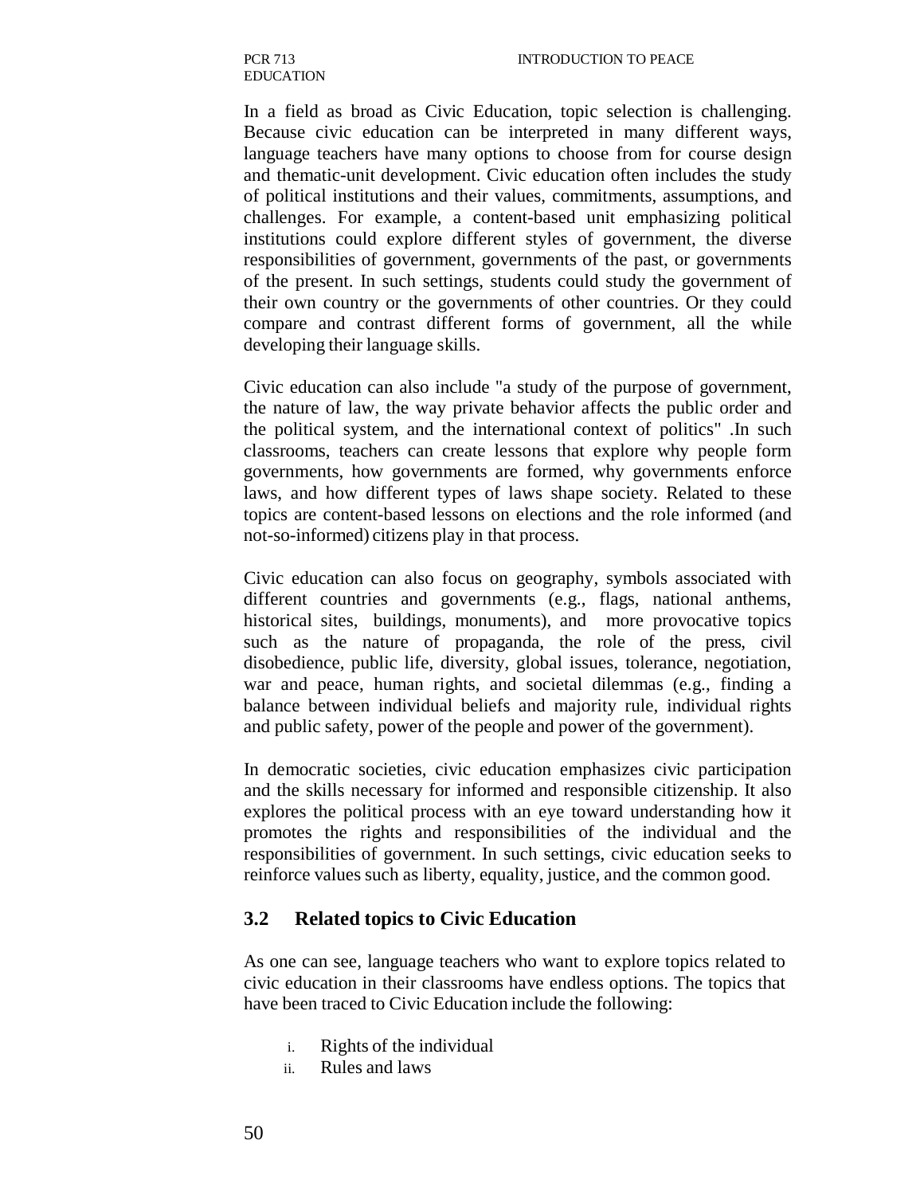In a field as broad as Civic Education, topic selection is challenging. Because civic education can be interpreted in many different ways, language teachers have many options to choose from for course design and thematic-unit development. Civic education often includes the study of political institutions and their values, commitments, assumptions, and challenges. For example, a content-based unit emphasizing political institutions could explore different styles of government, the diverse responsibilities of government, governments of the past, or governments of the present. In such settings, students could study the government of their own country or the governments of other countries. Or they could compare and contrast different forms of government, all the while developing their language skills.

Civic education can also include "a study of the purpose of government, the nature of law, the way private behavior affects the public order and the political system, and the international context of politics" .In such classrooms, teachers can create lessons that explore why people form governments, how governments are formed, why governments enforce laws, and how different types of laws shape society. Related to these topics are content-based lessons on elections and the role informed (and not-so-informed) citizens play in that process.

Civic education can also focus on geography, symbols associated with different countries and governments (e.g., flags, national anthems, historical sites, buildings, monuments), and more provocative topics such as the nature of propaganda, the role of the press, civil disobedience, public life, diversity, global issues, tolerance, negotiation, war and peace, human rights, and societal dilemmas (e.g., finding a balance between individual beliefs and majority rule, individual rights and public safety, power of the people and power of the government).

In democratic societies, civic education emphasizes civic participation and the skills necessary for informed and responsible citizenship. It also explores the political process with an eye toward understanding how it promotes the rights and responsibilities of the individual and the responsibilities of government. In such settings, civic education seeks to reinforce values such as liberty, equality, justice, and the common good.

## 3.2 Related topics to Civic Education

As one can see, language teachers who want to explore topics related to civic education in their classrooms have endless options. The topics that have been traced to Civic Education include the following:

i. Rights of the individual
ii. Rules and laws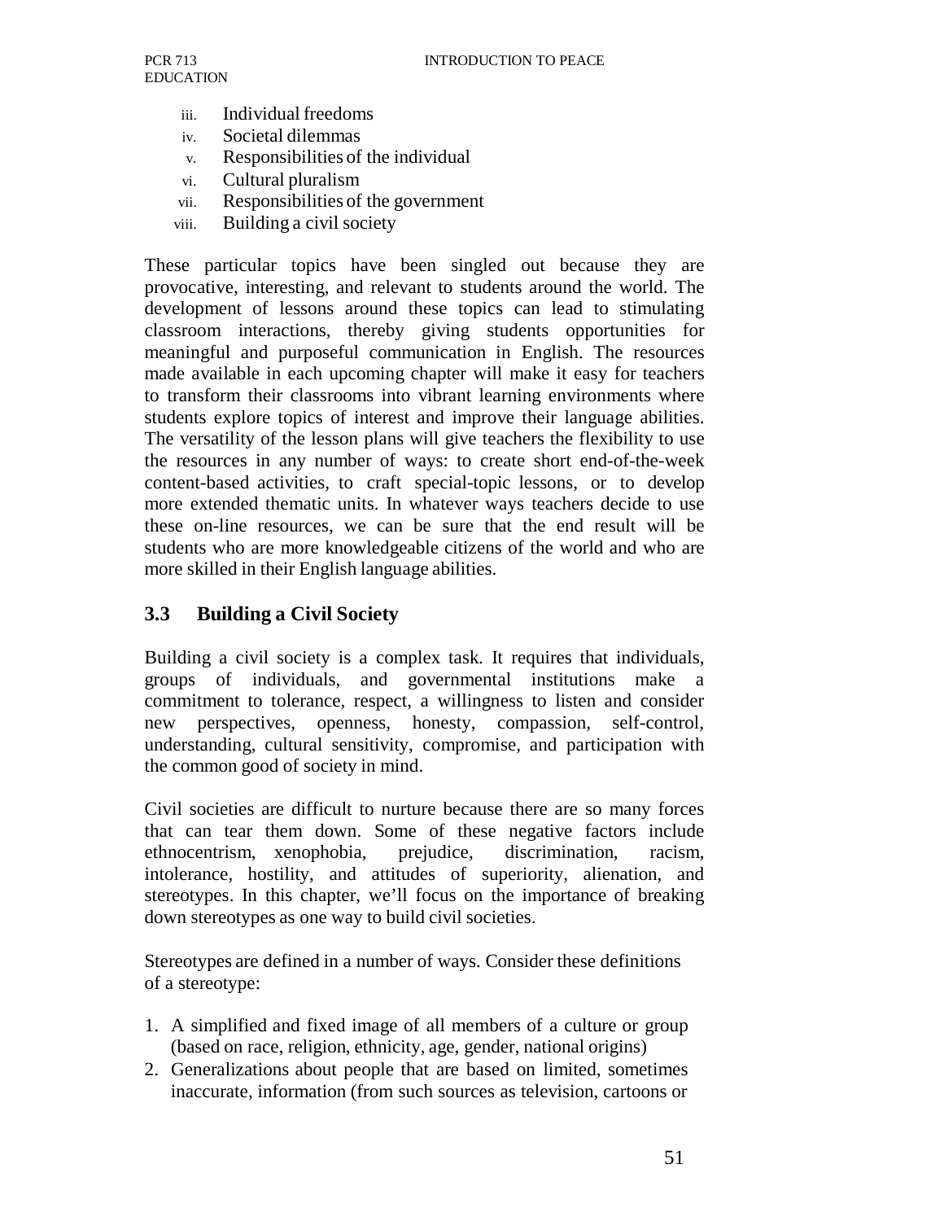iii. Individual freedoms
iv. Societal dilemmas
v. Responsibilities of the individual
vi. Cultural pluralism
vii. Responsibilities of the government
viii. Building a civil society

These particular topics have been singled out because they are provocative, interesting, and relevant to students around the world. The development of lessons around these topics can lead to stimulating classroom interactions, thereby giving students opportunities for meaningful and purposeful communication in English. The resources made available in each upcoming chapter will make it easy for teachers to transform their classrooms into vibrant learning environments where students explore topics of interest and improve their language abilities. The versatility of the lesson plans will give teachers the flexibility to use the resources in any number of ways: to create short end-of-the-week content-based activities, to craft special-topic lessons, or to develop more extended thematic units. In whatever ways teachers decide to use these on-line resources, we can be sure that the end result will be students who are more knowledgeable citizens of the world and who are more skilled in their English language abilities.

## 3.3 Building a Civil Society

Building a civil society is a complex task. It requires that individuals, groups of individuals, and governmental institutions make a commitment to tolerance, respect, a willingness to listen and consider new perspectives, openness, honesty, compassion, self-control, understanding, cultural sensitivity, compromise, and participation with the common good of society in mind.

Civil societies are difficult to nurture because there are so many forces that can tear them down. Some of these negative factors include ethnocentrism, xenophobia, prejudice, discrimination, racism, intolerance, hostility, and attitudes of superiority, alienation, and stereotypes. In this chapter, we'll focus on the importance of breaking down stereotypes as one way to build civil societies.

Stereotypes are defined in a number of ways. Consider these definitions of a stereotype:

1. A simplified and fixed image of all members of a culture or group (based on race, religion, ethnicity, age, gender, national origins)
2. Generalizations about people that are based on limited, sometimes inaccurate, information (from such sources as television, cartoons or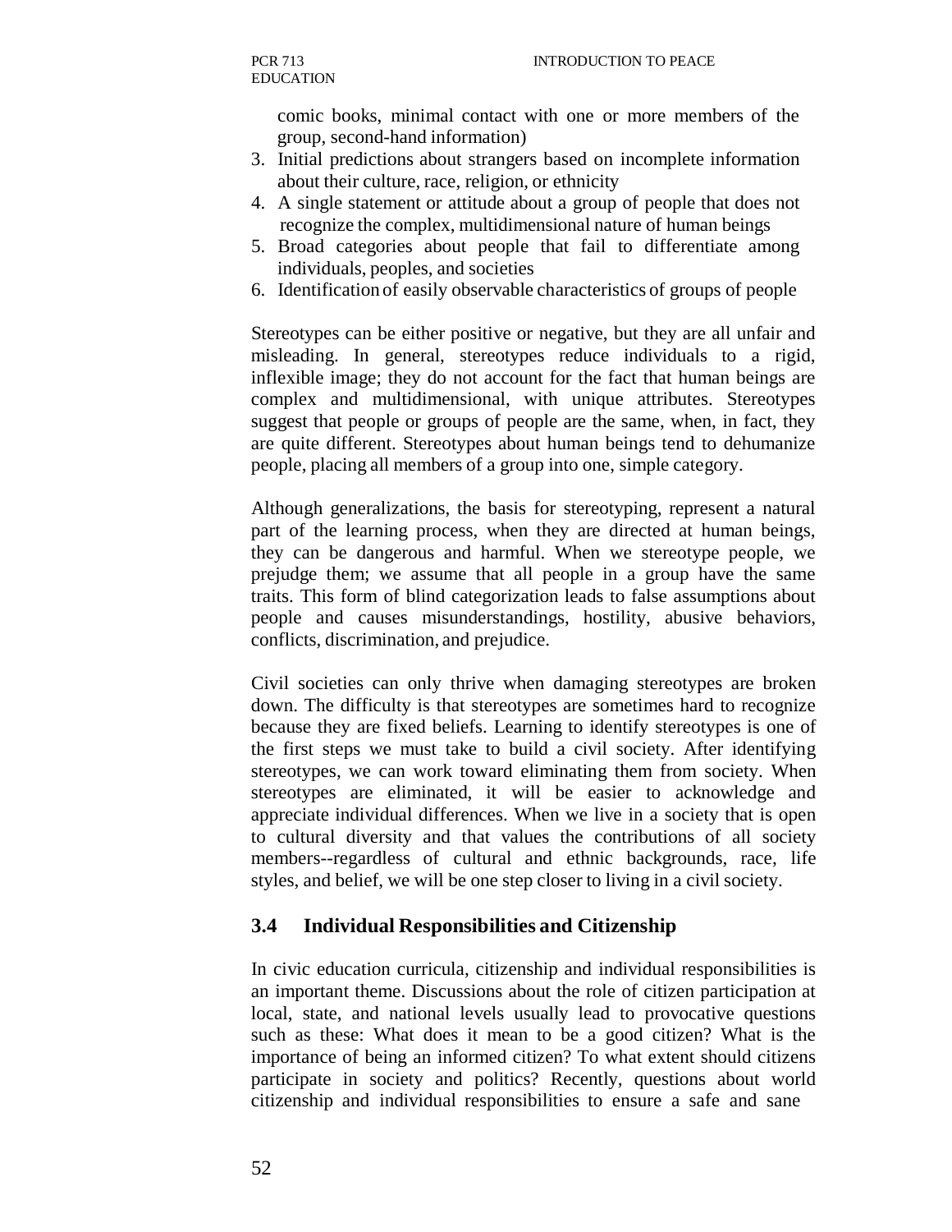comic books, minimal contact with one or more members of the group, second-hand information)

3. Initial predictions about strangers based on incomplete information about their culture, race, religion, or ethnicity
4. A single statement or attitude about a group of people that does not recognize the complex, multidimensional nature of human beings
5. Broad categories about people that fail to differentiate among individuals, peoples, and societies
6. Identification of easily observable characteristics of groups of people

Stereotypes can be either positive or negative, but they are all unfair and misleading. In general, stereotypes reduce individuals to a rigid, inflexible image; they do not account for the fact that human beings are complex and multidimensional, with unique attributes. Stereotypes suggest that people or groups of people are the same, when, in fact, they are quite different. Stereotypes about human beings tend to dehumanize people, placing all members of a group into one, simple category.

Although generalizations, the basis for stereotyping, represent a natural part of the learning process, when they are directed at human beings, they can be dangerous and harmful. When we stereotype people, we prejudge them; we assume that all people in a group have the same traits. This form of blind categorization leads to false assumptions about people and causes misunderstandings, hostility, abusive behaviors, conflicts, discrimination, and prejudice.

Civil societies can only thrive when damaging stereotypes are broken down. The difficulty is that stereotypes are sometimes hard to recognize because they are fixed beliefs. Learning to identify stereotypes is one of the first steps we must take to build a civil society. After identifying stereotypes, we can work toward eliminating them from society. When stereotypes are eliminated, it will be easier to acknowledge and appreciate individual differences. When we live in a society that is open to cultural diversity and that values the contributions of all society members--regardless of cultural and ethnic backgrounds, race, life styles, and belief, we will be one step closer to living in a civil society.

## 3.4 Individual Responsibilities and Citizenship

In civic education curricula, citizenship and individual responsibilities is an important theme. Discussions about the role of citizen participation at local, state, and national levels usually lead to provocative questions such as these: What does it mean to be a good citizen? What is the importance of being an informed citizen? To what extent should citizens participate in society and politics? Recently, questions about world citizenship and individual responsibilities to ensure a safe and sane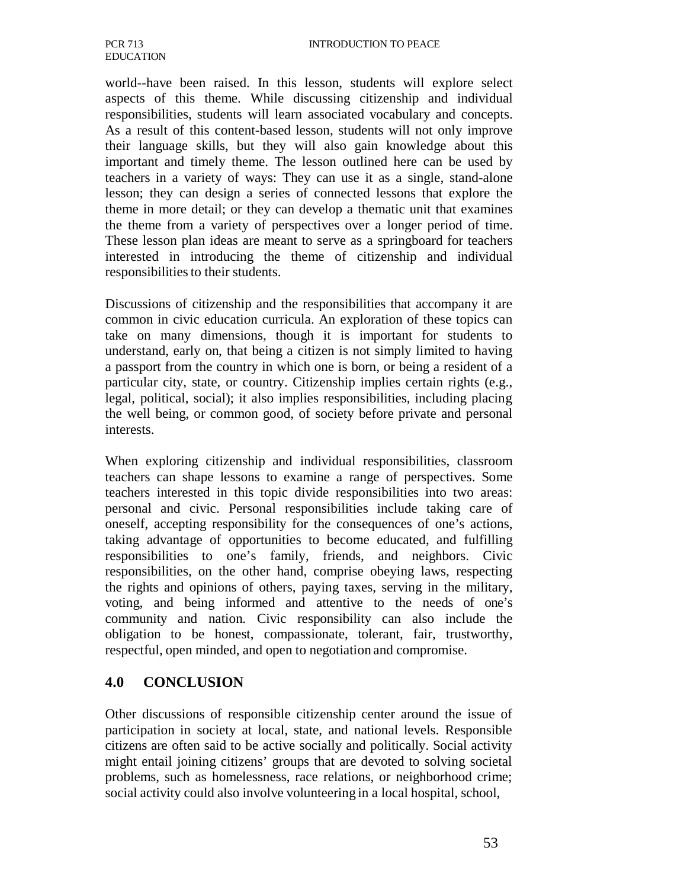world--have been raised. In this lesson, students will explore select aspects of this theme. While discussing citizenship and individual responsibilities, students will learn associated vocabulary and concepts. As a result of this content-based lesson, students will not only improve their language skills, but they will also gain knowledge about this important and timely theme. The lesson outlined here can be used by teachers in a variety of ways: They can use it as a single, stand-alone lesson; they can design a series of connected lessons that explore the theme in more detail; or they can develop a thematic unit that examines the theme from a variety of perspectives over a longer period of time. These lesson plan ideas are meant to serve as a springboard for teachers interested in introducing the theme of citizenship and individual responsibilities to their students.

Discussions of citizenship and the responsibilities that accompany it are common in civic education curricula. An exploration of these topics can take on many dimensions, though it is important for students to understand, early on, that being a citizen is not simply limited to having a passport from the country in which one is born, or being a resident of a particular city, state, or country. Citizenship implies certain rights (e.g., legal, political, social); it also implies responsibilities, including placing the well being, or common good, of society before private and personal interests.

When exploring citizenship and individual responsibilities, classroom teachers can shape lessons to examine a range of perspectives. Some teachers interested in this topic divide responsibilities into two areas: personal and civic. Personal responsibilities include taking care of oneself, accepting responsibility for the consequences of one's actions, taking advantage of opportunities to become educated, and fulfilling responsibilities to one's family, friends, and neighbors. Civic responsibilities, on the other hand, comprise obeying laws, respecting the rights and opinions of others, paying taxes, serving in the military, voting, and being informed and attentive to the needs of one's community and nation. Civic responsibility can also include the obligation to be honest, compassionate, tolerant, fair, trustworthy, respectful, open minded, and open to negotiation and compromise.

## 4.0 CONCLUSION

Other discussions of responsible citizenship center around the issue of participation in society at local, state, and national levels. Responsible citizens are often said to be active socially and politically. Social activity might entail joining citizens' groups that are devoted to solving societal problems, such as homelessness, race relations, or neighborhood crime; social activity could also involve volunteering in a local hospital, school,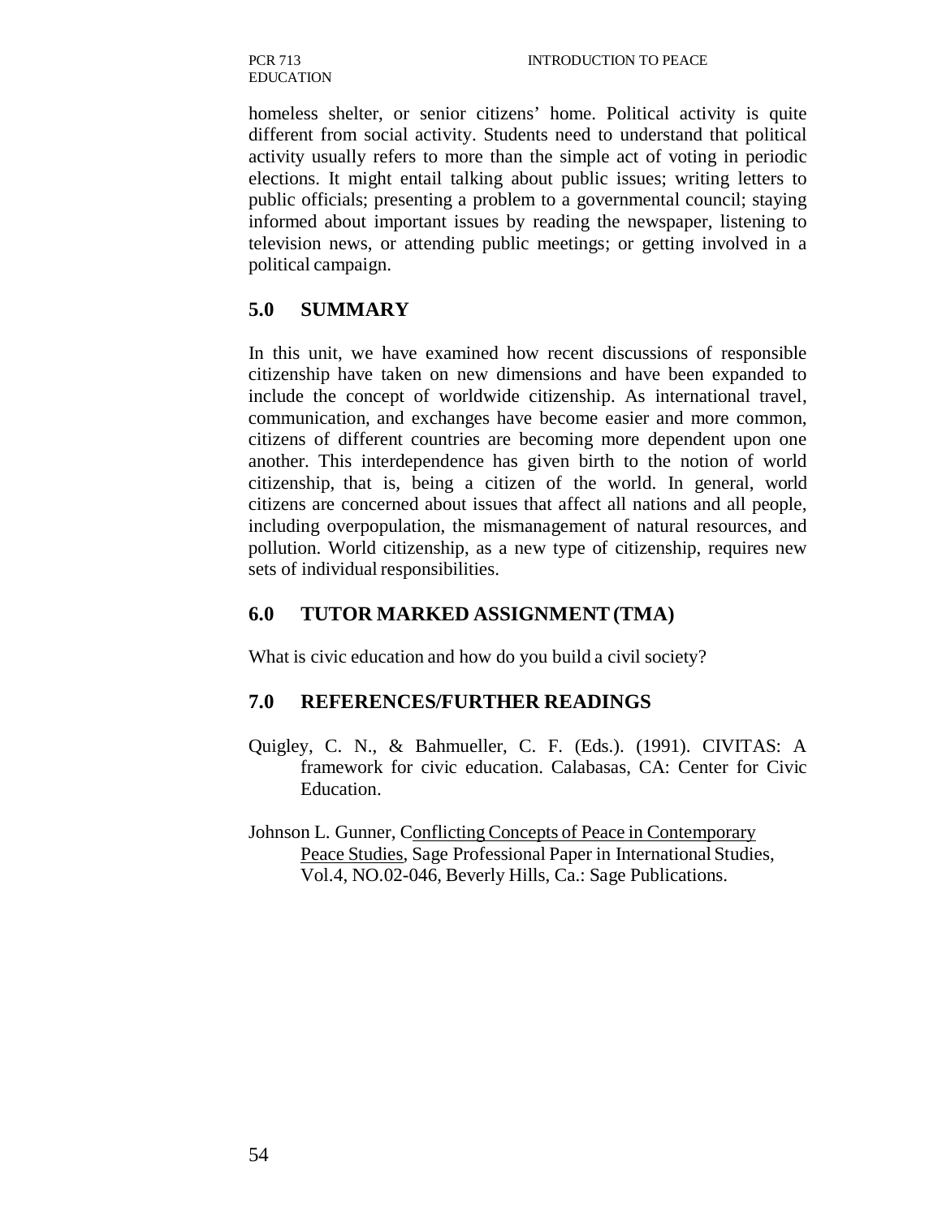homeless shelter, or senior citizens' home. Political activity is quite different from social activity. Students need to understand that political activity usually refers to more than the simple act of voting in periodic elections. It might entail talking about public issues; writing letters to public officials; presenting a problem to a governmental council; staying informed about important issues by reading the newspaper, listening to television news, or attending public meetings; or getting involved in a political campaign.

## 5.0 SUMMARY

In this unit, we have examined how recent discussions of responsible citizenship have taken on new dimensions and have been expanded to include the concept of worldwide citizenship. As international travel, communication, and exchanges have become easier and more common, citizens of different countries are becoming more dependent upon one another. This interdependence has given birth to the notion of world citizenship, that is, being a citizen of the world. In general, world citizens are concerned about issues that affect all nations and all people, including overpopulation, the mismanagement of natural resources, and pollution. World citizenship, as a new type of citizenship, requires new sets of individual responsibilities.

## 6.0 TUTOR MARKED ASSIGNMENT (TMA)

What is civic education and how do you build a civil society?

## 7.0 REFERENCES/FURTHER READINGS

Quigley, C. N., & Bahmueller, C. F. (Eds.). (1991). CIVITAS: A framework for civic education. Calabasas, CA: Center for Civic Education.

Johnson L. Gunner, Conflicting Concepts of Peace in Contemporary Peace Studies, Sage Professional Paper in International Studies, Vol.4, NO.02-046, Beverly Hills, Ca.: Sage Publications.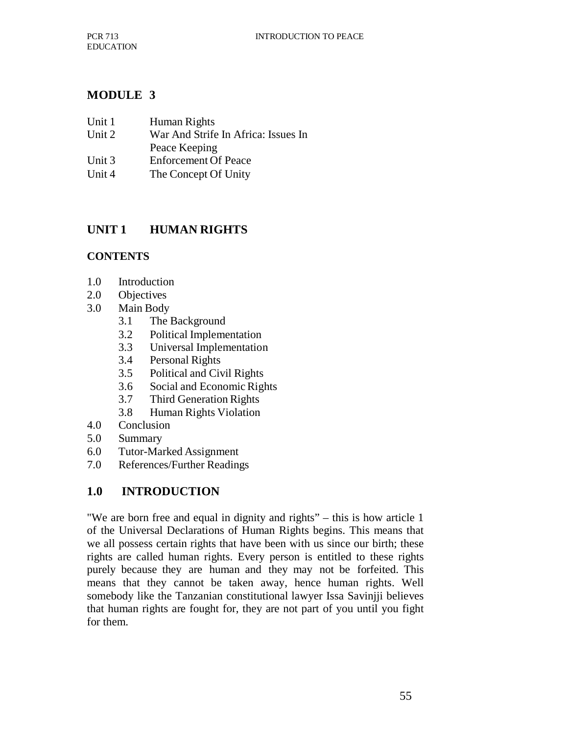## MODULE 3

Unit 1 Human Rights
Unit 2 War And Strife In Africa: Issues In Peace Keeping
Unit 3 Enforcement Of Peace
Unit 4 The Concept Of Unity

## UNIT 1 HUMAN RIGHTS

### CONTENTS

1.0 Introduction
2.0 Objectives
3.0 Main Body
 3.1 The Background
 3.2 Political Implementation
 3.3 Universal Implementation
 3.4 Personal Rights
 3.5 Political and Civil Rights
 3.6 Social and Economic Rights
 3.7 Third Generation Rights
 3.8 Human Rights Violation
4.0 Conclusion
5.0 Summary
6.0 Tutor-Marked Assignment
7.0 References/Further Readings

## 1.0 INTRODUCTION

"We are born free and equal in dignity and rights" – this is how article 1 of the Universal Declarations of Human Rights begins. This means that we all possess certain rights that have been with us since our birth; these rights are called human rights. Every person is entitled to these rights purely because they are human and they may not be forfeited. This means that they cannot be taken away, hence human rights. Well somebody like the Tanzanian constitutional lawyer Issa Savinjji believes that human rights are fought for, they are not part of you until you fight for them.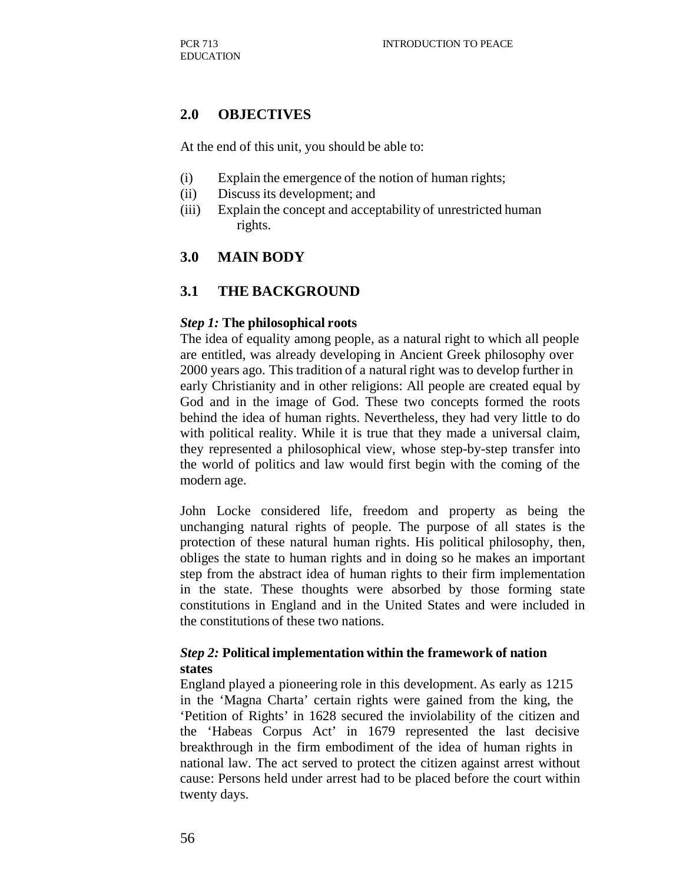## 2.0 OBJECTIVES

At the end of this unit, you should be able to:

(i) Explain the emergence of the notion of human rights;
(ii) Discuss its development; and
(iii) Explain the concept and acceptability of unrestricted human rights.

## 3.0 MAIN BODY

## 3.1 THE BACKGROUND

***Step 1:* The philosophical roots**

The idea of equality among people, as a natural right to which all people are entitled, was already developing in Ancient Greek philosophy over 2000 years ago. This tradition of a natural right was to develop further in early Christianity and in other religions: All people are created equal by God and in the image of God. These two concepts formed the roots behind the idea of human rights. Nevertheless, they had very little to do with political reality. While it is true that they made a universal claim, they represented a philosophical view, whose step-by-step transfer into the world of politics and law would first begin with the coming of the modern age.

John Locke considered life, freedom and property as being the unchanging natural rights of people. The purpose of all states is the protection of these natural human rights. His political philosophy, then, obliges the state to human rights and in doing so he makes an important step from the abstract idea of human rights to their firm implementation in the state. These thoughts were absorbed by those forming state constitutions in England and in the United States and were included in the constitutions of these two nations.

***Step 2:* Political implementation within the framework of nation states**

England played a pioneering role in this development. As early as 1215 in the 'Magna Charta' certain rights were gained from the king, the 'Petition of Rights' in 1628 secured the inviolability of the citizen and the 'Habeas Corpus Act' in 1679 represented the last decisive breakthrough in the firm embodiment of the idea of human rights in national law. The act served to protect the citizen against arrest without cause: Persons held under arrest had to be placed before the court within twenty days.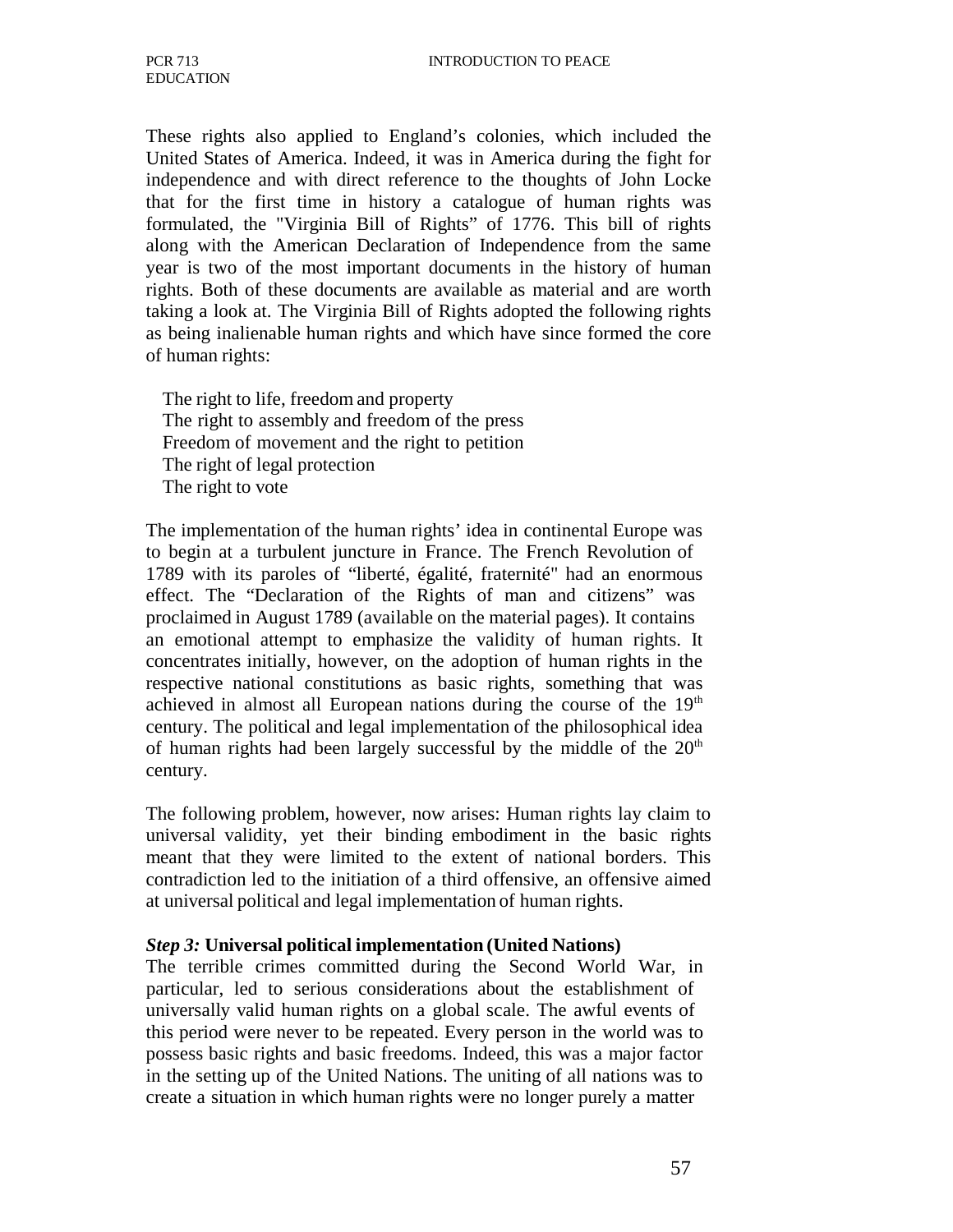These rights also applied to England's colonies, which included the United States of America. Indeed, it was in America during the fight for independence and with direct reference to the thoughts of John Locke that for the first time in history a catalogue of human rights was formulated, the "Virginia Bill of Rights" of 1776. This bill of rights along with the American Declaration of Independence from the same year is two of the most important documents in the history of human rights. Both of these documents are available as material and are worth taking a look at. The Virginia Bill of Rights adopted the following rights as being inalienable human rights and which have since formed the core of human rights:

- The right to life, freedom and property
- The right to assembly and freedom of the press
- Freedom of movement and the right to petition
- The right of legal protection
- The right to vote

The implementation of the human rights' idea in continental Europe was to begin at a turbulent juncture in France. The French Revolution of 1789 with its paroles of "liberté, égalité, fraternité" had an enormous effect. The "Declaration of the Rights of man and citizens" was proclaimed in August 1789 (available on the material pages). It contains an emotional attempt to emphasize the validity of human rights. It concentrates initially, however, on the adoption of human rights in the respective national constitutions as basic rights, something that was achieved in almost all European nations during the course of the 19th century. The political and legal implementation of the philosophical idea of human rights had been largely successful by the middle of the 20th century.

The following problem, however, now arises: Human rights lay claim to universal validity, yet their binding embodiment in the basic rights meant that they were limited to the extent of national borders. This contradiction led to the initiation of a third offensive, an offensive aimed at universal political and legal implementation of human rights.

***Step 3:*** **Universal political implementation (United Nations)**

The terrible crimes committed during the Second World War, in particular, led to serious considerations about the establishment of universally valid human rights on a global scale. The awful events of this period were never to be repeated. Every person in the world was to possess basic rights and basic freedoms. Indeed, this was a major factor in the setting up of the United Nations. The uniting of all nations was to create a situation in which human rights were no longer purely a matter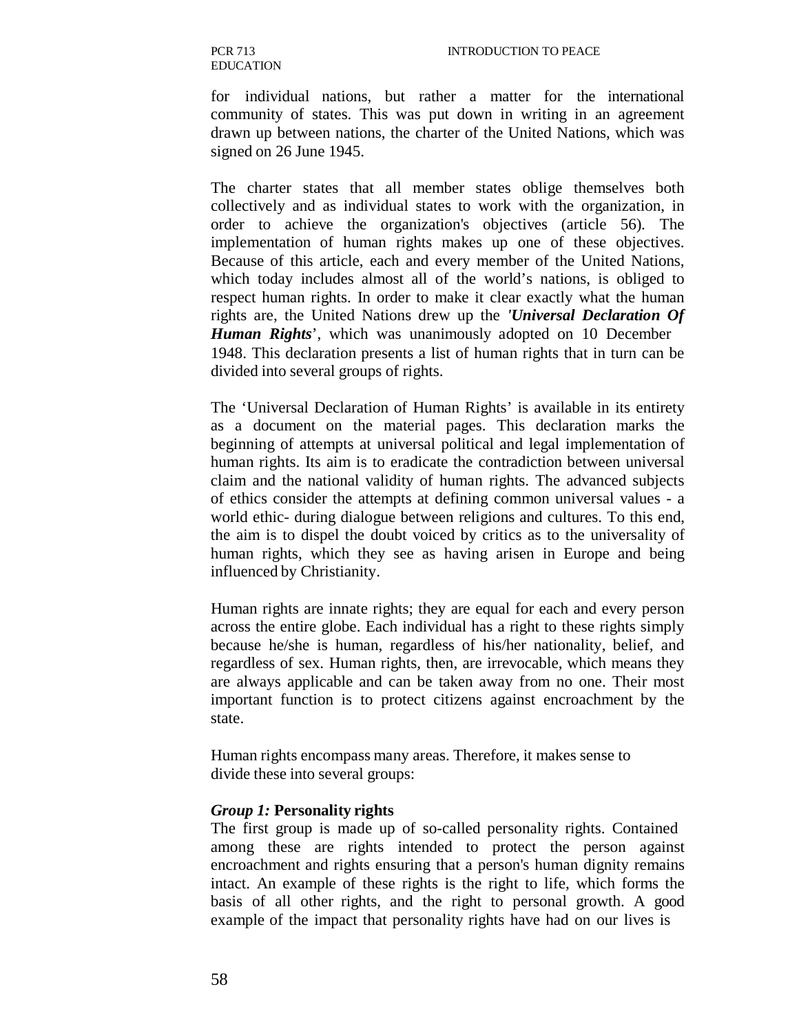for individual nations, but rather a matter for the international community of states. This was put down in writing in an agreement drawn up between nations, the charter of the United Nations, which was signed on 26 June 1945.

The charter states that all member states oblige themselves both collectively and as individual states to work with the organization, in order to achieve the organization's objectives (article 56). The implementation of human rights makes up one of these objectives. Because of this article, each and every member of the United Nations, which today includes almost all of the world's nations, is obliged to respect human rights. In order to make it clear exactly what the human rights are, the United Nations drew up the ***'Universal Declaration Of Human Rights***', which was unanimously adopted on 10 December 1948. This declaration presents a list of human rights that in turn can be divided into several groups of rights.

The 'Universal Declaration of Human Rights' is available in its entirety as a document on the material pages. This declaration marks the beginning of attempts at universal political and legal implementation of human rights. Its aim is to eradicate the contradiction between universal claim and the national validity of human rights. The advanced subjects of ethics consider the attempts at defining common universal values - a world ethic- during dialogue between religions and cultures. To this end, the aim is to dispel the doubt voiced by critics as to the universality of human rights, which they see as having arisen in Europe and being influenced by Christianity.

Human rights are innate rights; they are equal for each and every person across the entire globe. Each individual has a right to these rights simply because he/she is human, regardless of his/her nationality, belief, and regardless of sex. Human rights, then, are irrevocable, which means they are always applicable and can be taken away from no one. Their most important function is to protect citizens against encroachment by the state.

Human rights encompass many areas. Therefore, it makes sense to divide these into several groups:

***Group 1:*** **Personality rights**

The first group is made up of so-called personality rights. Contained among these are rights intended to protect the person against encroachment and rights ensuring that a person's human dignity remains intact. An example of these rights is the right to life, which forms the basis of all other rights, and the right to personal growth. A good example of the impact that personality rights have had on our lives is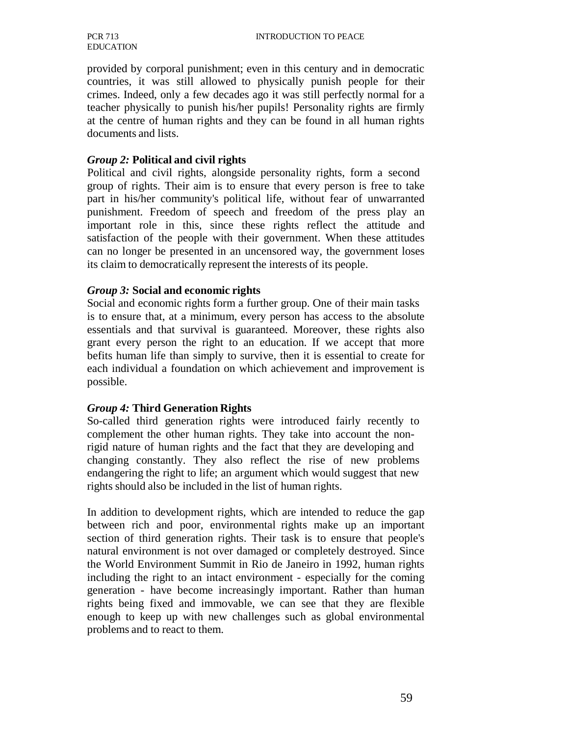provided by corporal punishment; even in this century and in democratic countries, it was still allowed to physically punish people for their crimes. Indeed, only a few decades ago it was still perfectly normal for a teacher physically to punish his/her pupils! Personality rights are firmly at the centre of human rights and they can be found in all human rights documents and lists.

***Group 2:* Political and civil rights**

Political and civil rights, alongside personality rights, form a second group of rights. Their aim is to ensure that every person is free to take part in his/her community's political life, without fear of unwarranted punishment. Freedom of speech and freedom of the press play an important role in this, since these rights reflect the attitude and satisfaction of the people with their government. When these attitudes can no longer be presented in an uncensored way, the government loses its claim to democratically represent the interests of its people.

***Group 3:* Social and economic rights**

Social and economic rights form a further group. One of their main tasks is to ensure that, at a minimum, every person has access to the absolute essentials and that survival is guaranteed. Moreover, these rights also grant every person the right to an education. If we accept that more befits human life than simply to survive, then it is essential to create for each individual a foundation on which achievement and improvement is possible.

***Group 4:* Third Generation Rights**

So-called third generation rights were introduced fairly recently to complement the other human rights. They take into account the non-rigid nature of human rights and the fact that they are developing and changing constantly. They also reflect the rise of new problems endangering the right to life; an argument which would suggest that new rights should also be included in the list of human rights.

In addition to development rights, which are intended to reduce the gap between rich and poor, environmental rights make up an important section of third generation rights. Their task is to ensure that people's natural environment is not over damaged or completely destroyed. Since the World Environment Summit in Rio de Janeiro in 1992, human rights including the right to an intact environment - especially for the coming generation - have become increasingly important. Rather than human rights being fixed and immovable, we can see that they are flexible enough to keep up with new challenges such as global environmental problems and to react to them.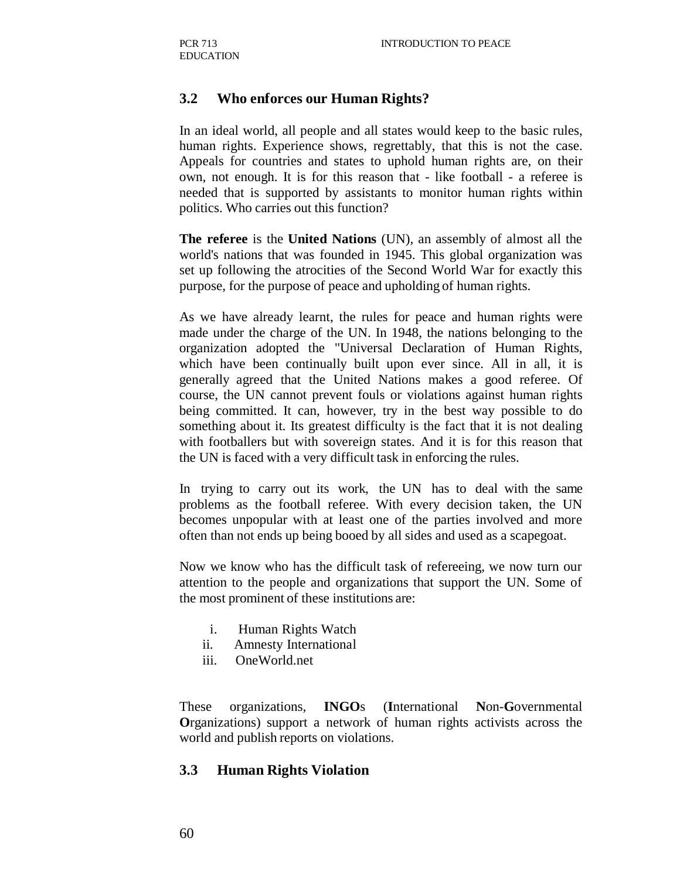## 3.2 Who enforces our Human Rights?

In an ideal world, all people and all states would keep to the basic rules, human rights. Experience shows, regrettably, that this is not the case. Appeals for countries and states to uphold human rights are, on their own, not enough. It is for this reason that - like football - a referee is needed that is supported by assistants to monitor human rights within politics. Who carries out this function?

**The referee** is the **United Nations** (UN), an assembly of almost all the world's nations that was founded in 1945. This global organization was set up following the atrocities of the Second World War for exactly this purpose, for the purpose of peace and upholding of human rights.

As we have already learnt, the rules for peace and human rights were made under the charge of the UN. In 1948, the nations belonging to the organization adopted the "Universal Declaration of Human Rights, which have been continually built upon ever since. All in all, it is generally agreed that the United Nations makes a good referee. Of course, the UN cannot prevent fouls or violations against human rights being committed. It can, however, try in the best way possible to do something about it. Its greatest difficulty is the fact that it is not dealing with footballers but with sovereign states. And it is for this reason that the UN is faced with a very difficult task in enforcing the rules.

In trying to carry out its work, the UN has to deal with the same problems as the football referee. With every decision taken, the UN becomes unpopular with at least one of the parties involved and more often than not ends up being booed by all sides and used as a scapegoat.

Now we know who has the difficult task of refereeing, we now turn our attention to the people and organizations that support the UN. Some of the most prominent of these institutions are:

i. Human Rights Watch
ii. Amnesty International
iii. OneWorld.net

These organizations, **INGO**s (**I**nternational **N**on-**G**overnmental **O**rganizations) support a network of human rights activists across the world and publish reports on violations.

## 3.3 Human Rights Violation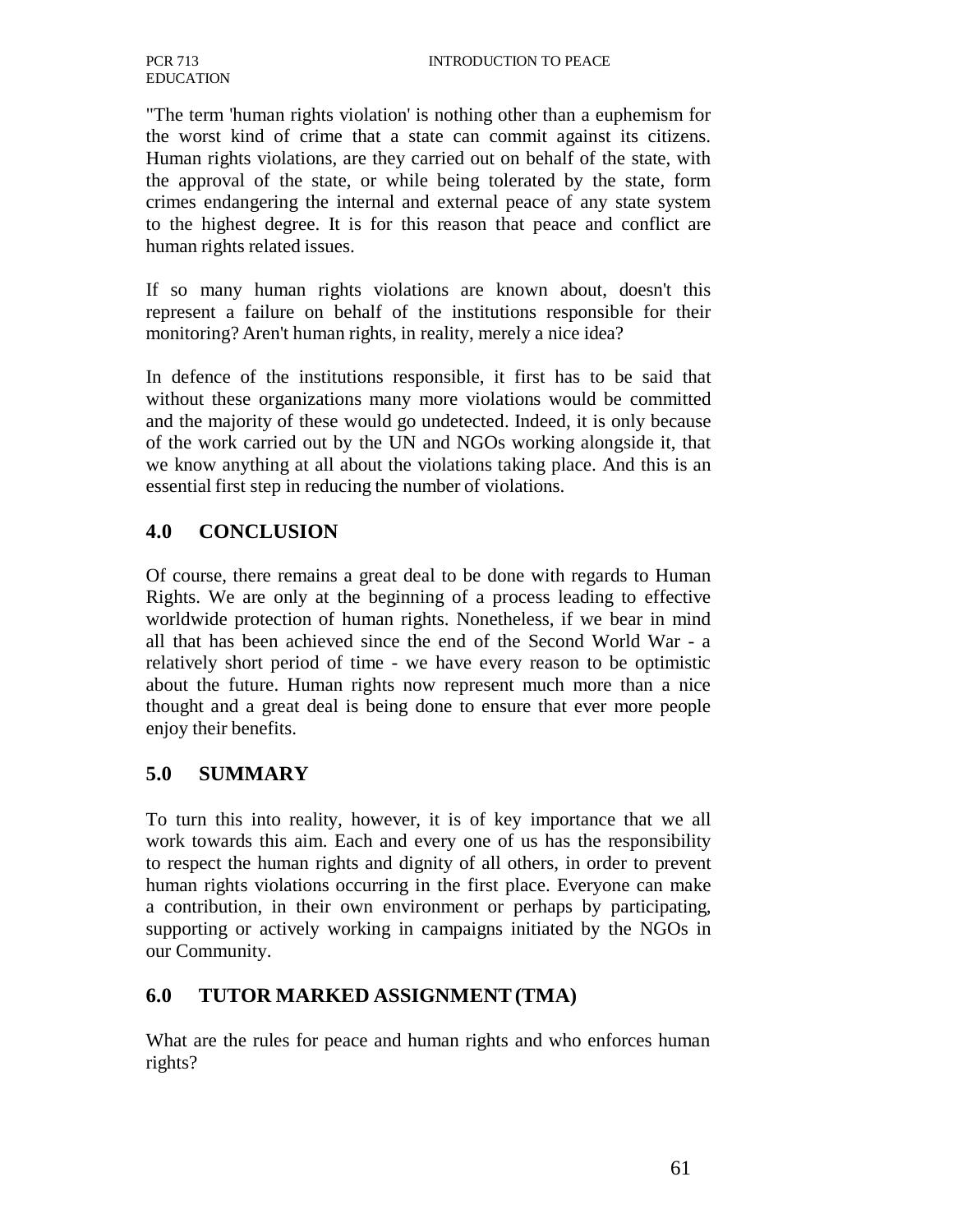"The term 'human rights violation' is nothing other than a euphemism for the worst kind of crime that a state can commit against its citizens. Human rights violations, are they carried out on behalf of the state, with the approval of the state, or while being tolerated by the state, form crimes endangering the internal and external peace of any state system to the highest degree. It is for this reason that peace and conflict are human rights related issues.

If so many human rights violations are known about, doesn't this represent a failure on behalf of the institutions responsible for their monitoring? Aren't human rights, in reality, merely a nice idea?

In defence of the institutions responsible, it first has to be said that without these organizations many more violations would be committed and the majority of these would go undetected. Indeed, it is only because of the work carried out by the UN and NGOs working alongside it, that we know anything at all about the violations taking place. And this is an essential first step in reducing the number of violations.

## 4.0 CONCLUSION

Of course, there remains a great deal to be done with regards to Human Rights. We are only at the beginning of a process leading to effective worldwide protection of human rights. Nonetheless, if we bear in mind all that has been achieved since the end of the Second World War - a relatively short period of time - we have every reason to be optimistic about the future. Human rights now represent much more than a nice thought and a great deal is being done to ensure that ever more people enjoy their benefits.

## 5.0 SUMMARY

To turn this into reality, however, it is of key importance that we all work towards this aim. Each and every one of us has the responsibility to respect the human rights and dignity of all others, in order to prevent human rights violations occurring in the first place. Everyone can make a contribution, in their own environment or perhaps by participating, supporting or actively working in campaigns initiated by the NGOs in our Community.

## 6.0 TUTOR MARKED ASSIGNMENT (TMA)

What are the rules for peace and human rights and who enforces human rights?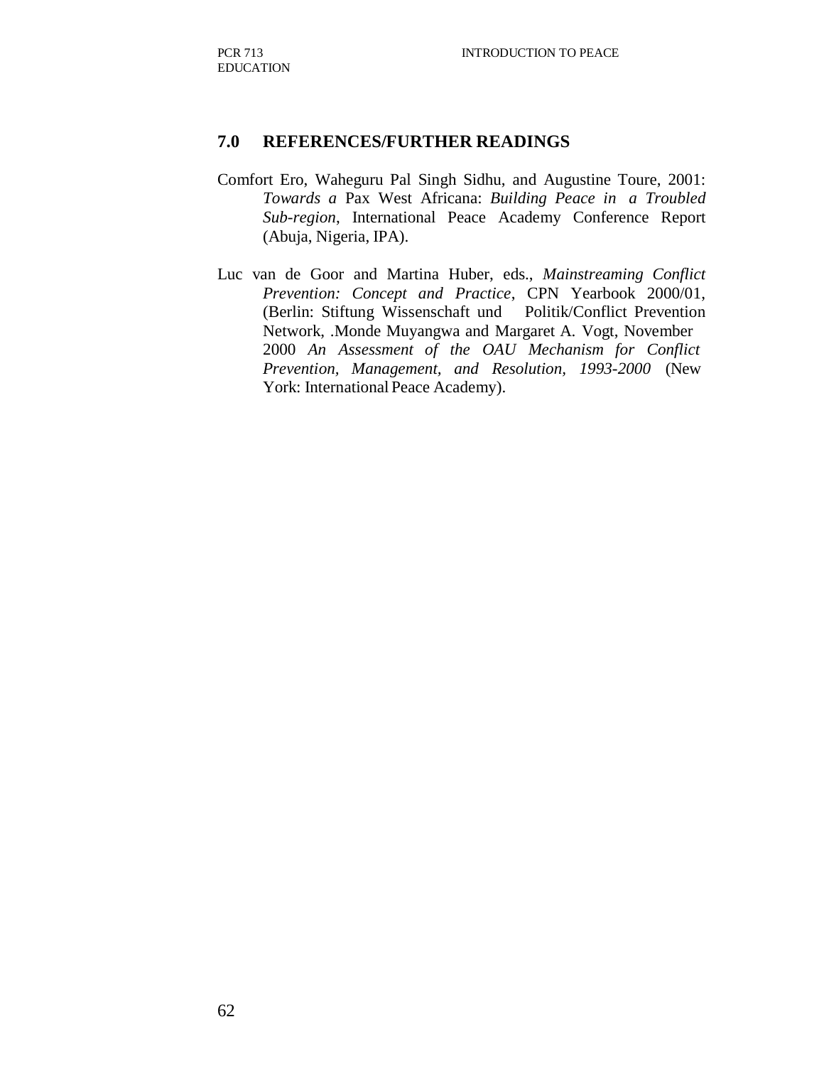## 7.0 REFERENCES/FURTHER READINGS

Comfort Ero, Waheguru Pal Singh Sidhu, and Augustine Toure, 2001: *Towards a* Pax West Africana: *Building Peace in a Troubled Sub-region*, International Peace Academy Conference Report (Abuja, Nigeria, IPA).

Luc van de Goor and Martina Huber, eds., *Mainstreaming Conflict Prevention: Concept and Practice*, CPN Yearbook 2000/01, (Berlin: Stiftung Wissenschaft und Politik/Conflict Prevention Network, .Monde Muyangwa and Margaret A. Vogt, November 2000 *An Assessment of the OAU Mechanism for Conflict Prevention, Management, and Resolution, 1993-2000* (New York: International Peace Academy).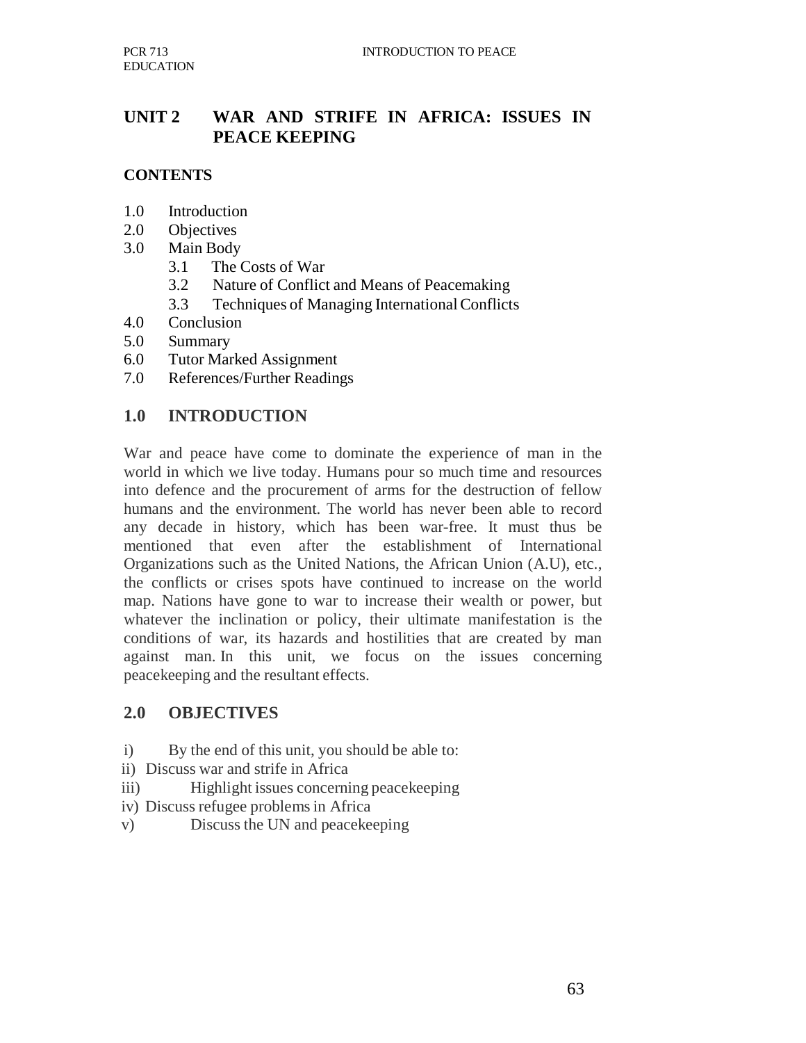## UNIT 2 WAR AND STRIFE IN AFRICA: ISSUES IN PEACE KEEPING

**CONTENTS**

1.0 Introduction
2.0 Objectives
3.0 Main Body
    3.1 The Costs of War
    3.2 Nature of Conflict and Means of Peacemaking
    3.3 Techniques of Managing International Conflicts
4.0 Conclusion
5.0 Summary
6.0 Tutor Marked Assignment
7.0 References/Further Readings

### 1.0 INTRODUCTION

War and peace have come to dominate the experience of man in the world in which we live today. Humans pour so much time and resources into defence and the procurement of arms for the destruction of fellow humans and the environment. The world has never been able to record any decade in history, which has been war-free. It must thus be mentioned that even after the establishment of International Organizations such as the United Nations, the African Union (A.U), etc., the conflicts or crises spots have continued to increase on the world map. Nations have gone to war to increase their wealth or power, but whatever the inclination or policy, their ultimate manifestation is the conditions of war, its hazards and hostilities that are created by man against man. In this unit, we focus on the issues concerning peacekeeping and the resultant effects.

### 2.0 OBJECTIVES

i) By the end of this unit, you should be able to:
ii) Discuss war and strife in Africa
iii) Highlight issues concerning peacekeeping
iv) Discuss refugee problems in Africa
v) Discuss the UN and peacekeeping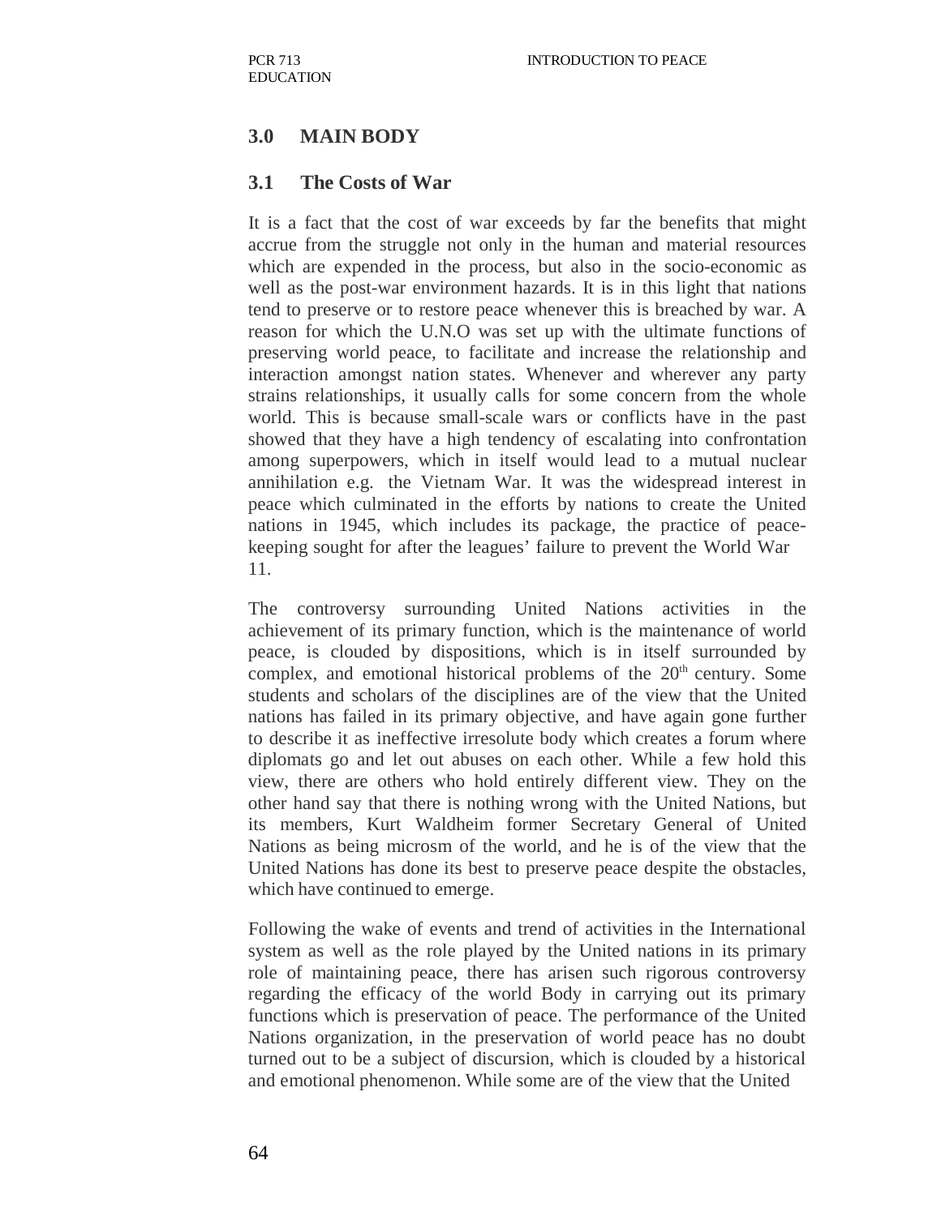## 3.0 MAIN BODY

### 3.1 The Costs of War

It is a fact that the cost of war exceeds by far the benefits that might accrue from the struggle not only in the human and material resources which are expended in the process, but also in the socio-economic as well as the post-war environment hazards. It is in this light that nations tend to preserve or to restore peace whenever this is breached by war. A reason for which the U.N.O was set up with the ultimate functions of preserving world peace, to facilitate and increase the relationship and interaction amongst nation states. Whenever and wherever any party strains relationships, it usually calls for some concern from the whole world. This is because small-scale wars or conflicts have in the past showed that they have a high tendency of escalating into confrontation among superpowers, which in itself would lead to a mutual nuclear annihilation e.g. the Vietnam War. It was the widespread interest in peace which culminated in the efforts by nations to create the United nations in 1945, which includes its package, the practice of peace-keeping sought for after the leagues' failure to prevent the World War 11.

The controversy surrounding United Nations activities in the achievement of its primary function, which is the maintenance of world peace, is clouded by dispositions, which is in itself surrounded by complex, and emotional historical problems of the 20th century. Some students and scholars of the disciplines are of the view that the United nations has failed in its primary objective, and have again gone further to describe it as ineffective irresolute body which creates a forum where diplomats go and let out abuses on each other. While a few hold this view, there are others who hold entirely different view. They on the other hand say that there is nothing wrong with the United Nations, but its members, Kurt Waldheim former Secretary General of United Nations as being microsm of the world, and he is of the view that the United Nations has done its best to preserve peace despite the obstacles, which have continued to emerge.

Following the wake of events and trend of activities in the International system as well as the role played by the United nations in its primary role of maintaining peace, there has arisen such rigorous controversy regarding the efficacy of the world Body in carrying out its primary functions which is preservation of peace. The performance of the United Nations organization, in the preservation of world peace has no doubt turned out to be a subject of discursion, which is clouded by a historical and emotional phenomenon. While some are of the view that the United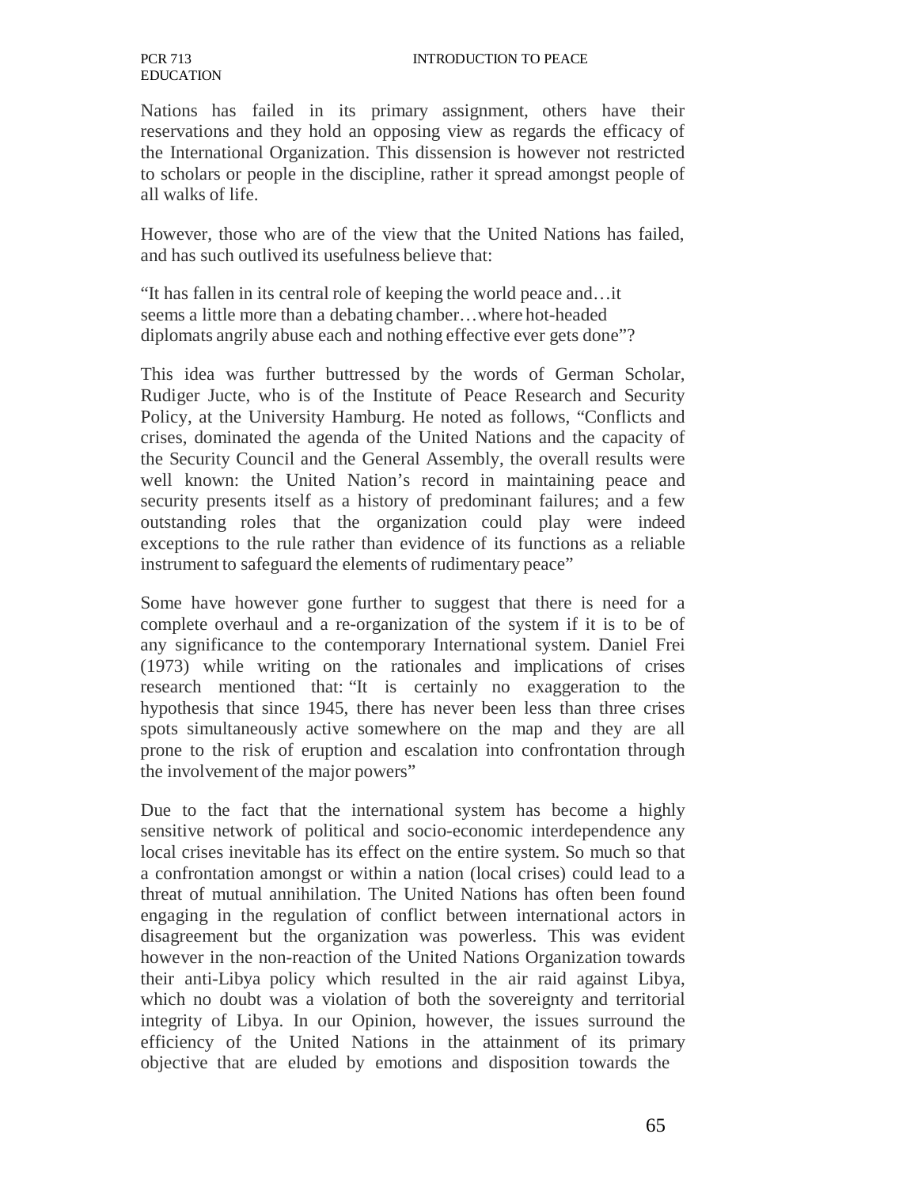Nations has failed in its primary assignment, others have their reservations and they hold an opposing view as regards the efficacy of the International Organization. This dissension is however not restricted to scholars or people in the discipline, rather it spread amongst people of all walks of life.

However, those who are of the view that the United Nations has failed, and has such outlived its usefulness believe that:

> "It has fallen in its central role of keeping the world peace and…it seems a little more than a debating chamber…where hot-headed diplomats angrily abuse each and nothing effective ever gets done"?

This idea was further buttressed by the words of German Scholar, Rudiger Jucte, who is of the Institute of Peace Research and Security Policy, at the University Hamburg. He noted as follows, "Conflicts and crises, dominated the agenda of the United Nations and the capacity of the Security Council and the General Assembly, the overall results were well known: the United Nation's record in maintaining peace and security presents itself as a history of predominant failures; and a few outstanding roles that the organization could play were indeed exceptions to the rule rather than evidence of its functions as a reliable instrument to safeguard the elements of rudimentary peace"

Some have however gone further to suggest that there is need for a complete overhaul and a re-organization of the system if it is to be of any significance to the contemporary International system. Daniel Frei (1973) while writing on the rationales and implications of crises research mentioned that: "It is certainly no exaggeration to the hypothesis that since 1945, there has never been less than three crises spots simultaneously active somewhere on the map and they are all prone to the risk of eruption and escalation into confrontation through the involvement of the major powers"

Due to the fact that the international system has become a highly sensitive network of political and socio-economic interdependence any local crises inevitable has its effect on the entire system. So much so that a confrontation amongst or within a nation (local crises) could lead to a threat of mutual annihilation. The United Nations has often been found engaging in the regulation of conflict between international actors in disagreement but the organization was powerless. This was evident however in the non-reaction of the United Nations Organization towards their anti-Libya policy which resulted in the air raid against Libya, which no doubt was a violation of both the sovereignty and territorial integrity of Libya. In our Opinion, however, the issues surround the efficiency of the United Nations in the attainment of its primary objective that are eluded by emotions and disposition towards the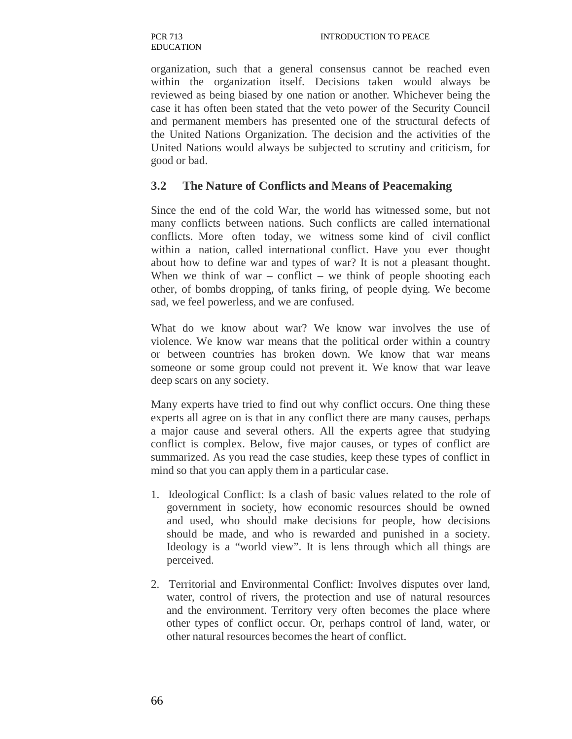organization, such that a general consensus cannot be reached even within the organization itself. Decisions taken would always be reviewed as being biased by one nation or another. Whichever being the case it has often been stated that the veto power of the Security Council and permanent members has presented one of the structural defects of the United Nations Organization. The decision and the activities of the United Nations would always be subjected to scrutiny and criticism, for good or bad.

### 3.2 The Nature of Conflicts and Means of Peacemaking

Since the end of the cold War, the world has witnessed some, but not many conflicts between nations. Such conflicts are called international conflicts. More often today, we witness some kind of civil conflict within a nation, called international conflict. Have you ever thought about how to define war and types of war? It is not a pleasant thought. When we think of war – conflict – we think of people shooting each other, of bombs dropping, of tanks firing, of people dying. We become sad, we feel powerless, and we are confused.

What do we know about war? We know war involves the use of violence. We know war means that the political order within a country or between countries has broken down. We know that war means someone or some group could not prevent it. We know that war leave deep scars on any society.

Many experts have tried to find out why conflict occurs. One thing these experts all agree on is that in any conflict there are many causes, perhaps a major cause and several others. All the experts agree that studying conflict is complex. Below, five major causes, or types of conflict are summarized. As you read the case studies, keep these types of conflict in mind so that you can apply them in a particular case.

1. Ideological Conflict: Is a clash of basic values related to the role of government in society, how economic resources should be owned and used, who should make decisions for people, how decisions should be made, and who is rewarded and punished in a society. Ideology is a "world view". It is lens through which all things are perceived.

2. Territorial and Environmental Conflict: Involves disputes over land, water, control of rivers, the protection and use of natural resources and the environment. Territory very often becomes the place where other types of conflict occur. Or, perhaps control of land, water, or other natural resources becomes the heart of conflict.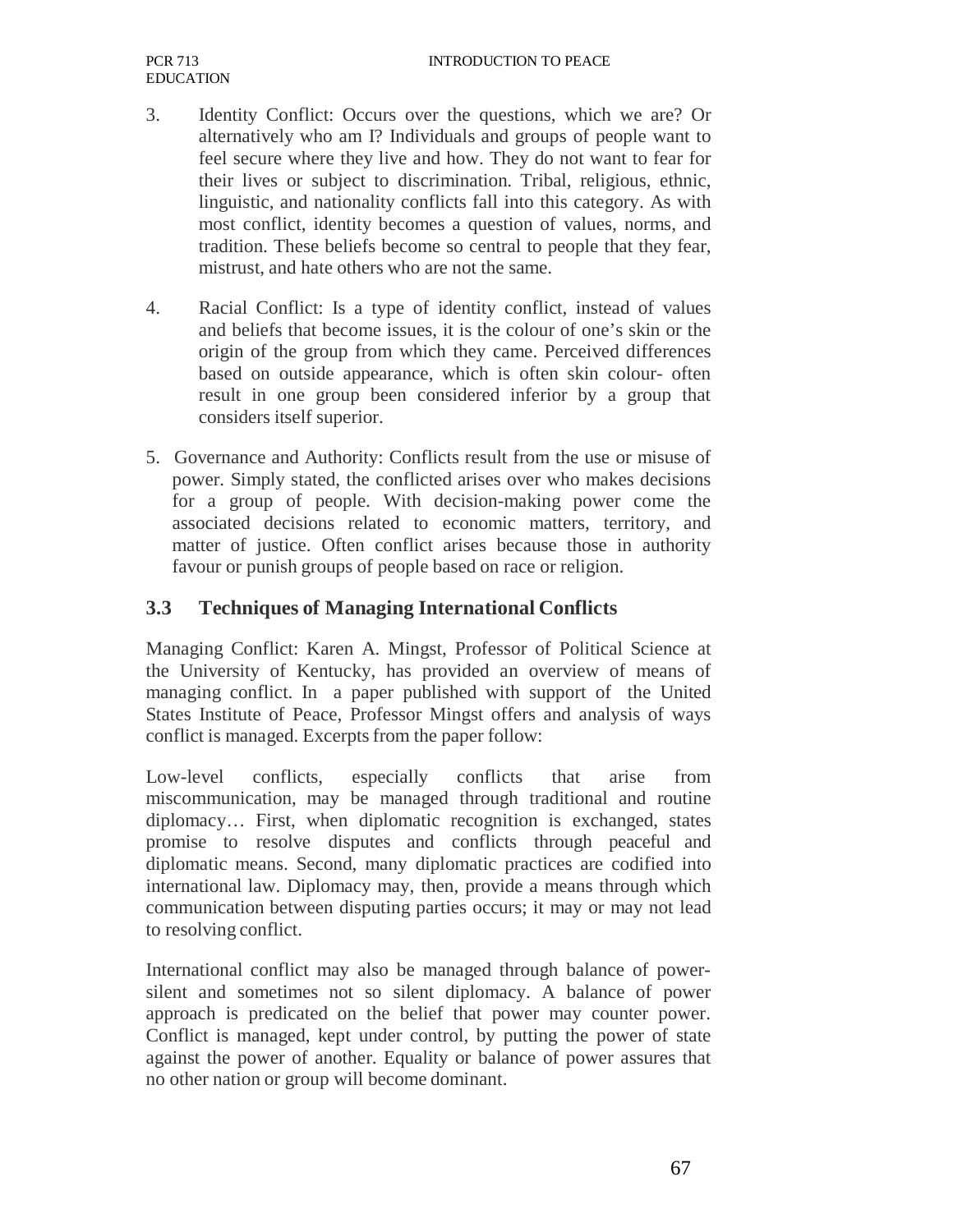3. Identity Conflict: Occurs over the questions, which we are? Or alternatively who am I? Individuals and groups of people want to feel secure where they live and how. They do not want to fear for their lives or subject to discrimination. Tribal, religious, ethnic, linguistic, and nationality conflicts fall into this category. As with most conflict, identity becomes a question of values, norms, and tradition. These beliefs become so central to people that they fear, mistrust, and hate others who are not the same.

4. Racial Conflict: Is a type of identity conflict, instead of values and beliefs that become issues, it is the colour of one's skin or the origin of the group from which they came. Perceived differences based on outside appearance, which is often skin colour- often result in one group been considered inferior by a group that considers itself superior.

5. Governance and Authority: Conflicts result from the use or misuse of power. Simply stated, the conflicted arises over who makes decisions for a group of people. With decision-making power come the associated decisions related to economic matters, territory, and matter of justice. Often conflict arises because those in authority favour or punish groups of people based on race or religion.

## 3.3 Techniques of Managing International Conflicts

Managing Conflict: Karen A. Mingst, Professor of Political Science at the University of Kentucky, has provided an overview of means of managing conflict. In a paper published with support of the United States Institute of Peace, Professor Mingst offers and analysis of ways conflict is managed. Excerpts from the paper follow:

Low-level conflicts, especially conflicts that arise from miscommunication, may be managed through traditional and routine diplomacy… First, when diplomatic recognition is exchanged, states promise to resolve disputes and conflicts through peaceful and diplomatic means. Second, many diplomatic practices are codified into international law. Diplomacy may, then, provide a means through which communication between disputing parties occurs; it may or may not lead to resolving conflict.

International conflict may also be managed through balance of power-silent and sometimes not so silent diplomacy. A balance of power approach is predicated on the belief that power may counter power. Conflict is managed, kept under control, by putting the power of state against the power of another. Equality or balance of power assures that no other nation or group will become dominant.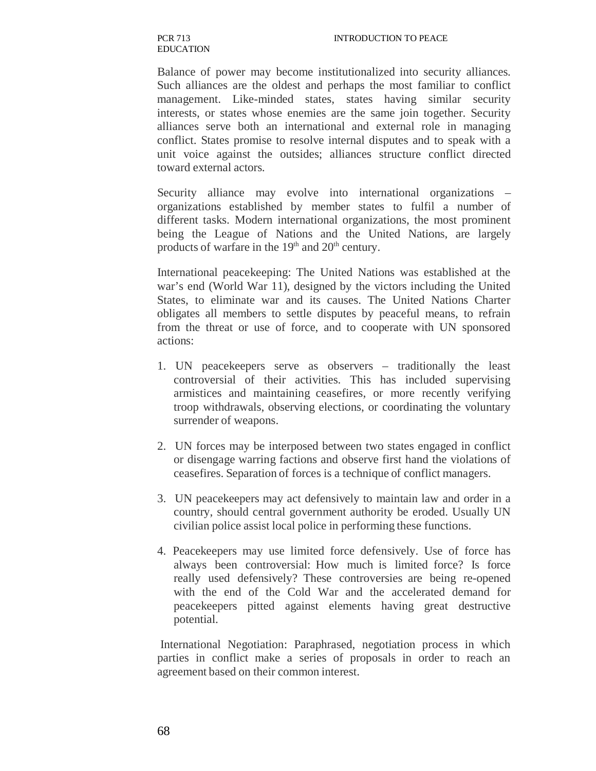Balance of power may become institutionalized into security alliances. Such alliances are the oldest and perhaps the most familiar to conflict management. Like-minded states, states having similar security interests, or states whose enemies are the same join together. Security alliances serve both an international and external role in managing conflict. States promise to resolve internal disputes and to speak with a unit voice against the outsides; alliances structure conflict directed toward external actors.

Security alliance may evolve into international organizations – organizations established by member states to fulfil a number of different tasks. Modern international organizations, the most prominent being the League of Nations and the United Nations, are largely products of warfare in the 19th and 20th century.

International peacekeeping: The United Nations was established at the war's end (World War 11), designed by the victors including the United States, to eliminate war and its causes. The United Nations Charter obligates all members to settle disputes by peaceful means, to refrain from the threat or use of force, and to cooperate with UN sponsored actions:

1. UN peacekeepers serve as observers – traditionally the least controversial of their activities. This has included supervising armistices and maintaining ceasefires, or more recently verifying troop withdrawals, observing elections, or coordinating the voluntary surrender of weapons.

2. UN forces may be interposed between two states engaged in conflict or disengage warring factions and observe first hand the violations of ceasefires. Separation of forces is a technique of conflict managers.

3. UN peacekeepers may act defensively to maintain law and order in a country, should central government authority be eroded. Usually UN civilian police assist local police in performing these functions.

4. Peacekeepers may use limited force defensively. Use of force has always been controversial: How much is limited force? Is force really used defensively? These controversies are being re-opened with the end of the Cold War and the accelerated demand for peacekeepers pitted against elements having great destructive potential.

International Negotiation: Paraphrased, negotiation process in which parties in conflict make a series of proposals in order to reach an agreement based on their common interest.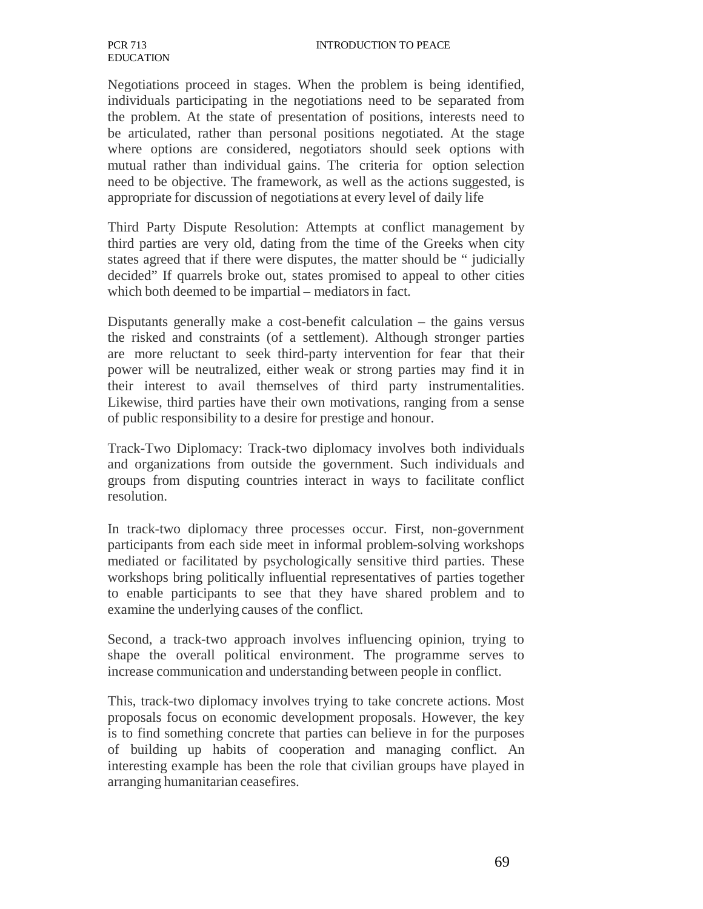Negotiations proceed in stages. When the problem is being identified, individuals participating in the negotiations need to be separated from the problem. At the state of presentation of positions, interests need to be articulated, rather than personal positions negotiated. At the stage where options are considered, negotiators should seek options with mutual rather than individual gains. The criteria for option selection need to be objective. The framework, as well as the actions suggested, is appropriate for discussion of negotiations at every level of daily life

Third Party Dispute Resolution: Attempts at conflict management by third parties are very old, dating from the time of the Greeks when city states agreed that if there were disputes, the matter should be " judicially decided" If quarrels broke out, states promised to appeal to other cities which both deemed to be impartial – mediators in fact.

Disputants generally make a cost-benefit calculation – the gains versus the risked and constraints (of a settlement). Although stronger parties are more reluctant to seek third-party intervention for fear that their power will be neutralized, either weak or strong parties may find it in their interest to avail themselves of third party instrumentalities. Likewise, third parties have their own motivations, ranging from a sense of public responsibility to a desire for prestige and honour.

Track-Two Diplomacy: Track-two diplomacy involves both individuals and organizations from outside the government. Such individuals and groups from disputing countries interact in ways to facilitate conflict resolution.

In track-two diplomacy three processes occur. First, non-government participants from each side meet in informal problem-solving workshops mediated or facilitated by psychologically sensitive third parties. These workshops bring politically influential representatives of parties together to enable participants to see that they have shared problem and to examine the underlying causes of the conflict.

Second, a track-two approach involves influencing opinion, trying to shape the overall political environment. The programme serves to increase communication and understanding between people in conflict.

This, track-two diplomacy involves trying to take concrete actions. Most proposals focus on economic development proposals. However, the key is to find something concrete that parties can believe in for the purposes of building up habits of cooperation and managing conflict. An interesting example has been the role that civilian groups have played in arranging humanitarian ceasefires.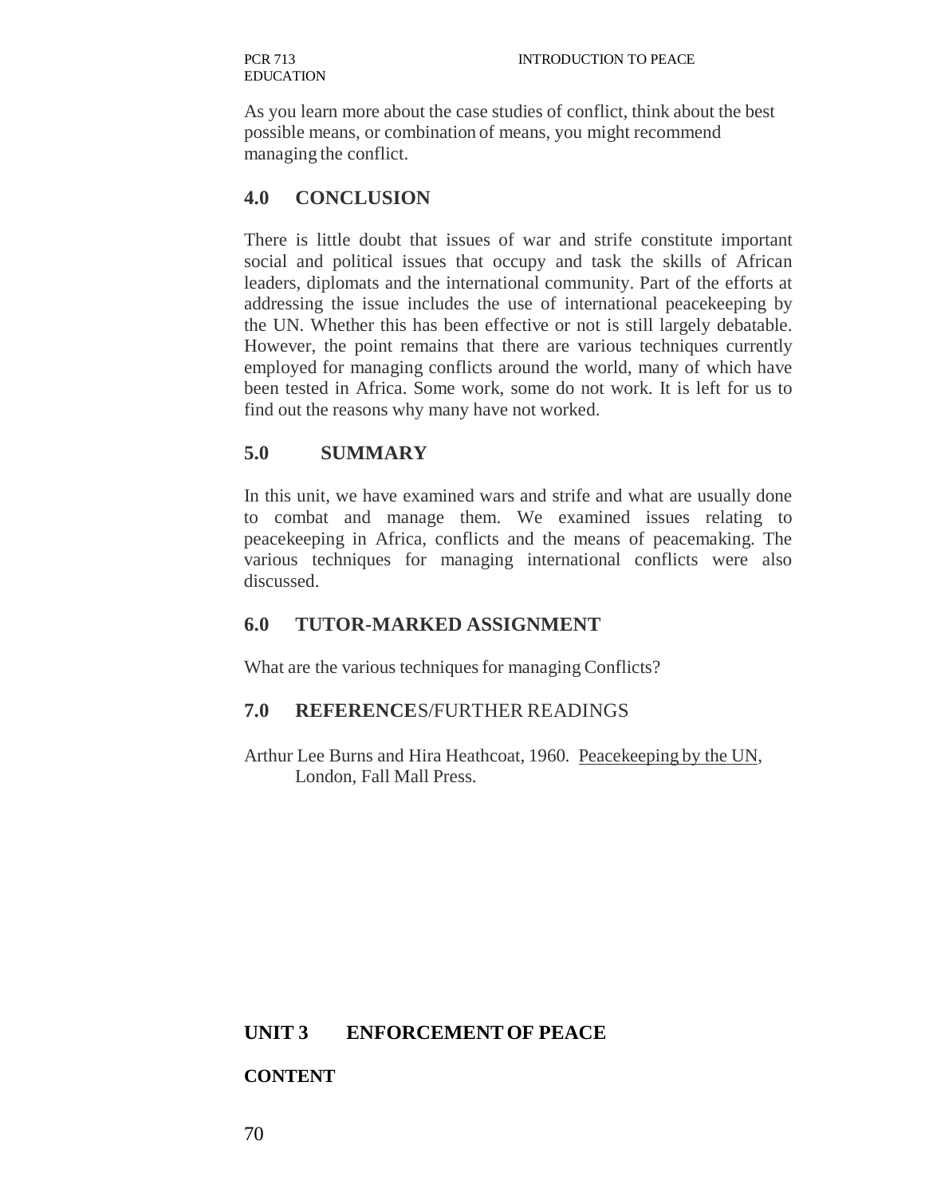As you learn more about the case studies of conflict, think about the best possible means, or combination of means, you might recommend managing the conflict.

## 4.0 CONCLUSION

There is little doubt that issues of war and strife constitute important social and political issues that occupy and task the skills of African leaders, diplomats and the international community. Part of the efforts at addressing the issue includes the use of international peacekeeping by the UN. Whether this has been effective or not is still largely debatable. However, the point remains that there are various techniques currently employed for managing conflicts around the world, many of which have been tested in Africa. Some work, some do not work. It is left for us to find out the reasons why many have not worked.

## 5.0 SUMMARY

In this unit, we have examined wars and strife and what are usually done to combat and manage them. We examined issues relating to peacekeeping in Africa, conflicts and the means of peacemaking. The various techniques for managing international conflicts were also discussed.

## 6.0 TUTOR-MARKED ASSIGNMENT

What are the various techniques for managing Conflicts?

## 7.0 REFERENCES/FURTHER READINGS

Arthur Lee Burns and Hira Heathcoat, 1960. Peacekeeping by the UN, London, Fall Mall Press.

# UNIT 3 ENFORCEMENT OF PEACE

**CONTENT**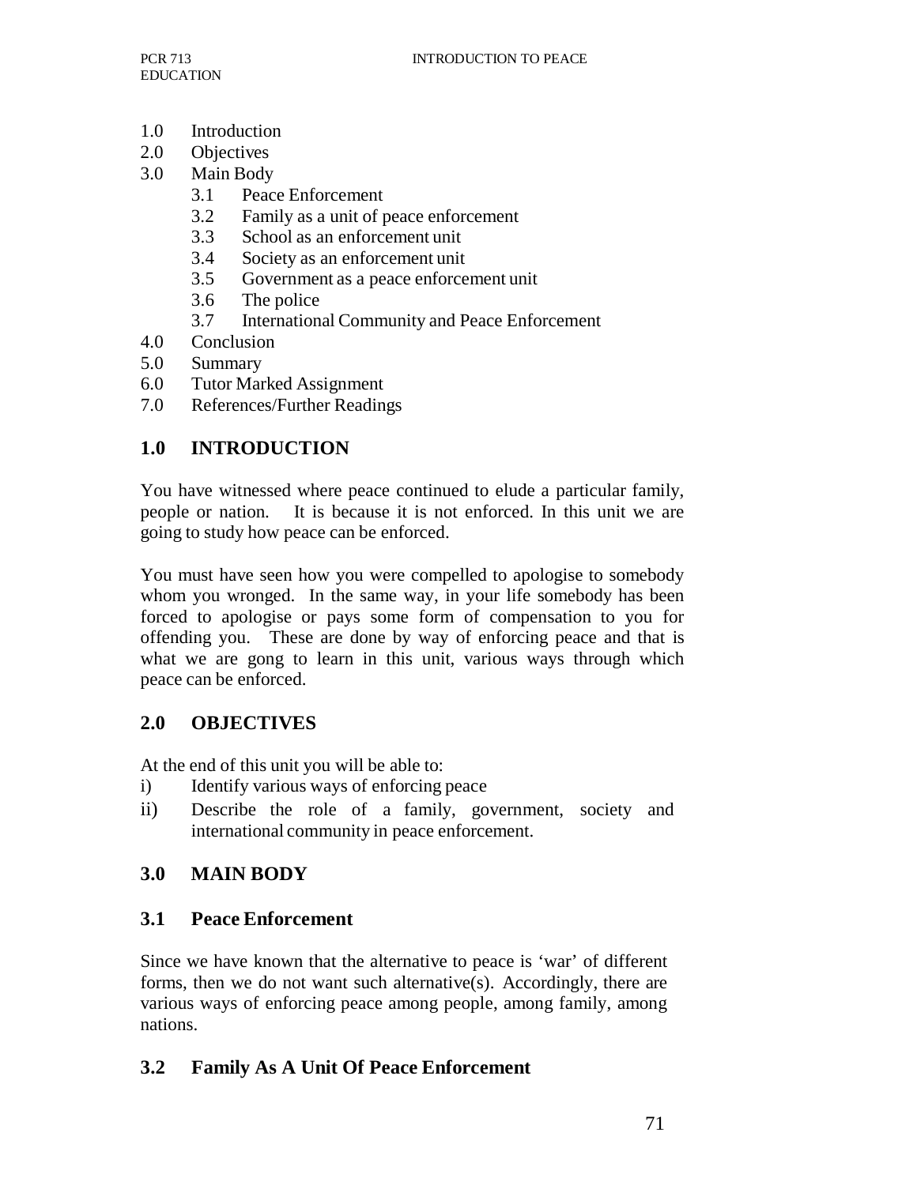1.0 Introduction
2.0 Objectives
3.0 Main Body
    3.1 Peace Enforcement
    3.2 Family as a unit of peace enforcement
    3.3 School as an enforcement unit
    3.4 Society as an enforcement unit
    3.5 Government as a peace enforcement unit
    3.6 The police
    3.7 International Community and Peace Enforcement
4.0 Conclusion
5.0 Summary
6.0 Tutor Marked Assignment
7.0 References/Further Readings

## 1.0 INTRODUCTION

You have witnessed where peace continued to elude a particular family, people or nation. It is because it is not enforced. In this unit we are going to study how peace can be enforced.

You must have seen how you were compelled to apologise to somebody whom you wronged. In the same way, in your life somebody has been forced to apologise or pays some form of compensation to you for offending you. These are done by way of enforcing peace and that is what we are gong to learn in this unit, various ways through which peace can be enforced.

## 2.0 OBJECTIVES

At the end of this unit you will be able to:

i) Identify various ways of enforcing peace
ii) Describe the role of a family, government, society and international community in peace enforcement.

## 3.0 MAIN BODY

### 3.1 Peace Enforcement

Since we have known that the alternative to peace is 'war' of different forms, then we do not want such alternative(s). Accordingly, there are various ways of enforcing peace among people, among family, among nations.

### 3.2 Family As A Unit Of Peace Enforcement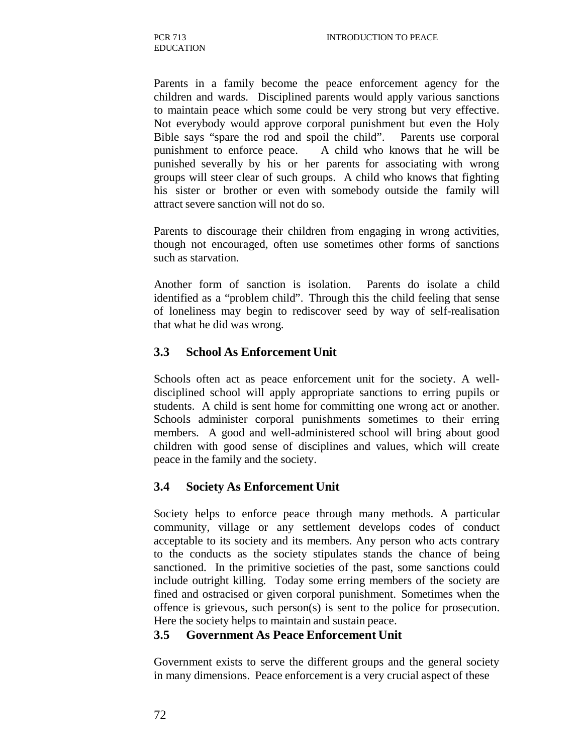Parents in a family become the peace enforcement agency for the children and wards. Disciplined parents would apply various sanctions to maintain peace which some could be very strong but very effective. Not everybody would approve corporal punishment but even the Holy Bible says "spare the rod and spoil the child". Parents use corporal punishment to enforce peace. A child who knows that he will be punished severally by his or her parents for associating with wrong groups will steer clear of such groups. A child who knows that fighting his sister or brother or even with somebody outside the family will attract severe sanction will not do so.

Parents to discourage their children from engaging in wrong activities, though not encouraged, often use sometimes other forms of sanctions such as starvation.

Another form of sanction is isolation. Parents do isolate a child identified as a "problem child". Through this the child feeling that sense of loneliness may begin to rediscover seed by way of self-realisation that what he did was wrong.

### 3.3 School As Enforcement Unit

Schools often act as peace enforcement unit for the society. A well-disciplined school will apply appropriate sanctions to erring pupils or students. A child is sent home for committing one wrong act or another. Schools administer corporal punishments sometimes to their erring members. A good and well-administered school will bring about good children with good sense of disciplines and values, which will create peace in the family and the society.

### 3.4 Society As Enforcement Unit

Society helps to enforce peace through many methods. A particular community, village or any settlement develops codes of conduct acceptable to its society and its members. Any person who acts contrary to the conducts as the society stipulates stands the chance of being sanctioned. In the primitive societies of the past, some sanctions could include outright killing. Today some erring members of the society are fined and ostracised or given corporal punishment. Sometimes when the offence is grievous, such person(s) is sent to the police for prosecution. Here the society helps to maintain and sustain peace.

### 3.5 Government As Peace Enforcement Unit

Government exists to serve the different groups and the general society in many dimensions. Peace enforcement is a very crucial aspect of these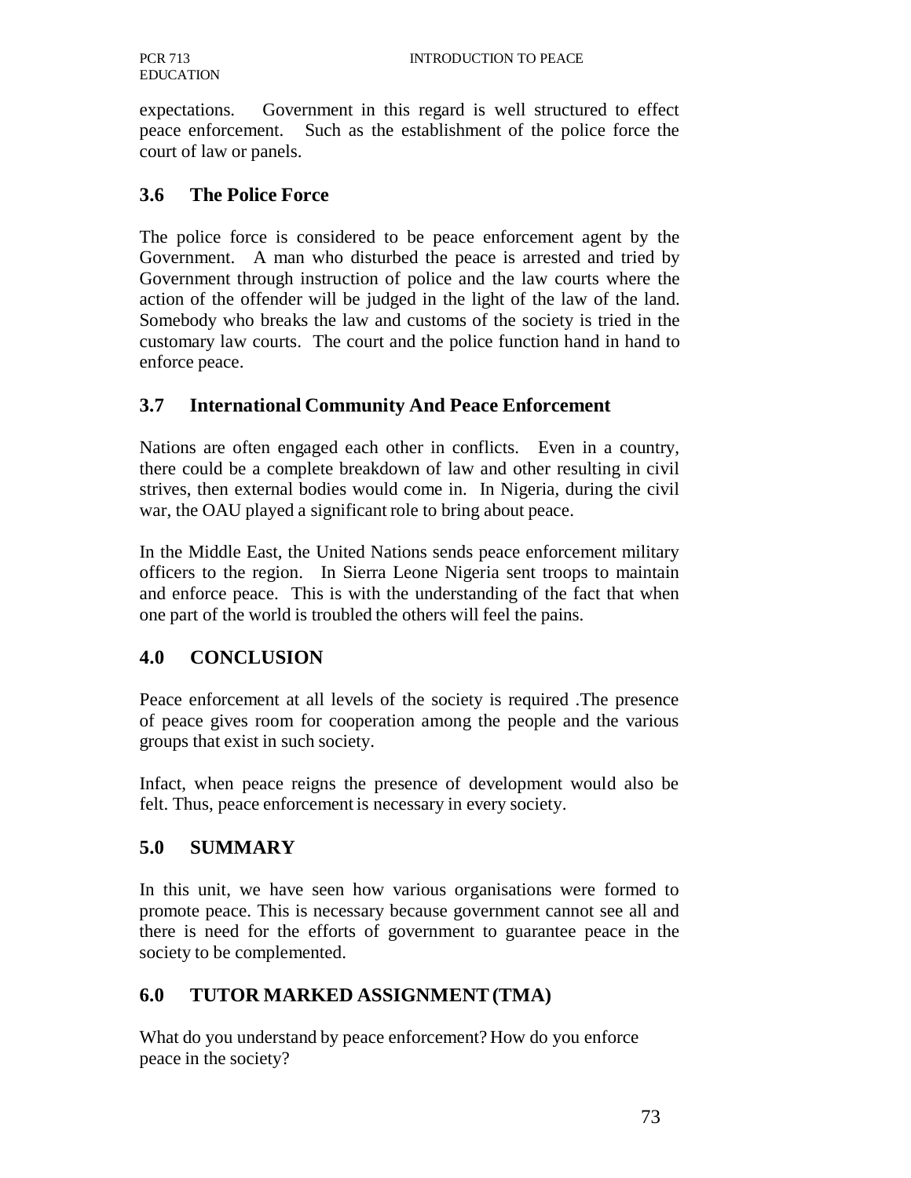expectations. Government in this regard is well structured to effect peace enforcement. Such as the establishment of the police force the court of law or panels.

## 3.6 The Police Force

The police force is considered to be peace enforcement agent by the Government. A man who disturbed the peace is arrested and tried by Government through instruction of police and the law courts where the action of the offender will be judged in the light of the law of the land. Somebody who breaks the law and customs of the society is tried in the customary law courts. The court and the police function hand in hand to enforce peace.

## 3.7 International Community And Peace Enforcement

Nations are often engaged each other in conflicts. Even in a country, there could be a complete breakdown of law and other resulting in civil strives, then external bodies would come in. In Nigeria, during the civil war, the OAU played a significant role to bring about peace.

In the Middle East, the United Nations sends peace enforcement military officers to the region. In Sierra Leone Nigeria sent troops to maintain and enforce peace. This is with the understanding of the fact that when one part of the world is troubled the others will feel the pains.

## 4.0 CONCLUSION

Peace enforcement at all levels of the society is required .The presence of peace gives room for cooperation among the people and the various groups that exist in such society.

Infact, when peace reigns the presence of development would also be felt. Thus, peace enforcement is necessary in every society.

## 5.0 SUMMARY

In this unit, we have seen how various organisations were formed to promote peace. This is necessary because government cannot see all and there is need for the efforts of government to guarantee peace in the society to be complemented.

## 6.0 TUTOR MARKED ASSIGNMENT (TMA)

What do you understand by peace enforcement? How do you enforce peace in the society?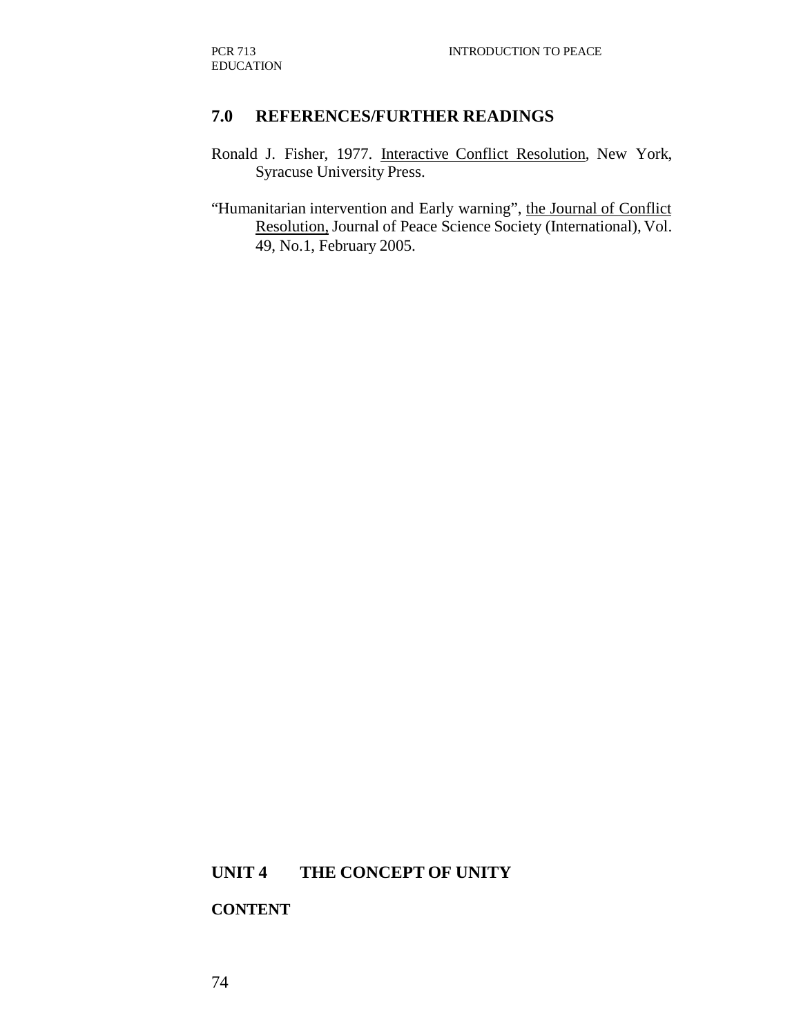## 7.0 REFERENCES/FURTHER READINGS

Ronald J. Fisher, 1977. Interactive Conflict Resolution, New York, Syracuse University Press.

"Humanitarian intervention and Early warning", the Journal of Conflict Resolution, Journal of Peace Science Society (International), Vol. 49, No.1, February 2005.

# UNIT 4 THE CONCEPT OF UNITY

**CONTENT**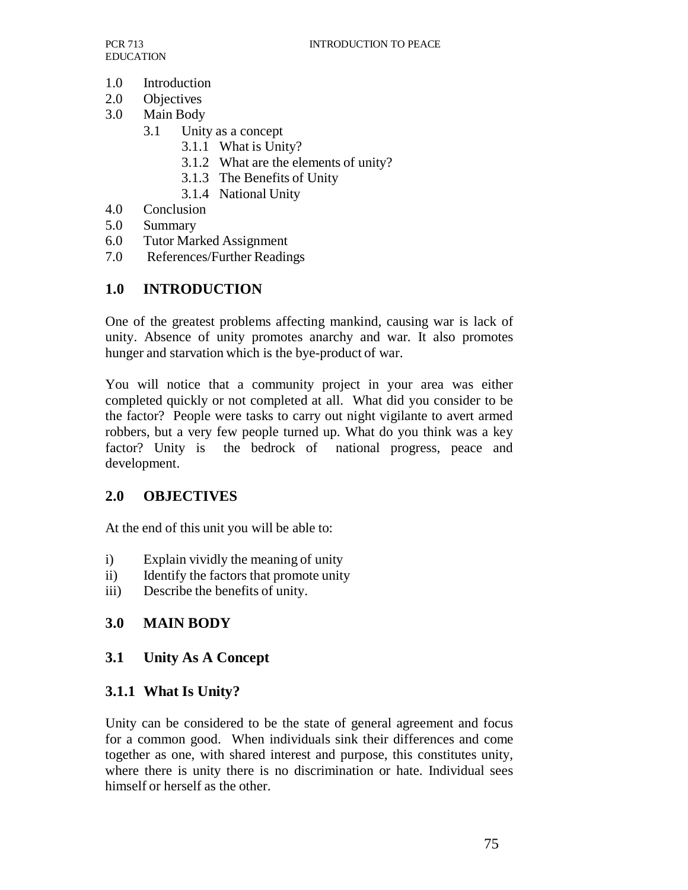1.0 Introduction
2.0 Objectives
3.0 Main Body
    3.1 Unity as a concept
        3.1.1 What is Unity?
        3.1.2 What are the elements of unity?
        3.1.3 The Benefits of Unity
        3.1.4 National Unity
4.0 Conclusion
5.0 Summary
6.0 Tutor Marked Assignment
7.0 References/Further Readings

## 1.0 INTRODUCTION

One of the greatest problems affecting mankind, causing war is lack of unity. Absence of unity promotes anarchy and war. It also promotes hunger and starvation which is the bye-product of war.

You will notice that a community project in your area was either completed quickly or not completed at all. What did you consider to be the factor? People were tasks to carry out night vigilante to avert armed robbers, but a very few people turned up. What do you think was a key factor? Unity is the bedrock of national progress, peace and development.

## 2.0 OBJECTIVES

At the end of this unit you will be able to:

i) Explain vividly the meaning of unity
ii) Identify the factors that promote unity
iii) Describe the benefits of unity.

## 3.0 MAIN BODY

### 3.1 Unity As A Concept

### 3.1.1 What Is Unity?

Unity can be considered to be the state of general agreement and focus for a common good. When individuals sink their differences and come together as one, with shared interest and purpose, this constitutes unity, where there is unity there is no discrimination or hate. Individual sees himself or herself as the other.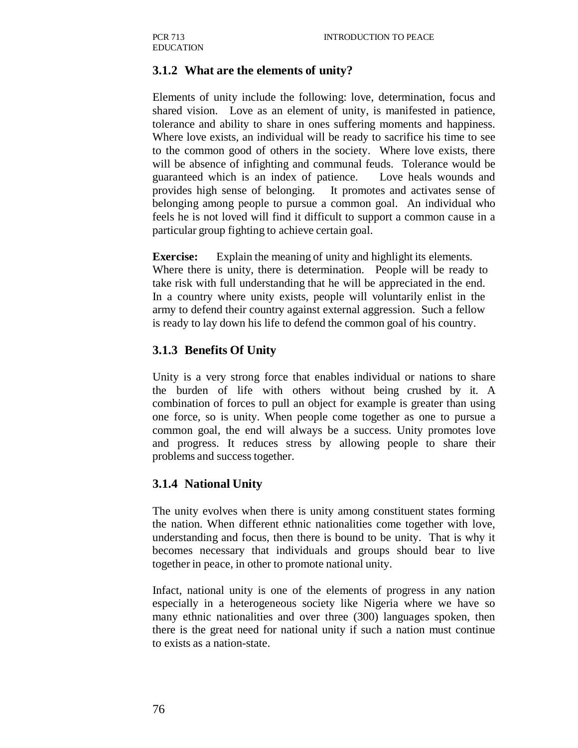### 3.1.2 What are the elements of unity?

Elements of unity include the following: love, determination, focus and shared vision. Love as an element of unity, is manifested in patience, tolerance and ability to share in ones suffering moments and happiness. Where love exists, an individual will be ready to sacrifice his time to see to the common good of others in the society. Where love exists, there will be absence of infighting and communal feuds. Tolerance would be guaranteed which is an index of patience. Love heals wounds and provides high sense of belonging. It promotes and activates sense of belonging among people to pursue a common goal. An individual who feels he is not loved will find it difficult to support a common cause in a particular group fighting to achieve certain goal.

**Exercise:** Explain the meaning of unity and highlight its elements.
Where there is unity, there is determination. People will be ready to take risk with full understanding that he will be appreciated in the end. In a country where unity exists, people will voluntarily enlist in the army to defend their country against external aggression. Such a fellow is ready to lay down his life to defend the common goal of his country.

### 3.1.3 Benefits Of Unity

Unity is a very strong force that enables individual or nations to share the burden of life with others without being crushed by it. A combination of forces to pull an object for example is greater than using one force, so is unity. When people come together as one to pursue a common goal, the end will always be a success. Unity promotes love and progress. It reduces stress by allowing people to share their problems and success together.

### 3.1.4 National Unity

The unity evolves when there is unity among constituent states forming the nation. When different ethnic nationalities come together with love, understanding and focus, then there is bound to be unity. That is why it becomes necessary that individuals and groups should bear to live together in peace, in other to promote national unity.

Infact, national unity is one of the elements of progress in any nation especially in a heterogeneous society like Nigeria where we have so many ethnic nationalities and over three (300) languages spoken, then there is the great need for national unity if such a nation must continue to exists as a nation-state.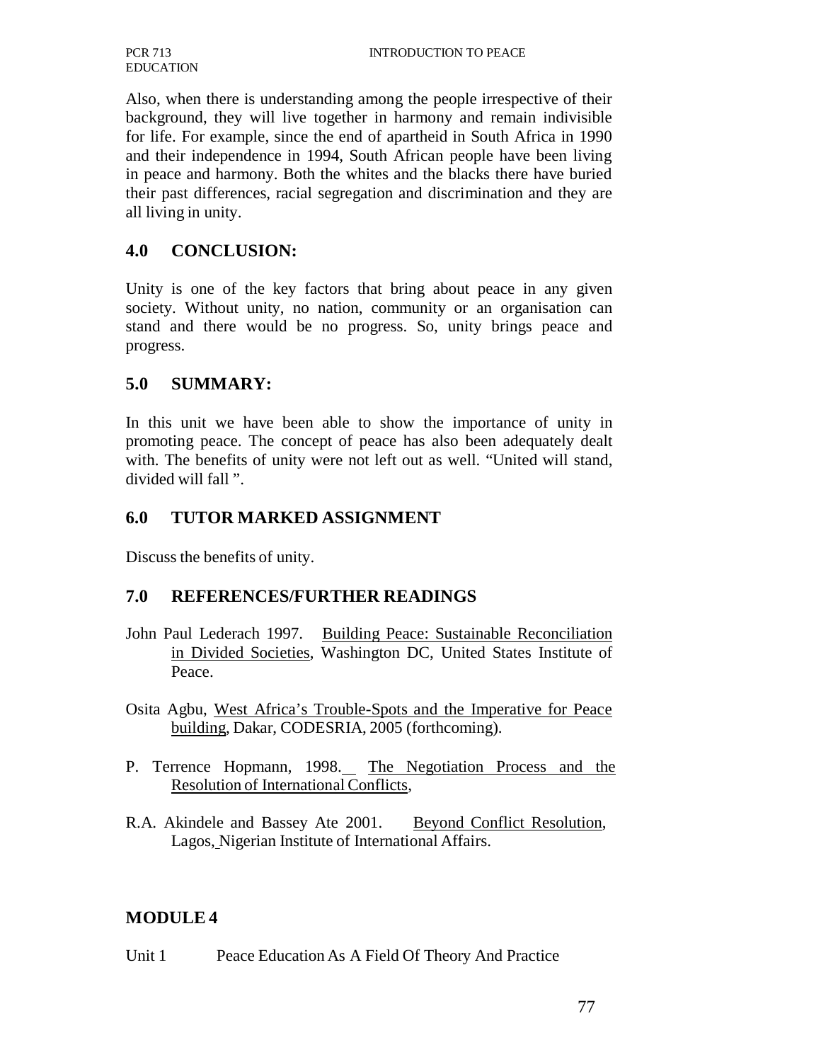Also, when there is understanding among the people irrespective of their background, they will live together in harmony and remain indivisible for life. For example, since the end of apartheid in South Africa in 1990 and their independence in 1994, South African people have been living in peace and harmony. Both the whites and the blacks there have buried their past differences, racial segregation and discrimination and they are all living in unity.

## 4.0 CONCLUSION:

Unity is one of the key factors that bring about peace in any given society. Without unity, no nation, community or an organisation can stand and there would be no progress. So, unity brings peace and progress.

## 5.0 SUMMARY:

In this unit we have been able to show the importance of unity in promoting peace. The concept of peace has also been adequately dealt with. The benefits of unity were not left out as well. "United will stand, divided will fall ".

## 6.0 TUTOR MARKED ASSIGNMENT

Discuss the benefits of unity.

## 7.0 REFERENCES/FURTHER READINGS

John Paul Lederach 1997. Building Peace: Sustainable Reconciliation in Divided Societies, Washington DC, United States Institute of Peace.

Osita Agbu, West Africa's Trouble-Spots and the Imperative for Peace building, Dakar, CODESRIA, 2005 (forthcoming).

P. Terrence Hopmann, 1998. The Negotiation Process and the Resolution of International Conflicts,

R.A. Akindele and Bassey Ate 2001. Beyond Conflict Resolution, Lagos, Nigerian Institute of International Affairs.

# MODULE 4

Unit 1 Peace Education As A Field Of Theory And Practice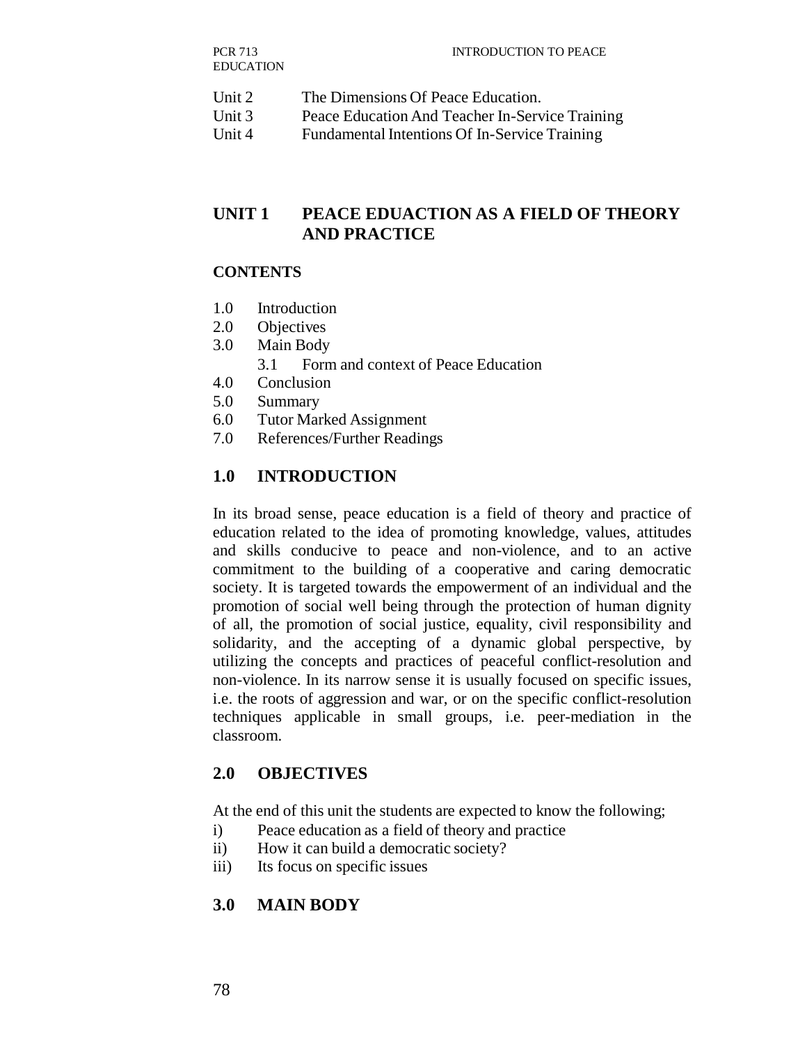Unit 2 The Dimensions Of Peace Education.
Unit 3 Peace Education And Teacher In-Service Training
Unit 4 Fundamental Intentions Of In-Service Training

## UNIT 1 PEACE EDUACTION AS A FIELD OF THEORY AND PRACTICE

### CONTENTS

1.0 Introduction
2.0 Objectives
3.0 Main Body
 3.1 Form and context of Peace Education
4.0 Conclusion
5.0 Summary
6.0 Tutor Marked Assignment
7.0 References/Further Readings

### 1.0 INTRODUCTION

In its broad sense, peace education is a field of theory and practice of education related to the idea of promoting knowledge, values, attitudes and skills conducive to peace and non-violence, and to an active commitment to the building of a cooperative and caring democratic society. It is targeted towards the empowerment of an individual and the promotion of social well being through the protection of human dignity of all, the promotion of social justice, equality, civil responsibility and solidarity, and the accepting of a dynamic global perspective, by utilizing the concepts and practices of peaceful conflict-resolution and non-violence. In its narrow sense it is usually focused on specific issues, i.e. the roots of aggression and war, or on the specific conflict-resolution techniques applicable in small groups, i.e. peer-mediation in the classroom.

### 2.0 OBJECTIVES

At the end of this unit the students are expected to know the following;

i) Peace education as a field of theory and practice
ii) How it can build a democratic society?
iii) Its focus on specific issues

### 3.0 MAIN BODY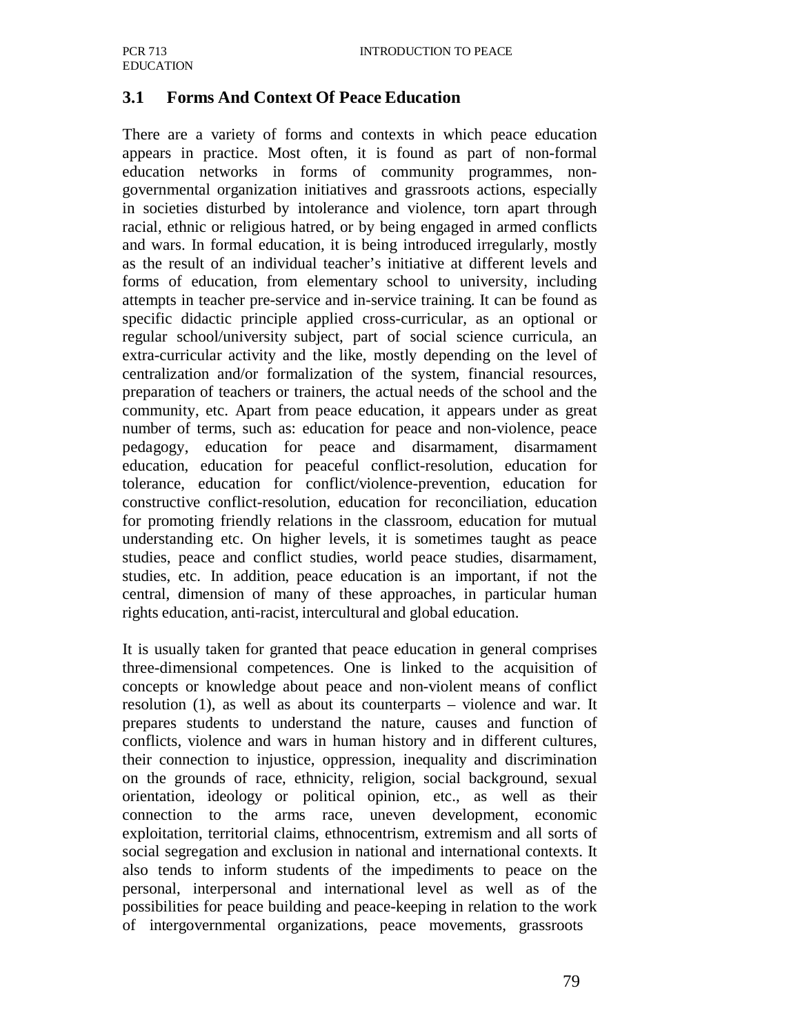## 3.1 Forms And Context Of Peace Education

There are a variety of forms and contexts in which peace education appears in practice. Most often, it is found as part of non-formal education networks in forms of community programmes, non-governmental organization initiatives and grassroots actions, especially in societies disturbed by intolerance and violence, torn apart through racial, ethnic or religious hatred, or by being engaged in armed conflicts and wars. In formal education, it is being introduced irregularly, mostly as the result of an individual teacher's initiative at different levels and forms of education, from elementary school to university, including attempts in teacher pre-service and in-service training. It can be found as specific didactic principle applied cross-curricular, as an optional or regular school/university subject, part of social science curricula, an extra-curricular activity and the like, mostly depending on the level of centralization and/or formalization of the system, financial resources, preparation of teachers or trainers, the actual needs of the school and the community, etc. Apart from peace education, it appears under as great number of terms, such as: education for peace and non-violence, peace pedagogy, education for peace and disarmament, disarmament education, education for peaceful conflict-resolution, education for tolerance, education for conflict/violence-prevention, education for constructive conflict-resolution, education for reconciliation, education for promoting friendly relations in the classroom, education for mutual understanding etc. On higher levels, it is sometimes taught as peace studies, peace and conflict studies, world peace studies, disarmament, studies, etc. In addition, peace education is an important, if not the central, dimension of many of these approaches, in particular human rights education, anti-racist, intercultural and global education.

It is usually taken for granted that peace education in general comprises three-dimensional competences. One is linked to the acquisition of concepts or knowledge about peace and non-violent means of conflict resolution (1), as well as about its counterparts – violence and war. It prepares students to understand the nature, causes and function of conflicts, violence and wars in human history and in different cultures, their connection to injustice, oppression, inequality and discrimination on the grounds of race, ethnicity, religion, social background, sexual orientation, ideology or political opinion, etc., as well as their connection to the arms race, uneven development, economic exploitation, territorial claims, ethnocentrism, extremism and all sorts of social segregation and exclusion in national and international contexts. It also tends to inform students of the impediments to peace on the personal, interpersonal and international level as well as of the possibilities for peace building and peace-keeping in relation to the work of intergovernmental organizations, peace movements, grassroots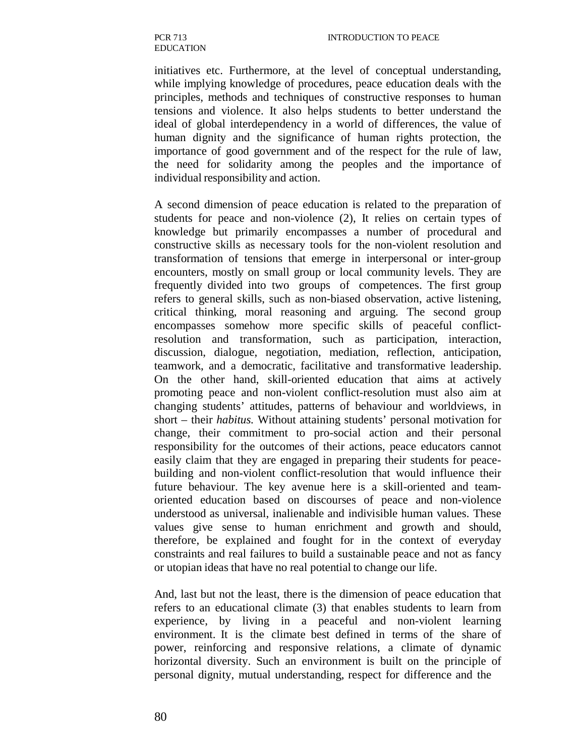initiatives etc. Furthermore, at the level of conceptual understanding, while implying knowledge of procedures, peace education deals with the principles, methods and techniques of constructive responses to human tensions and violence. It also helps students to better understand the ideal of global interdependency in a world of differences, the value of human dignity and the significance of human rights protection, the importance of good government and of the respect for the rule of law, the need for solidarity among the peoples and the importance of individual responsibility and action.

A second dimension of peace education is related to the preparation of students for peace and non-violence (2), It relies on certain types of knowledge but primarily encompasses a number of procedural and constructive skills as necessary tools for the non-violent resolution and transformation of tensions that emerge in interpersonal or inter-group encounters, mostly on small group or local community levels. They are frequently divided into two groups of competences. The first group refers to general skills, such as non-biased observation, active listening, critical thinking, moral reasoning and arguing. The second group encompasses somehow more specific skills of peaceful conflict-resolution and transformation, such as participation, interaction, discussion, dialogue, negotiation, mediation, reflection, anticipation, teamwork, and a democratic, facilitative and transformative leadership. On the other hand, skill-oriented education that aims at actively promoting peace and non-violent conflict-resolution must also aim at changing students' attitudes, patterns of behaviour and worldviews, in short – their *habitus.* Without attaining students' personal motivation for change, their commitment to pro-social action and their personal responsibility for the outcomes of their actions, peace educators cannot easily claim that they are engaged in preparing their students for peace-building and non-violent conflict-resolution that would influence their future behaviour. The key avenue here is a skill-oriented and team-oriented education based on discourses of peace and non-violence understood as universal, inalienable and indivisible human values. These values give sense to human enrichment and growth and should, therefore, be explained and fought for in the context of everyday constraints and real failures to build a sustainable peace and not as fancy or utopian ideas that have no real potential to change our life.

And, last but not the least, there is the dimension of peace education that refers to an educational climate (3) that enables students to learn from experience, by living in a peaceful and non-violent learning environment. It is the climate best defined in terms of the share of power, reinforcing and responsive relations, a climate of dynamic horizontal diversity. Such an environment is built on the principle of personal dignity, mutual understanding, respect for difference and the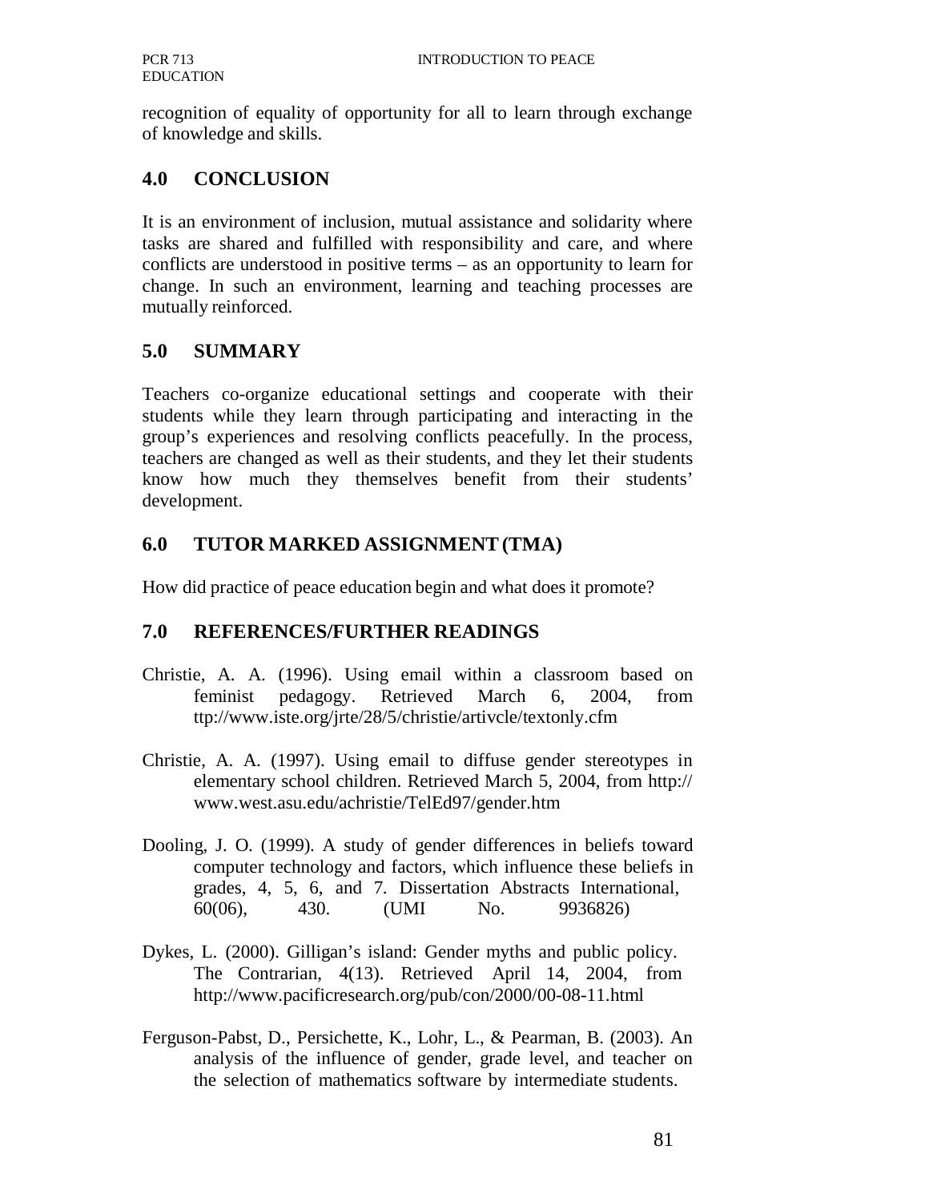recognition of equality of opportunity for all to learn through exchange of knowledge and skills.

## 4.0 CONCLUSION

It is an environment of inclusion, mutual assistance and solidarity where tasks are shared and fulfilled with responsibility and care, and where conflicts are understood in positive terms – as an opportunity to learn for change. In such an environment, learning and teaching processes are mutually reinforced.

## 5.0 SUMMARY

Teachers co-organize educational settings and cooperate with their students while they learn through participating and interacting in the group's experiences and resolving conflicts peacefully. In the process, teachers are changed as well as their students, and they let their students know how much they themselves benefit from their students' development.

## 6.0 TUTOR MARKED ASSIGNMENT (TMA)

How did practice of peace education begin and what does it promote?

## 7.0 REFERENCES/FURTHER READINGS

Christie, A. A. (1996). Using email within a classroom based on feminist pedagogy. Retrieved March 6, 2004, from ttp://www.iste.org/jrte/28/5/christie/artivcle/textonly.cfm

Christie, A. A. (1997). Using email to diffuse gender stereotypes in elementary school children. Retrieved March 5, 2004, from http:// www.west.asu.edu/achristie/TelEd97/gender.htm

Dooling, J. O. (1999). A study of gender differences in beliefs toward computer technology and factors, which influence these beliefs in grades, 4, 5, 6, and 7. Dissertation Abstracts International, 60(06), 430. (UMI No. 9936826)

Dykes, L. (2000). Gilligan's island: Gender myths and public policy. The Contrarian, 4(13). Retrieved April 14, 2004, from http://www.pacificresearch.org/pub/con/2000/00-08-11.html

Ferguson-Pabst, D., Persichette, K., Lohr, L., & Pearman, B. (2003). An analysis of the influence of gender, grade level, and teacher on the selection of mathematics software by intermediate students.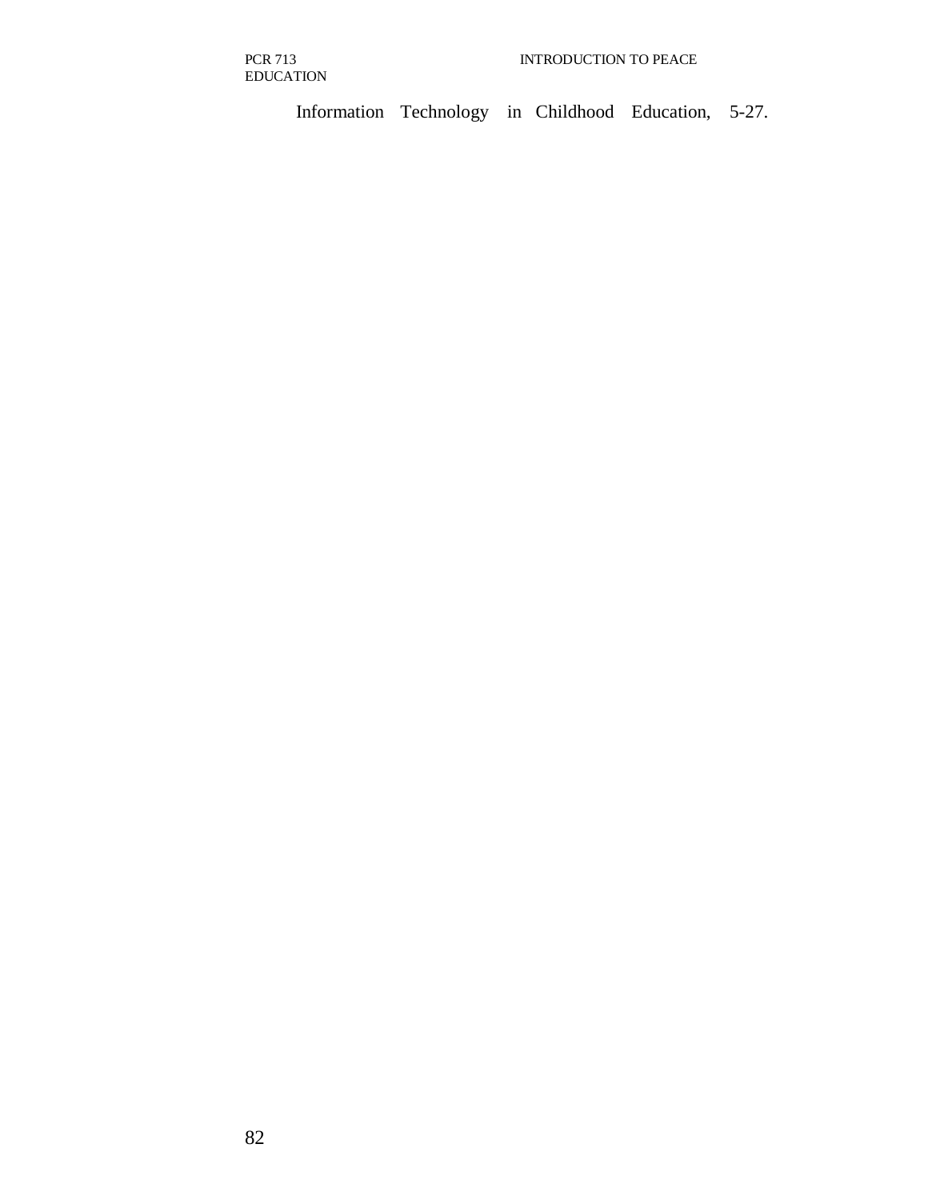Information Technology in Childhood Education, 5-27.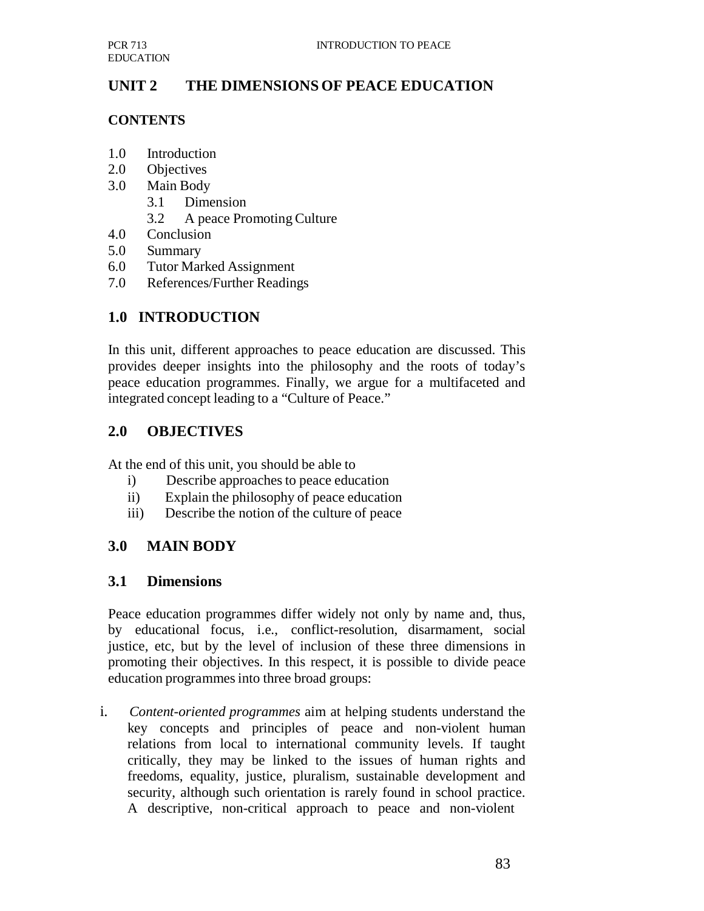## UNIT 2 THE DIMENSIONS OF PEACE EDUCATION

### CONTENTS

1.0 Introduction
2.0 Objectives
3.0 Main Body
   3.1 Dimension
   3.2 A peace Promoting Culture
4.0 Conclusion
5.0 Summary
6.0 Tutor Marked Assignment
7.0 References/Further Readings

### 1.0 INTRODUCTION

In this unit, different approaches to peace education are discussed. This provides deeper insights into the philosophy and the roots of today's peace education programmes. Finally, we argue for a multifaceted and integrated concept leading to a "Culture of Peace."

### 2.0 OBJECTIVES

At the end of this unit, you should be able to

i) Describe approaches to peace education
ii) Explain the philosophy of peace education
iii) Describe the notion of the culture of peace

### 3.0 MAIN BODY

### 3.1 Dimensions

Peace education programmes differ widely not only by name and, thus, by educational focus, i.e., conflict-resolution, disarmament, social justice, etc, but by the level of inclusion of these three dimensions in promoting their objectives. In this respect, it is possible to divide peace education programmes into three broad groups:

i. *Content-oriented programmes* aim at helping students understand the key concepts and principles of peace and non-violent human relations from local to international community levels. If taught critically, they may be linked to the issues of human rights and freedoms, equality, justice, pluralism, sustainable development and security, although such orientation is rarely found in school practice. A descriptive, non-critical approach to peace and non-violent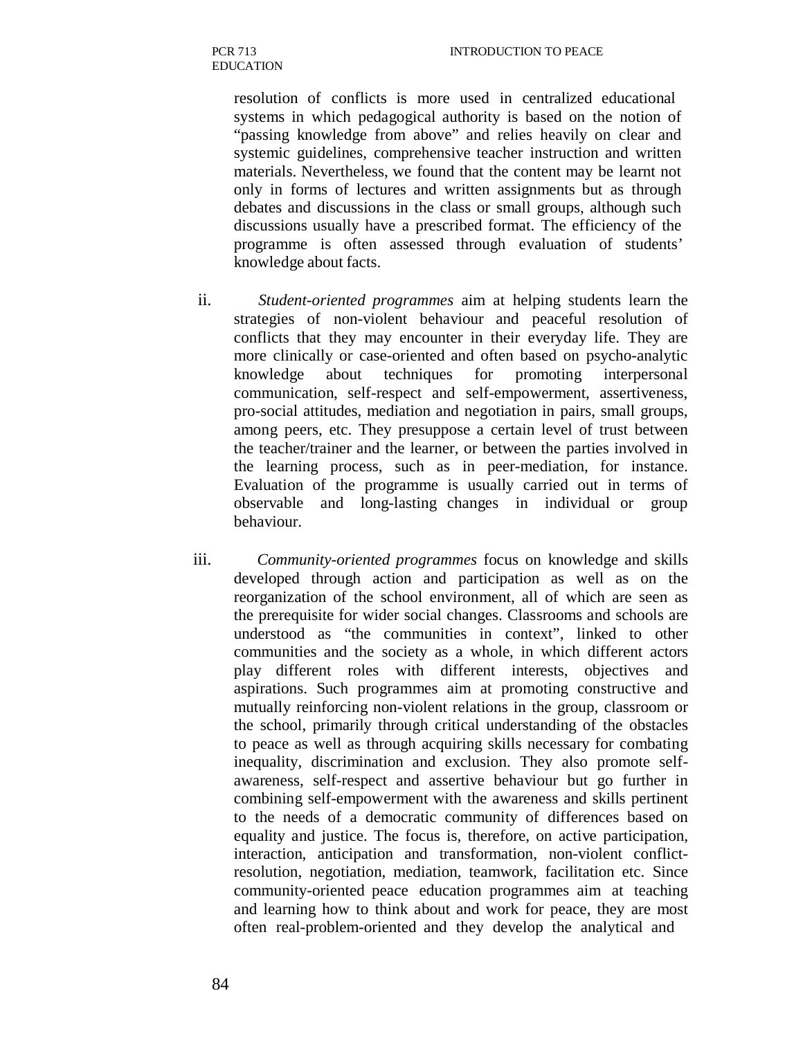resolution of conflicts is more used in centralized educational systems in which pedagogical authority is based on the notion of "passing knowledge from above" and relies heavily on clear and systemic guidelines, comprehensive teacher instruction and written materials. Nevertheless, we found that the content may be learnt not only in forms of lectures and written assignments but as through debates and discussions in the class or small groups, although such discussions usually have a prescribed format. The efficiency of the programme is often assessed through evaluation of students' knowledge about facts.

ii. *Student-oriented programmes* aim at helping students learn the strategies of non-violent behaviour and peaceful resolution of conflicts that they may encounter in their everyday life. They are more clinically or case-oriented and often based on psycho-analytic knowledge about techniques for promoting interpersonal communication, self-respect and self-empowerment, assertiveness, pro-social attitudes, mediation and negotiation in pairs, small groups, among peers, etc. They presuppose a certain level of trust between the teacher/trainer and the learner, or between the parties involved in the learning process, such as in peer-mediation, for instance. Evaluation of the programme is usually carried out in terms of observable and long-lasting changes in individual or group behaviour.

iii. *Community-oriented programmes* focus on knowledge and skills developed through action and participation as well as on the reorganization of the school environment, all of which are seen as the prerequisite for wider social changes. Classrooms and schools are understood as "the communities in context", linked to other communities and the society as a whole, in which different actors play different roles with different interests, objectives and aspirations. Such programmes aim at promoting constructive and mutually reinforcing non-violent relations in the group, classroom or the school, primarily through critical understanding of the obstacles to peace as well as through acquiring skills necessary for combating inequality, discrimination and exclusion. They also promote self-awareness, self-respect and assertive behaviour but go further in combining self-empowerment with the awareness and skills pertinent to the needs of a democratic community of differences based on equality and justice. The focus is, therefore, on active participation, interaction, anticipation and transformation, non-violent conflict-resolution, negotiation, mediation, teamwork, facilitation etc. Since community-oriented peace education programmes aim at teaching and learning how to think about and work for peace, they are most often real-problem-oriented and they develop the analytical and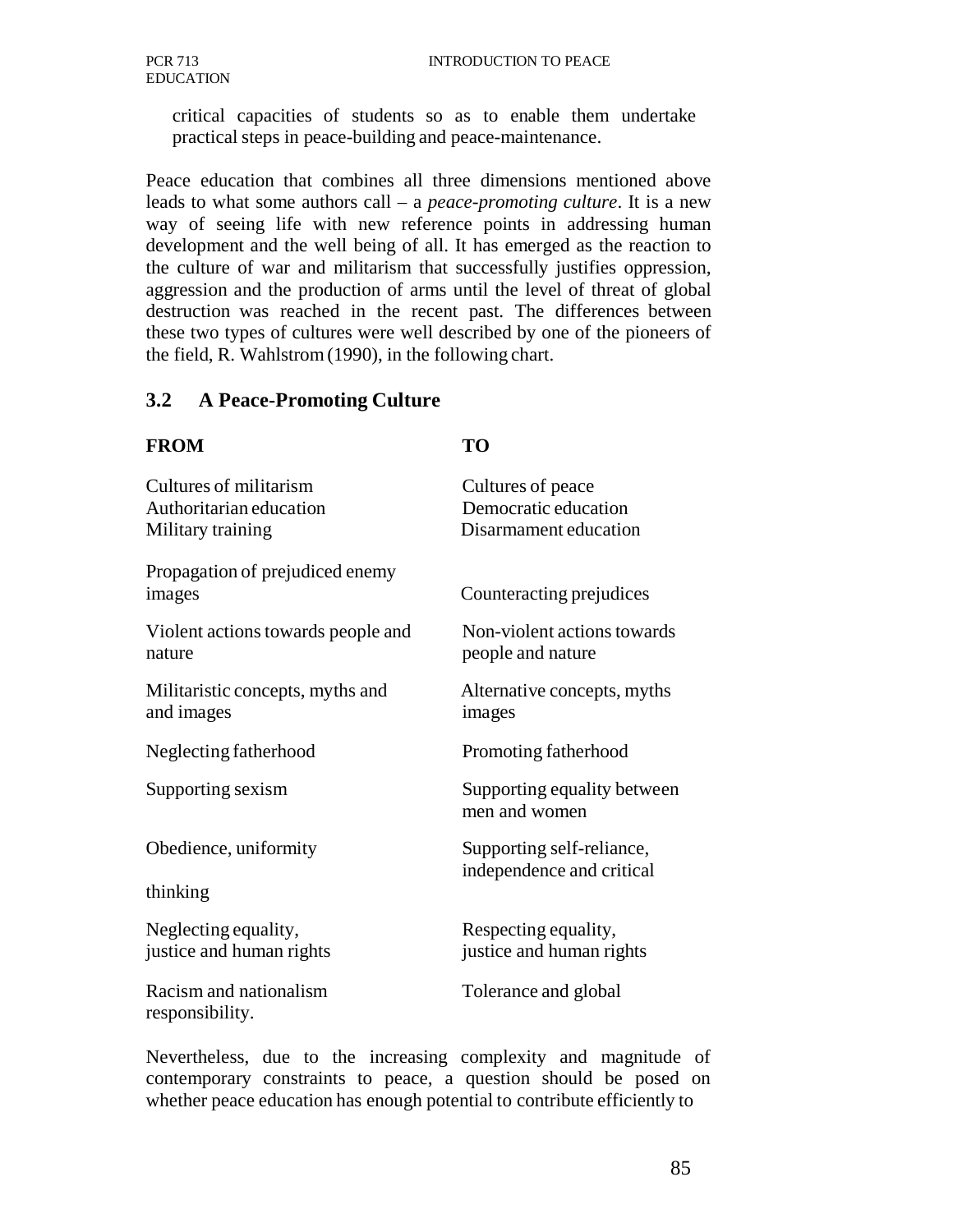critical capacities of students so as to enable them undertake practical steps in peace-building and peace-maintenance.

Peace education that combines all three dimensions mentioned above leads to what some authors call – a *peace-promoting culture*. It is a new way of seeing life with new reference points in addressing human development and the well being of all. It has emerged as the reaction to the culture of war and militarism that successfully justifies oppression, aggression and the production of arms until the level of threat of global destruction was reached in the recent past. The differences between these two types of cultures were well described by one of the pioneers of the field, R. Wahlstrom (1990), in the following chart.

## 3.2 A Peace-Promoting Culture

| **FROM** | **TO** |
|---|---|
| Cultures of militarism | Cultures of peace |
| Authoritarian education | Democratic education |
| Military training | Disarmament education |
| Propagation of prejudiced enemy images | Counteracting prejudices |
| Violent actions towards people and nature | Non-violent actions towards people and nature |
| Militaristic concepts, myths and and images | Alternative concepts, myths images |
| Neglecting fatherhood | Promoting fatherhood |
| Supporting sexism | Supporting equality between men and women |
| Obedience, uniformity | Supporting self-reliance, independence and critical thinking |
| Neglecting equality, justice and human rights | Respecting equality, justice and human rights |
| Racism and nationalism | Tolerance and global responsibility. |

Nevertheless, due to the increasing complexity and magnitude of contemporary constraints to peace, a question should be posed on whether peace education has enough potential to contribute efficiently to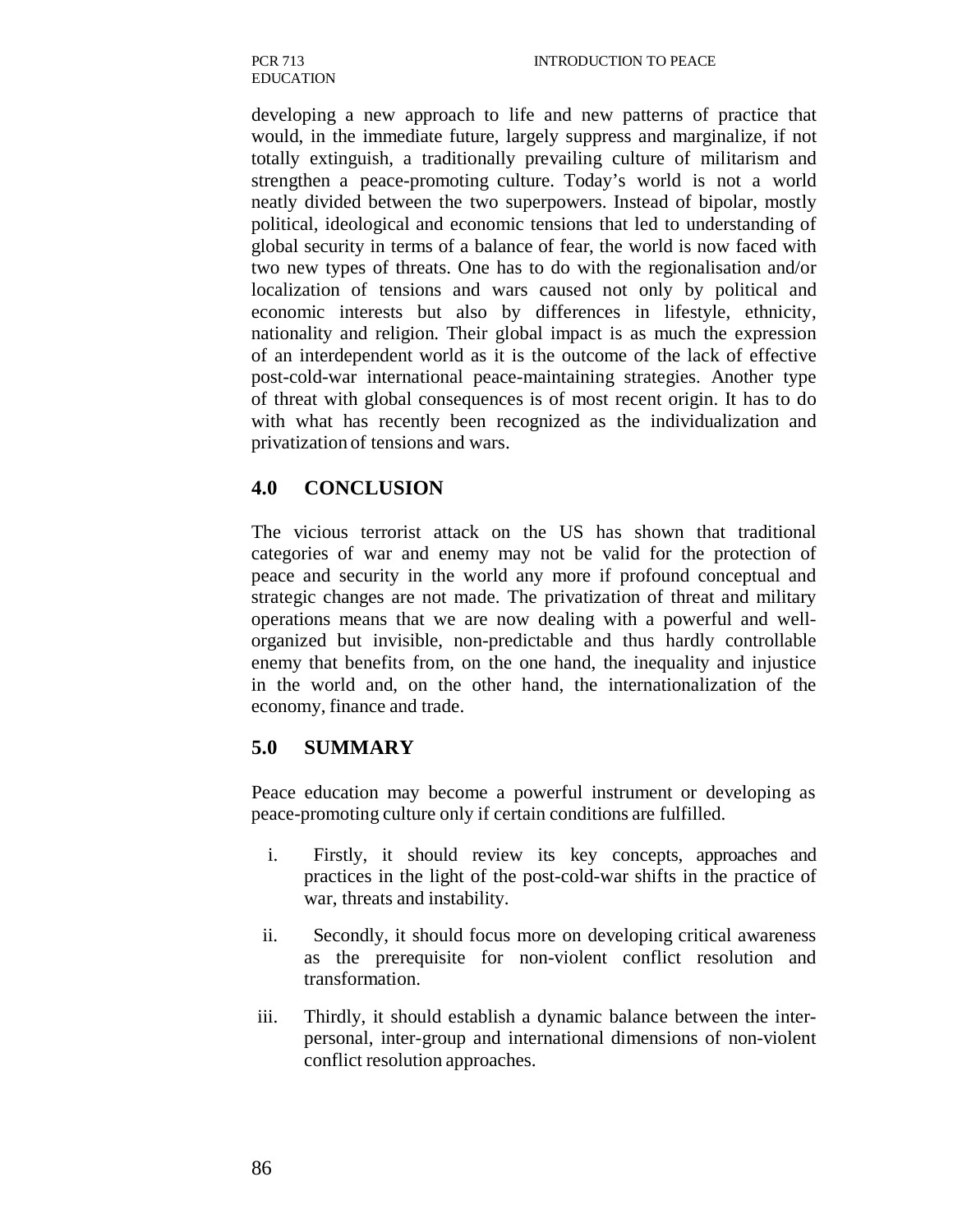developing a new approach to life and new patterns of practice that would, in the immediate future, largely suppress and marginalize, if not totally extinguish, a traditionally prevailing culture of militarism and strengthen a peace-promoting culture. Today's world is not a world neatly divided between the two superpowers. Instead of bipolar, mostly political, ideological and economic tensions that led to understanding of global security in terms of a balance of fear, the world is now faced with two new types of threats. One has to do with the regionalisation and/or localization of tensions and wars caused not only by political and economic interests but also by differences in lifestyle, ethnicity, nationality and religion. Their global impact is as much the expression of an interdependent world as it is the outcome of the lack of effective post-cold-war international peace-maintaining strategies. Another type of threat with global consequences is of most recent origin. It has to do with what has recently been recognized as the individualization and privatization of tensions and wars.

## 4.0 CONCLUSION

The vicious terrorist attack on the US has shown that traditional categories of war and enemy may not be valid for the protection of peace and security in the world any more if profound conceptual and strategic changes are not made. The privatization of threat and military operations means that we are now dealing with a powerful and well-organized but invisible, non-predictable and thus hardly controllable enemy that benefits from, on the one hand, the inequality and injustice in the world and, on the other hand, the internationalization of the economy, finance and trade.

## 5.0 SUMMARY

Peace education may become a powerful instrument or developing as peace-promoting culture only if certain conditions are fulfilled.

i. Firstly, it should review its key concepts, approaches and practices in the light of the post-cold-war shifts in the practice of war, threats and instability.

ii. Secondly, it should focus more on developing critical awareness as the prerequisite for non-violent conflict resolution and transformation.

iii. Thirdly, it should establish a dynamic balance between the inter-personal, inter-group and international dimensions of non-violent conflict resolution approaches.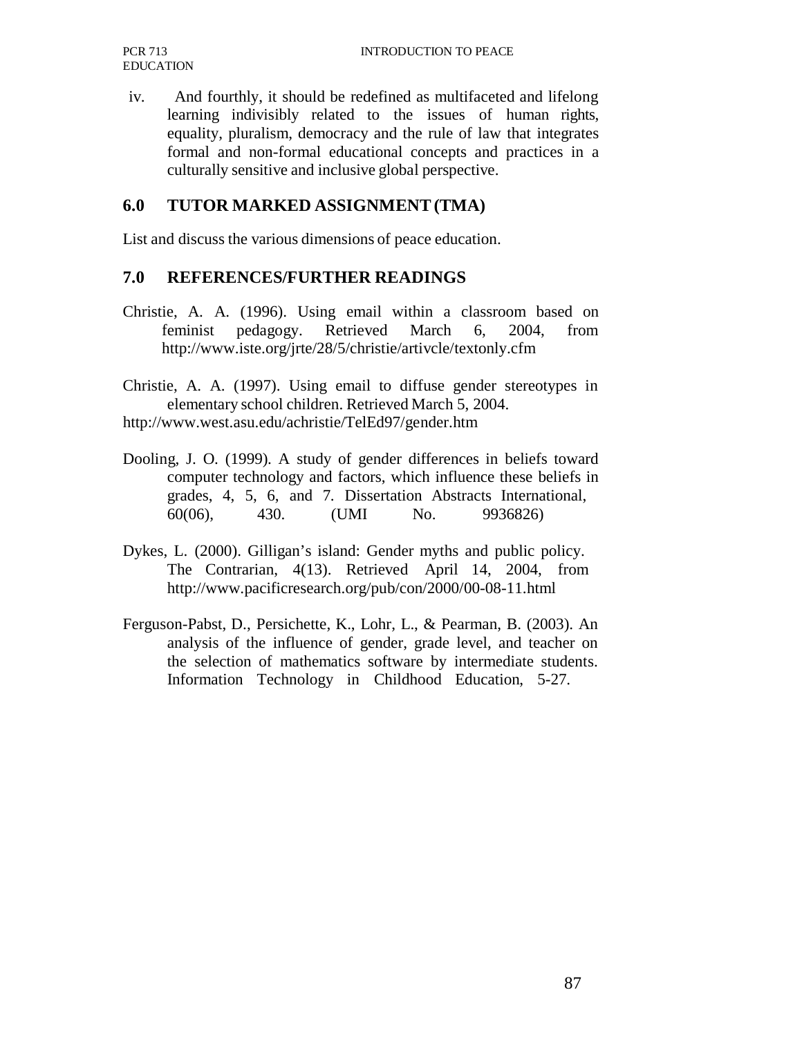iv. And fourthly, it should be redefined as multifaceted and lifelong learning indivisibly related to the issues of human rights, equality, pluralism, democracy and the rule of law that integrates formal and non-formal educational concepts and practices in a culturally sensitive and inclusive global perspective.

## 6.0 TUTOR MARKED ASSIGNMENT (TMA)

List and discuss the various dimensions of peace education.

## 7.0 REFERENCES/FURTHER READINGS

Christie, A. A. (1996). Using email within a classroom based on feminist pedagogy. Retrieved March 6, 2004, from http://www.iste.org/jrte/28/5/christie/artivcle/textonly.cfm

Christie, A. A. (1997). Using email to diffuse gender stereotypes in elementary school children. Retrieved March 5, 2004. http://www.west.asu.edu/achristie/TelEd97/gender.htm

Dooling, J. O. (1999). A study of gender differences in beliefs toward computer technology and factors, which influence these beliefs in grades, 4, 5, 6, and 7. Dissertation Abstracts International, 60(06), 430. (UMI No. 9936826)

Dykes, L. (2000). Gilligan's island: Gender myths and public policy. The Contrarian, 4(13). Retrieved April 14, 2004, from http://www.pacificresearch.org/pub/con/2000/00-08-11.html

Ferguson-Pabst, D., Persichette, K., Lohr, L., & Pearman, B. (2003). An analysis of the influence of gender, grade level, and teacher on the selection of mathematics software by intermediate students. Information Technology in Childhood Education, 5-27.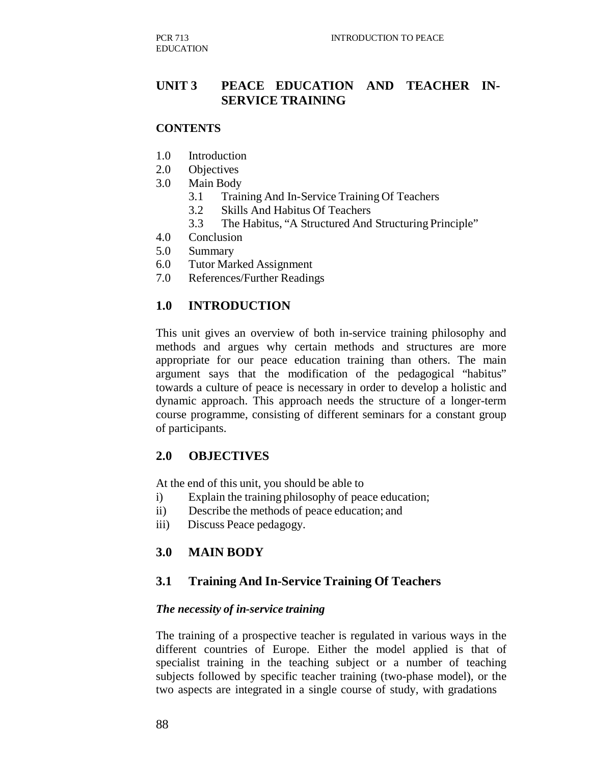## UNIT 3 PEACE EDUCATION AND TEACHER IN-SERVICE TRAINING

### CONTENTS

1.0 Introduction
2.0 Objectives
3.0 Main Body
    3.1 Training And In-Service Training Of Teachers
    3.2 Skills And Habitus Of Teachers
    3.3 The Habitus, "A Structured And Structuring Principle"
4.0 Conclusion
5.0 Summary
6.0 Tutor Marked Assignment
7.0 References/Further Readings

### 1.0 INTRODUCTION

This unit gives an overview of both in-service training philosophy and methods and argues why certain methods and structures are more appropriate for our peace education training than others. The main argument says that the modification of the pedagogical "habitus" towards a culture of peace is necessary in order to develop a holistic and dynamic approach. This approach needs the structure of a longer-term course programme, consisting of different seminars for a constant group of participants.

### 2.0 OBJECTIVES

At the end of this unit, you should be able to

i) Explain the training philosophy of peace education;
ii) Describe the methods of peace education; and
iii) Discuss Peace pedagogy.

### 3.0 MAIN BODY

### 3.1 Training And In-Service Training Of Teachers

***The necessity of in-service training***

The training of a prospective teacher is regulated in various ways in the different countries of Europe. Either the model applied is that of specialist training in the teaching subject or a number of teaching subjects followed by specific teacher training (two-phase model), or the two aspects are integrated in a single course of study, with gradations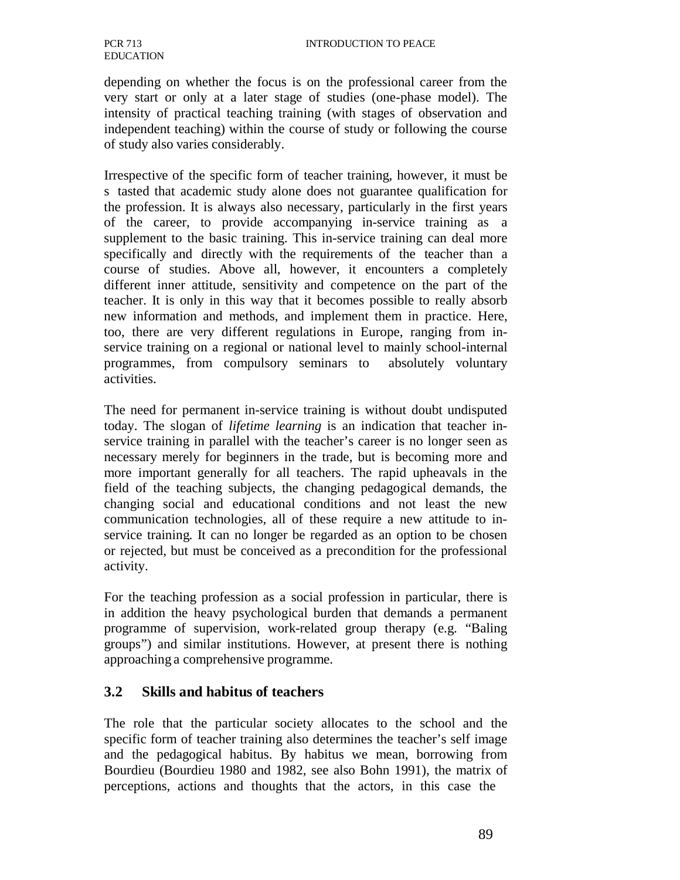depending on whether the focus is on the professional career from the very start or only at a later stage of studies (one-phase model). The intensity of practical teaching training (with stages of observation and independent teaching) within the course of study or following the course of study also varies considerably.

Irrespective of the specific form of teacher training, however, it must be s tasted that academic study alone does not guarantee qualification for the profession. It is always also necessary, particularly in the first years of the career, to provide accompanying in-service training as a supplement to the basic training. This in-service training can deal more specifically and directly with the requirements of the teacher than a course of studies. Above all, however, it encounters a completely different inner attitude, sensitivity and competence on the part of the teacher. It is only in this way that it becomes possible to really absorb new information and methods, and implement them in practice. Here, too, there are very different regulations in Europe, ranging from in-service training on a regional or national level to mainly school-internal programmes, from compulsory seminars to absolutely voluntary activities.

The need for permanent in-service training is without doubt undisputed today. The slogan of *lifetime learning* is an indication that teacher in-service training in parallel with the teacher's career is no longer seen as necessary merely for beginners in the trade, but is becoming more and more important generally for all teachers. The rapid upheavals in the field of the teaching subjects, the changing pedagogical demands, the changing social and educational conditions and not least the new communication technologies, all of these require a new attitude to in-service training. It can no longer be regarded as an option to be chosen or rejected, but must be conceived as a precondition for the professional activity.

For the teaching profession as a social profession in particular, there is in addition the heavy psychological burden that demands a permanent programme of supervision, work-related group therapy (e.g. "Baling groups") and similar institutions. However, at present there is nothing approaching a comprehensive programme.

### 3.2 Skills and habitus of teachers

The role that the particular society allocates to the school and the specific form of teacher training also determines the teacher's self image and the pedagogical habitus. By habitus we mean, borrowing from Bourdieu (Bourdieu 1980 and 1982, see also Bohn 1991), the matrix of perceptions, actions and thoughts that the actors, in this case the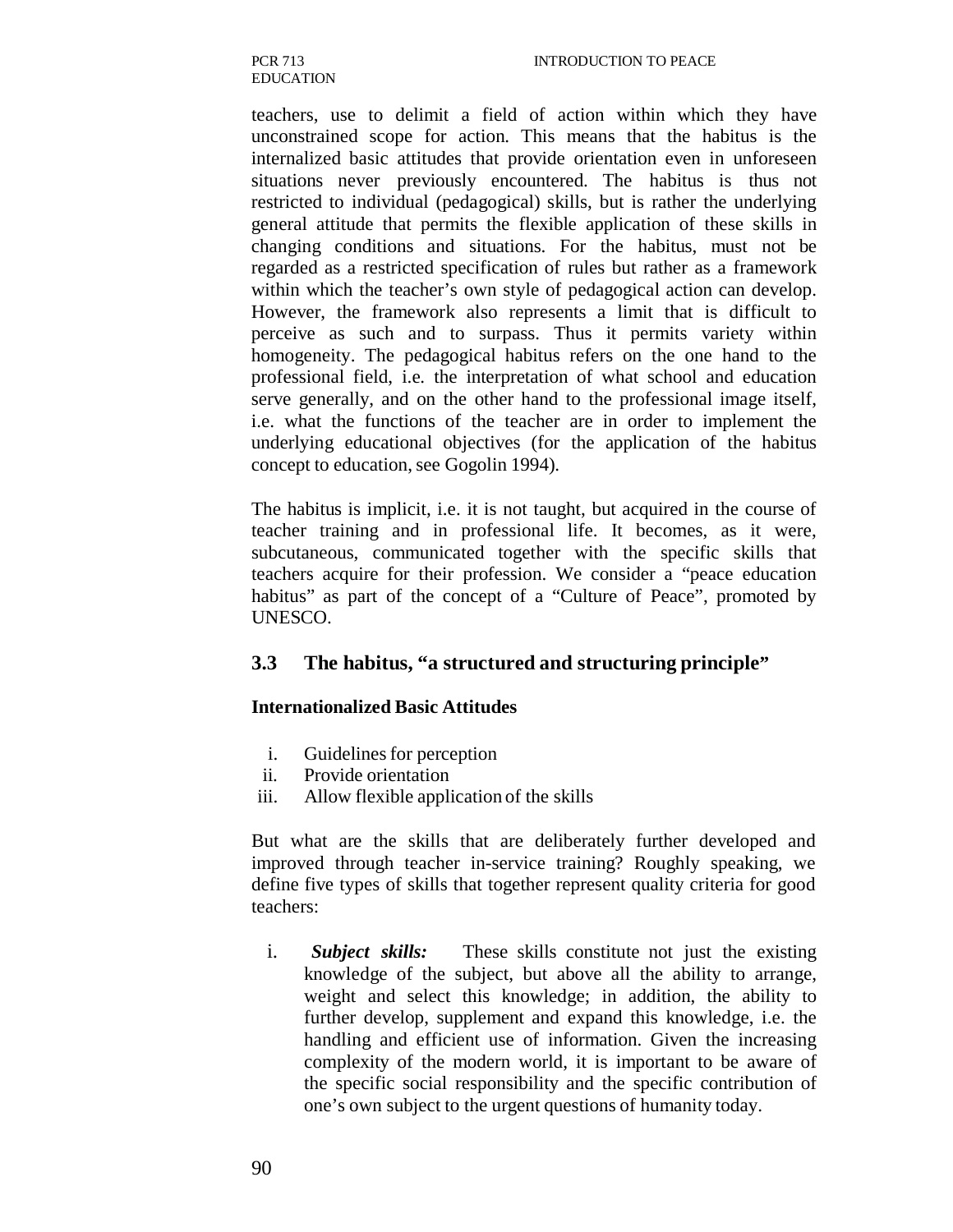teachers, use to delimit a field of action within which they have unconstrained scope for action. This means that the habitus is the internalized basic attitudes that provide orientation even in unforeseen situations never previously encountered. The habitus is thus not restricted to individual (pedagogical) skills, but is rather the underlying general attitude that permits the flexible application of these skills in changing conditions and situations. For the habitus, must not be regarded as a restricted specification of rules but rather as a framework within which the teacher's own style of pedagogical action can develop. However, the framework also represents a limit that is difficult to perceive as such and to surpass. Thus it permits variety within homogeneity. The pedagogical habitus refers on the one hand to the professional field, i.e. the interpretation of what school and education serve generally, and on the other hand to the professional image itself, i.e. what the functions of the teacher are in order to implement the underlying educational objectives (for the application of the habitus concept to education, see Gogolin 1994).

The habitus is implicit, i.e. it is not taught, but acquired in the course of teacher training and in professional life. It becomes, as it were, subcutaneous, communicated together with the specific skills that teachers acquire for their profession. We consider a "peace education habitus" as part of the concept of a "Culture of Peace", promoted by UNESCO.

### 3.3 The habitus, "a structured and structuring principle"

**Internationalized Basic Attitudes**

i. Guidelines for perception
ii. Provide orientation
iii. Allow flexible application of the skills

But what are the skills that are deliberately further developed and improved through teacher in-service training? Roughly speaking, we define five types of skills that together represent quality criteria for good teachers:

i. ***Subject skills:*** These skills constitute not just the existing knowledge of the subject, but above all the ability to arrange, weight and select this knowledge; in addition, the ability to further develop, supplement and expand this knowledge, i.e. the handling and efficient use of information. Given the increasing complexity of the modern world, it is important to be aware of the specific social responsibility and the specific contribution of one's own subject to the urgent questions of humanity today.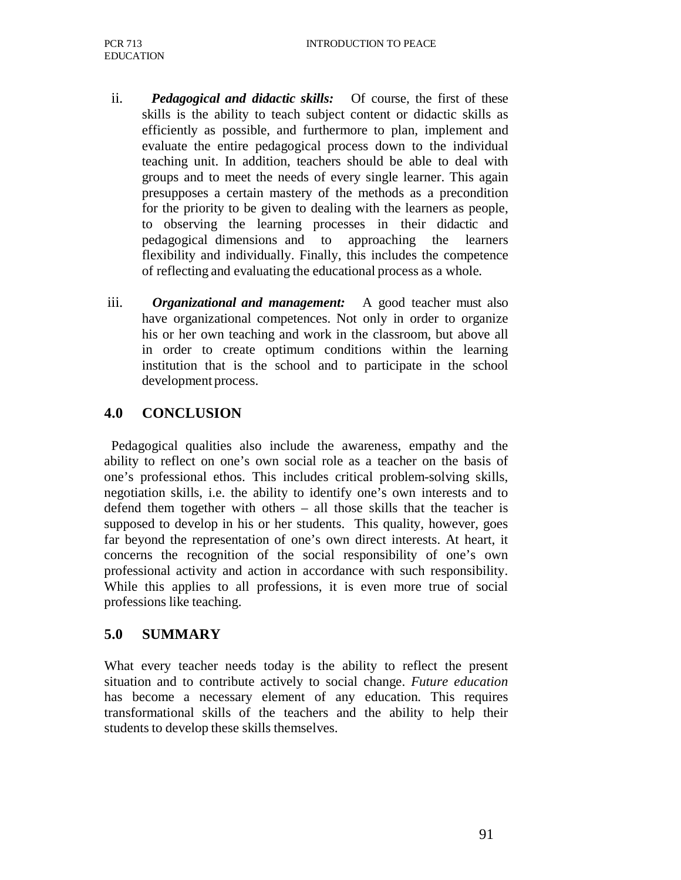ii. ***Pedagogical and didactic skills:*** Of course, the first of these skills is the ability to teach subject content or didactic skills as efficiently as possible, and furthermore to plan, implement and evaluate the entire pedagogical process down to the individual teaching unit. In addition, teachers should be able to deal with groups and to meet the needs of every single learner. This again presupposes a certain mastery of the methods as a precondition for the priority to be given to dealing with the learners as people, to observing the learning processes in their didactic and pedagogical dimensions and to approaching the learners flexibility and individually. Finally, this includes the competence of reflecting and evaluating the educational process as a whole.

iii. ***Organizational and management:*** A good teacher must also have organizational competences. Not only in order to organize his or her own teaching and work in the classroom, but above all in order to create optimum conditions within the learning institution that is the school and to participate in the school development process.

## 4.0 CONCLUSION

Pedagogical qualities also include the awareness, empathy and the ability to reflect on one's own social role as a teacher on the basis of one's professional ethos. This includes critical problem-solving skills, negotiation skills, i.e. the ability to identify one's own interests and to defend them together with others – all those skills that the teacher is supposed to develop in his or her students. This quality, however, goes far beyond the representation of one's own direct interests. At heart, it concerns the recognition of the social responsibility of one's own professional activity and action in accordance with such responsibility. While this applies to all professions, it is even more true of social professions like teaching.

## 5.0 SUMMARY

What every teacher needs today is the ability to reflect the present situation and to contribute actively to social change. *Future education* has become a necessary element of any education. This requires transformational skills of the teachers and the ability to help their students to develop these skills themselves.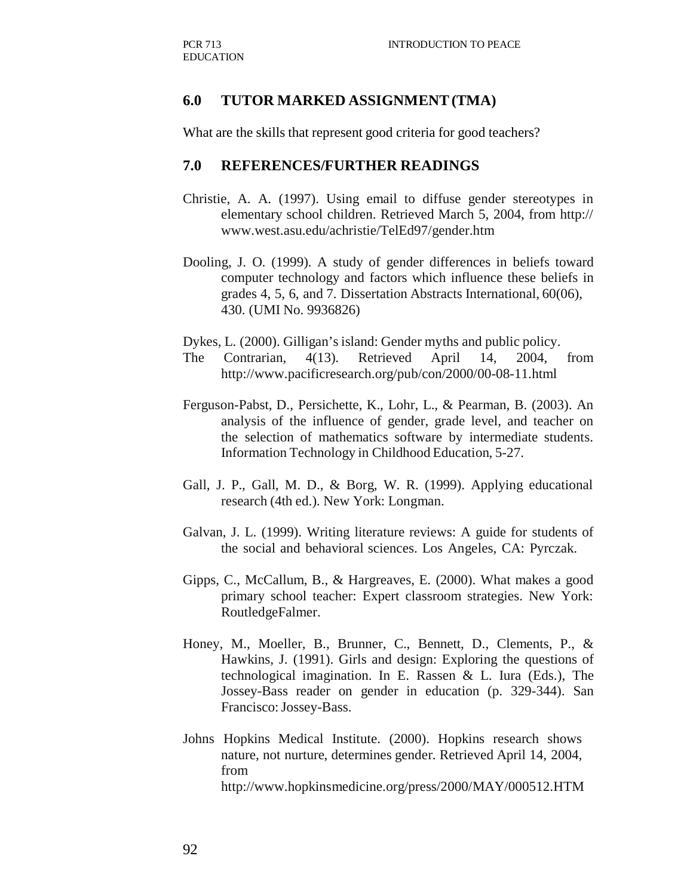## 6.0 TUTOR MARKED ASSIGNMENT (TMA)

What are the skills that represent good criteria for good teachers?

## 7.0 REFERENCES/FURTHER READINGS

Christie, A. A. (1997). Using email to diffuse gender stereotypes in elementary school children. Retrieved March 5, 2004, from http:// www.west.asu.edu/achristie/TelEd97/gender.htm

Dooling, J. O. (1999). A study of gender differences in beliefs toward computer technology and factors which influence these beliefs in grades 4, 5, 6, and 7. Dissertation Abstracts International, 60(06), 430. (UMI No. 9936826)

Dykes, L. (2000). Gilligan's island: Gender myths and public policy. The Contrarian, 4(13). Retrieved April 14, 2004, from http://www.pacificresearch.org/pub/con/2000/00-08-11.html

Ferguson-Pabst, D., Persichette, K., Lohr, L., & Pearman, B. (2003). An analysis of the influence of gender, grade level, and teacher on the selection of mathematics software by intermediate students. Information Technology in Childhood Education, 5-27.

Gall, J. P., Gall, M. D., & Borg, W. R. (1999). Applying educational research (4th ed.). New York: Longman.

Galvan, J. L. (1999). Writing literature reviews: A guide for students of the social and behavioral sciences. Los Angeles, CA: Pyrczak.

Gipps, C., McCallum, B., & Hargreaves, E. (2000). What makes a good primary school teacher: Expert classroom strategies. New York: RoutledgeFalmer.

Honey, M., Moeller, B., Brunner, C., Bennett, D., Clements, P., & Hawkins, J. (1991). Girls and design: Exploring the questions of technological imagination. In E. Rassen & L. Iura (Eds.), The Jossey-Bass reader on gender in education (p. 329-344). San Francisco: Jossey-Bass.

Johns Hopkins Medical Institute. (2000). Hopkins research shows nature, not nurture, determines gender. Retrieved April 14, 2004, from http://www.hopkinsmedicine.org/press/2000/MAY/000512.HTM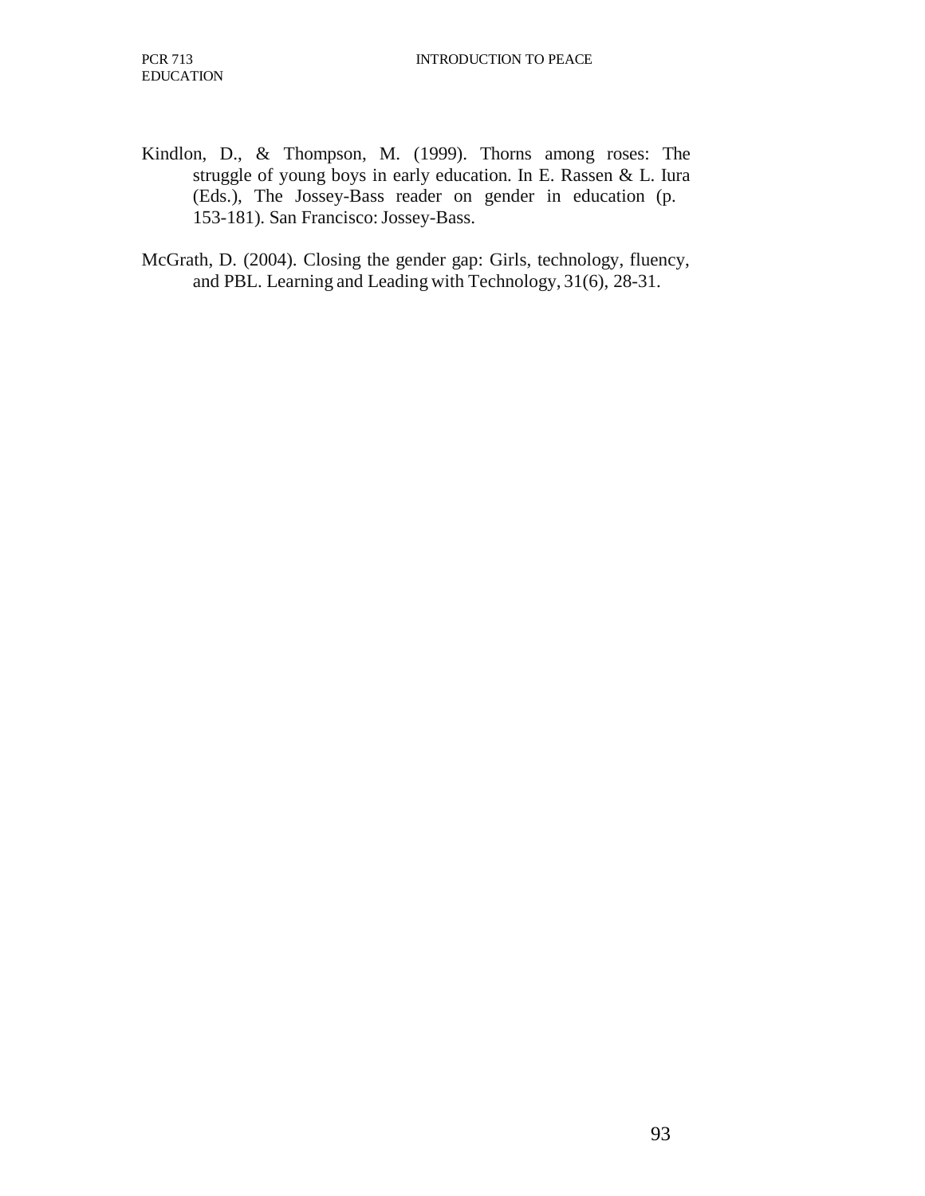Kindlon, D., & Thompson, M. (1999). Thorns among roses: The struggle of young boys in early education. In E. Rassen & L. Iura (Eds.), The Jossey-Bass reader on gender in education (p. 153-181). San Francisco: Jossey-Bass.

McGrath, D. (2004). Closing the gender gap: Girls, technology, fluency, and PBL. Learning and Leading with Technology, 31(6), 28-31.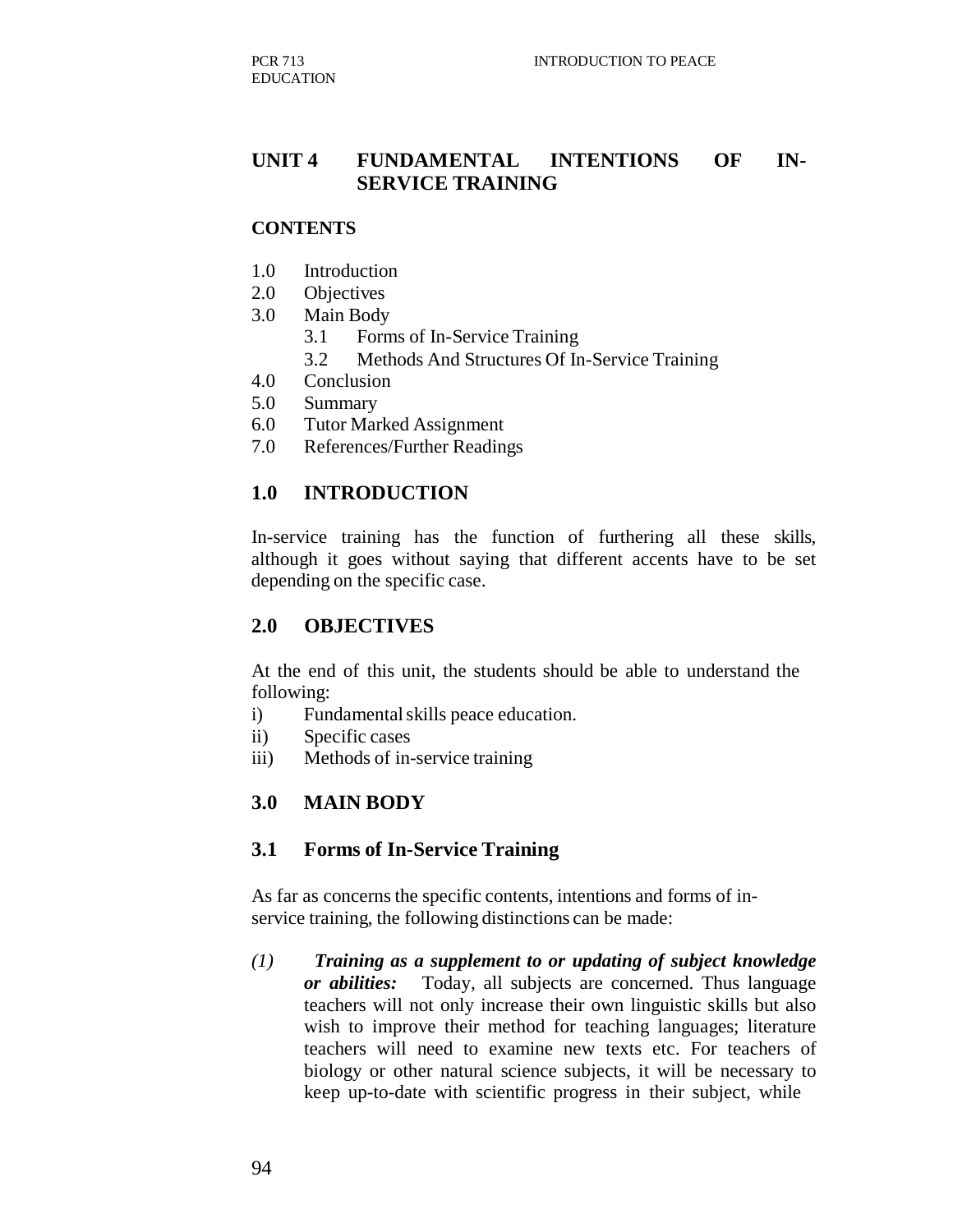## UNIT 4 FUNDAMENTAL INTENTIONS OF IN-SERVICE TRAINING

**CONTENTS**

1.0 Introduction
2.0 Objectives
3.0 Main Body
   3.1 Forms of In-Service Training
   3.2 Methods And Structures Of In-Service Training
4.0 Conclusion
5.0 Summary
6.0 Tutor Marked Assignment
7.0 References/Further Readings

## 1.0 INTRODUCTION

In-service training has the function of furthering all these skills, although it goes without saying that different accents have to be set depending on the specific case.

## 2.0 OBJECTIVES

At the end of this unit, the students should be able to understand the following:

i) Fundamental skills peace education.
ii) Specific cases
iii) Methods of in-service training

## 3.0 MAIN BODY

### 3.1 Forms of In-Service Training

As far as concerns the specific contents, intentions and forms of in-service training, the following distinctions can be made:

*(1)* ***Training as a supplement to or updating of subject knowledge or abilities:*** Today, all subjects are concerned. Thus language teachers will not only increase their own linguistic skills but also wish to improve their method for teaching languages; literature teachers will need to examine new texts etc. For teachers of biology or other natural science subjects, it will be necessary to keep up-to-date with scientific progress in their subject, while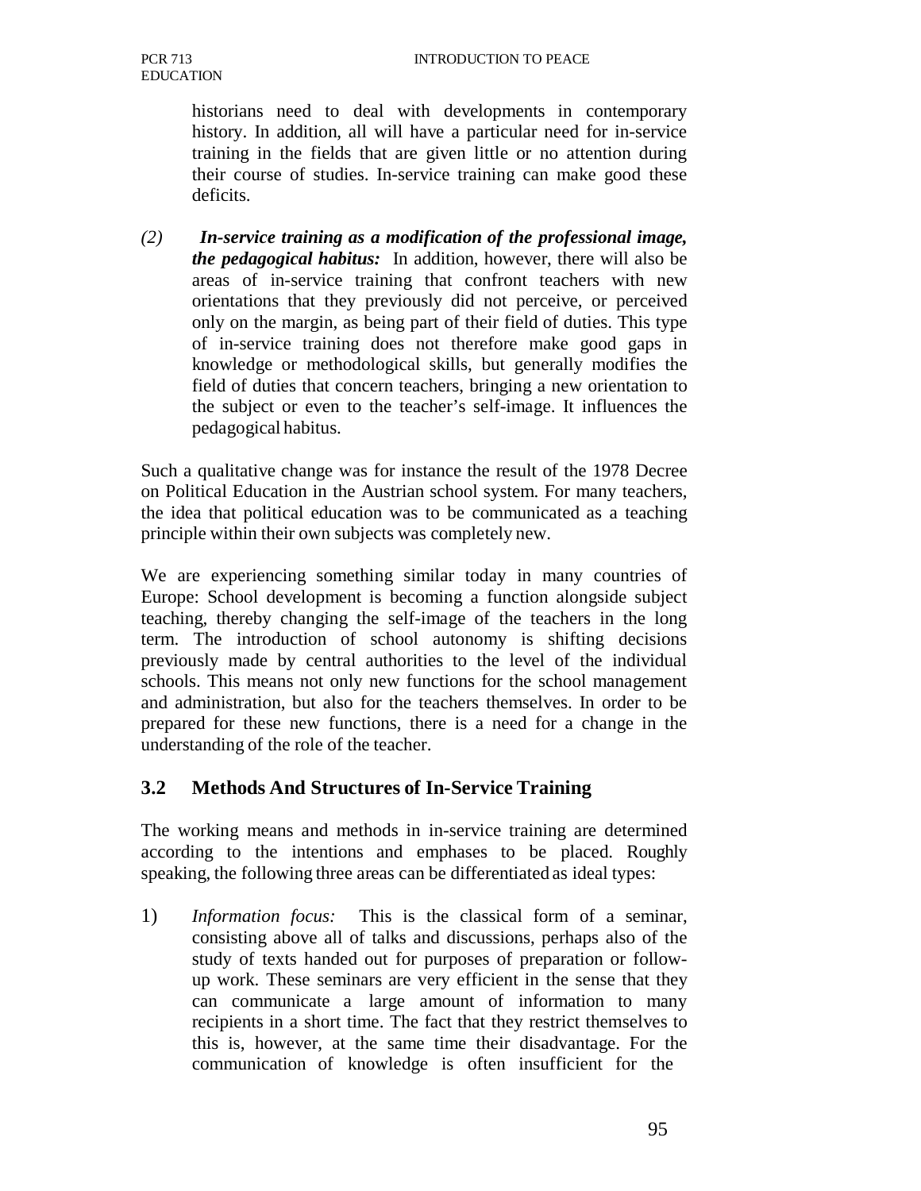historians need to deal with developments in contemporary history. In addition, all will have a particular need for in-service training in the fields that are given little or no attention during their course of studies. In-service training can make good these deficits.

*(2)* ***In-service training as a modification of the professional image, the pedagogical habitus:*** In addition, however, there will also be areas of in-service training that confront teachers with new orientations that they previously did not perceive, or perceived only on the margin, as being part of their field of duties. This type of in-service training does not therefore make good gaps in knowledge or methodological skills, but generally modifies the field of duties that concern teachers, bringing a new orientation to the subject or even to the teacher's self-image. It influences the pedagogical habitus.

Such a qualitative change was for instance the result of the 1978 Decree on Political Education in the Austrian school system. For many teachers, the idea that political education was to be communicated as a teaching principle within their own subjects was completely new.

We are experiencing something similar today in many countries of Europe: School development is becoming a function alongside subject teaching, thereby changing the self-image of the teachers in the long term. The introduction of school autonomy is shifting decisions previously made by central authorities to the level of the individual schools. This means not only new functions for the school management and administration, but also for the teachers themselves. In order to be prepared for these new functions, there is a need for a change in the understanding of the role of the teacher.

## 3.2 Methods And Structures of In-Service Training

The working means and methods in in-service training are determined according to the intentions and emphases to be placed. Roughly speaking, the following three areas can be differentiated as ideal types:

1) *Information focus:* This is the classical form of a seminar, consisting above all of talks and discussions, perhaps also of the study of texts handed out for purposes of preparation or follow-up work. These seminars are very efficient in the sense that they can communicate a large amount of information to many recipients in a short time. The fact that they restrict themselves to this is, however, at the same time their disadvantage. For the communication of knowledge is often insufficient for the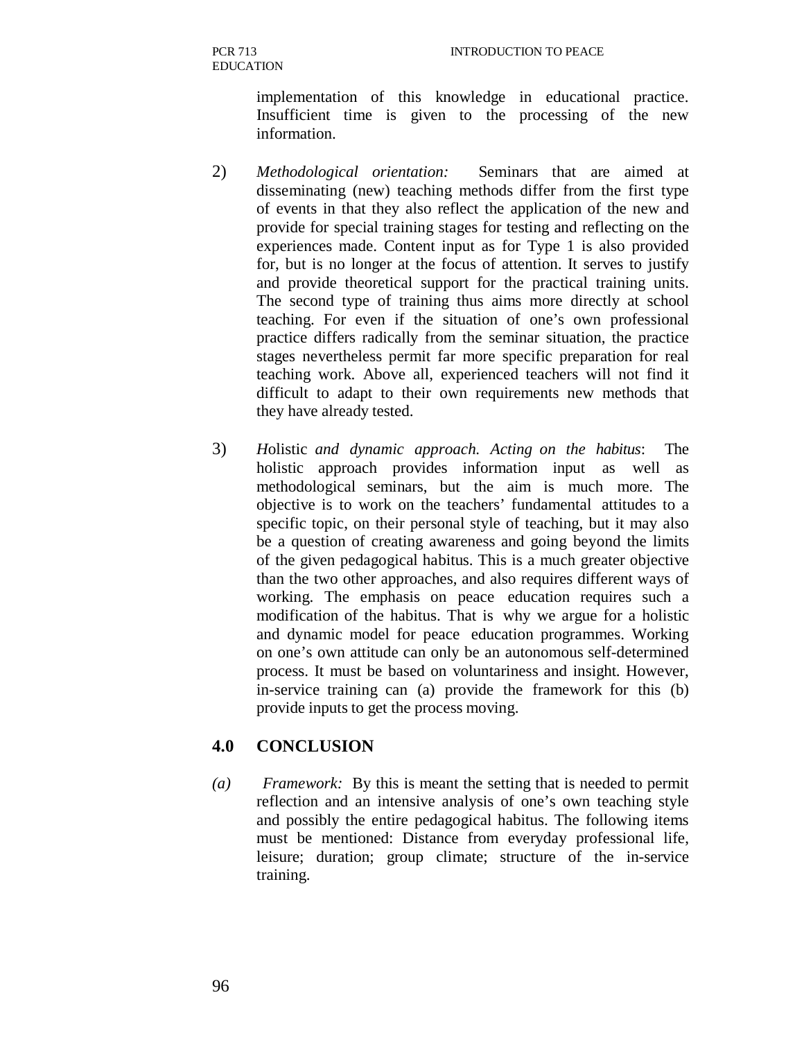implementation of this knowledge in educational practice. Insufficient time is given to the processing of the new information.

2) *Methodological orientation:* Seminars that are aimed at disseminating (new) teaching methods differ from the first type of events in that they also reflect the application of the new and provide for special training stages for testing and reflecting on the experiences made. Content input as for Type 1 is also provided for, but is no longer at the focus of attention. It serves to justify and provide theoretical support for the practical training units. The second type of training thus aims more directly at school teaching. For even if the situation of one's own professional practice differs radically from the seminar situation, the practice stages nevertheless permit far more specific preparation for real teaching work. Above all, experienced teachers will not find it difficult to adapt to their own requirements new methods that they have already tested.

3) *H*olistic *and dynamic approach. Acting on the habitus*: The holistic approach provides information input as well as methodological seminars, but the aim is much more. The objective is to work on the teachers' fundamental attitudes to a specific topic, on their personal style of teaching, but it may also be a question of creating awareness and going beyond the limits of the given pedagogical habitus. This is a much greater objective than the two other approaches, and also requires different ways of working. The emphasis on peace education requires such a modification of the habitus. That is why we argue for a holistic and dynamic model for peace education programmes. Working on one's own attitude can only be an autonomous self-determined process. It must be based on voluntariness and insight. However, in-service training can (a) provide the framework for this (b) provide inputs to get the process moving.

## 4.0 CONCLUSION

*(a)* *Framework:* By this is meant the setting that is needed to permit reflection and an intensive analysis of one's own teaching style and possibly the entire pedagogical habitus. The following items must be mentioned: Distance from everyday professional life, leisure; duration; group climate; structure of the in-service training.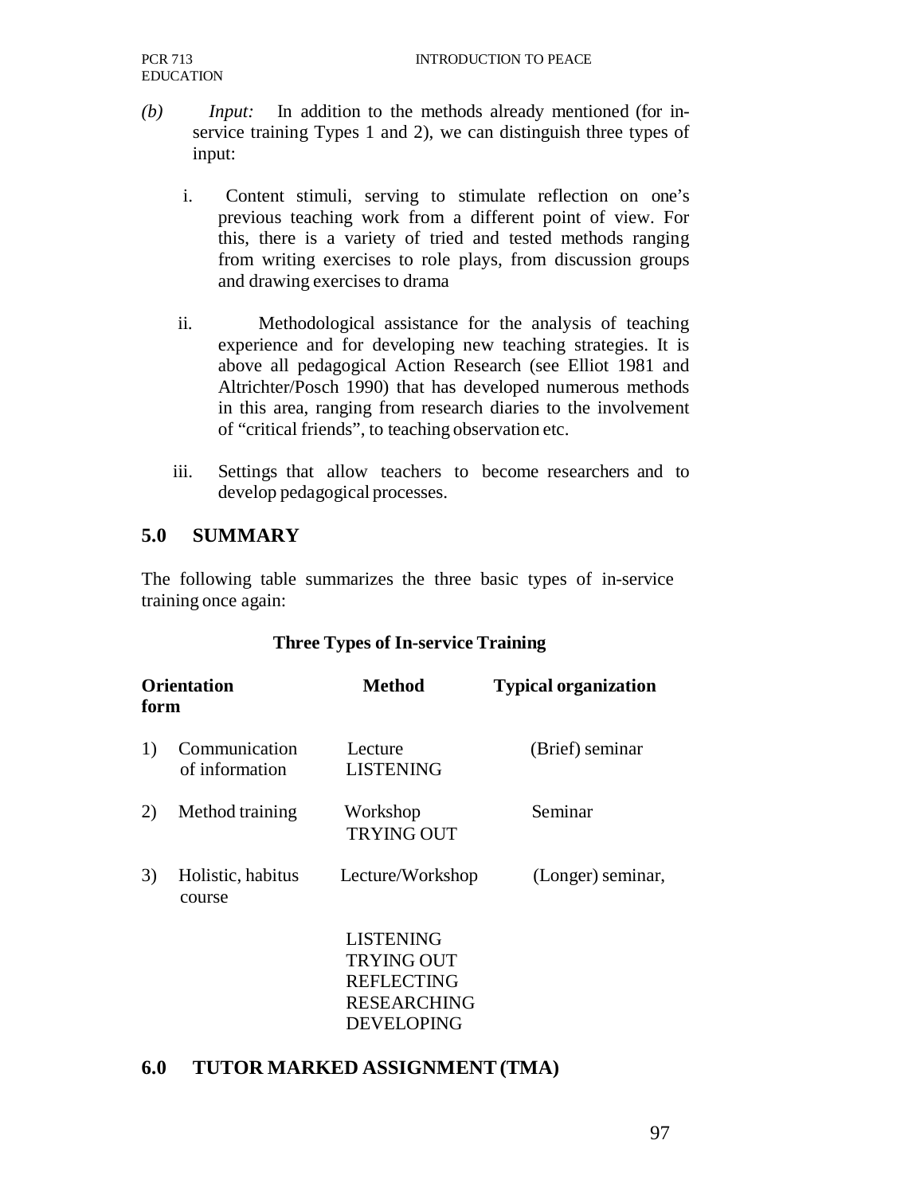*(b)* *Input:* In addition to the methods already mentioned (for in-service training Types 1 and 2), we can distinguish three types of input:

i. Content stimuli, serving to stimulate reflection on one's previous teaching work from a different point of view. For this, there is a variety of tried and tested methods ranging from writing exercises to role plays, from discussion groups and drawing exercises to drama

ii. Methodological assistance for the analysis of teaching experience and for developing new teaching strategies. It is above all pedagogical Action Research (see Elliot 1981 and Altrichter/Posch 1990) that has developed numerous methods in this area, ranging from research diaries to the involvement of "critical friends", to teaching observation etc.

iii. Settings that allow teachers to become researchers and to develop pedagogical processes.

## 5.0 SUMMARY

The following table summarizes the three basic types of in-service training once again:

**Three Types of In-service Training**

| | **Orientation form** | **Method** | **Typical organization** |
|---|---|---|---|
| 1) | Communication of information | Lecture<br>LISTENING | (Brief) seminar |
| 2) | Method training | Workshop<br>TRYING OUT | Seminar |
| 3) | Holistic, habitus course | Lecture/Workshop<br><br>LISTENING<br>TRYING OUT<br>REFLECTING<br>RESEARCHING<br>DEVELOPING | (Longer) seminar, |

## 6.0 TUTOR MARKED ASSIGNMENT (TMA)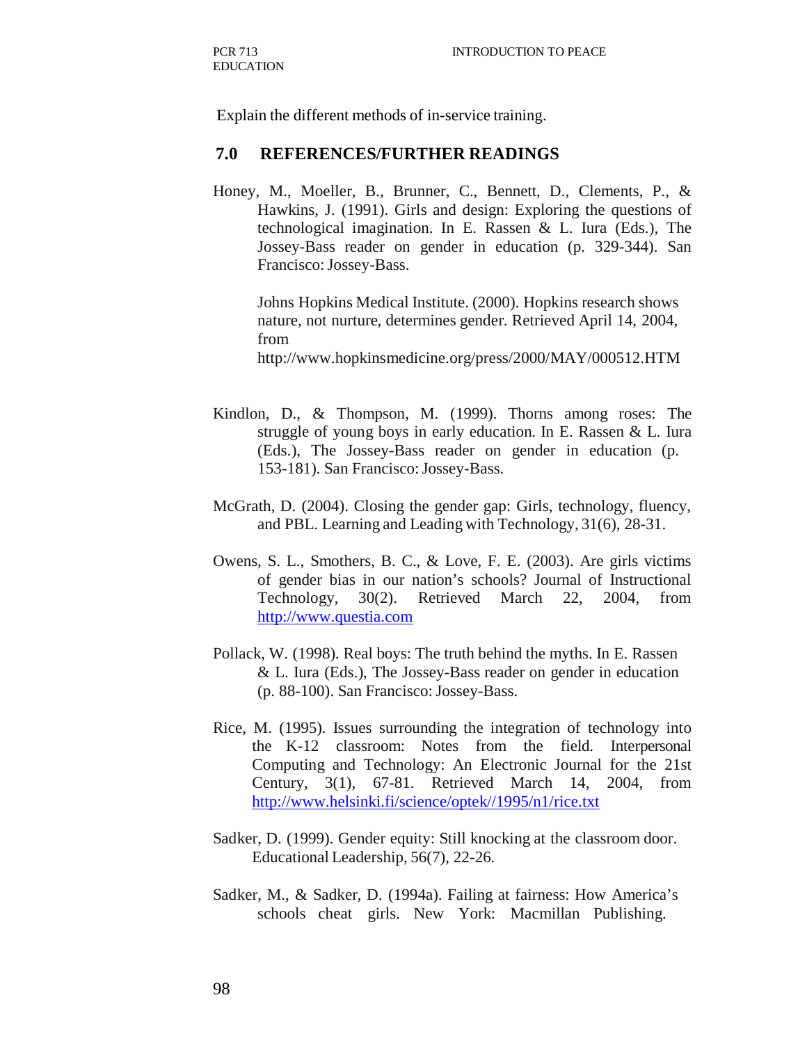Explain the different methods of in-service training.

## 7.0 REFERENCES/FURTHER READINGS

Honey, M., Moeller, B., Brunner, C., Bennett, D., Clements, P., & Hawkins, J. (1991). Girls and design: Exploring the questions of technological imagination. In E. Rassen & L. Iura (Eds.), The Jossey-Bass reader on gender in education (p. 329-344). San Francisco: Jossey-Bass.

Johns Hopkins Medical Institute. (2000). Hopkins research shows nature, not nurture, determines gender. Retrieved April 14, 2004, from http://www.hopkinsmedicine.org/press/2000/MAY/000512.HTM

Kindlon, D., & Thompson, M. (1999). Thorns among roses: The struggle of young boys in early education. In E. Rassen & L. Iura (Eds.), The Jossey-Bass reader on gender in education (p. 153-181). San Francisco: Jossey-Bass.

McGrath, D. (2004). Closing the gender gap: Girls, technology, fluency, and PBL. Learning and Leading with Technology, 31(6), 28-31.

Owens, S. L., Smothers, B. C., & Love, F. E. (2003). Are girls victims of gender bias in our nation's schools? Journal of Instructional Technology, 30(2). Retrieved March 22, 2004, from http://www.questia.com

Pollack, W. (1998). Real boys: The truth behind the myths. In E. Rassen & L. Iura (Eds.), The Jossey-Bass reader on gender in education (p. 88-100). San Francisco: Jossey-Bass.

Rice, M. (1995). Issues surrounding the integration of technology into the K-12 classroom: Notes from the field. Interpersonal Computing and Technology: An Electronic Journal for the 21st Century, 3(1), 67-81. Retrieved March 14, 2004, from http://www.helsinki.fi/science/optek//1995/n1/rice.txt

Sadker, D. (1999). Gender equity: Still knocking at the classroom door. Educational Leadership, 56(7), 22-26.

Sadker, M., & Sadker, D. (1994a). Failing at fairness: How America's schools cheat girls. New York: Macmillan Publishing.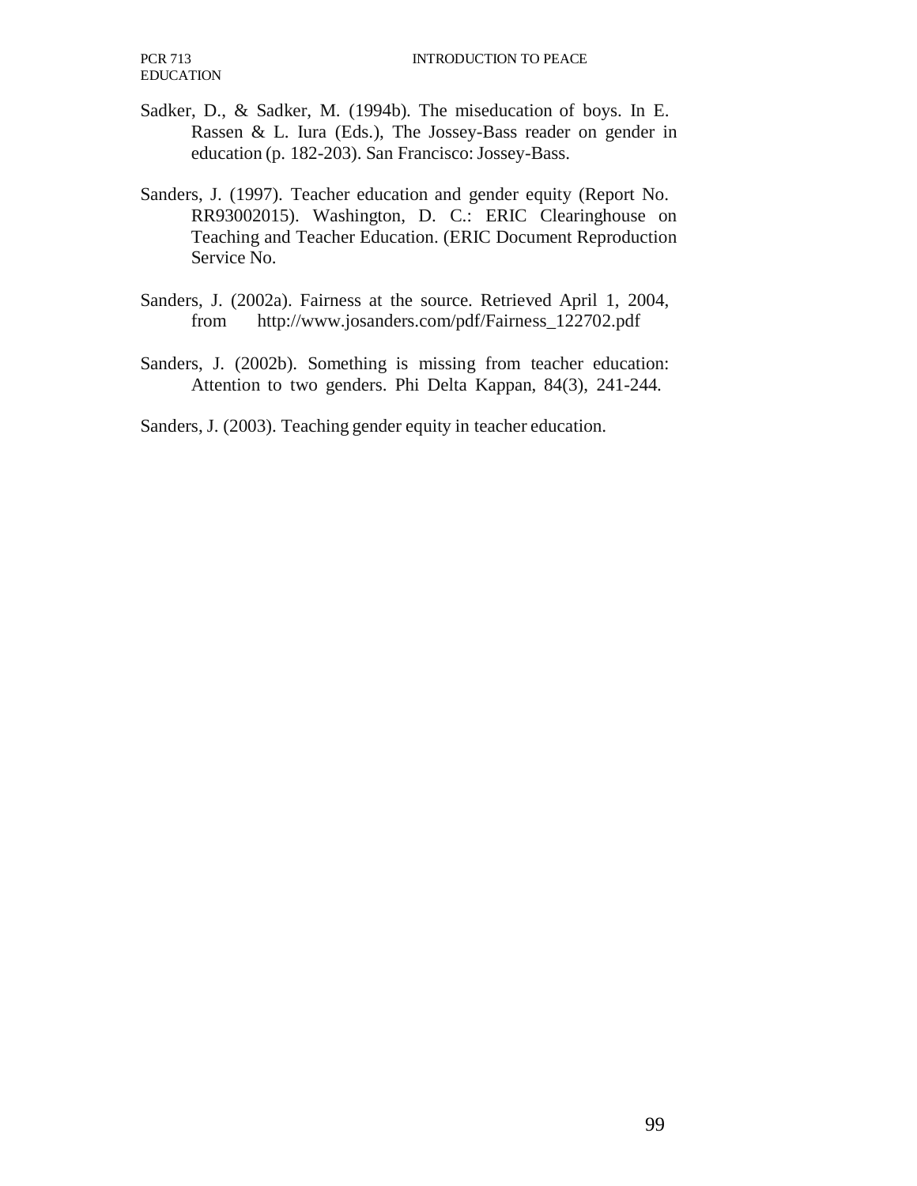Sadker, D., & Sadker, M. (1994b). The miseducation of boys. In E. Rassen & L. Iura (Eds.), The Jossey-Bass reader on gender in education (p. 182-203). San Francisco: Jossey-Bass.

Sanders, J. (1997). Teacher education and gender equity (Report No. RR93002015). Washington, D. C.: ERIC Clearinghouse on Teaching and Teacher Education. (ERIC Document Reproduction Service No.

Sanders, J. (2002a). Fairness at the source. Retrieved April 1, 2004, from http://www.josanders.com/pdf/Fairness_122702.pdf

Sanders, J. (2002b). Something is missing from teacher education: Attention to two genders. Phi Delta Kappan, 84(3), 241-244.

Sanders, J. (2003). Teaching gender equity in teacher education.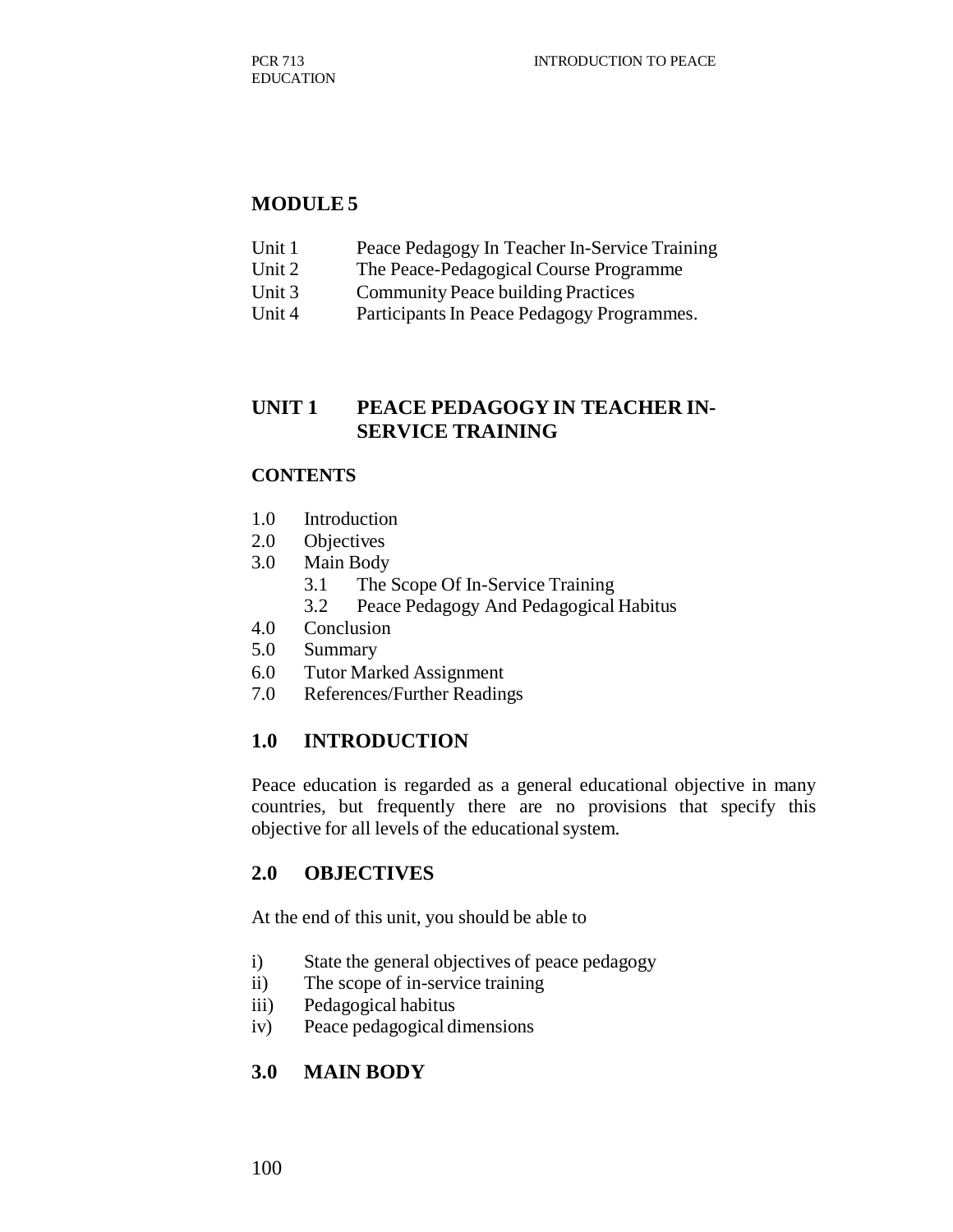## MODULE 5

| | |
|---|---|
| Unit 1 | Peace Pedagogy In Teacher In-Service Training |
| Unit 2 | The Peace-Pedagogical Course Programme |
| Unit 3 | Community Peace building Practices |
| Unit 4 | Participants In Peace Pedagogy Programmes. |

## UNIT 1 PEACE PEDAGOGY IN TEACHER IN-SERVICE TRAINING

### CONTENTS

1.0 Introduction
2.0 Objectives
3.0 Main Body
  3.1 The Scope Of In-Service Training
  3.2 Peace Pedagogy And Pedagogical Habitus
4.0 Conclusion
5.0 Summary
6.0 Tutor Marked Assignment
7.0 References/Further Readings

### 1.0 INTRODUCTION

Peace education is regarded as a general educational objective in many countries, but frequently there are no provisions that specify this objective for all levels of the educational system.

### 2.0 OBJECTIVES

At the end of this unit, you should be able to

i) State the general objectives of peace pedagogy
ii) The scope of in-service training
iii) Pedagogical habitus
iv) Peace pedagogical dimensions

### 3.0 MAIN BODY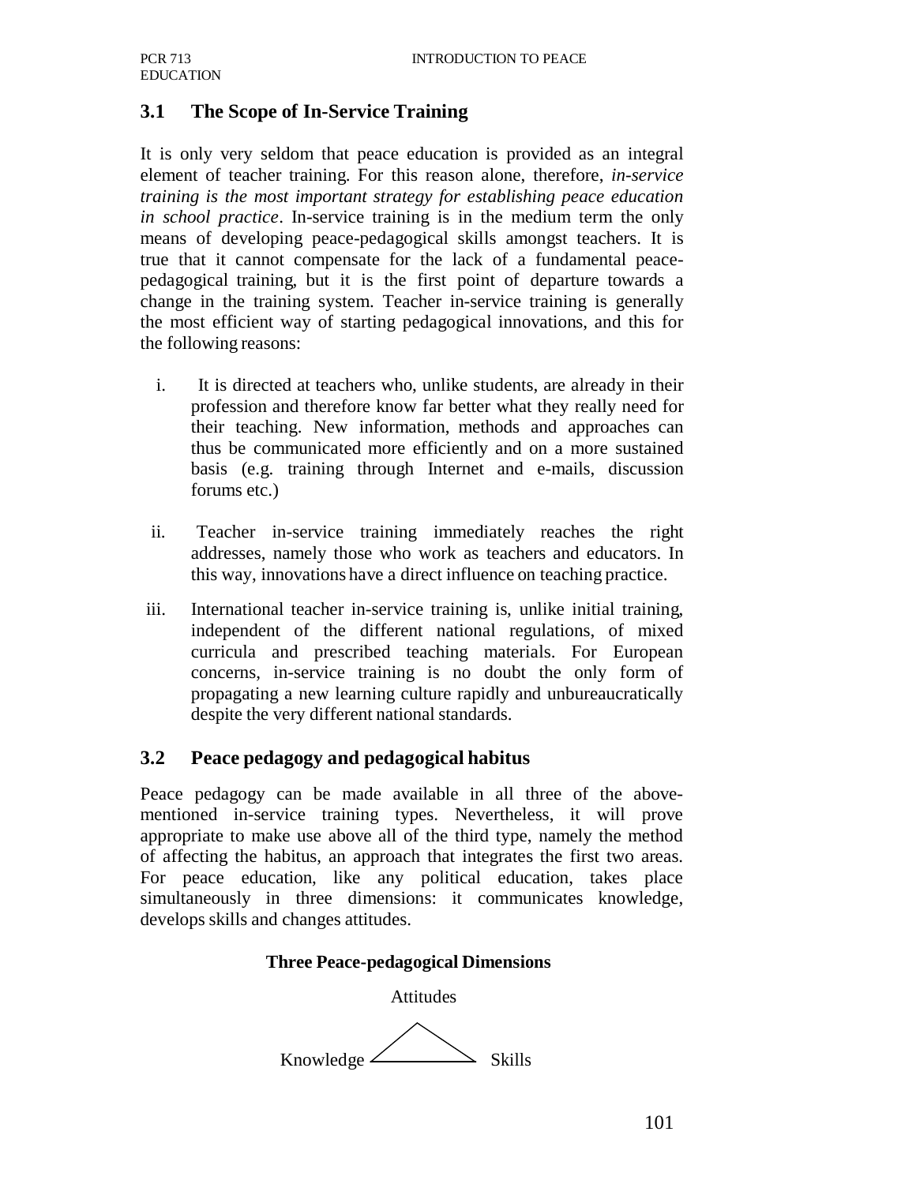### 3.1 The Scope of In-Service Training

It is only very seldom that peace education is provided as an integral element of teacher training. For this reason alone, therefore, *in-service training is the most important strategy for establishing peace education in school practice*. In-service training is in the medium term the only means of developing peace-pedagogical skills amongst teachers. It is true that it cannot compensate for the lack of a fundamental peace-pedagogical training, but it is the first point of departure towards a change in the training system. Teacher in-service training is generally the most efficient way of starting pedagogical innovations, and this for the following reasons:

i. It is directed at teachers who, unlike students, are already in their profession and therefore know far better what they really need for their teaching. New information, methods and approaches can thus be communicated more efficiently and on a more sustained basis (e.g. training through Internet and e-mails, discussion forums etc.)

ii. Teacher in-service training immediately reaches the right addresses, namely those who work as teachers and educators. In this way, innovations have a direct influence on teaching practice.

iii. International teacher in-service training is, unlike initial training, independent of the different national regulations, of mixed curricula and prescribed teaching materials. For European concerns, in-service training is no doubt the only form of propagating a new learning culture rapidly and unbureaucratically despite the very different national standards.

### 3.2 Peace pedagogy and pedagogical habitus

Peace pedagogy can be made available in all three of the above-mentioned in-service training types. Nevertheless, it will prove appropriate to make use above all of the third type, namely the method of affecting the habitus, an approach that integrates the first two areas. For peace education, like any political education, takes place simultaneously in three dimensions: it communicates knowledge, develops skills and changes attitudes.

**Three Peace-pedagogical Dimensions**

Attitudes

Knowledge Skills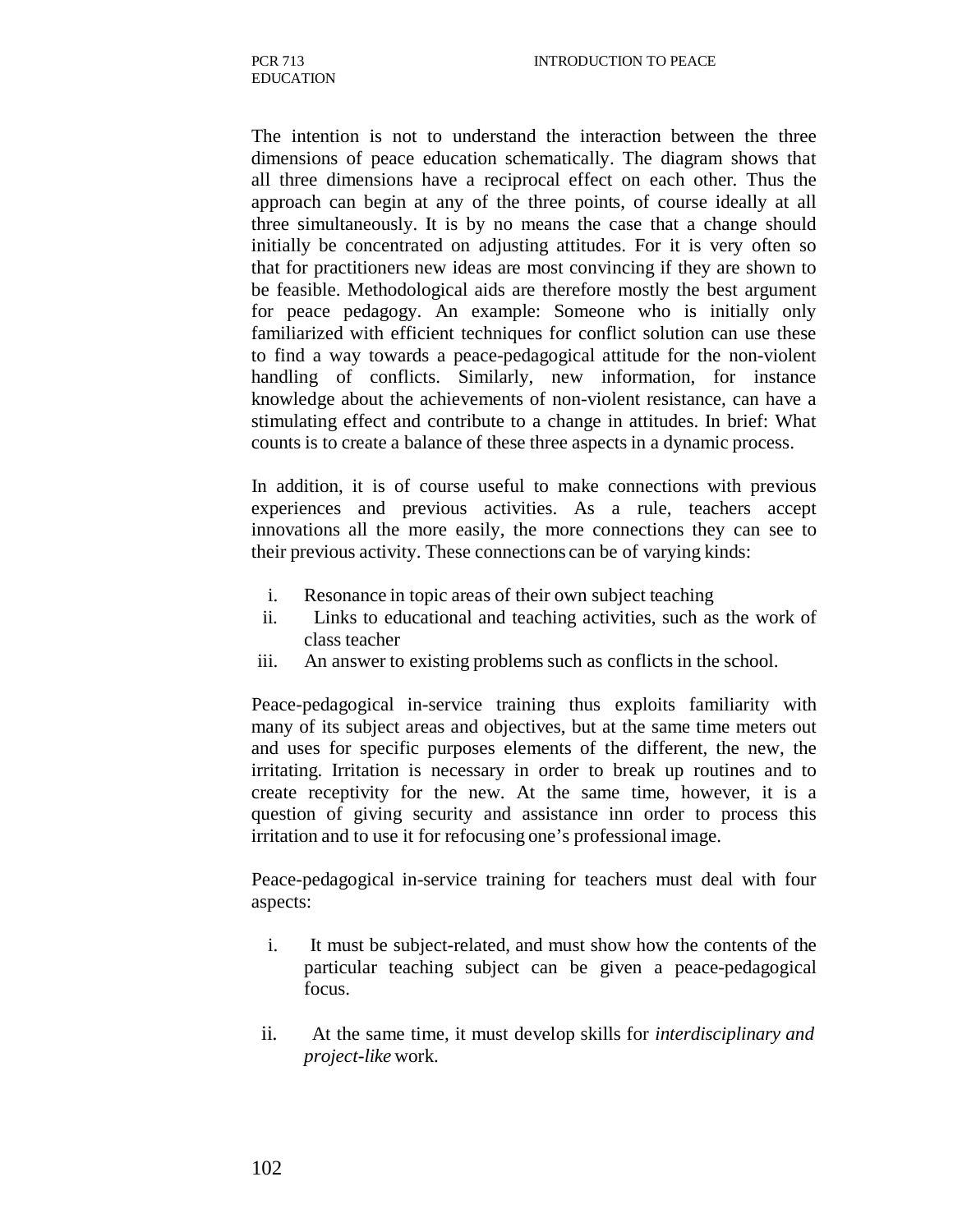The intention is not to understand the interaction between the three dimensions of peace education schematically. The diagram shows that all three dimensions have a reciprocal effect on each other. Thus the approach can begin at any of the three points, of course ideally at all three simultaneously. It is by no means the case that a change should initially be concentrated on adjusting attitudes. For it is very often so that for practitioners new ideas are most convincing if they are shown to be feasible. Methodological aids are therefore mostly the best argument for peace pedagogy. An example: Someone who is initially only familiarized with efficient techniques for conflict solution can use these to find a way towards a peace-pedagogical attitude for the non-violent handling of conflicts. Similarly, new information, for instance knowledge about the achievements of non-violent resistance, can have a stimulating effect and contribute to a change in attitudes. In brief: What counts is to create a balance of these three aspects in a dynamic process.

In addition, it is of course useful to make connections with previous experiences and previous activities. As a rule, teachers accept innovations all the more easily, the more connections they can see to their previous activity. These connections can be of varying kinds:

i. Resonance in topic areas of their own subject teaching
ii. Links to educational and teaching activities, such as the work of class teacher
iii. An answer to existing problems such as conflicts in the school.

Peace-pedagogical in-service training thus exploits familiarity with many of its subject areas and objectives, but at the same time meters out and uses for specific purposes elements of the different, the new, the irritating. Irritation is necessary in order to break up routines and to create receptivity for the new. At the same time, however, it is a question of giving security and assistance inn order to process this irritation and to use it for refocusing one's professional image.

Peace-pedagogical in-service training for teachers must deal with four aspects:

i. It must be subject-related, and must show how the contents of the particular teaching subject can be given a peace-pedagogical focus.

ii. At the same time, it must develop skills for *interdisciplinary and project-like* work.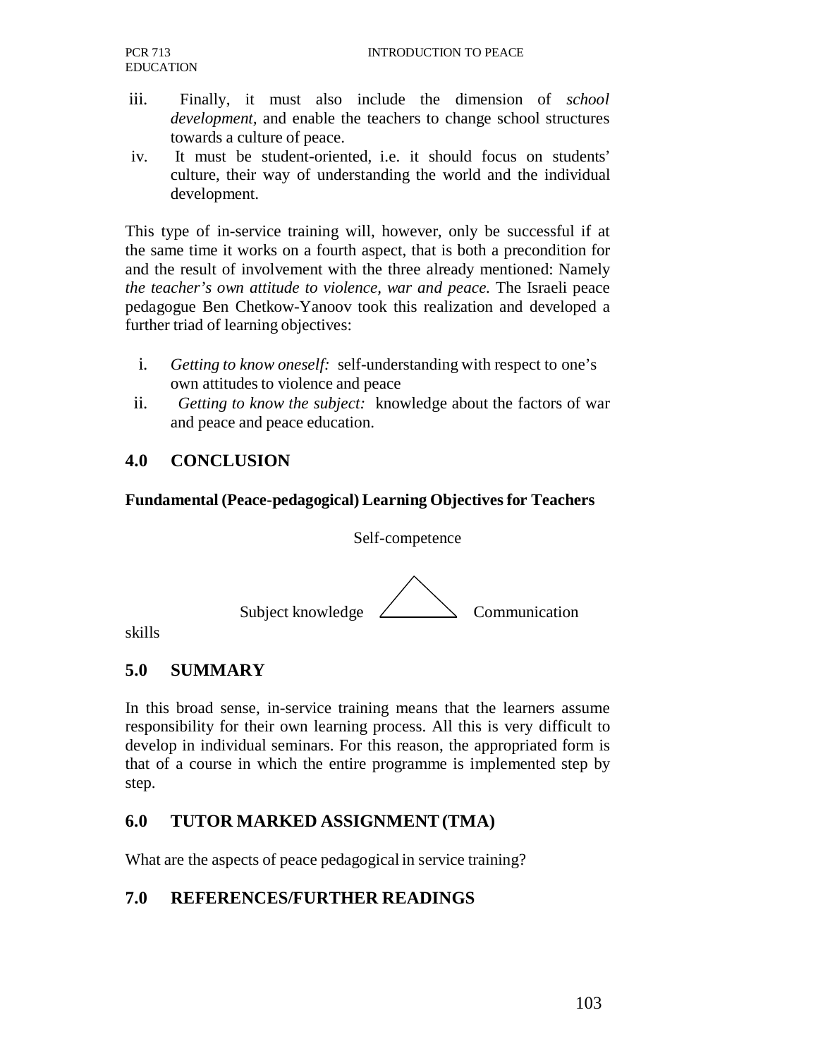iii. Finally, it must also include the dimension of *school development*, and enable the teachers to change school structures towards a culture of peace.

iv. It must be student-oriented, i.e. it should focus on students' culture, their way of understanding the world and the individual development.

This type of in-service training will, however, only be successful if at the same time it works on a fourth aspect, that is both a precondition for and the result of involvement with the three already mentioned: Namely *the teacher's own attitude to violence, war and peace.* The Israeli peace pedagogue Ben Chetkow-Yanoov took this realization and developed a further triad of learning objectives:

i. *Getting to know oneself:* self-understanding with respect to one's own attitudes to violence and peace
ii. *Getting to know the subject:* knowledge about the factors of war and peace and peace education.

## 4.0 CONCLUSION

**Fundamental (Peace-pedagogical) Learning Objectives for Teachers**

Self-competence

Subject knowledge △ Communication skills

## 5.0 SUMMARY

In this broad sense, in-service training means that the learners assume responsibility for their own learning process. All this is very difficult to develop in individual seminars. For this reason, the appropriated form is that of a course in which the entire programme is implemented step by step.

## 6.0 TUTOR MARKED ASSIGNMENT (TMA)

What are the aspects of peace pedagogical in service training?

## 7.0 REFERENCES/FURTHER READINGS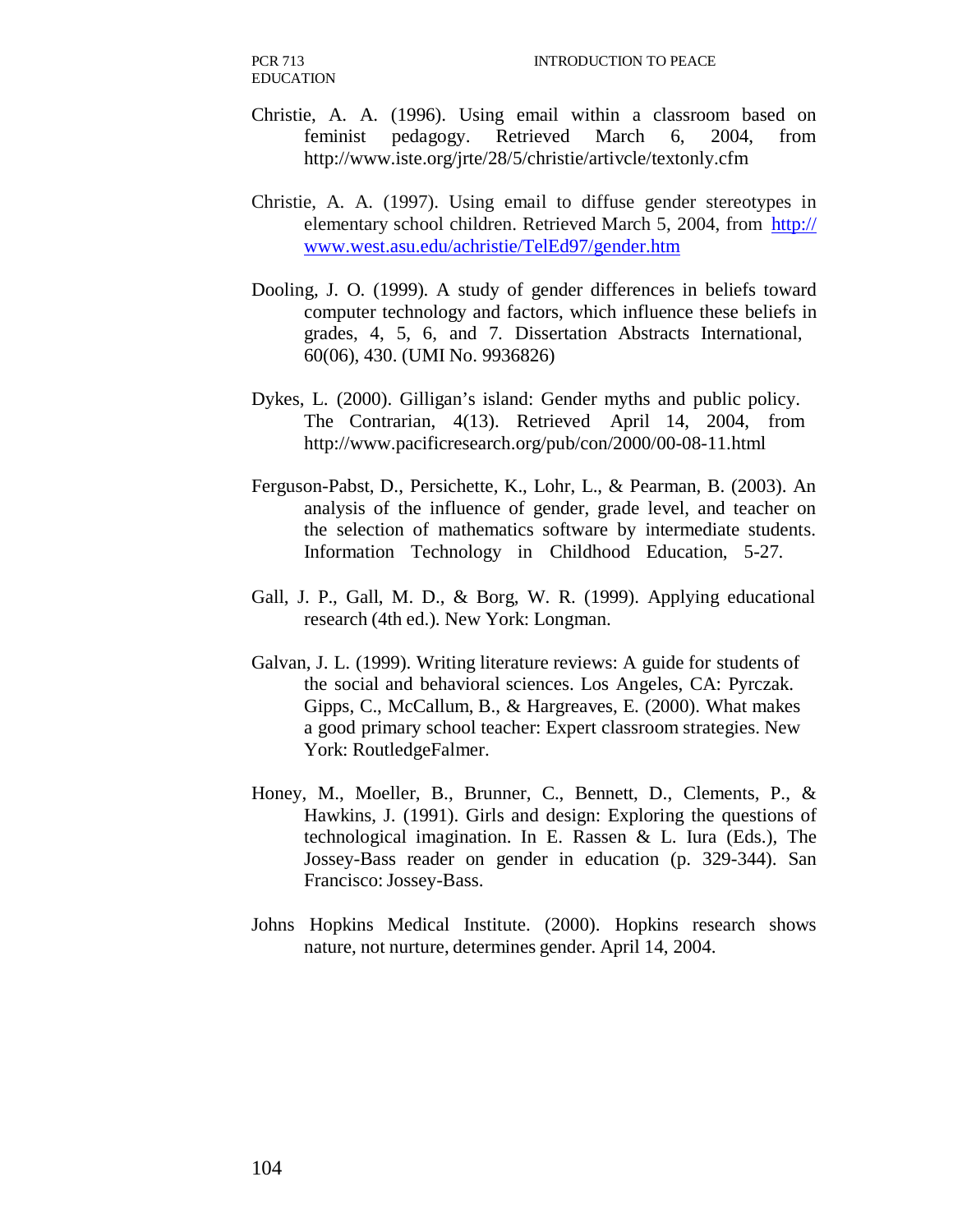Christie, A. A. (1996). Using email within a classroom based on feminist pedagogy. Retrieved March 6, 2004, from http://www.iste.org/jrte/28/5/christie/artivcle/textonly.cfm

Christie, A. A. (1997). Using email to diffuse gender stereotypes in elementary school children. Retrieved March 5, 2004, from http://www.west.asu.edu/achristie/TelEd97/gender.htm

Dooling, J. O. (1999). A study of gender differences in beliefs toward computer technology and factors, which influence these beliefs in grades, 4, 5, 6, and 7. Dissertation Abstracts International, 60(06), 430. (UMI No. 9936826)

Dykes, L. (2000). Gilligan's island: Gender myths and public policy. The Contrarian, 4(13). Retrieved April 14, 2004, from http://www.pacificresearch.org/pub/con/2000/00-08-11.html

Ferguson-Pabst, D., Persichette, K., Lohr, L., & Pearman, B. (2003). An analysis of the influence of gender, grade level, and teacher on the selection of mathematics software by intermediate students. Information Technology in Childhood Education, 5-27.

Gall, J. P., Gall, M. D., & Borg, W. R. (1999). Applying educational research (4th ed.). New York: Longman.

Galvan, J. L. (1999). Writing literature reviews: A guide for students of the social and behavioral sciences. Los Angeles, CA: Pyrczak. Gipps, C., McCallum, B., & Hargreaves, E. (2000). What makes a good primary school teacher: Expert classroom strategies. New York: RoutledgeFalmer.

Honey, M., Moeller, B., Brunner, C., Bennett, D., Clements, P., & Hawkins, J. (1991). Girls and design: Exploring the questions of technological imagination. In E. Rassen & L. Iura (Eds.), The Jossey-Bass reader on gender in education (p. 329-344). San Francisco: Jossey-Bass.

Johns Hopkins Medical Institute. (2000). Hopkins research shows nature, not nurture, determines gender. April 14, 2004.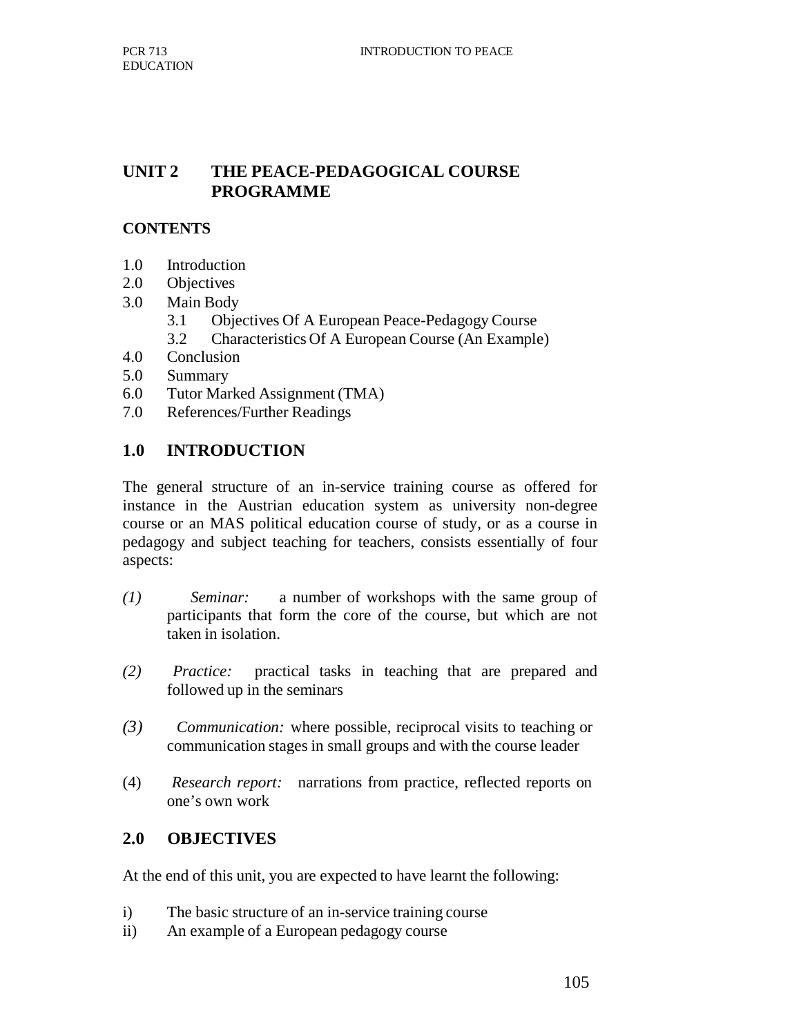## UNIT 2 THE PEACE-PEDAGOGICAL COURSE PROGRAMME

**CONTENTS**

1.0 Introduction
2.0 Objectives
3.0 Main Body
   3.1 Objectives Of A European Peace-Pedagogy Course
   3.2 Characteristics Of A European Course (An Example)
4.0 Conclusion
5.0 Summary
6.0 Tutor Marked Assignment (TMA)
7.0 References/Further Readings

## 1.0 INTRODUCTION

The general structure of an in-service training course as offered for instance in the Austrian education system as university non-degree course or an MAS political education course of study, or as a course in pedagogy and subject teaching for teachers, consists essentially of four aspects:

(1) *Seminar:* a number of workshops with the same group of participants that form the core of the course, but which are not taken in isolation.

(2) *Practice:* practical tasks in teaching that are prepared and followed up in the seminars

(3) *Communication:* where possible, reciprocal visits to teaching or communication stages in small groups and with the course leader

(4) *Research report:* narrations from practice, reflected reports on one's own work

## 2.0 OBJECTIVES

At the end of this unit, you are expected to have learnt the following:

i) The basic structure of an in-service training course
ii) An example of a European pedagogy course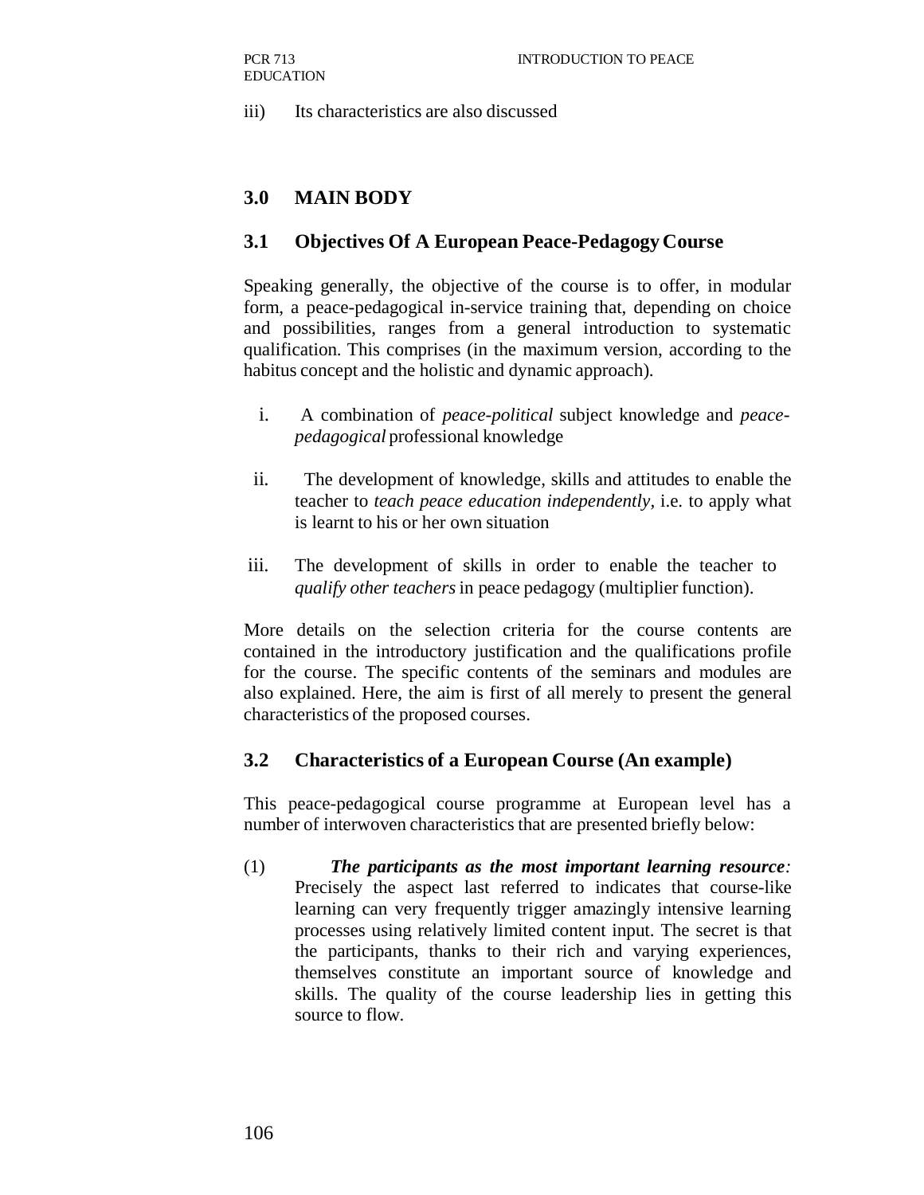iii) Its characteristics are also discussed

## 3.0 MAIN BODY

### 3.1 Objectives Of A European Peace-Pedagogy Course

Speaking generally, the objective of the course is to offer, in modular form, a peace-pedagogical in-service training that, depending on choice and possibilities, ranges from a general introduction to systematic qualification. This comprises (in the maximum version, according to the habitus concept and the holistic and dynamic approach).

i. A combination of *peace-political* subject knowledge and *peace-pedagogical* professional knowledge

ii. The development of knowledge, skills and attitudes to enable the teacher to *teach peace education independently*, i.e. to apply what is learnt to his or her own situation

iii. The development of skills in order to enable the teacher to *qualify other teachers* in peace pedagogy (multiplier function).

More details on the selection criteria for the course contents are contained in the introductory justification and the qualifications profile for the course. The specific contents of the seminars and modules are also explained. Here, the aim is first of all merely to present the general characteristics of the proposed courses.

### 3.2 Characteristics of a European Course (An example)

This peace-pedagogical course programme at European level has a number of interwoven characteristics that are presented briefly below:

(1) ***The participants as the most important learning resource:*** Precisely the aspect last referred to indicates that course-like learning can very frequently trigger amazingly intensive learning processes using relatively limited content input. The secret is that the participants, thanks to their rich and varying experiences, themselves constitute an important source of knowledge and skills. The quality of the course leadership lies in getting this source to flow.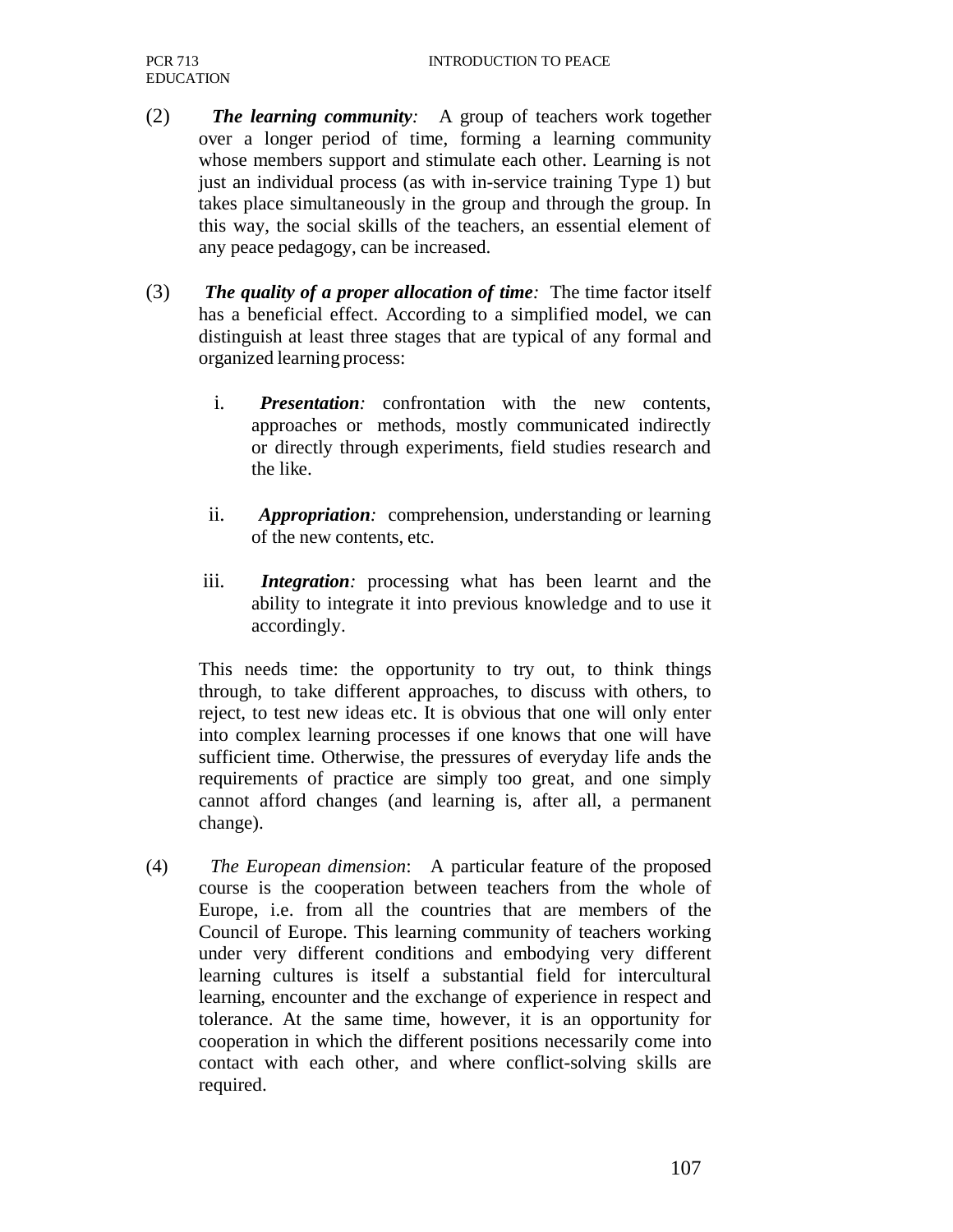(2) ***The learning community:*** A group of teachers work together over a longer period of time, forming a learning community whose members support and stimulate each other. Learning is not just an individual process (as with in-service training Type 1) but takes place simultaneously in the group and through the group. In this way, the social skills of the teachers, an essential element of any peace pedagogy, can be increased.

(3) ***The quality of a proper allocation of time:*** The time factor itself has a beneficial effect. According to a simplified model, we can distinguish at least three stages that are typical of any formal and organized learning process:

i. ***Presentation:*** confrontation with the new contents, approaches or methods, mostly communicated indirectly or directly through experiments, field studies research and the like.

ii. ***Appropriation:*** comprehension, understanding or learning of the new contents, etc.

iii. ***Integration:*** processing what has been learnt and the ability to integrate it into previous knowledge and to use it accordingly.

This needs time: the opportunity to try out, to think things through, to take different approaches, to discuss with others, to reject, to test new ideas etc. It is obvious that one will only enter into complex learning processes if one knows that one will have sufficient time. Otherwise, the pressures of everyday life ands the requirements of practice are simply too great, and one simply cannot afford changes (and learning is, after all, a permanent change).

(4) *The European dimension*: A particular feature of the proposed course is the cooperation between teachers from the whole of Europe, i.e. from all the countries that are members of the Council of Europe. This learning community of teachers working under very different conditions and embodying very different learning cultures is itself a substantial field for intercultural learning, encounter and the exchange of experience in respect and tolerance. At the same time, however, it is an opportunity for cooperation in which the different positions necessarily come into contact with each other, and where conflict-solving skills are required.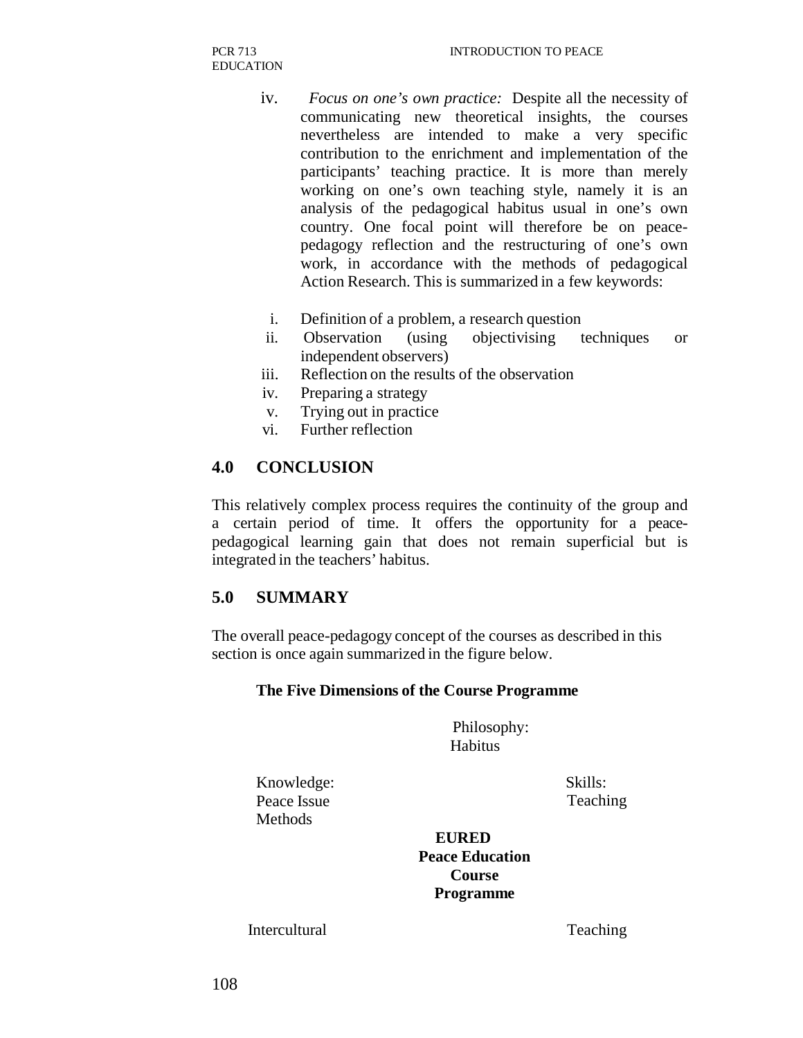iv. *Focus on one's own practice:* Despite all the necessity of communicating new theoretical insights, the courses nevertheless are intended to make a very specific contribution to the enrichment and implementation of the participants' teaching practice. It is more than merely working on one's own teaching style, namely it is an analysis of the pedagogical habitus usual in one's own country. One focal point will therefore be on peace-pedagogy reflection and the restructuring of one's own work, in accordance with the methods of pedagogical Action Research. This is summarized in a few keywords:

i. Definition of a problem, a research question
ii. Observation (using objectivising techniques or independent observers)
iii. Reflection on the results of the observation
iv. Preparing a strategy
v. Trying out in practice
vi. Further reflection

## 4.0 CONCLUSION

This relatively complex process requires the continuity of the group and a certain period of time. It offers the opportunity for a peace-pedagogical learning gain that does not remain superficial but is integrated in the teachers' habitus.

## 5.0 SUMMARY

The overall peace-pedagogy concept of the courses as described in this section is once again summarized in the figure below.

**The Five Dimensions of the Course Programme**

Philosophy:
Habitus

Knowledge:
Peace Issue
Methods

Skills:
Teaching

**EURED**
**Peace Education**
**Course**
**Programme**

Intercultural

Teaching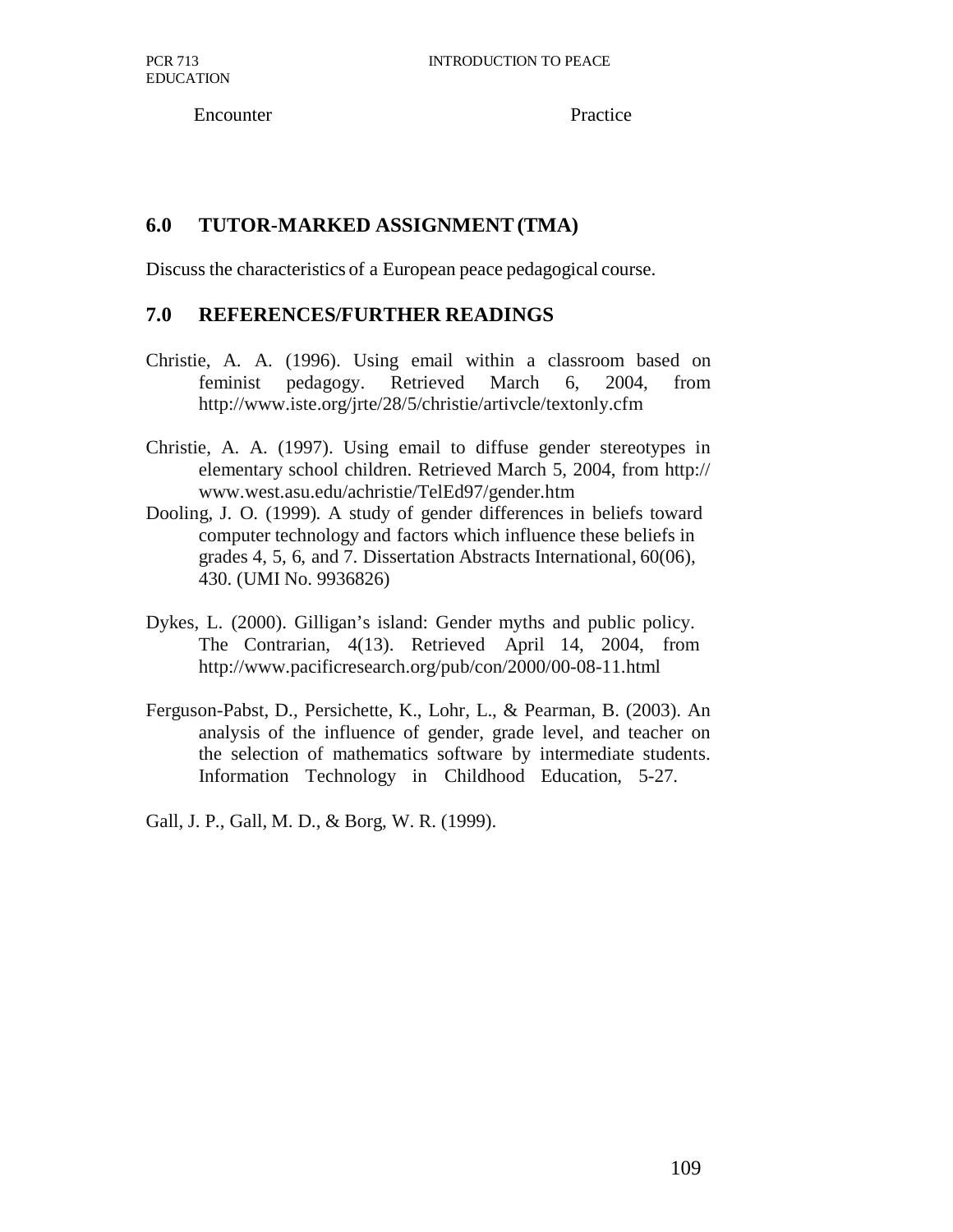Encounter Practice

## 6.0 TUTOR-MARKED ASSIGNMENT (TMA)

Discuss the characteristics of a European peace pedagogical course.

## 7.0 REFERENCES/FURTHER READINGS

Christie, A. A. (1996). Using email within a classroom based on feminist pedagogy. Retrieved March 6, 2004, from http://www.iste.org/jrte/28/5/christie/artivcle/textonly.cfm

Christie, A. A. (1997). Using email to diffuse gender stereotypes in elementary school children. Retrieved March 5, 2004, from http:// www.west.asu.edu/achristie/TelEd97/gender.htm

Dooling, J. O. (1999). A study of gender differences in beliefs toward computer technology and factors which influence these beliefs in grades 4, 5, 6, and 7. Dissertation Abstracts International, 60(06), 430. (UMI No. 9936826)

Dykes, L. (2000). Gilligan's island: Gender myths and public policy. The Contrarian, 4(13). Retrieved April 14, 2004, from http://www.pacificresearch.org/pub/con/2000/00-08-11.html

Ferguson-Pabst, D., Persichette, K., Lohr, L., & Pearman, B. (2003). An analysis of the influence of gender, grade level, and teacher on the selection of mathematics software by intermediate students. Information Technology in Childhood Education, 5-27.

Gall, J. P., Gall, M. D., & Borg, W. R. (1999).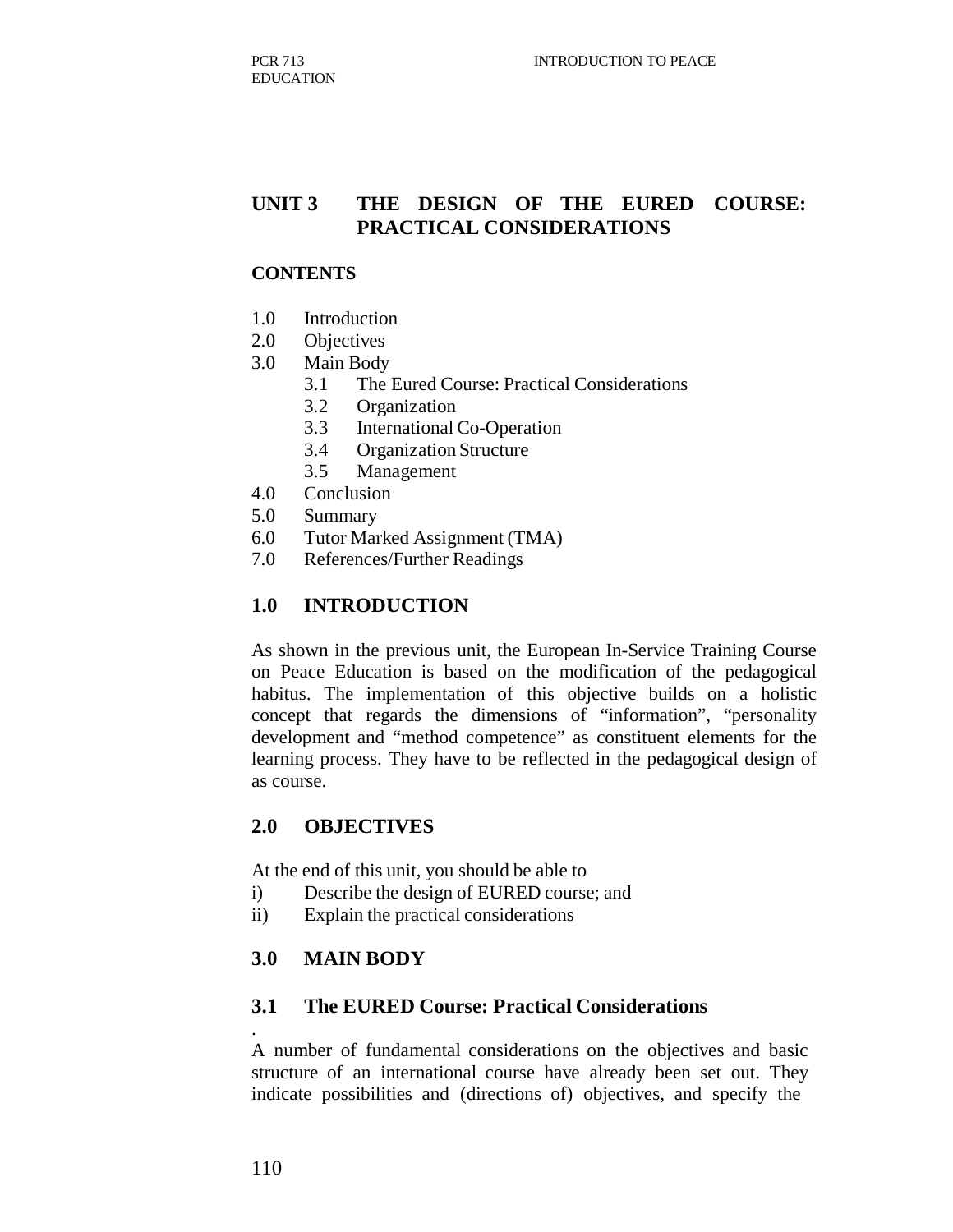## UNIT 3 THE DESIGN OF THE EURED COURSE: PRACTICAL CONSIDERATIONS

**CONTENTS**

1.0 Introduction
2.0 Objectives
3.0 Main Body
    3.1 The Eured Course: Practical Considerations
    3.2 Organization
    3.3 International Co-Operation
    3.4 Organization Structure
    3.5 Management
4.0 Conclusion
5.0 Summary
6.0 Tutor Marked Assignment (TMA)
7.0 References/Further Readings

### 1.0 INTRODUCTION

As shown in the previous unit, the European In-Service Training Course on Peace Education is based on the modification of the pedagogical habitus. The implementation of this objective builds on a holistic concept that regards the dimensions of "information", "personality development and "method competence" as constituent elements for the learning process. They have to be reflected in the pedagogical design of as course.

### 2.0 OBJECTIVES

At the end of this unit, you should be able to

i) Describe the design of EURED course; and
ii) Explain the practical considerations

### 3.0 MAIN BODY

### 3.1 The EURED Course: Practical Considerations

.

A number of fundamental considerations on the objectives and basic structure of an international course have already been set out. They indicate possibilities and (directions of) objectives, and specify the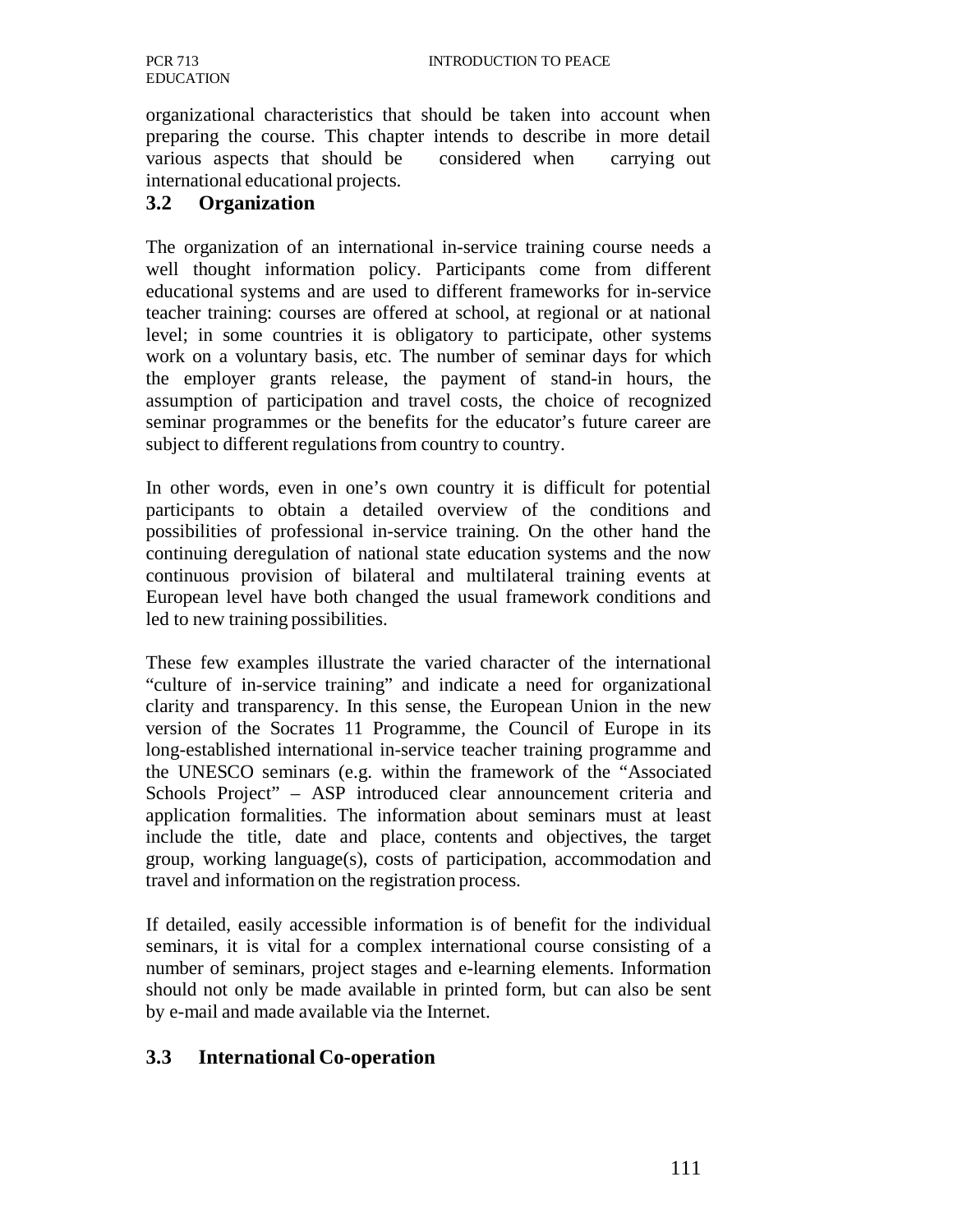organizational characteristics that should be taken into account when preparing the course. This chapter intends to describe in more detail various aspects that should be considered when carrying out international educational projects.

### 3.2 Organization

The organization of an international in-service training course needs a well thought information policy. Participants come from different educational systems and are used to different frameworks for in-service teacher training: courses are offered at school, at regional or at national level; in some countries it is obligatory to participate, other systems work on a voluntary basis, etc. The number of seminar days for which the employer grants release, the payment of stand-in hours, the assumption of participation and travel costs, the choice of recognized seminar programmes or the benefits for the educator's future career are subject to different regulations from country to country.

In other words, even in one's own country it is difficult for potential participants to obtain a detailed overview of the conditions and possibilities of professional in-service training. On the other hand the continuing deregulation of national state education systems and the now continuous provision of bilateral and multilateral training events at European level have both changed the usual framework conditions and led to new training possibilities.

These few examples illustrate the varied character of the international "culture of in-service training" and indicate a need for organizational clarity and transparency. In this sense, the European Union in the new version of the Socrates 11 Programme, the Council of Europe in its long-established international in-service teacher training programme and the UNESCO seminars (e.g. within the framework of the "Associated Schools Project" – ASP introduced clear announcement criteria and application formalities. The information about seminars must at least include the title, date and place, contents and objectives, the target group, working language(s), costs of participation, accommodation and travel and information on the registration process.

If detailed, easily accessible information is of benefit for the individual seminars, it is vital for a complex international course consisting of a number of seminars, project stages and e-learning elements. Information should not only be made available in printed form, but can also be sent by e-mail and made available via the Internet.

### 3.3 International Co-operation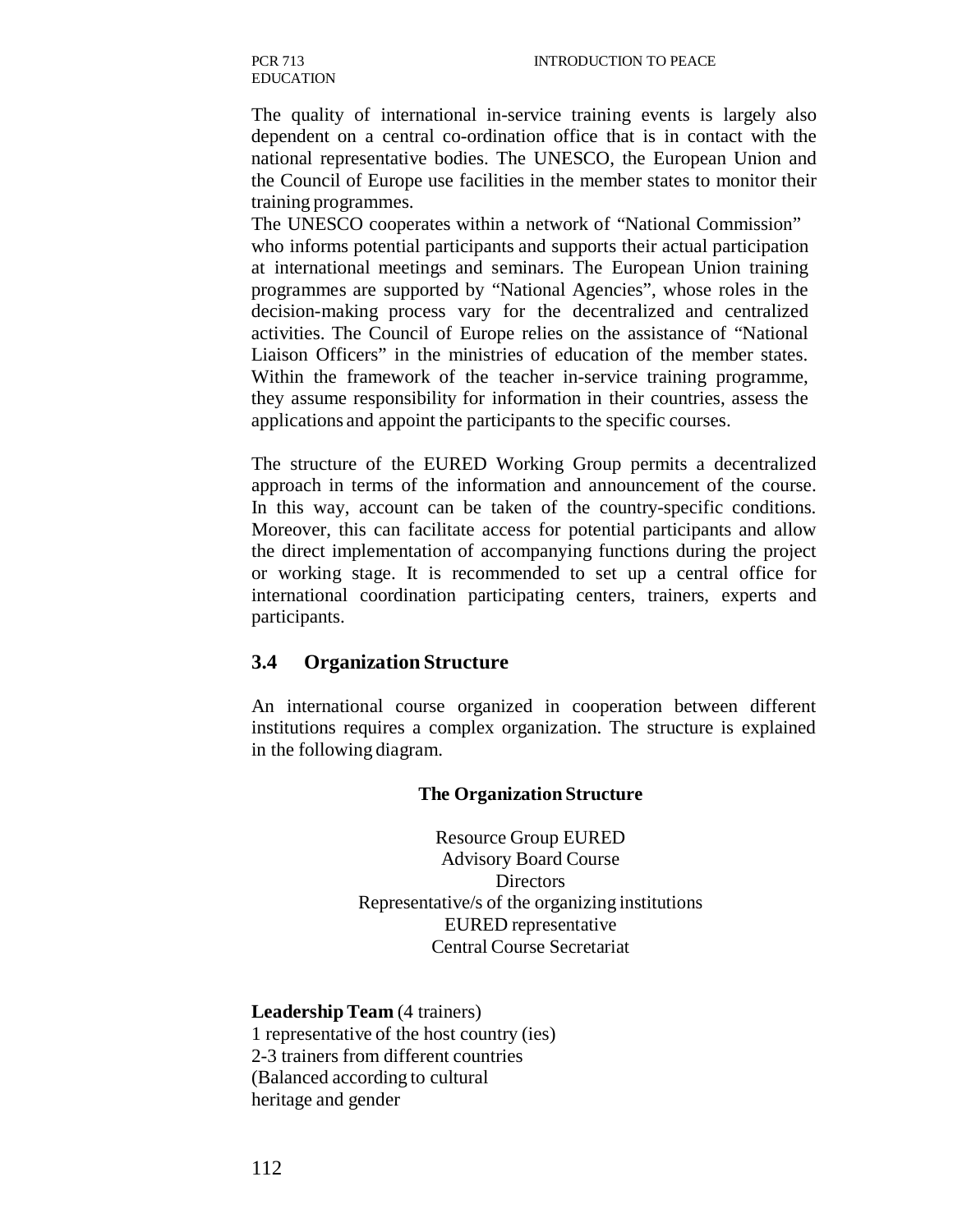The quality of international in-service training events is largely also dependent on a central co-ordination office that is in contact with the national representative bodies. The UNESCO, the European Union and the Council of Europe use facilities in the member states to monitor their training programmes.

The UNESCO cooperates within a network of "National Commission" who informs potential participants and supports their actual participation at international meetings and seminars. The European Union training programmes are supported by "National Agencies", whose roles in the decision-making process vary for the decentralized and centralized activities. The Council of Europe relies on the assistance of "National Liaison Officers" in the ministries of education of the member states. Within the framework of the teacher in-service training programme, they assume responsibility for information in their countries, assess the applications and appoint the participants to the specific courses.

The structure of the EURED Working Group permits a decentralized approach in terms of the information and announcement of the course. In this way, account can be taken of the country-specific conditions. Moreover, this can facilitate access for potential participants and allow the direct implementation of accompanying functions during the project or working stage. It is recommended to set up a central office for international coordination participating centers, trainers, experts and participants.

### 3.4 Organization Structure

An international course organized in cooperation between different institutions requires a complex organization. The structure is explained in the following diagram.

**The Organization Structure**

Resource Group EURED
Advisory Board Course
Directors
Representative/s of the organizing institutions
EURED representative
Central Course Secretariat

**Leadership Team** (4 trainers)
1 representative of the host country (ies)
2-3 trainers from different countries
(Balanced according to cultural
heritage and gender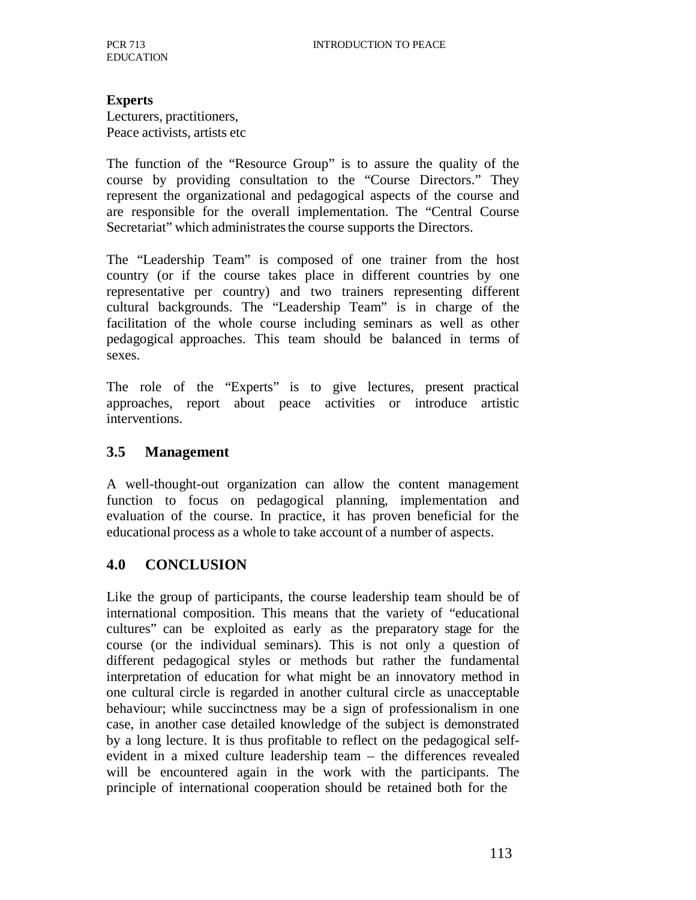**Experts**
Lecturers, practitioners,
Peace activists, artists etc

The function of the "Resource Group" is to assure the quality of the course by providing consultation to the "Course Directors." They represent the organizational and pedagogical aspects of the course and are responsible for the overall implementation. The "Central Course Secretariat" which administrates the course supports the Directors.

The "Leadership Team" is composed of one trainer from the host country (or if the course takes place in different countries by one representative per country) and two trainers representing different cultural backgrounds. The "Leadership Team" is in charge of the facilitation of the whole course including seminars as well as other pedagogical approaches. This team should be balanced in terms of sexes.

The role of the "Experts" is to give lectures, present practical approaches, report about peace activities or introduce artistic interventions.

## 3.5 Management

A well-thought-out organization can allow the content management function to focus on pedagogical planning, implementation and evaluation of the course. In practice, it has proven beneficial for the educational process as a whole to take account of a number of aspects.

## 4.0 CONCLUSION

Like the group of participants, the course leadership team should be of international composition. This means that the variety of "educational cultures" can be exploited as early as the preparatory stage for the course (or the individual seminars). This is not only a question of different pedagogical styles or methods but rather the fundamental interpretation of education for what might be an innovatory method in one cultural circle is regarded in another cultural circle as unacceptable behaviour; while succinctness may be a sign of professionalism in one case, in another case detailed knowledge of the subject is demonstrated by a long lecture. It is thus profitable to reflect on the pedagogical self-evident in a mixed culture leadership team – the differences revealed will be encountered again in the work with the participants. The principle of international cooperation should be retained both for the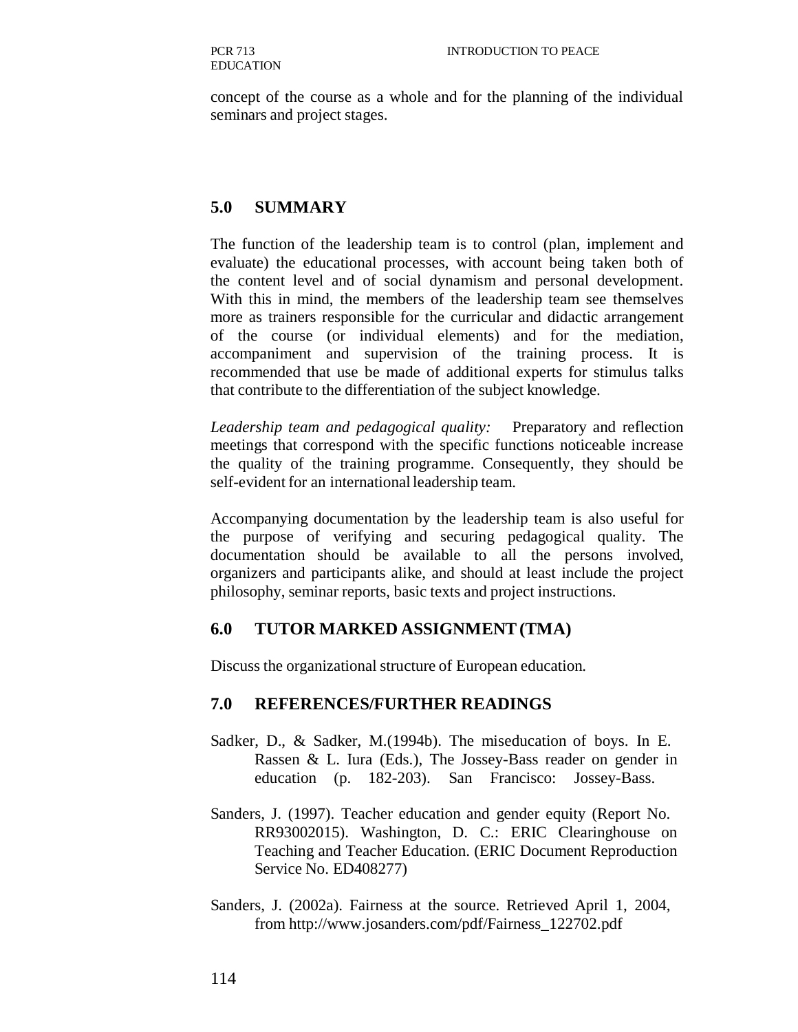concept of the course as a whole and for the planning of the individual seminars and project stages.

## 5.0 SUMMARY

The function of the leadership team is to control (plan, implement and evaluate) the educational processes, with account being taken both of the content level and of social dynamism and personal development. With this in mind, the members of the leadership team see themselves more as trainers responsible for the curricular and didactic arrangement of the course (or individual elements) and for the mediation, accompaniment and supervision of the training process. It is recommended that use be made of additional experts for stimulus talks that contribute to the differentiation of the subject knowledge.

*Leadership team and pedagogical quality:* Preparatory and reflection meetings that correspond with the specific functions noticeable increase the quality of the training programme. Consequently, they should be self-evident for an international leadership team.

Accompanying documentation by the leadership team is also useful for the purpose of verifying and securing pedagogical quality. The documentation should be available to all the persons involved, organizers and participants alike, and should at least include the project philosophy, seminar reports, basic texts and project instructions.

## 6.0 TUTOR MARKED ASSIGNMENT (TMA)

Discuss the organizational structure of European education.

## 7.0 REFERENCES/FURTHER READINGS

Sadker, D., & Sadker, M.(1994b). The miseducation of boys. In E. Rassen & L. Iura (Eds.), The Jossey-Bass reader on gender in education (p. 182-203). San Francisco: Jossey-Bass.

Sanders, J. (1997). Teacher education and gender equity (Report No. RR93002015). Washington, D. C.: ERIC Clearinghouse on Teaching and Teacher Education. (ERIC Document Reproduction Service No. ED408277)

Sanders, J. (2002a). Fairness at the source. Retrieved April 1, 2004, from http://www.josanders.com/pdf/Fairness_122702.pdf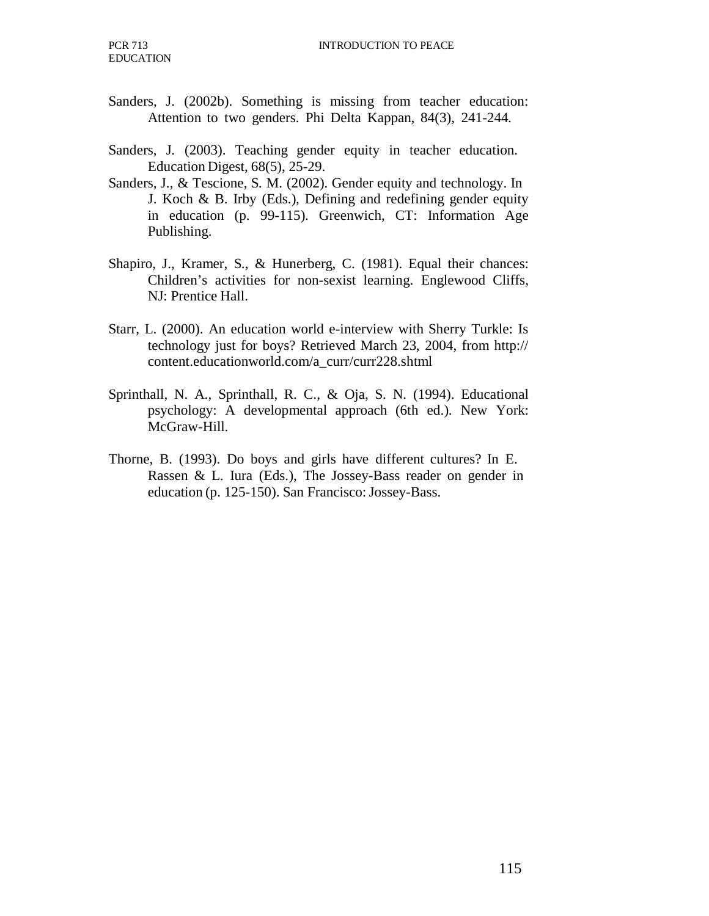Sanders, J. (2002b). Something is missing from teacher education: Attention to two genders. Phi Delta Kappan, 84(3), 241-244.

Sanders, J. (2003). Teaching gender equity in teacher education. Education Digest, 68(5), 25-29.

Sanders, J., & Tescione, S. M. (2002). Gender equity and technology. In J. Koch & B. Irby (Eds.), Defining and redefining gender equity in education (p. 99-115). Greenwich, CT: Information Age Publishing.

Shapiro, J., Kramer, S., & Hunerberg, C. (1981). Equal their chances: Children's activities for non-sexist learning. Englewood Cliffs, NJ: Prentice Hall.

Starr, L. (2000). An education world e-interview with Sherry Turkle: Is technology just for boys? Retrieved March 23, 2004, from http:// content.educationworld.com/a_curr/curr228.shtml

Sprinthall, N. A., Sprinthall, R. C., & Oja, S. N. (1994). Educational psychology: A developmental approach (6th ed.). New York: McGraw-Hill.

Thorne, B. (1993). Do boys and girls have different cultures? In E. Rassen & L. Iura (Eds.), The Jossey-Bass reader on gender in education (p. 125-150). San Francisco: Jossey-Bass.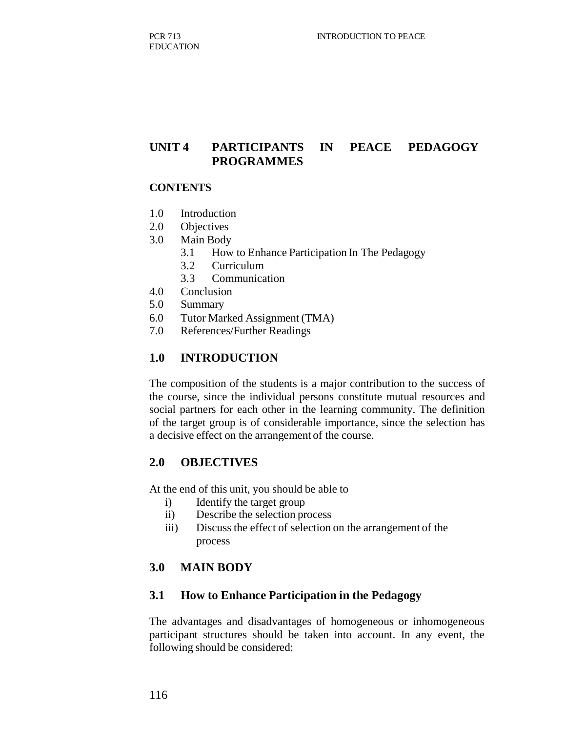## UNIT 4 PARTICIPANTS IN PEACE PEDAGOGY PROGRAMMES

**CONTENTS**

1.0 Introduction
2.0 Objectives
3.0 Main Body
    3.1 How to Enhance Participation In The Pedagogy
    3.2 Curriculum
    3.3 Communication
4.0 Conclusion
5.0 Summary
6.0 Tutor Marked Assignment (TMA)
7.0 References/Further Readings

### 1.0 INTRODUCTION

The composition of the students is a major contribution to the success of the course, since the individual persons constitute mutual resources and social partners for each other in the learning community. The definition of the target group is of considerable importance, since the selection has a decisive effect on the arrangement of the course.

### 2.0 OBJECTIVES

At the end of this unit, you should be able to

i) Identify the target group
ii) Describe the selection process
iii) Discuss the effect of selection on the arrangement of the process

### 3.0 MAIN BODY

### 3.1 How to Enhance Participation in the Pedagogy

The advantages and disadvantages of homogeneous or inhomogeneous participant structures should be taken into account. In any event, the following should be considered: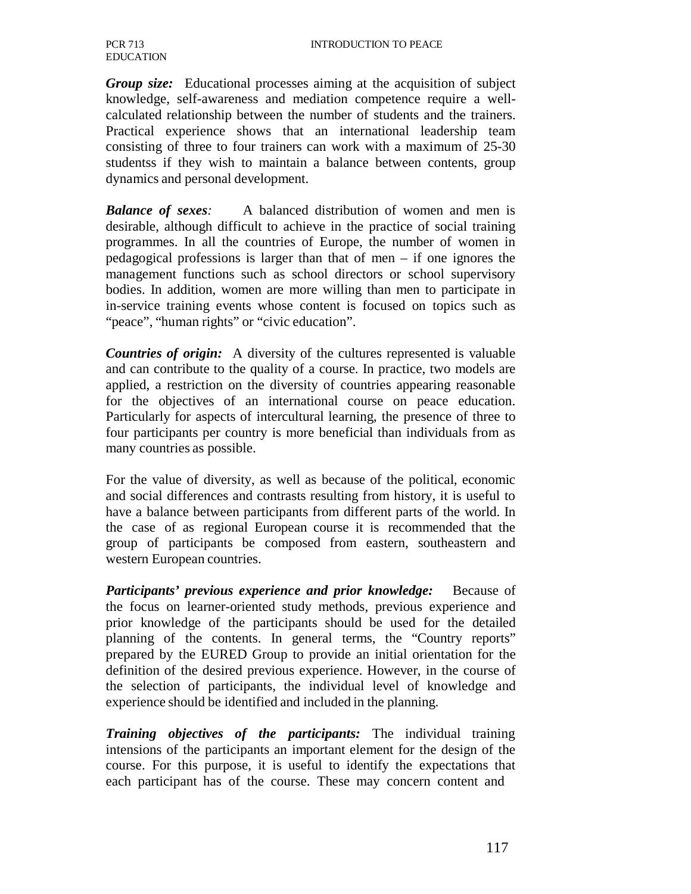***Group size:*** Educational processes aiming at the acquisition of subject knowledge, self-awareness and mediation competence require a well-calculated relationship between the number of students and the trainers. Practical experience shows that an international leadership team consisting of three to four trainers can work with a maximum of 25-30 studentss if they wish to maintain a balance between contents, group dynamics and personal development.

***Balance of sexes**:* A balanced distribution of women and men is desirable, although difficult to achieve in the practice of social training programmes. In all the countries of Europe, the number of women in pedagogical professions is larger than that of men – if one ignores the management functions such as school directors or school supervisory bodies. In addition, women are more willing than men to participate in in-service training events whose content is focused on topics such as "peace", "human rights" or "civic education".

***Countries of origin:*** A diversity of the cultures represented is valuable and can contribute to the quality of a course. In practice, two models are applied, a restriction on the diversity of countries appearing reasonable for the objectives of an international course on peace education. Particularly for aspects of intercultural learning, the presence of three to four participants per country is more beneficial than individuals from as many countries as possible.

For the value of diversity, as well as because of the political, economic and social differences and contrasts resulting from history, it is useful to have a balance between participants from different parts of the world. In the case of as regional European course it is recommended that the group of participants be composed from eastern, southeastern and western European countries.

***Participants' previous experience and prior knowledge:*** Because of the focus on learner-oriented study methods, previous experience and prior knowledge of the participants should be used for the detailed planning of the contents. In general terms, the "Country reports" prepared by the EURED Group to provide an initial orientation for the definition of the desired previous experience. However, in the course of the selection of participants, the individual level of knowledge and experience should be identified and included in the planning.

***Training objectives of the participants:*** The individual training intensions of the participants an important element for the design of the course. For this purpose, it is useful to identify the expectations that each participant has of the course. These may concern content and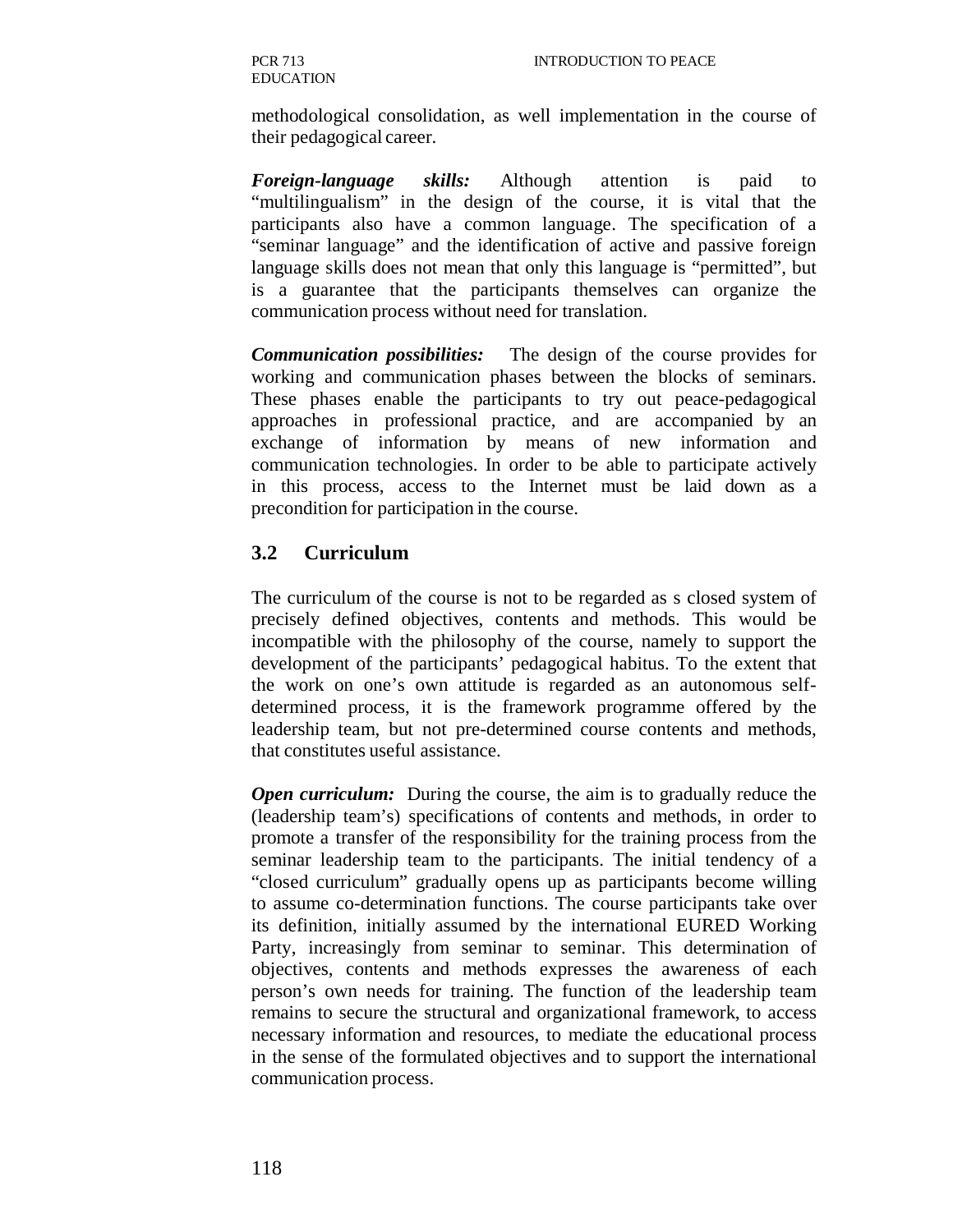methodological consolidation, as well implementation in the course of their pedagogical career.

***Foreign-language skills:*** Although attention is paid to "multilingualism" in the design of the course, it is vital that the participants also have a common language. The specification of a "seminar language" and the identification of active and passive foreign language skills does not mean that only this language is "permitted", but is a guarantee that the participants themselves can organize the communication process without need for translation.

***Communication possibilities:*** The design of the course provides for working and communication phases between the blocks of seminars. These phases enable the participants to try out peace-pedagogical approaches in professional practice, and are accompanied by an exchange of information by means of new information and communication technologies. In order to be able to participate actively in this process, access to the Internet must be laid down as a precondition for participation in the course.

## 3.2 Curriculum

The curriculum of the course is not to be regarded as s closed system of precisely defined objectives, contents and methods. This would be incompatible with the philosophy of the course, namely to support the development of the participants' pedagogical habitus. To the extent that the work on one's own attitude is regarded as an autonomous self-determined process, it is the framework programme offered by the leadership team, but not pre-determined course contents and methods, that constitutes useful assistance.

***Open curriculum:*** During the course, the aim is to gradually reduce the (leadership team's) specifications of contents and methods, in order to promote a transfer of the responsibility for the training process from the seminar leadership team to the participants. The initial tendency of a "closed curriculum" gradually opens up as participants become willing to assume co-determination functions. The course participants take over its definition, initially assumed by the international EURED Working Party, increasingly from seminar to seminar. This determination of objectives, contents and methods expresses the awareness of each person's own needs for training. The function of the leadership team remains to secure the structural and organizational framework, to access necessary information and resources, to mediate the educational process in the sense of the formulated objectives and to support the international communication process.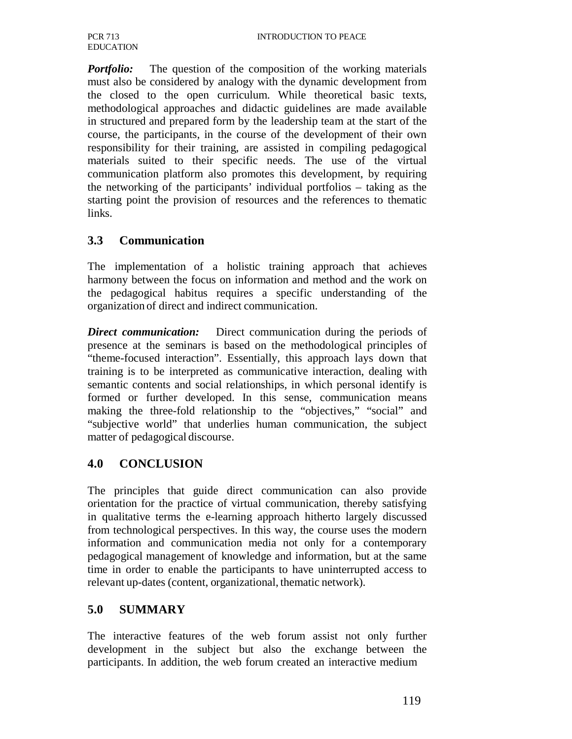***Portfolio:*** The question of the composition of the working materials must also be considered by analogy with the dynamic development from the closed to the open curriculum. While theoretical basic texts, methodological approaches and didactic guidelines are made available in structured and prepared form by the leadership team at the start of the course, the participants, in the course of the development of their own responsibility for their training, are assisted in compiling pedagogical materials suited to their specific needs. The use of the virtual communication platform also promotes this development, by requiring the networking of the participants' individual portfolios – taking as the starting point the provision of resources and the references to thematic links.

## 3.3 Communication

The implementation of a holistic training approach that achieves harmony between the focus on information and method and the work on the pedagogical habitus requires a specific understanding of the organization of direct and indirect communication.

***Direct communication:*** Direct communication during the periods of presence at the seminars is based on the methodological principles of "theme-focused interaction". Essentially, this approach lays down that training is to be interpreted as communicative interaction, dealing with semantic contents and social relationships, in which personal identify is formed or further developed. In this sense, communication means making the three-fold relationship to the "objectives," "social" and "subjective world" that underlies human communication, the subject matter of pedagogical discourse.

## 4.0 CONCLUSION

The principles that guide direct communication can also provide orientation for the practice of virtual communication, thereby satisfying in qualitative terms the e-learning approach hitherto largely discussed from technological perspectives. In this way, the course uses the modern information and communication media not only for a contemporary pedagogical management of knowledge and information, but at the same time in order to enable the participants to have uninterrupted access to relevant up-dates (content, organizational, thematic network).

## 5.0 SUMMARY

The interactive features of the web forum assist not only further development in the subject but also the exchange between the participants. In addition, the web forum created an interactive medium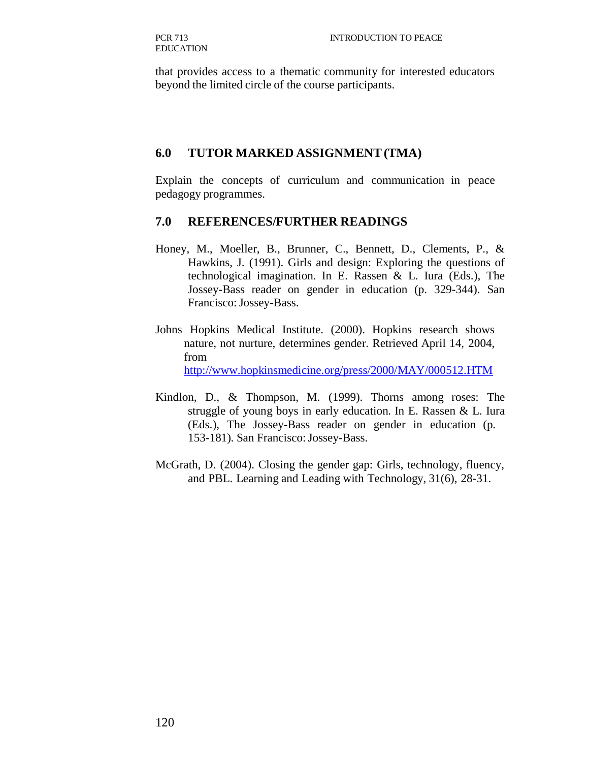that provides access to a thematic community for interested educators beyond the limited circle of the course participants.

## 6.0 TUTOR MARKED ASSIGNMENT (TMA)

Explain the concepts of curriculum and communication in peace pedagogy programmes.

## 7.0 REFERENCES/FURTHER READINGS

Honey, M., Moeller, B., Brunner, C., Bennett, D., Clements, P., & Hawkins, J. (1991). Girls and design: Exploring the questions of technological imagination. In E. Rassen & L. Iura (Eds.), The Jossey-Bass reader on gender in education (p. 329-344). San Francisco: Jossey-Bass.

Johns Hopkins Medical Institute. (2000). Hopkins research shows nature, not nurture, determines gender. Retrieved April 14, 2004, from http://www.hopkinsmedicine.org/press/2000/MAY/000512.HTM

Kindlon, D., & Thompson, M. (1999). Thorns among roses: The struggle of young boys in early education. In E. Rassen & L. Iura (Eds.), The Jossey-Bass reader on gender in education (p. 153-181). San Francisco: Jossey-Bass.

McGrath, D. (2004). Closing the gender gap: Girls, technology, fluency, and PBL. Learning and Leading with Technology, 31(6), 28-31.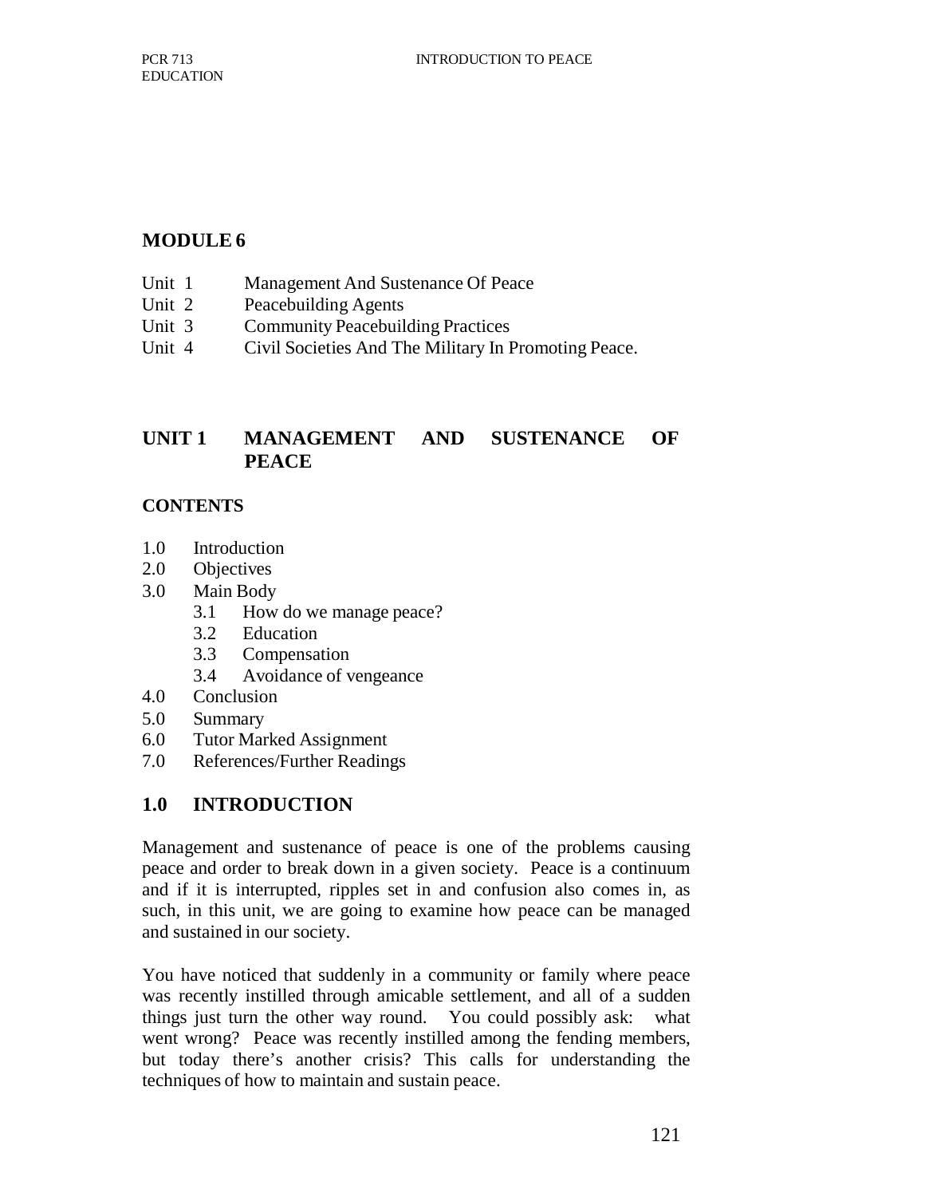## MODULE 6

- Unit 1 Management And Sustenance Of Peace
- Unit 2 Peacebuilding Agents
- Unit 3 Community Peacebuilding Practices
- Unit 4 Civil Societies And The Military In Promoting Peace.

## UNIT 1 MANAGEMENT AND SUSTENANCE OF PEACE

### CONTENTS

- 1.0 Introduction
- 2.0 Objectives
- 3.0 Main Body
    - 3.1 How do we manage peace?
    - 3.2 Education
    - 3.3 Compensation
    - 3.4 Avoidance of vengeance
- 4.0 Conclusion
- 5.0 Summary
- 6.0 Tutor Marked Assignment
- 7.0 References/Further Readings

## 1.0 INTRODUCTION

Management and sustenance of peace is one of the problems causing peace and order to break down in a given society. Peace is a continuum and if it is interrupted, ripples set in and confusion also comes in, as such, in this unit, we are going to examine how peace can be managed and sustained in our society.

You have noticed that suddenly in a community or family where peace was recently instilled through amicable settlement, and all of a sudden things just turn the other way round. You could possibly ask: what went wrong? Peace was recently instilled among the fending members, but today there's another crisis? This calls for understanding the techniques of how to maintain and sustain peace.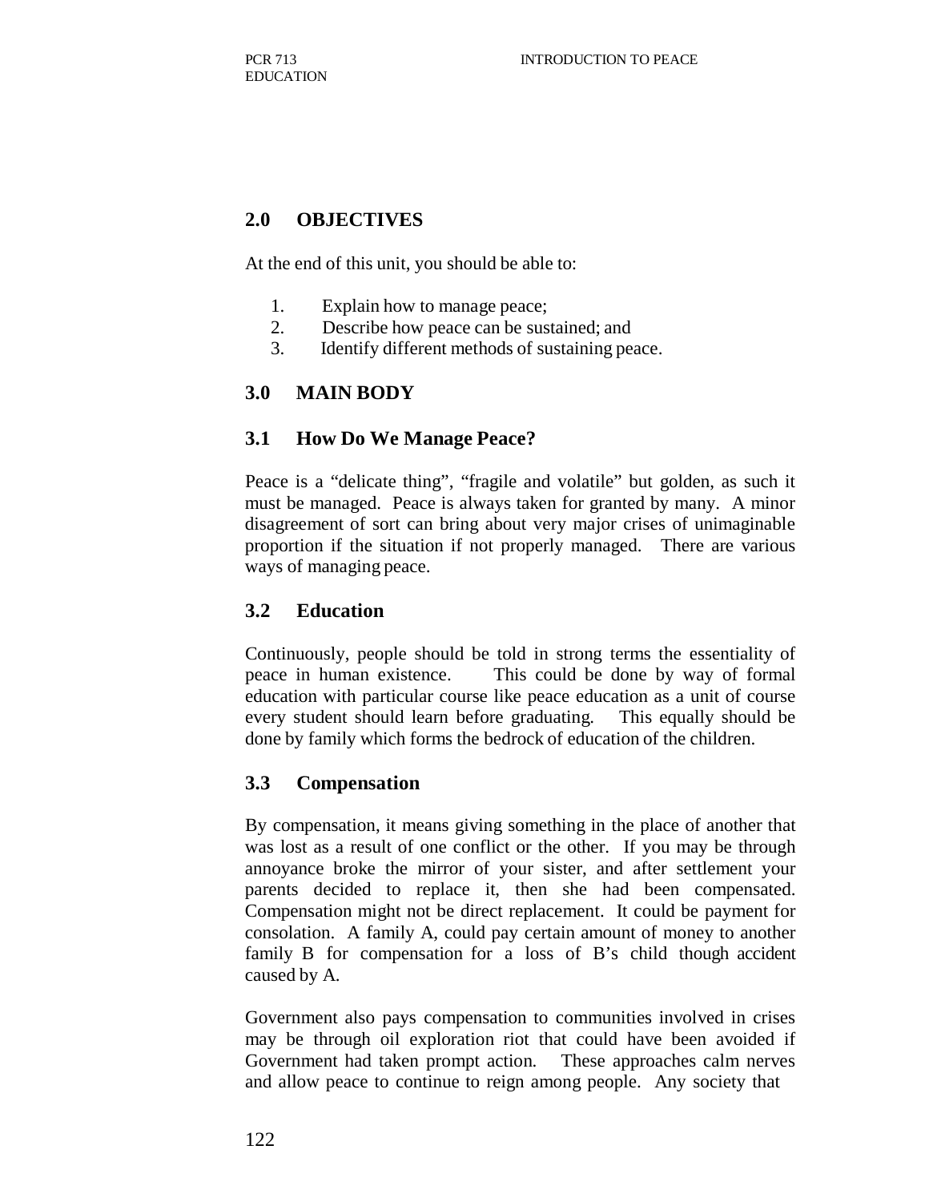## 2.0 OBJECTIVES

At the end of this unit, you should be able to:

1. Explain how to manage peace;
2. Describe how peace can be sustained; and
3. Identify different methods of sustaining peace.

## 3.0 MAIN BODY

### 3.1 How Do We Manage Peace?

Peace is a "delicate thing", "fragile and volatile" but golden, as such it must be managed. Peace is always taken for granted by many. A minor disagreement of sort can bring about very major crises of unimaginable proportion if the situation if not properly managed. There are various ways of managing peace.

### 3.2 Education

Continuously, people should be told in strong terms the essentiality of peace in human existence. This could be done by way of formal education with particular course like peace education as a unit of course every student should learn before graduating. This equally should be done by family which forms the bedrock of education of the children.

### 3.3 Compensation

By compensation, it means giving something in the place of another that was lost as a result of one conflict or the other. If you may be through annoyance broke the mirror of your sister, and after settlement your parents decided to replace it, then she had been compensated. Compensation might not be direct replacement. It could be payment for consolation. A family A, could pay certain amount of money to another family B for compensation for a loss of B's child though accident caused by A.

Government also pays compensation to communities involved in crises may be through oil exploration riot that could have been avoided if Government had taken prompt action. These approaches calm nerves and allow peace to continue to reign among people. Any society that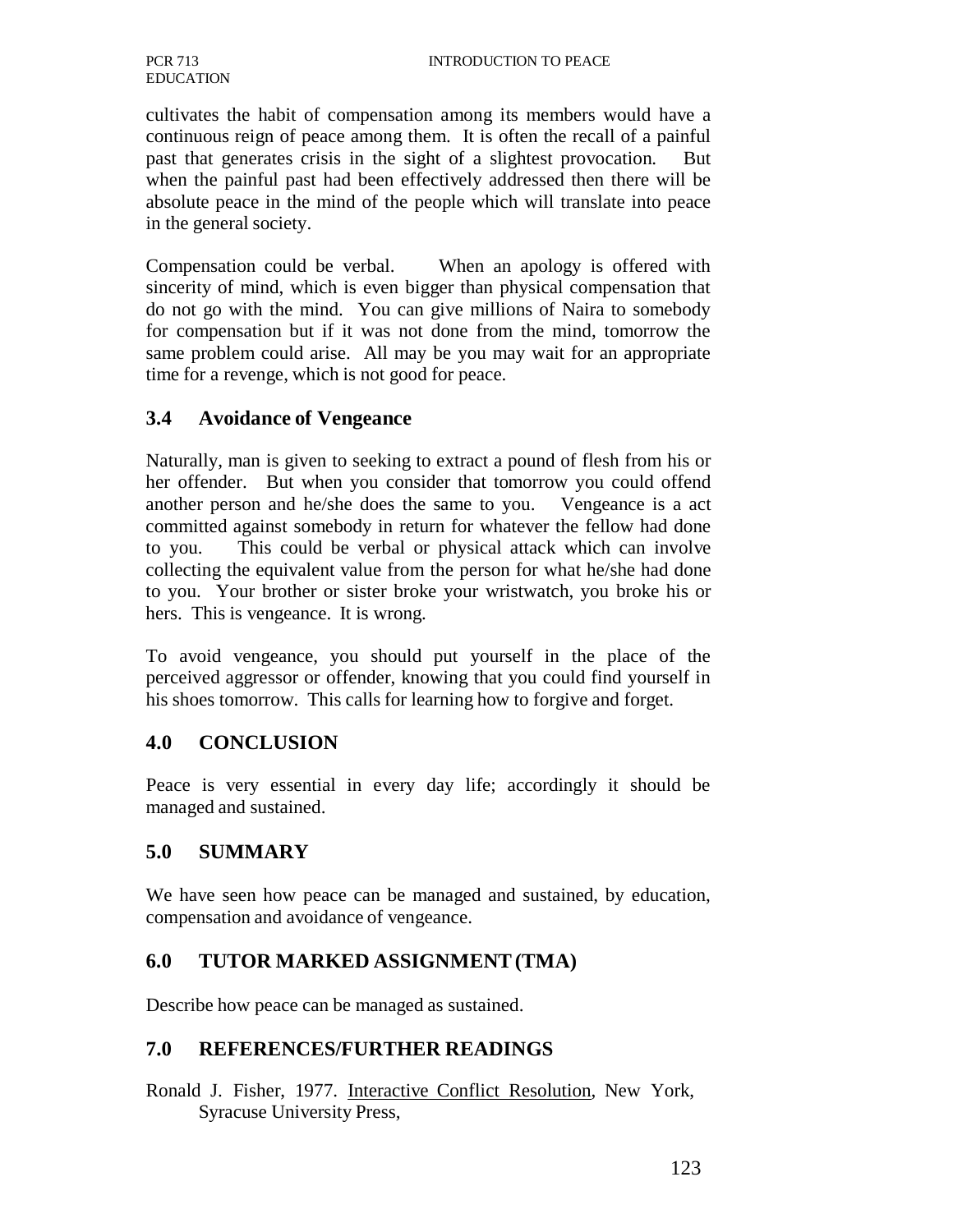cultivates the habit of compensation among its members would have a continuous reign of peace among them. It is often the recall of a painful past that generates crisis in the sight of a slightest provocation. But when the painful past had been effectively addressed then there will be absolute peace in the mind of the people which will translate into peace in the general society.

Compensation could be verbal. When an apology is offered with sincerity of mind, which is even bigger than physical compensation that do not go with the mind. You can give millions of Naira to somebody for compensation but if it was not done from the mind, tomorrow the same problem could arise. All may be you may wait for an appropriate time for a revenge, which is not good for peace.

## 3.4 Avoidance of Vengeance

Naturally, man is given to seeking to extract a pound of flesh from his or her offender. But when you consider that tomorrow you could offend another person and he/she does the same to you. Vengeance is a act committed against somebody in return for whatever the fellow had done to you. This could be verbal or physical attack which can involve collecting the equivalent value from the person for what he/she had done to you. Your brother or sister broke your wristwatch, you broke his or hers. This is vengeance. It is wrong.

To avoid vengeance, you should put yourself in the place of the perceived aggressor or offender, knowing that you could find yourself in his shoes tomorrow. This calls for learning how to forgive and forget.

## 4.0 CONCLUSION

Peace is very essential in every day life; accordingly it should be managed and sustained.

## 5.0 SUMMARY

We have seen how peace can be managed and sustained, by education, compensation and avoidance of vengeance.

## 6.0 TUTOR MARKED ASSIGNMENT (TMA)

Describe how peace can be managed as sustained.

## 7.0 REFERENCES/FURTHER READINGS

Ronald J. Fisher, 1977. Interactive Conflict Resolution, New York, Syracuse University Press,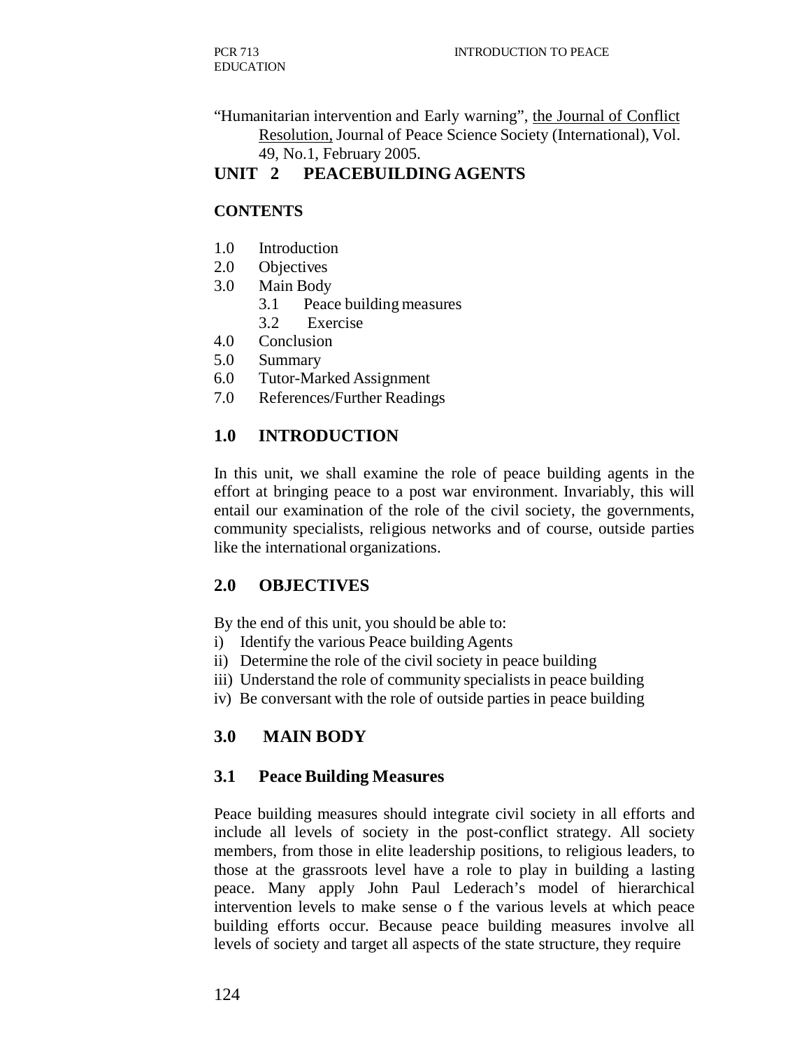"Humanitarian intervention and Early warning", the Journal of Conflict Resolution, Journal of Peace Science Society (International), Vol. 49, No.1, February 2005.

## UNIT 2 PEACEBUILDING AGENTS

**CONTENTS**

1.0 Introduction
2.0 Objectives
3.0 Main Body
   3.1 Peace building measures
   3.2 Exercise
4.0 Conclusion
5.0 Summary
6.0 Tutor-Marked Assignment
7.0 References/Further Readings

### 1.0 INTRODUCTION

In this unit, we shall examine the role of peace building agents in the effort at bringing peace to a post war environment. Invariably, this will entail our examination of the role of the civil society, the governments, community specialists, religious networks and of course, outside parties like the international organizations.

### 2.0 OBJECTIVES

By the end of this unit, you should be able to:

i) Identify the various Peace building Agents
ii) Determine the role of the civil society in peace building
iii) Understand the role of community specialists in peace building
iv) Be conversant with the role of outside parties in peace building

### 3.0 MAIN BODY

### 3.1 Peace Building Measures

Peace building measures should integrate civil society in all efforts and include all levels of society in the post-conflict strategy. All society members, from those in elite leadership positions, to religious leaders, to those at the grassroots level have a role to play in building a lasting peace. Many apply John Paul Lederach's model of hierarchical intervention levels to make sense o f the various levels at which peace building efforts occur. Because peace building measures involve all levels of society and target all aspects of the state structure, they require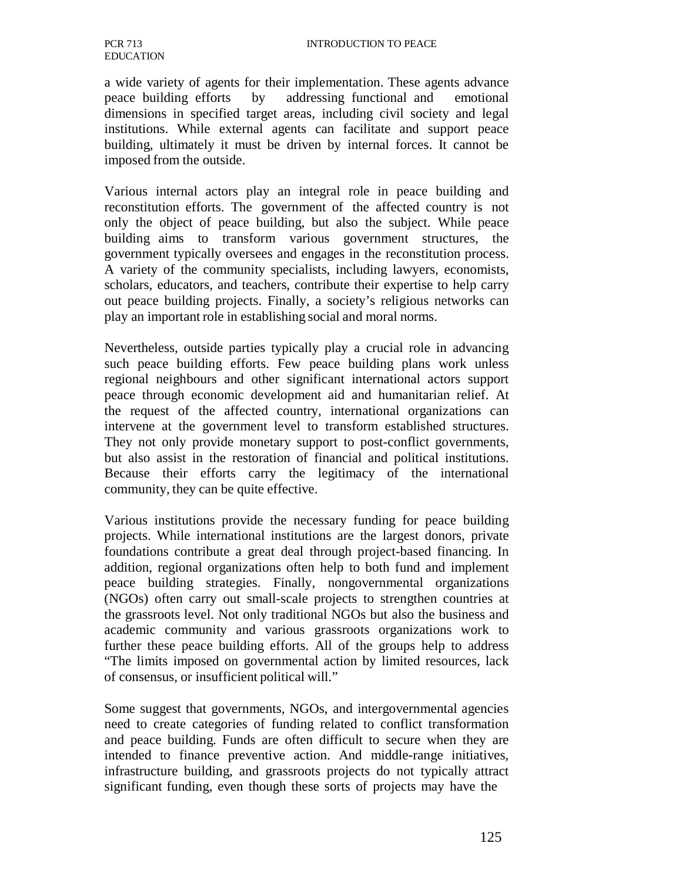a wide variety of agents for their implementation. These agents advance peace building efforts by addressing functional and emotional dimensions in specified target areas, including civil society and legal institutions. While external agents can facilitate and support peace building, ultimately it must be driven by internal forces. It cannot be imposed from the outside.

Various internal actors play an integral role in peace building and reconstitution efforts. The government of the affected country is not only the object of peace building, but also the subject. While peace building aims to transform various government structures, the government typically oversees and engages in the reconstitution process. A variety of the community specialists, including lawyers, economists, scholars, educators, and teachers, contribute their expertise to help carry out peace building projects. Finally, a society's religious networks can play an important role in establishing social and moral norms.

Nevertheless, outside parties typically play a crucial role in advancing such peace building efforts. Few peace building plans work unless regional neighbours and other significant international actors support peace through economic development aid and humanitarian relief. At the request of the affected country, international organizations can intervene at the government level to transform established structures. They not only provide monetary support to post-conflict governments, but also assist in the restoration of financial and political institutions. Because their efforts carry the legitimacy of the international community, they can be quite effective.

Various institutions provide the necessary funding for peace building projects. While international institutions are the largest donors, private foundations contribute a great deal through project-based financing. In addition, regional organizations often help to both fund and implement peace building strategies. Finally, nongovernmental organizations (NGOs) often carry out small-scale projects to strengthen countries at the grassroots level. Not only traditional NGOs but also the business and academic community and various grassroots organizations work to further these peace building efforts. All of the groups help to address "The limits imposed on governmental action by limited resources, lack of consensus, or insufficient political will."

Some suggest that governments, NGOs, and intergovernmental agencies need to create categories of funding related to conflict transformation and peace building. Funds are often difficult to secure when they are intended to finance preventive action. And middle-range initiatives, infrastructure building, and grassroots projects do not typically attract significant funding, even though these sorts of projects may have the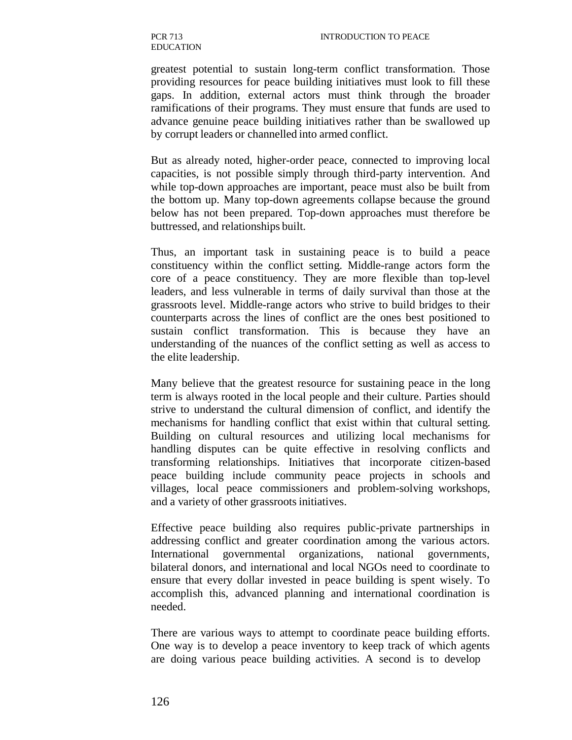greatest potential to sustain long-term conflict transformation. Those providing resources for peace building initiatives must look to fill these gaps. In addition, external actors must think through the broader ramifications of their programs. They must ensure that funds are used to advance genuine peace building initiatives rather than be swallowed up by corrupt leaders or channelled into armed conflict.

But as already noted, higher-order peace, connected to improving local capacities, is not possible simply through third-party intervention. And while top-down approaches are important, peace must also be built from the bottom up. Many top-down agreements collapse because the ground below has not been prepared. Top-down approaches must therefore be buttressed, and relationships built.

Thus, an important task in sustaining peace is to build a peace constituency within the conflict setting. Middle-range actors form the core of a peace constituency. They are more flexible than top-level leaders, and less vulnerable in terms of daily survival than those at the grassroots level. Middle-range actors who strive to build bridges to their counterparts across the lines of conflict are the ones best positioned to sustain conflict transformation. This is because they have an understanding of the nuances of the conflict setting as well as access to the elite leadership.

Many believe that the greatest resource for sustaining peace in the long term is always rooted in the local people and their culture. Parties should strive to understand the cultural dimension of conflict, and identify the mechanisms for handling conflict that exist within that cultural setting. Building on cultural resources and utilizing local mechanisms for handling disputes can be quite effective in resolving conflicts and transforming relationships. Initiatives that incorporate citizen-based peace building include community peace projects in schools and villages, local peace commissioners and problem-solving workshops, and a variety of other grassroots initiatives.

Effective peace building also requires public-private partnerships in addressing conflict and greater coordination among the various actors. International governmental organizations, national governments, bilateral donors, and international and local NGOs need to coordinate to ensure that every dollar invested in peace building is spent wisely. To accomplish this, advanced planning and international coordination is needed.

There are various ways to attempt to coordinate peace building efforts. One way is to develop a peace inventory to keep track of which agents are doing various peace building activities. A second is to develop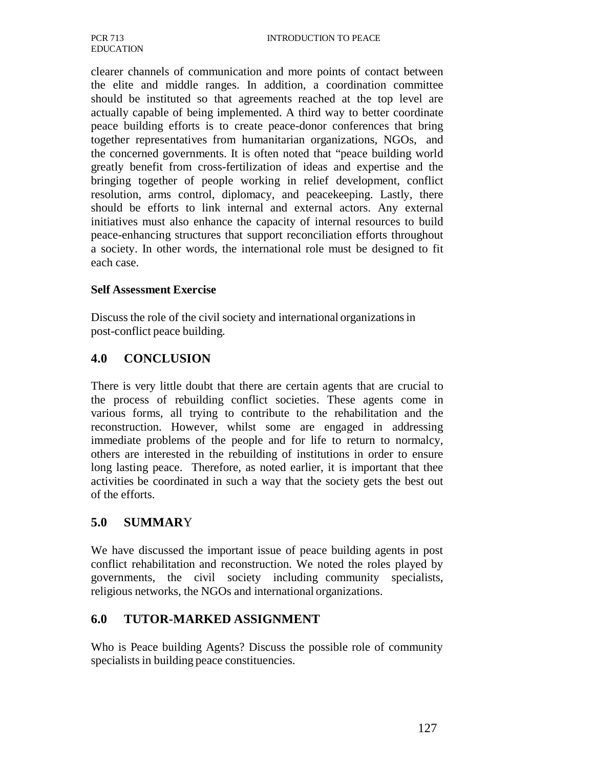clearer channels of communication and more points of contact between the elite and middle ranges. In addition, a coordination committee should be instituted so that agreements reached at the top level are actually capable of being implemented. A third way to better coordinate peace building efforts is to create peace-donor conferences that bring together representatives from humanitarian organizations, NGOs, and the concerned governments. It is often noted that "peace building world greatly benefit from cross-fertilization of ideas and expertise and the bringing together of people working in relief development, conflict resolution, arms control, diplomacy, and peacekeeping. Lastly, there should be efforts to link internal and external actors. Any external initiatives must also enhance the capacity of internal resources to build peace-enhancing structures that support reconciliation efforts throughout a society. In other words, the international role must be designed to fit each case.

**Self Assessment Exercise**

Discuss the role of the civil society and international organizations in post-conflict peace building.

## 4.0 CONCLUSION

There is very little doubt that there are certain agents that are crucial to the process of rebuilding conflict societies. These agents come in various forms, all trying to contribute to the rehabilitation and the reconstruction. However, whilst some are engaged in addressing immediate problems of the people and for life to return to normalcy, others are interested in the rebuilding of institutions in order to ensure long lasting peace. Therefore, as noted earlier, it is important that thee activities be coordinated in such a way that the society gets the best out of the efforts.

## 5.0 SUMMARY

We have discussed the important issue of peace building agents in post conflict rehabilitation and reconstruction. We noted the roles played by governments, the civil society including community specialists, religious networks, the NGOs and international organizations.

## 6.0 TUTOR-MARKED ASSIGNMENT

Who is Peace building Agents? Discuss the possible role of community specialists in building peace constituencies.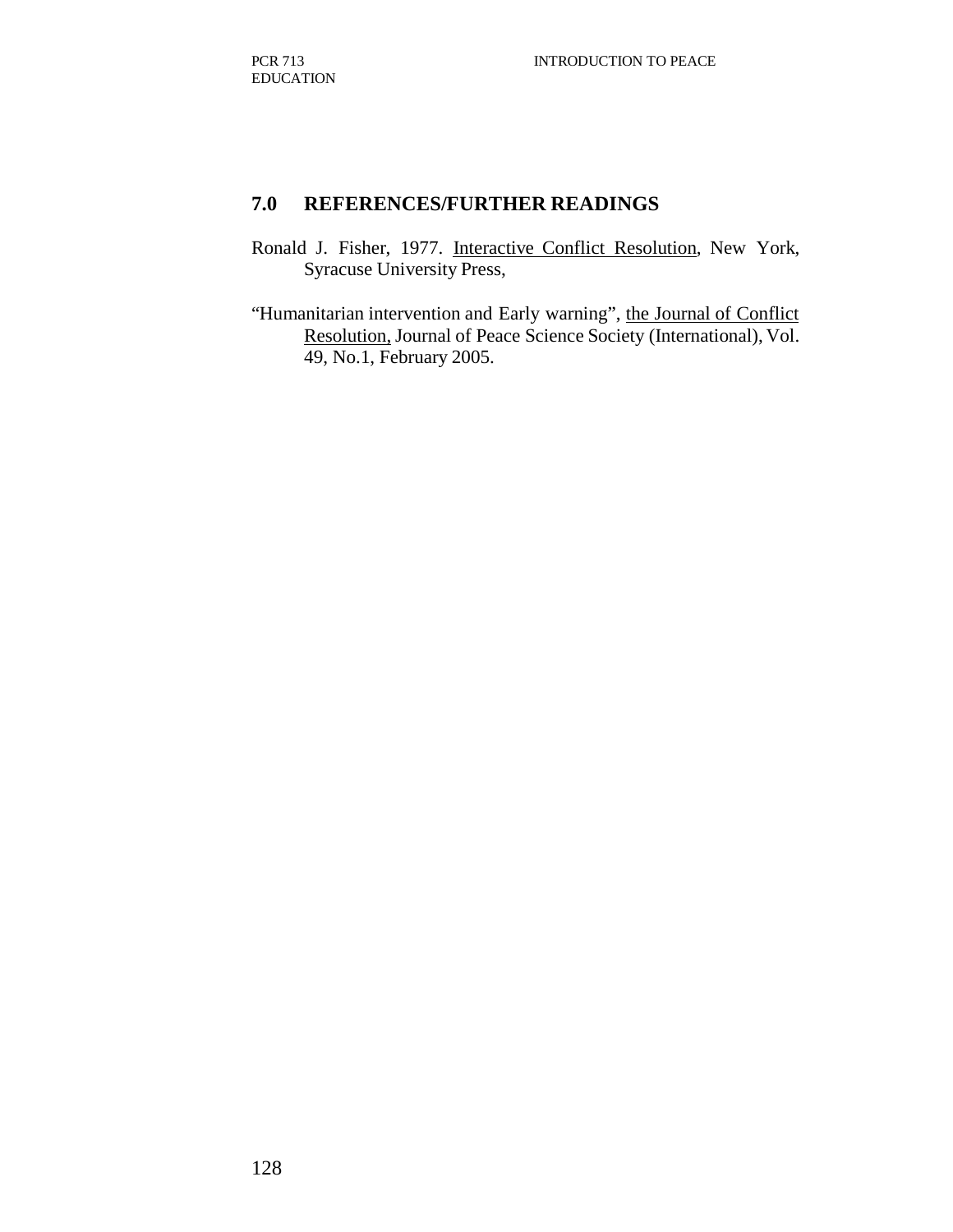## 7.0 REFERENCES/FURTHER READINGS

Ronald J. Fisher, 1977. Interactive Conflict Resolution, New York, Syracuse University Press,

"Humanitarian intervention and Early warning", the Journal of Conflict Resolution, Journal of Peace Science Society (International), Vol. 49, No.1, February 2005.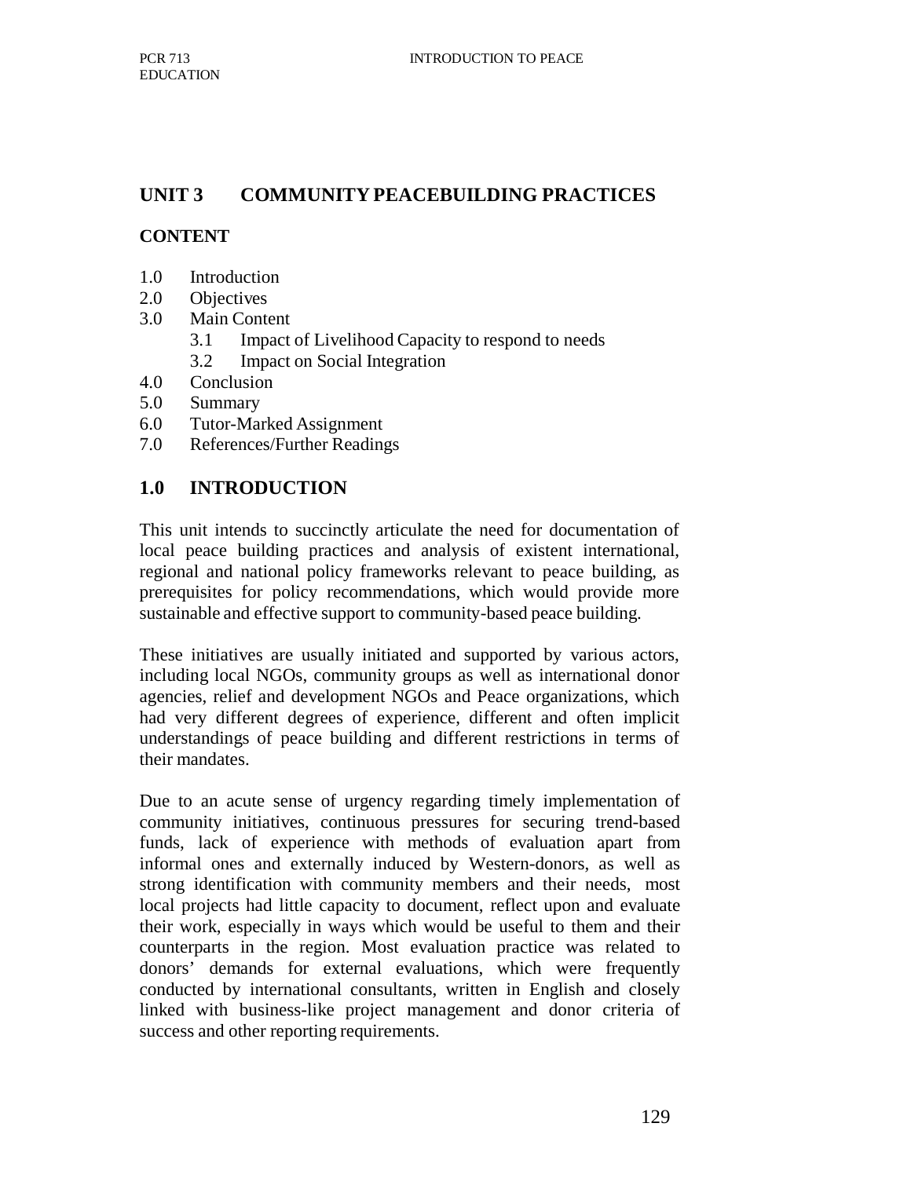## UNIT 3 COMMUNITY PEACEBUILDING PRACTICES

### CONTENT

1.0 Introduction
2.0 Objectives
3.0 Main Content
    3.1 Impact of Livelihood Capacity to respond to needs
    3.2 Impact on Social Integration
4.0 Conclusion
5.0 Summary
6.0 Tutor-Marked Assignment
7.0 References/Further Readings

## 1.0 INTRODUCTION

This unit intends to succinctly articulate the need for documentation of local peace building practices and analysis of existent international, regional and national policy frameworks relevant to peace building, as prerequisites for policy recommendations, which would provide more sustainable and effective support to community-based peace building.

These initiatives are usually initiated and supported by various actors, including local NGOs, community groups as well as international donor agencies, relief and development NGOs and Peace organizations, which had very different degrees of experience, different and often implicit understandings of peace building and different restrictions in terms of their mandates.

Due to an acute sense of urgency regarding timely implementation of community initiatives, continuous pressures for securing trend-based funds, lack of experience with methods of evaluation apart from informal ones and externally induced by Western-donors, as well as strong identification with community members and their needs, most local projects had little capacity to document, reflect upon and evaluate their work, especially in ways which would be useful to them and their counterparts in the region. Most evaluation practice was related to donors' demands for external evaluations, which were frequently conducted by international consultants, written in English and closely linked with business-like project management and donor criteria of success and other reporting requirements.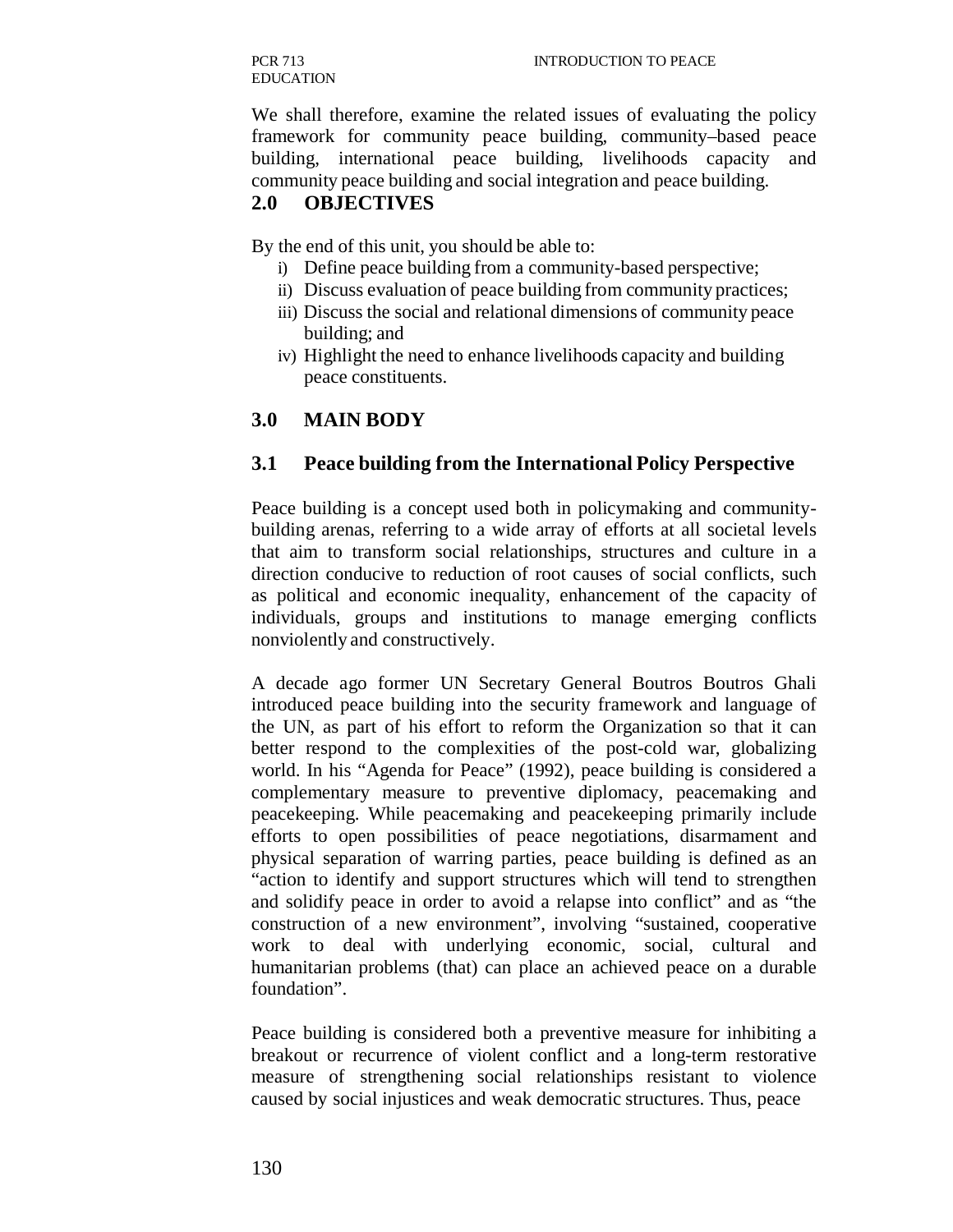We shall therefore, examine the related issues of evaluating the policy framework for community peace building, community–based peace building, international peace building, livelihoods capacity and community peace building and social integration and peace building.

## 2.0 OBJECTIVES

By the end of this unit, you should be able to:

i) Define peace building from a community-based perspective;
ii) Discuss evaluation of peace building from community practices;
iii) Discuss the social and relational dimensions of community peace building; and
iv) Highlight the need to enhance livelihoods capacity and building peace constituents.

## 3.0 MAIN BODY

### 3.1 Peace building from the International Policy Perspective

Peace building is a concept used both in policymaking and community-building arenas, referring to a wide array of efforts at all societal levels that aim to transform social relationships, structures and culture in a direction conducive to reduction of root causes of social conflicts, such as political and economic inequality, enhancement of the capacity of individuals, groups and institutions to manage emerging conflicts nonviolently and constructively.

A decade ago former UN Secretary General Boutros Boutros Ghali introduced peace building into the security framework and language of the UN, as part of his effort to reform the Organization so that it can better respond to the complexities of the post-cold war, globalizing world. In his "Agenda for Peace" (1992), peace building is considered a complementary measure to preventive diplomacy, peacemaking and peacekeeping. While peacemaking and peacekeeping primarily include efforts to open possibilities of peace negotiations, disarmament and physical separation of warring parties, peace building is defined as an "action to identify and support structures which will tend to strengthen and solidify peace in order to avoid a relapse into conflict" and as "the construction of a new environment", involving "sustained, cooperative work to deal with underlying economic, social, cultural and humanitarian problems (that) can place an achieved peace on a durable foundation".

Peace building is considered both a preventive measure for inhibiting a breakout or recurrence of violent conflict and a long-term restorative measure of strengthening social relationships resistant to violence caused by social injustices and weak democratic structures. Thus, peace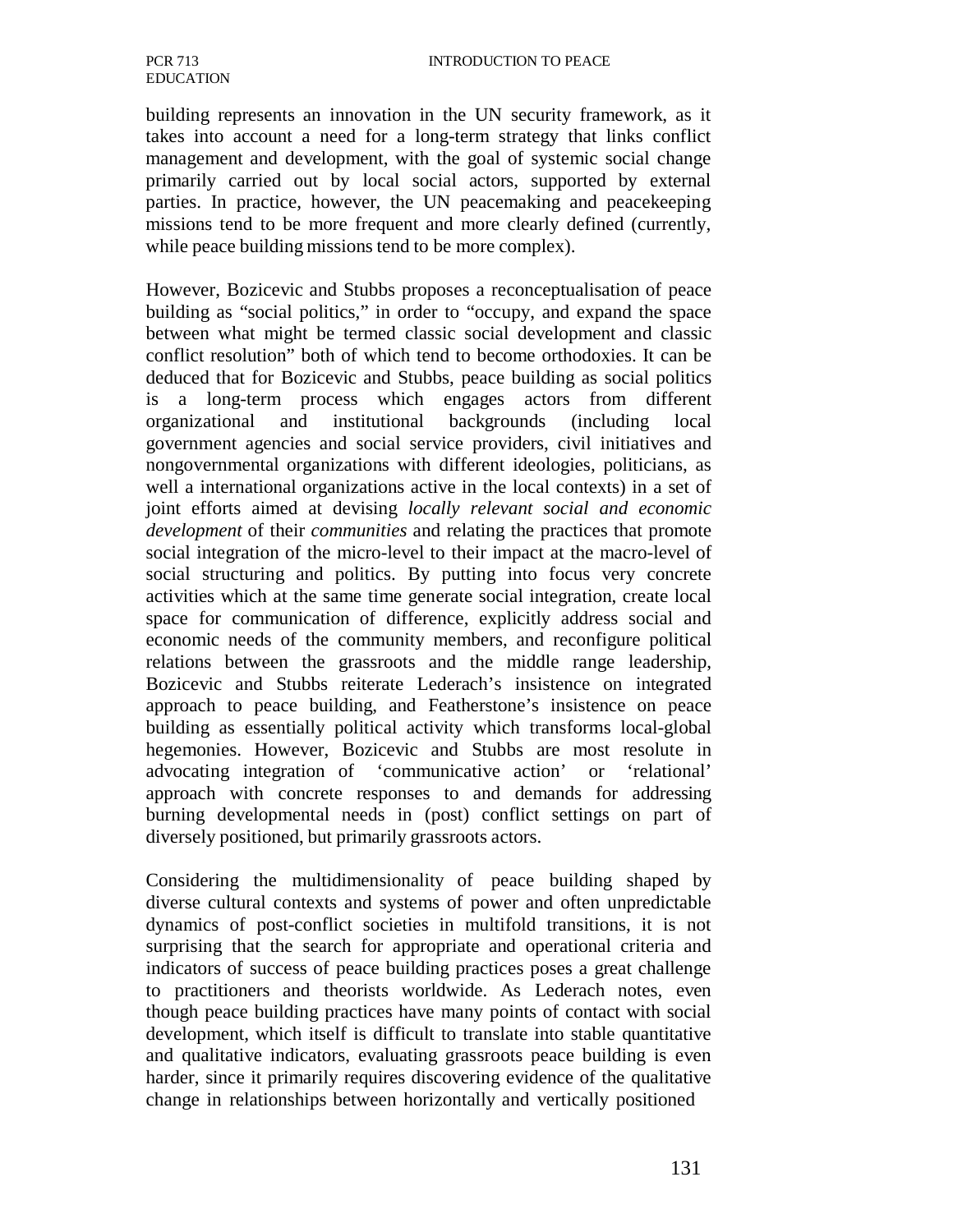building represents an innovation in the UN security framework, as it takes into account a need for a long-term strategy that links conflict management and development, with the goal of systemic social change primarily carried out by local social actors, supported by external parties. In practice, however, the UN peacemaking and peacekeeping missions tend to be more frequent and more clearly defined (currently, while peace building missions tend to be more complex).

However, Bozicevic and Stubbs proposes a reconceptualisation of peace building as "social politics," in order to "occupy, and expand the space between what might be termed classic social development and classic conflict resolution" both of which tend to become orthodoxies. It can be deduced that for Bozicevic and Stubbs, peace building as social politics is a long-term process which engages actors from different organizational and institutional backgrounds (including local government agencies and social service providers, civil initiatives and nongovernmental organizations with different ideologies, politicians, as well a international organizations active in the local contexts) in a set of joint efforts aimed at devising *locally relevant social and economic development* of their *communities* and relating the practices that promote social integration of the micro-level to their impact at the macro-level of social structuring and politics. By putting into focus very concrete activities which at the same time generate social integration, create local space for communication of difference, explicitly address social and economic needs of the community members, and reconfigure political relations between the grassroots and the middle range leadership, Bozicevic and Stubbs reiterate Lederach's insistence on integrated approach to peace building, and Featherstone's insistence on peace building as essentially political activity which transforms local-global hegemonies. However, Bozicevic and Stubbs are most resolute in advocating integration of 'communicative action' or 'relational' approach with concrete responses to and demands for addressing burning developmental needs in (post) conflict settings on part of diversely positioned, but primarily grassroots actors.

Considering the multidimensionality of peace building shaped by diverse cultural contexts and systems of power and often unpredictable dynamics of post-conflict societies in multifold transitions, it is not surprising that the search for appropriate and operational criteria and indicators of success of peace building practices poses a great challenge to practitioners and theorists worldwide. As Lederach notes, even though peace building practices have many points of contact with social development, which itself is difficult to translate into stable quantitative and qualitative indicators, evaluating grassroots peace building is even harder, since it primarily requires discovering evidence of the qualitative change in relationships between horizontally and vertically positioned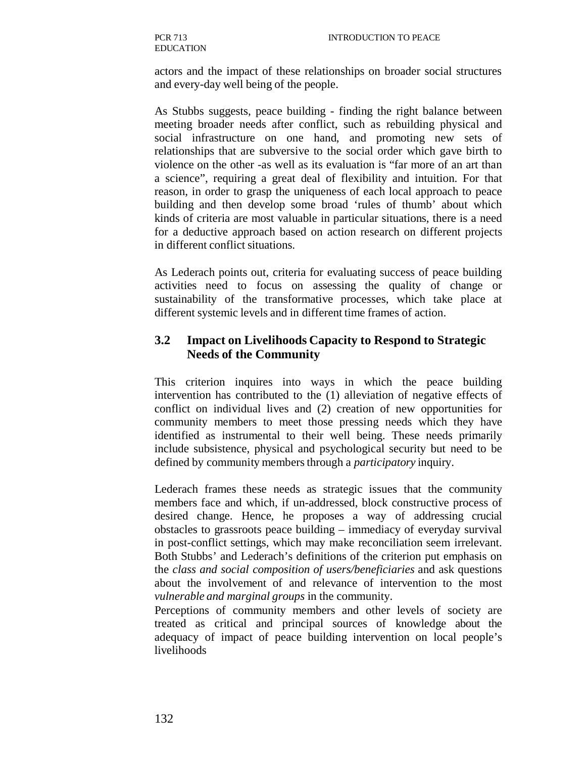actors and the impact of these relationships on broader social structures and every-day well being of the people.

As Stubbs suggests, peace building - finding the right balance between meeting broader needs after conflict, such as rebuilding physical and social infrastructure on one hand, and promoting new sets of relationships that are subversive to the social order which gave birth to violence on the other -as well as its evaluation is "far more of an art than a science", requiring a great deal of flexibility and intuition. For that reason, in order to grasp the uniqueness of each local approach to peace building and then develop some broad 'rules of thumb' about which kinds of criteria are most valuable in particular situations, there is a need for a deductive approach based on action research on different projects in different conflict situations.

As Lederach points out, criteria for evaluating success of peace building activities need to focus on assessing the quality of change or sustainability of the transformative processes, which take place at different systemic levels and in different time frames of action.

## 3.2 Impact on Livelihoods Capacity to Respond to Strategic Needs of the Community

This criterion inquires into ways in which the peace building intervention has contributed to the (1) alleviation of negative effects of conflict on individual lives and (2) creation of new opportunities for community members to meet those pressing needs which they have identified as instrumental to their well being. These needs primarily include subsistence, physical and psychological security but need to be defined by community members through a *participatory* inquiry.

Lederach frames these needs as strategic issues that the community members face and which, if un-addressed, block constructive process of desired change. Hence, he proposes a way of addressing crucial obstacles to grassroots peace building – immediacy of everyday survival in post-conflict settings, which may make reconciliation seem irrelevant. Both Stubbs' and Lederach's definitions of the criterion put emphasis on the *class and social composition of users/beneficiaries* and ask questions about the involvement of and relevance of intervention to the most *vulnerable and marginal groups* in the community.

Perceptions of community members and other levels of society are treated as critical and principal sources of knowledge about the adequacy of impact of peace building intervention on local people's livelihoods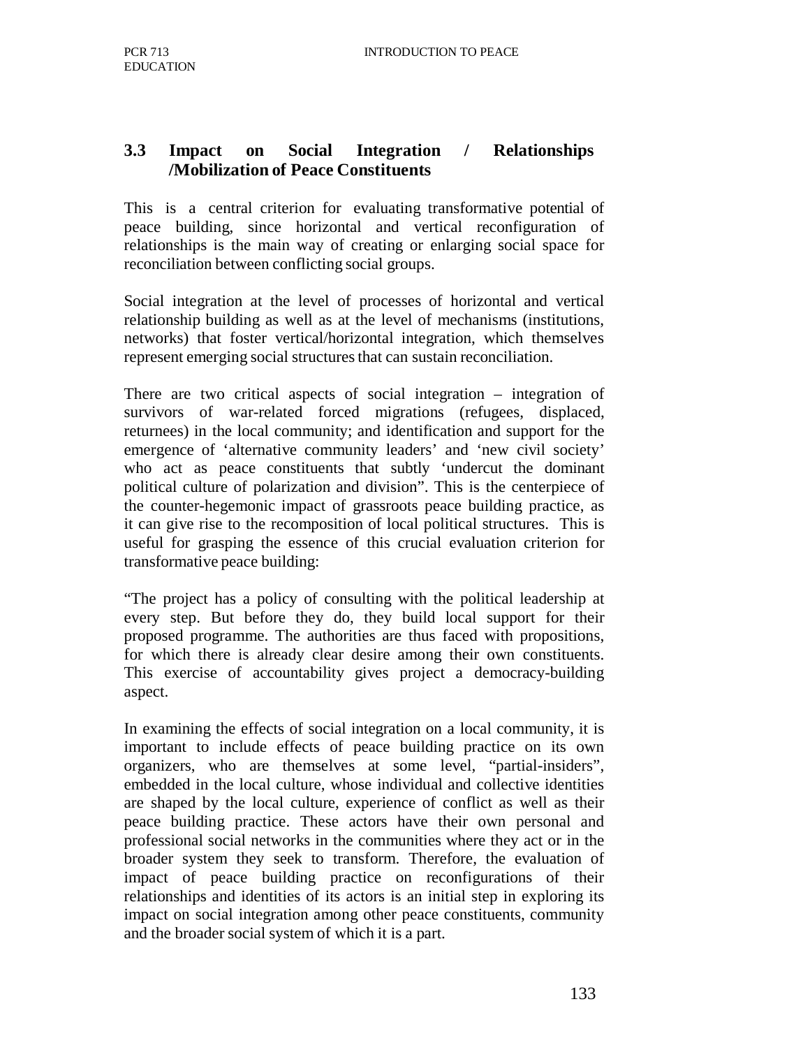### 3.3 Impact on Social Integration / Relationships /Mobilization of Peace Constituents

This is a central criterion for evaluating transformative potential of peace building, since horizontal and vertical reconfiguration of relationships is the main way of creating or enlarging social space for reconciliation between conflicting social groups.

Social integration at the level of processes of horizontal and vertical relationship building as well as at the level of mechanisms (institutions, networks) that foster vertical/horizontal integration, which themselves represent emerging social structures that can sustain reconciliation.

There are two critical aspects of social integration – integration of survivors of war-related forced migrations (refugees, displaced, returnees) in the local community; and identification and support for the emergence of 'alternative community leaders' and 'new civil society' who act as peace constituents that subtly 'undercut the dominant political culture of polarization and division". This is the centerpiece of the counter-hegemonic impact of grassroots peace building practice, as it can give rise to the recomposition of local political structures. This is useful for grasping the essence of this crucial evaluation criterion for transformative peace building:

"The project has a policy of consulting with the political leadership at every step. But before they do, they build local support for their proposed programme. The authorities are thus faced with propositions, for which there is already clear desire among their own constituents. This exercise of accountability gives project a democracy-building aspect.

In examining the effects of social integration on a local community, it is important to include effects of peace building practice on its own organizers, who are themselves at some level, "partial-insiders", embedded in the local culture, whose individual and collective identities are shaped by the local culture, experience of conflict as well as their peace building practice. These actors have their own personal and professional social networks in the communities where they act or in the broader system they seek to transform. Therefore, the evaluation of impact of peace building practice on reconfigurations of their relationships and identities of its actors is an initial step in exploring its impact on social integration among other peace constituents, community and the broader social system of which it is a part.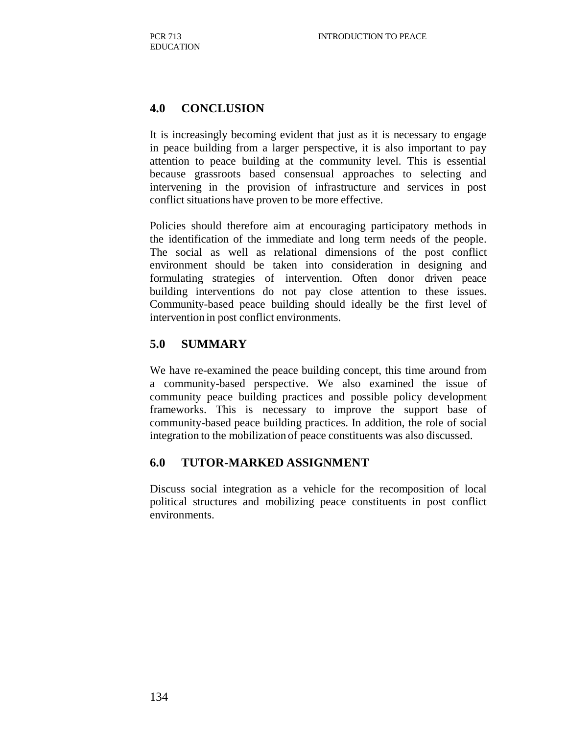## 4.0 CONCLUSION

It is increasingly becoming evident that just as it is necessary to engage in peace building from a larger perspective, it is also important to pay attention to peace building at the community level. This is essential because grassroots based consensual approaches to selecting and intervening in the provision of infrastructure and services in post conflict situations have proven to be more effective.

Policies should therefore aim at encouraging participatory methods in the identification of the immediate and long term needs of the people. The social as well as relational dimensions of the post conflict environment should be taken into consideration in designing and formulating strategies of intervention. Often donor driven peace building interventions do not pay close attention to these issues. Community-based peace building should ideally be the first level of intervention in post conflict environments.

## 5.0 SUMMARY

We have re-examined the peace building concept, this time around from a community-based perspective. We also examined the issue of community peace building practices and possible policy development frameworks. This is necessary to improve the support base of community-based peace building practices. In addition, the role of social integration to the mobilization of peace constituents was also discussed.

## 6.0 TUTOR-MARKED ASSIGNMENT

Discuss social integration as a vehicle for the recomposition of local political structures and mobilizing peace constituents in post conflict environments.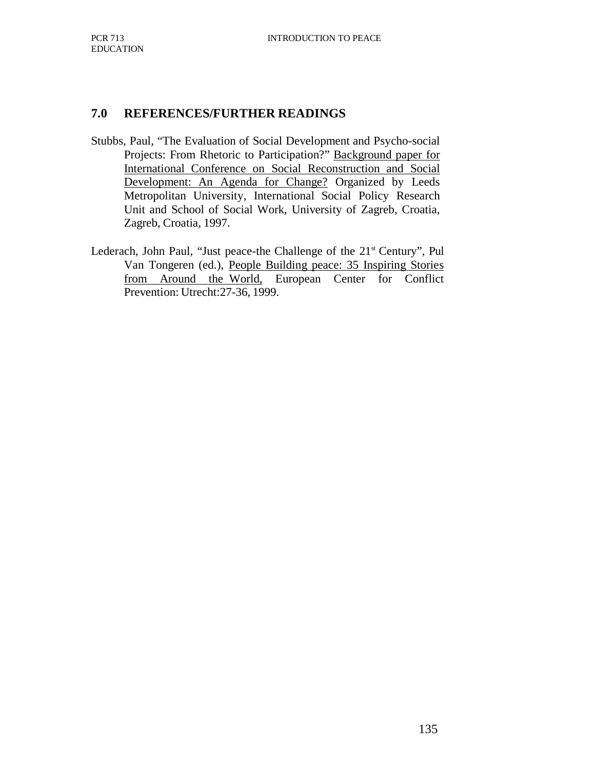## 7.0 REFERENCES/FURTHER READINGS

Stubbs, Paul, "The Evaluation of Social Development and Psycho-social Projects: From Rhetoric to Participation?" Background paper for International Conference on Social Reconstruction and Social Development: An Agenda for Change? Organized by Leeds Metropolitan University, International Social Policy Research Unit and School of Social Work, University of Zagreb, Croatia, Zagreb, Croatia, 1997.

Lederach, John Paul, "Just peace-the Challenge of the 21st Century", Pul Van Tongeren (ed.), People Building peace: 35 Inspiring Stories from Around the World, European Center for Conflict Prevention: Utrecht:27-36, 1999.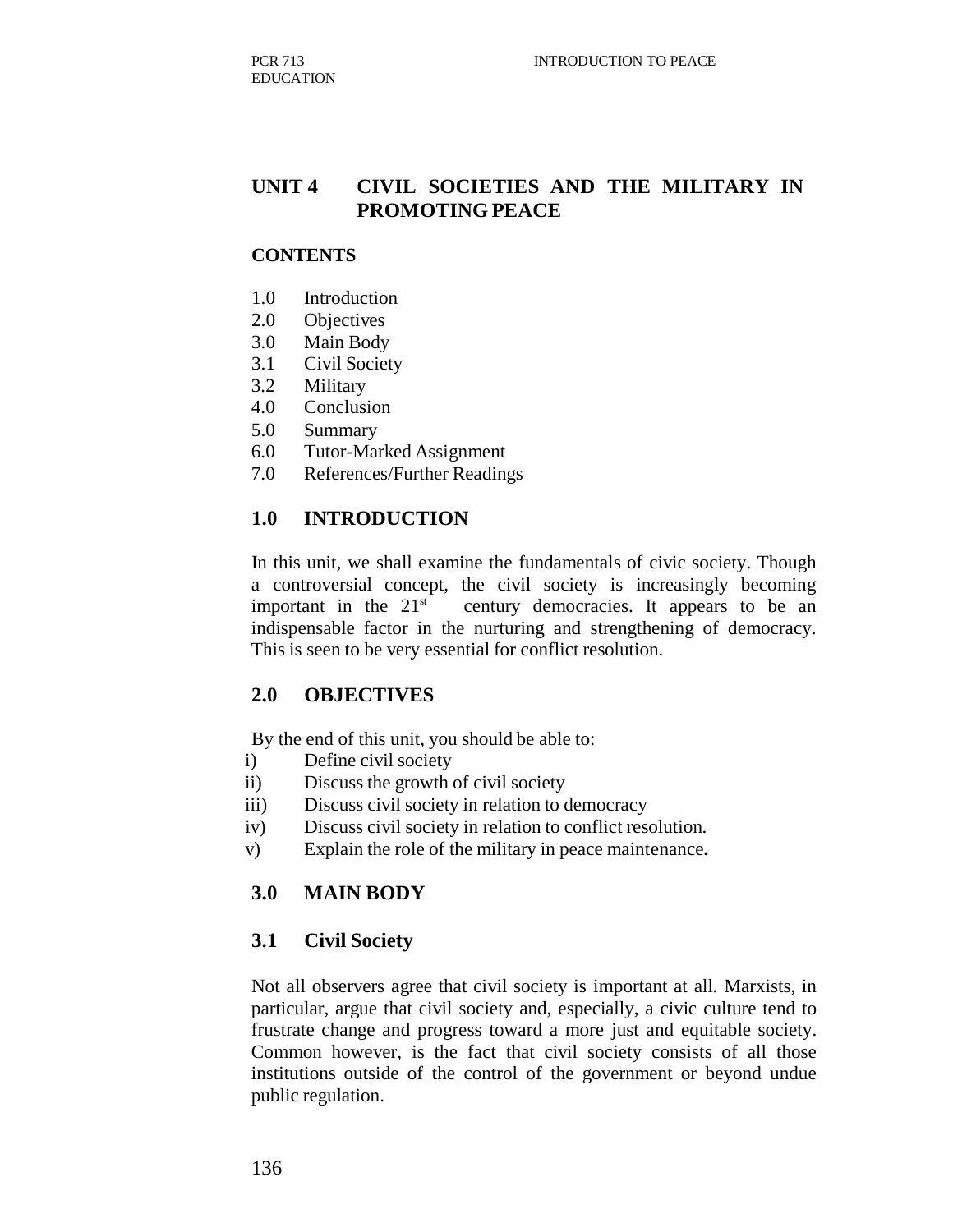## UNIT 4 CIVIL SOCIETIES AND THE MILITARY IN PROMOTING PEACE

**CONTENTS**

1.0 Introduction
2.0 Objectives
3.0 Main Body
3.1 Civil Society
3.2 Military
4.0 Conclusion
5.0 Summary
6.0 Tutor-Marked Assignment
7.0 References/Further Readings

### 1.0 INTRODUCTION

In this unit, we shall examine the fundamentals of civic society. Though a controversial concept, the civil society is increasingly becoming important in the 21st century democracies. It appears to be an indispensable factor in the nurturing and strengthening of democracy. This is seen to be very essential for conflict resolution.

### 2.0 OBJECTIVES

By the end of this unit, you should be able to:

i) Define civil society
ii) Discuss the growth of civil society
iii) Discuss civil society in relation to democracy
iv) Discuss civil society in relation to conflict resolution.
v) Explain the role of the military in peace maintenance**.**

### 3.0 MAIN BODY

#### 3.1 Civil Society

Not all observers agree that civil society is important at all. Marxists, in particular, argue that civil society and, especially, a civic culture tend to frustrate change and progress toward a more just and equitable society. Common however, is the fact that civil society consists of all those institutions outside of the control of the government or beyond undue public regulation.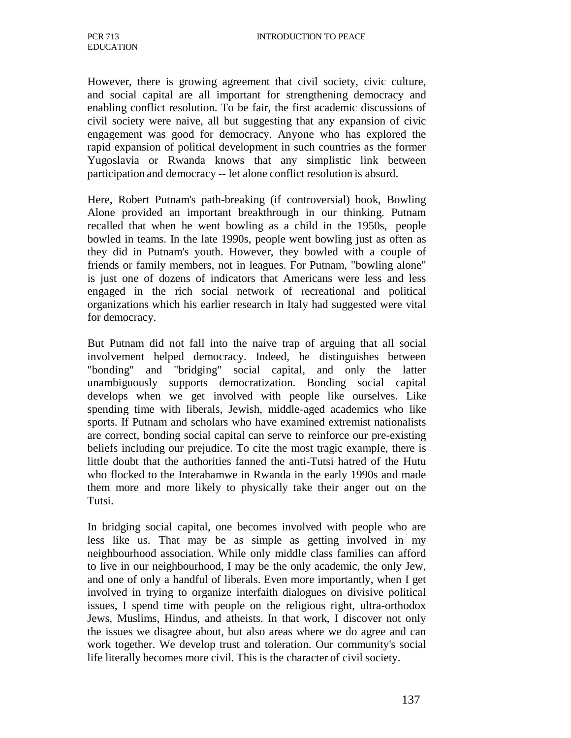However, there is growing agreement that civil society, civic culture, and social capital are all important for strengthening democracy and enabling conflict resolution. To be fair, the first academic discussions of civil society were naive, all but suggesting that any expansion of civic engagement was good for democracy. Anyone who has explored the rapid expansion of political development in such countries as the former Yugoslavia or Rwanda knows that any simplistic link between participation and democracy -- let alone conflict resolution is absurd.

Here, Robert Putnam's path-breaking (if controversial) book, Bowling Alone provided an important breakthrough in our thinking. Putnam recalled that when he went bowling as a child in the 1950s, people bowled in teams. In the late 1990s, people went bowling just as often as they did in Putnam's youth. However, they bowled with a couple of friends or family members, not in leagues. For Putnam, "bowling alone" is just one of dozens of indicators that Americans were less and less engaged in the rich social network of recreational and political organizations which his earlier research in Italy had suggested were vital for democracy.

But Putnam did not fall into the naive trap of arguing that all social involvement helped democracy. Indeed, he distinguishes between "bonding" and "bridging" social capital, and only the latter unambiguously supports democratization. Bonding social capital develops when we get involved with people like ourselves. Like spending time with liberals, Jewish, middle-aged academics who like sports. If Putnam and scholars who have examined extremist nationalists are correct, bonding social capital can serve to reinforce our pre-existing beliefs including our prejudice. To cite the most tragic example, there is little doubt that the authorities fanned the anti-Tutsi hatred of the Hutu who flocked to the Interahamwe in Rwanda in the early 1990s and made them more and more likely to physically take their anger out on the Tutsi.

In bridging social capital, one becomes involved with people who are less like us. That may be as simple as getting involved in my neighbourhood association. While only middle class families can afford to live in our neighbourhood, I may be the only academic, the only Jew, and one of only a handful of liberals. Even more importantly, when I get involved in trying to organize interfaith dialogues on divisive political issues, I spend time with people on the religious right, ultra-orthodox Jews, Muslims, Hindus, and atheists. In that work, I discover not only the issues we disagree about, but also areas where we do agree and can work together. We develop trust and toleration. Our community's social life literally becomes more civil. This is the character of civil society.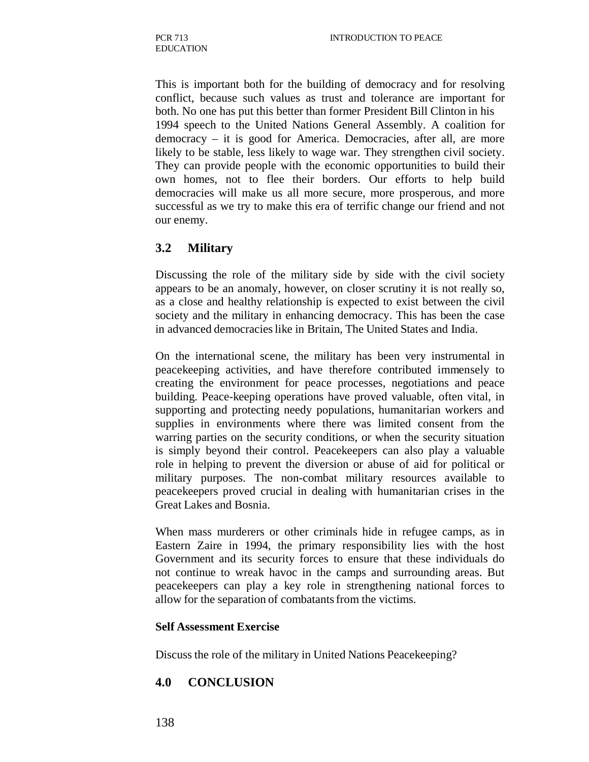This is important both for the building of democracy and for resolving conflict, because such values as trust and tolerance are important for both. No one has put this better than former President Bill Clinton in his 1994 speech to the United Nations General Assembly. A coalition for democracy – it is good for America. Democracies, after all, are more likely to be stable, less likely to wage war. They strengthen civil society. They can provide people with the economic opportunities to build their own homes, not to flee their borders. Our efforts to help build democracies will make us all more secure, more prosperous, and more successful as we try to make this era of terrific change our friend and not our enemy.

## 3.2 Military

Discussing the role of the military side by side with the civil society appears to be an anomaly, however, on closer scrutiny it is not really so, as a close and healthy relationship is expected to exist between the civil society and the military in enhancing democracy. This has been the case in advanced democracies like in Britain, The United States and India.

On the international scene, the military has been very instrumental in peacekeeping activities, and have therefore contributed immensely to creating the environment for peace processes, negotiations and peace building. Peace-keeping operations have proved valuable, often vital, in supporting and protecting needy populations, humanitarian workers and supplies in environments where there was limited consent from the warring parties on the security conditions, or when the security situation is simply beyond their control. Peacekeepers can also play a valuable role in helping to prevent the diversion or abuse of aid for political or military purposes. The non-combat military resources available to peacekeepers proved crucial in dealing with humanitarian crises in the Great Lakes and Bosnia.

When mass murderers or other criminals hide in refugee camps, as in Eastern Zaire in 1994, the primary responsibility lies with the host Government and its security forces to ensure that these individuals do not continue to wreak havoc in the camps and surrounding areas. But peacekeepers can play a key role in strengthening national forces to allow for the separation of combatants from the victims.

**Self Assessment Exercise**

Discuss the role of the military in United Nations Peacekeeping?

## 4.0 CONCLUSION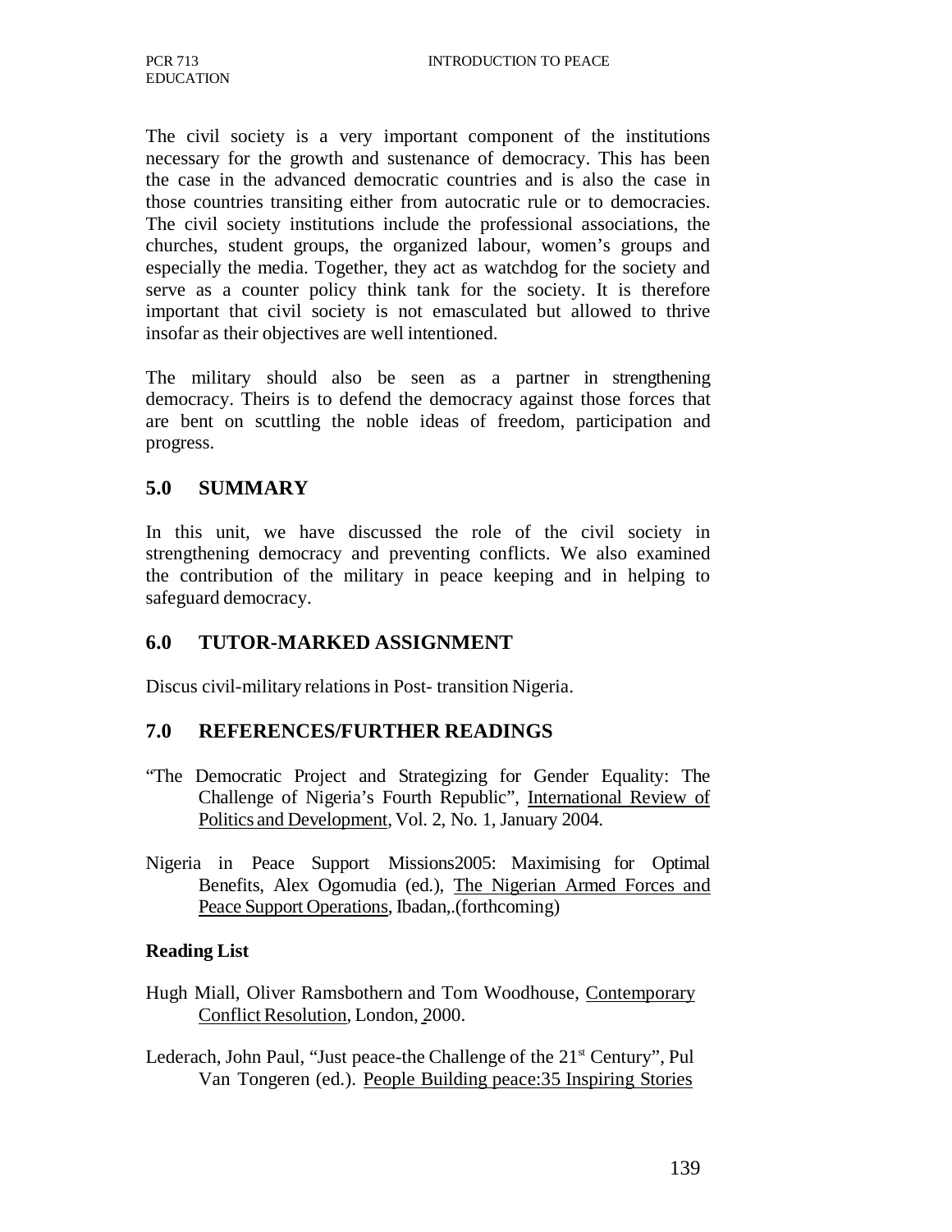The civil society is a very important component of the institutions necessary for the growth and sustenance of democracy. This has been the case in the advanced democratic countries and is also the case in those countries transiting either from autocratic rule or to democracies. The civil society institutions include the professional associations, the churches, student groups, the organized labour, women's groups and especially the media. Together, they act as watchdog for the society and serve as a counter policy think tank for the society. It is therefore important that civil society is not emasculated but allowed to thrive insofar as their objectives are well intentioned.

The military should also be seen as a partner in strengthening democracy. Theirs is to defend the democracy against those forces that are bent on scuttling the noble ideas of freedom, participation and progress.

## 5.0 SUMMARY

In this unit, we have discussed the role of the civil society in strengthening democracy and preventing conflicts. We also examined the contribution of the military in peace keeping and in helping to safeguard democracy.

## 6.0 TUTOR-MARKED ASSIGNMENT

Discus civil-military relations in Post- transition Nigeria.

## 7.0 REFERENCES/FURTHER READINGS

"The Democratic Project and Strategizing for Gender Equality: The Challenge of Nigeria's Fourth Republic", International Review of Politics and Development, Vol. 2, No. 1, January 2004.

Nigeria in Peace Support Missions2005: Maximising for Optimal Benefits, Alex Ogomudia (ed.), The Nigerian Armed Forces and Peace Support Operations, Ibadan,.(forthcoming)

**Reading List**

Hugh Miall, Oliver Ramsbothern and Tom Woodhouse, Contemporary Conflict Resolution, London, 2000.

Lederach, John Paul, "Just peace-the Challenge of the 21st Century", Pul Van Tongeren (ed.). People Building peace:35 Inspiring Stories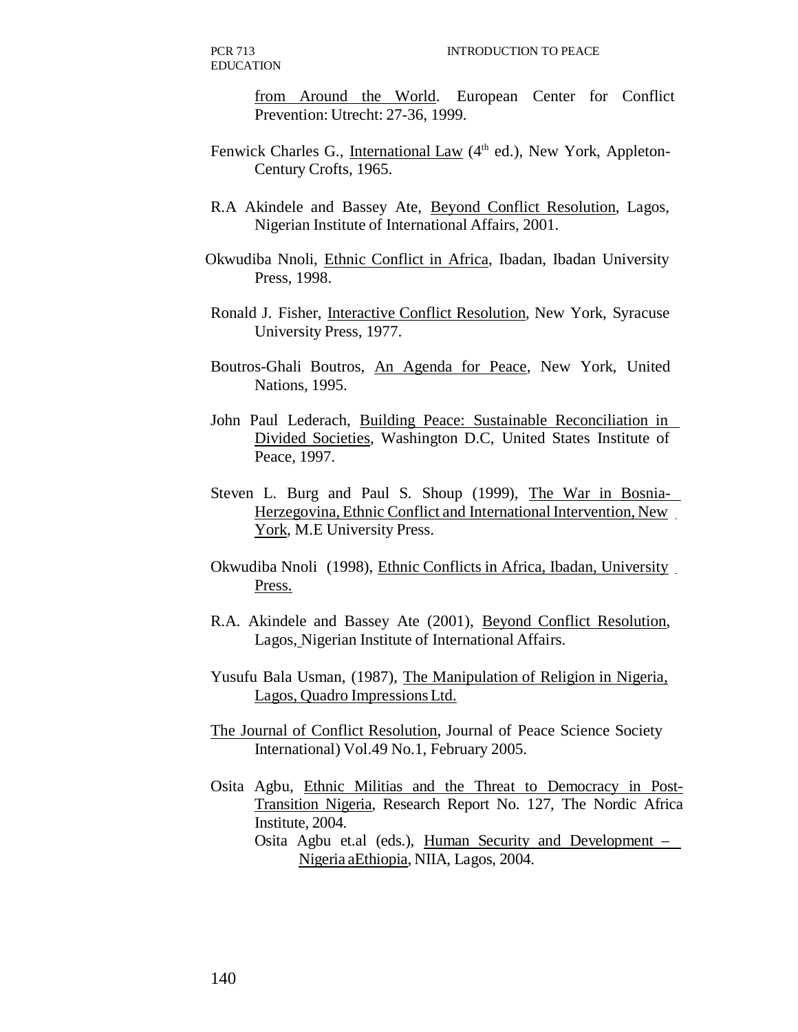from Around the World. European Center for Conflict Prevention: Utrecht: 27-36, 1999.

Fenwick Charles G., International Law (4th ed.), New York, Appleton-Century Crofts, 1965.

R.A Akindele and Bassey Ate, Beyond Conflict Resolution, Lagos, Nigerian Institute of International Affairs, 2001.

Okwudiba Nnoli, Ethnic Conflict in Africa, Ibadan, Ibadan University Press, 1998.

Ronald J. Fisher, Interactive Conflict Resolution, New York, Syracuse University Press, 1977.

Boutros-Ghali Boutros, An Agenda for Peace, New York, United Nations, 1995.

John Paul Lederach, Building Peace: Sustainable Reconciliation in Divided Societies, Washington D.C, United States Institute of Peace, 1997.

Steven L. Burg and Paul S. Shoup (1999), The War in Bosnia-Herzegovina, Ethnic Conflict and International Intervention, New York, M.E University Press.

Okwudiba Nnoli (1998), Ethnic Conflicts in Africa, Ibadan, University Press.

R.A. Akindele and Bassey Ate (2001), Beyond Conflict Resolution, Lagos, Nigerian Institute of International Affairs.

Yusufu Bala Usman, (1987), The Manipulation of Religion in Nigeria, Lagos, Quadro Impressions Ltd.

The Journal of Conflict Resolution, Journal of Peace Science Society International) Vol.49 No.1, February 2005.

Osita Agbu, Ethnic Militias and the Threat to Democracy in Post-Transition Nigeria, Research Report No. 127, The Nordic Africa Institute, 2004.

Osita Agbu et.al (eds.), Human Security and Development – Nigeria aEthiopia, NIIA, Lagos, 2004.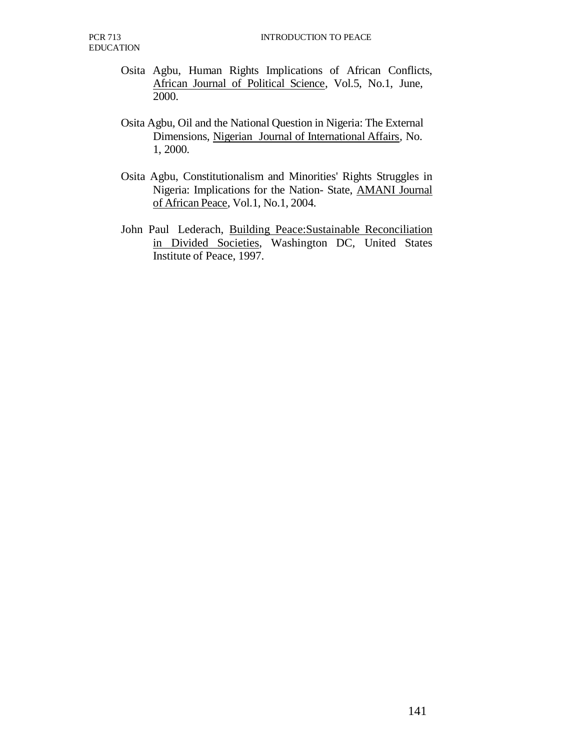Osita Agbu, Human Rights Implications of African Conflicts, African Journal of Political Science, Vol.5, No.1, June, 2000.

Osita Agbu, Oil and the National Question in Nigeria: The External Dimensions, Nigerian Journal of International Affairs, No. 1, 2000.

Osita Agbu, Constitutionalism and Minorities' Rights Struggles in Nigeria: Implications for the Nation- State, AMANI Journal of African Peace, Vol.1, No.1, 2004.

John Paul Lederach, Building Peace:Sustainable Reconciliation in Divided Societies, Washington DC, United States Institute of Peace, 1997.